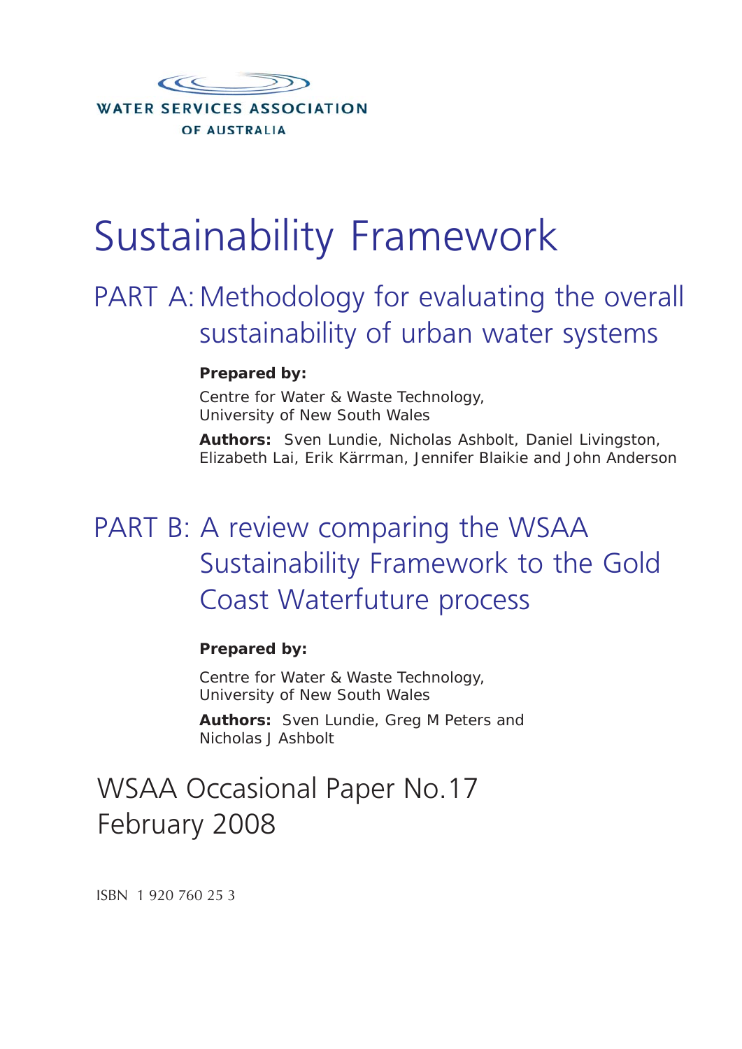WATER SERVICES ASSOCIATION OF AUSTRALIA

# Sustainability Framework

## PART A: Methodology for evaluating the overall sustainability of urban water systems

**Prepared by:**

Centre for Water & Waste Technology,
University of New South Wales

**Authors:** Sven Lundie, Nicholas Ashbolt, Daniel Livingston, Elizabeth Lai, Erik Kärrman, Jennifer Blaikie and John Anderson

## PART B: A review comparing the WSAA Sustainability Framework to the Gold Coast Waterfuture process

**Prepared by:**

Centre for Water & Waste Technology,
University of New South Wales

**Authors:** Sven Lundie, Greg M Peters and Nicholas J Ashbolt

WSAA Occasional Paper No.17
February 2008

ISBN 1 920 760 25 3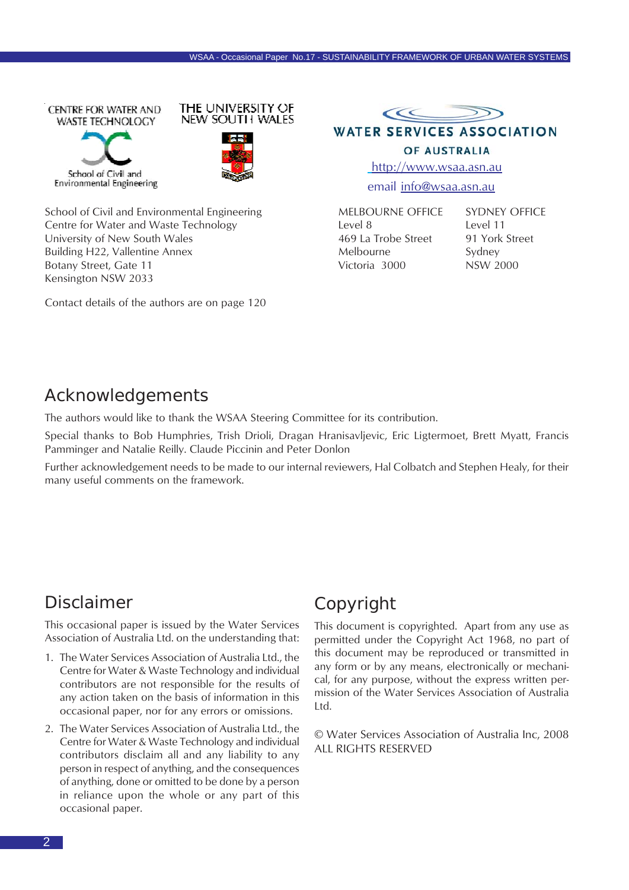CENTRE FOR WATER AND WASTE TECHNOLOGY

School of Civil and Environmental Engineering

THE UNIVERSITY OF NEW SOUTH WALES

WATER SERVICES ASSOCIATION OF AUSTRALIA

http://www.wsaa.asn.au

email info@wsaa.asn.au

School of Civil and Environmental Engineering
Centre for Water and Waste Technology
University of New South Wales
Building H22, Vallentine Annex
Botany Street, Gate 11
Kensington NSW 2033

Contact details of the authors are on page 120

MELBOURNE OFFICE
Level 8
469 La Trobe Street
Melbourne
Victoria 3000

SYDNEY OFFICE
Level 11
91 York Street
Sydney
NSW 2000

## Acknowledgements

The authors would like to thank the WSAA Steering Committee for its contribution.

Special thanks to Bob Humphries, Trish Drioli, Dragan Hranisavljevic, Eric Ligtermoet, Brett Myatt, Francis Pamminger and Natalie Reilly. Claude Piccinin and Peter Donlon

Further acknowledgement needs to be made to our internal reviewers, Hal Colbatch and Stephen Healy, for their many useful comments on the framework.

## Disclaimer

This occasional paper is issued by the Water Services Association of Australia Ltd. on the understanding that:

1. The Water Services Association of Australia Ltd., the Centre for Water & Waste Technology and individual contributors are not responsible for the results of any action taken on the basis of information in this occasional paper, nor for any errors or omissions.
2. The Water Services Association of Australia Ltd., the Centre for Water & Waste Technology and individual contributors disclaim all and any liability to any person in respect of anything, and the consequences of anything, done or omitted to be done by a person in reliance upon the whole or any part of this occasional paper.

## Copyright

This document is copyrighted. Apart from any use as permitted under the Copyright Act 1968, no part of this document may be reproduced or transmitted in any form or by any means, electronically or mechanical, for any purpose, without the express written permission of the Water Services Association of Australia Ltd.

© Water Services Association of Australia Inc, 2008
ALL RIGHTS RESERVED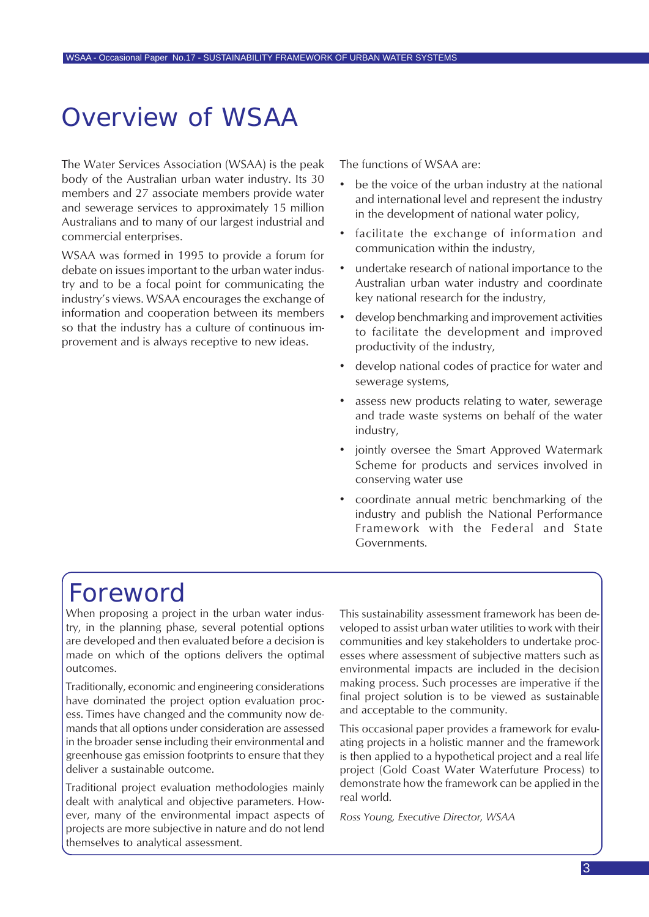# Overview of WSAA

The Water Services Association (WSAA) is the peak body of the Australian urban water industry. Its 30 members and 27 associate members provide water and sewerage services to approximately 15 million Australians and to many of our largest industrial and commercial enterprises.

WSAA was formed in 1995 to provide a forum for debate on issues important to the urban water industry and to be a focal point for communicating the industry's views. WSAA encourages the exchange of information and cooperation between its members so that the industry has a culture of continuous improvement and is always receptive to new ideas.

The functions of WSAA are:

- be the voice of the urban industry at the national and international level and represent the industry in the development of national water policy,
- facilitate the exchange of information and communication within the industry,
- undertake research of national importance to the Australian urban water industry and coordinate key national research for the industry,
- develop benchmarking and improvement activities to facilitate the development and improved productivity of the industry,
- develop national codes of practice for water and sewerage systems,
- assess new products relating to water, sewerage and trade waste systems on behalf of the water industry,
- jointly oversee the Smart Approved Watermark Scheme for products and services involved in conserving water use
- coordinate annual metric benchmarking of the industry and publish the National Performance Framework with the Federal and State Governments.

# Foreword

When proposing a project in the urban water industry, in the planning phase, several potential options are developed and then evaluated before a decision is made on which of the options delivers the optimal outcomes.

Traditionally, economic and engineering considerations have dominated the project option evaluation process. Times have changed and the community now demands that all options under consideration are assessed in the broader sense including their environmental and greenhouse gas emission footprints to ensure that they deliver a sustainable outcome.

Traditional project evaluation methodologies mainly dealt with analytical and objective parameters. However, many of the environmental impact aspects of projects are more subjective in nature and do not lend themselves to analytical assessment.

This sustainability assessment framework has been developed to assist urban water utilities to work with their communities and key stakeholders to undertake processes where assessment of subjective matters such as environmental impacts are included in the decision making process. Such processes are imperative if the final project solution is to be viewed as sustainable and acceptable to the community.

This occasional paper provides a framework for evaluating projects in a holistic manner and the framework is then applied to a hypothetical project and a real life project (Gold Coast Water Waterfuture Process) to demonstrate how the framework can be applied in the real world.

*Ross Young, Executive Director, WSAA*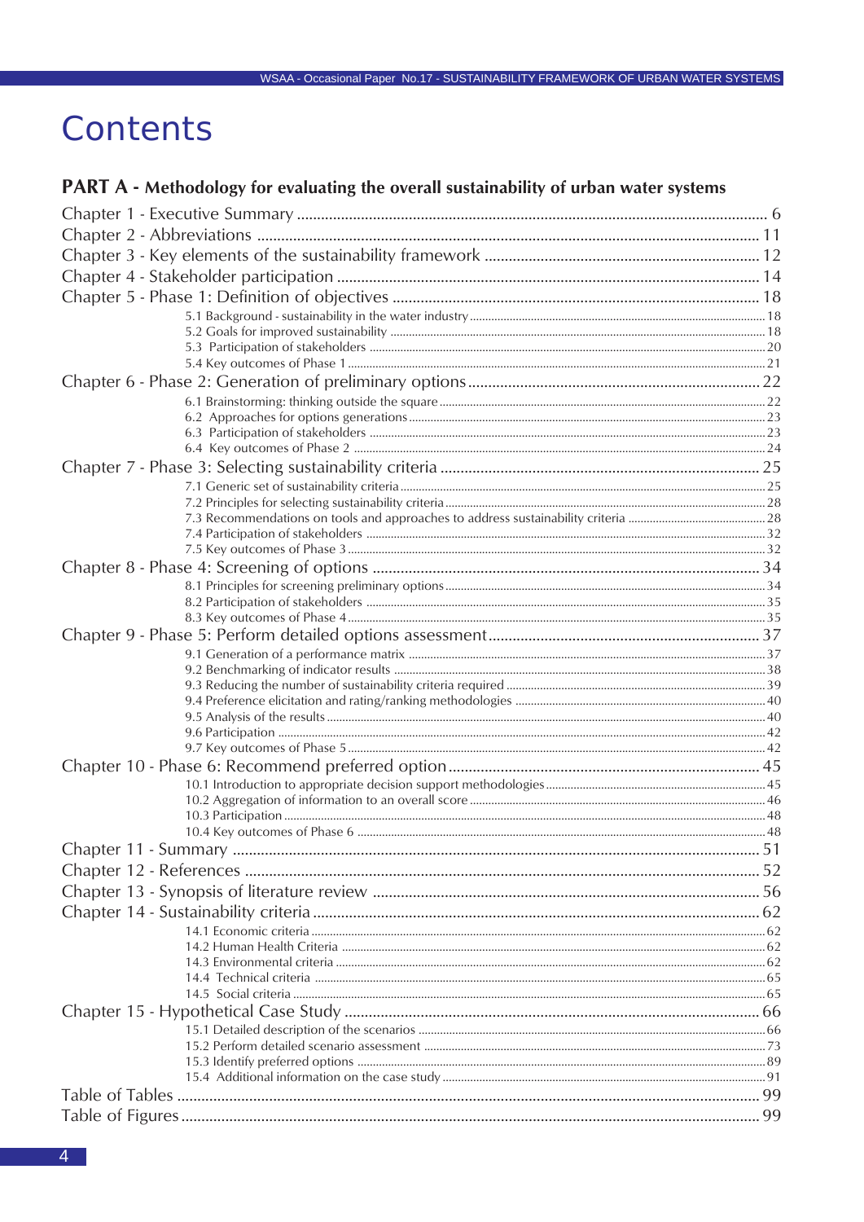# Contents

## PART A - Methodology for evaluating the overall sustainability of urban water systems

Chapter 1 - Executive Summary ........ 6
Chapter 2 - Abbreviations ........ 11
Chapter 3 - Key elements of the sustainability framework ........ 12
Chapter 4 - Stakeholder participation ........ 14
Chapter 5 - Phase 1: Definition of objectives ........ 18
- 5.1 Background - sustainability in the water industry ........ 18
- 5.2 Goals for improved sustainability ........ 18
- 5.3 Participation of stakeholders ........ 20
- 5.4 Key outcomes of Phase 1 ........ 21

Chapter 6 - Phase 2: Generation of preliminary options ........ 22
- 6.1 Brainstorming: thinking outside the square ........ 22
- 6.2 Approaches for options generations ........ 23
- 6.3 Participation of stakeholders ........ 23
- 6.4 Key outcomes of Phase 2 ........ 24

Chapter 7 - Phase 3: Selecting sustainability criteria ........ 25
- 7.1 Generic set of sustainability criteria ........ 25
- 7.2 Principles for selecting sustainability criteria ........ 28
- 7.3 Recommendations on tools and approaches to address sustainability criteria ........ 28
- 7.4 Participation of stakeholders ........ 32
- 7.5 Key outcomes of Phase 3 ........ 32

Chapter 8 - Phase 4: Screening of options ........ 34
- 8.1 Principles for screening preliminary options ........ 34
- 8.2 Participation of stakeholders ........ 35
- 8.3 Key outcomes of Phase 4 ........ 35

Chapter 9 - Phase 5: Perform detailed options assessment ........ 37
- 9.1 Generation of a performance matrix ........ 37
- 9.2 Benchmarking of indicator results ........ 38
- 9.3 Reducing the number of sustainability criteria required ........ 39
- 9.4 Preference elicitation and rating/ranking methodologies ........ 40
- 9.5 Analysis of the results ........ 40
- 9.6 Participation ........ 42
- 9.7 Key outcomes of Phase 5 ........ 42

Chapter 10 - Phase 6: Recommend preferred option ........ 45
- 10.1 Introduction to appropriate decision support methodologies ........ 45
- 10.2 Aggregation of information to an overall score ........ 46
- 10.3 Participation ........ 48
- 10.4 Key outcomes of Phase 6 ........ 48

Chapter 11 - Summary ........ 51
Chapter 12 - References ........ 52
Chapter 13 - Synopsis of literature review ........ 56
Chapter 14 - Sustainability criteria ........ 62
- 14.1 Economic criteria ........ 62
- 14.2 Human Health Criteria ........ 62
- 14.3 Environmental criteria ........ 62
- 14.4 Technical criteria ........ 65
- 14.5 Social criteria ........ 65

Chapter 15 - Hypothetical Case Study ........ 66
- 15.1 Detailed description of the scenarios ........ 66
- 15.2 Perform detailed scenario assessment ........ 73
- 15.3 Identify preferred options ........ 89
- 15.4 Additional information on the case study ........ 91

Table of Tables ........ 99
Table of Figures ........ 99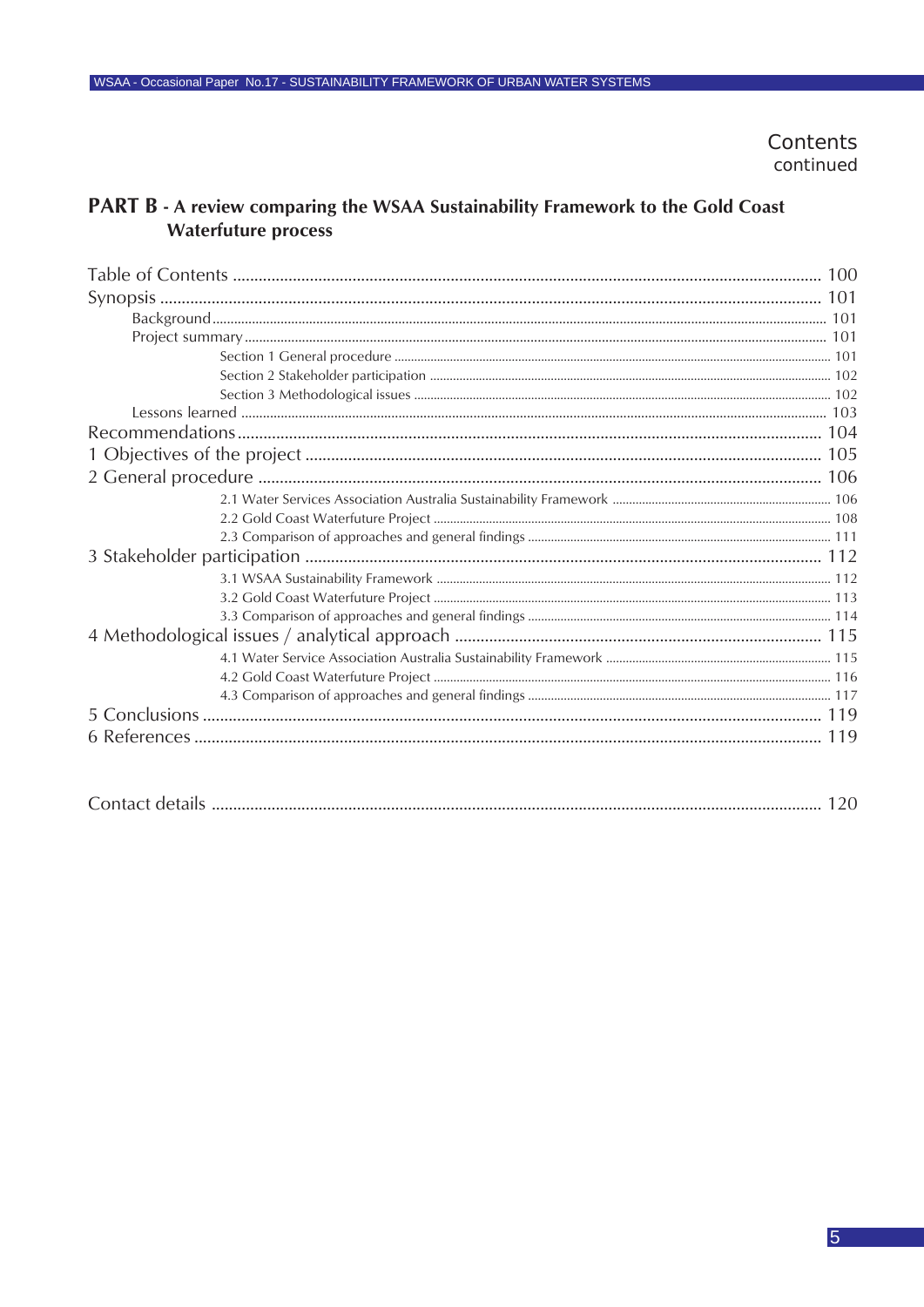Contents
continued

## PART B - A review comparing the WSAA Sustainability Framework to the Gold Coast Waterfuture process

Table of Contents ........ 100
Synopsis ........ 101
- Background ........ 101
- Project summary ........ 101
  - Section 1 General procedure ........ 101
  - Section 2 Stakeholder participation ........ 102
  - Section 3 Methodological issues ........ 102
- Lessons learned ........ 103

Recommendations ........ 104
1 Objectives of the project ........ 105
2 General procedure ........ 106
- 2.1 Water Services Association Australia Sustainability Framework ........ 106
- 2.2 Gold Coast Waterfuture Project ........ 108
- 2.3 Comparison of approaches and general findings ........ 111

3 Stakeholder participation ........ 112
- 3.1 WSAA Sustainability Framework ........ 112
- 3.2 Gold Coast Waterfuture Project ........ 113
- 3.3 Comparison of approaches and general findings ........ 114

4 Methodological issues / analytical approach ........ 115
- 4.1 Water Service Association Australia Sustainability Framework ........ 115
- 4.2 Gold Coast Waterfuture Project ........ 116
- 4.3 Comparison of approaches and general findings ........ 117

5 Conclusions ........ 119
6 References ........ 119

Contact details ........ 120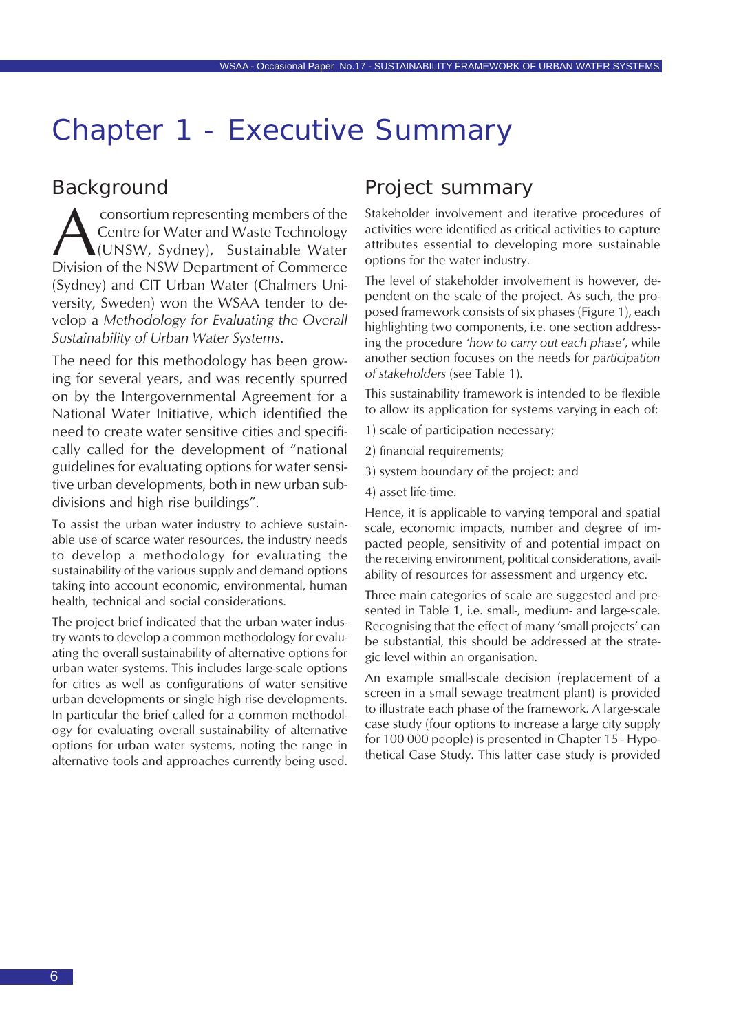# Chapter 1 - Executive Summary

## Background

A consortium representing members of the Centre for Water and Waste Technology (UNSW, Sydney), Sustainable Water Division of the NSW Department of Commerce (Sydney) and CIT Urban Water (Chalmers University, Sweden) won the WSAA tender to develop a *Methodology for Evaluating the Overall Sustainability of Urban Water Systems*.

The need for this methodology has been growing for several years, and was recently spurred on by the Intergovernmental Agreement for a National Water Initiative, which identified the need to create water sensitive cities and specifically called for the development of "national guidelines for evaluating options for water sensitive urban developments, both in new urban subdivisions and high rise buildings".

To assist the urban water industry to achieve sustainable use of scarce water resources, the industry needs to develop a methodology for evaluating the sustainability of the various supply and demand options taking into account economic, environmental, human health, technical and social considerations.

The project brief indicated that the urban water industry wants to develop a common methodology for evaluating the overall sustainability of alternative options for urban water systems. This includes large-scale options for cities as well as configurations of water sensitive urban developments or single high rise developments. In particular the brief called for a common methodology for evaluating overall sustainability of alternative options for urban water systems, noting the range in alternative tools and approaches currently being used.

## Project summary

Stakeholder involvement and iterative procedures of activities were identified as critical activities to capture attributes essential to developing more sustainable options for the water industry.

The level of stakeholder involvement is however, dependent on the scale of the project. As such, the proposed framework consists of six phases (Figure 1), each highlighting two components, i.e. one section addressing the procedure *'how to carry out each phase'*, while another section focuses on the needs for *participation of stakeholders* (see Table 1).

This sustainability framework is intended to be flexible to allow its application for systems varying in each of:

1) scale of participation necessary;

2) financial requirements;

3) system boundary of the project; and

4) asset life-time.

Hence, it is applicable to varying temporal and spatial scale, economic impacts, number and degree of impacted people, sensitivity of and potential impact on the receiving environment, political considerations, availability of resources for assessment and urgency etc.

Three main categories of scale are suggested and presented in Table 1, i.e. small-, medium- and large-scale. Recognising that the effect of many 'small projects' can be substantial, this should be addressed at the strategic level within an organisation.

An example small-scale decision (replacement of a screen in a small sewage treatment plant) is provided to illustrate each phase of the framework. A large-scale case study (four options to increase a large city supply for 100 000 people) is presented in Chapter 15 - Hypothetical Case Study. This latter case study is provided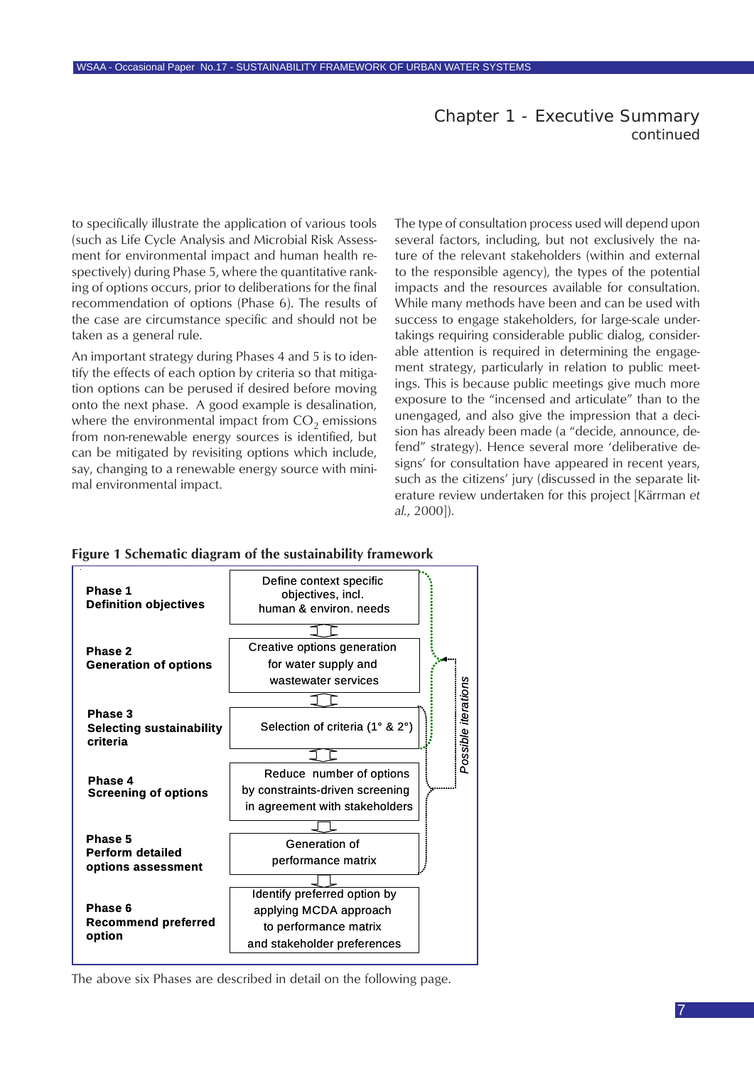## Chapter 1 - Executive Summary continued

to specifically illustrate the application of various tools (such as Life Cycle Analysis and Microbial Risk Assessment for environmental impact and human health respectively) during Phase 5, where the quantitative ranking of options occurs, prior to deliberations for the final recommendation of options (Phase 6). The results of the case are circumstance specific and should not be taken as a general rule.

An important strategy during Phases 4 and 5 is to identify the effects of each option by criteria so that mitigation options can be perused if desired before moving onto the next phase. A good example is desalination, where the environmental impact from $CO_2$ emissions from non-renewable energy sources is identified, but can be mitigated by revisiting options which include, say, changing to a renewable energy source with minimal environmental impact.

The type of consultation process used will depend upon several factors, including, but not exclusively the nature of the relevant stakeholders (within and external to the responsible agency), the types of the potential impacts and the resources available for consultation. While many methods have been and can be used with success to engage stakeholders, for large-scale undertakings requiring considerable public dialog, considerable attention is required in determining the engagement strategy, particularly in relation to public meetings. This is because public meetings give much more exposure to the "incensed and articulate" than to the unengaged, and also give the impression that a decision has already been made (a "decide, announce, defend" strategy). Hence several more 'deliberative designs' for consultation have appeared in recent years, such as the citizens' jury (discussed in the separate literature review undertaken for this project [Kärrman *et al.*, 2000]).

**Figure 1 Schematic diagram of the sustainability framework**

| Phase | Description |
|---|---|
| **Phase 1** **Definition objectives** | Define context specific objectives, incl. human & environ. needs |
| **Phase 2** **Generation of options** | Creative options generation for water supply and wastewater services |
| **Phase 3** **Selecting sustainability criteria** | Selection of criteria (1° & 2°) |
| **Phase 4** **Screening of options** | Reduce number of options by constraints-driven screening in agreement with stakeholders |
| **Phase 5** **Perform detailed options assessment** | Generation of performance matrix |
| **Phase 6** **Recommend preferred option** | Identify preferred option by applying MCDA approach to performance matrix and stakeholder preferences |

*Possible iterations*

The above six Phases are described in detail on the following page.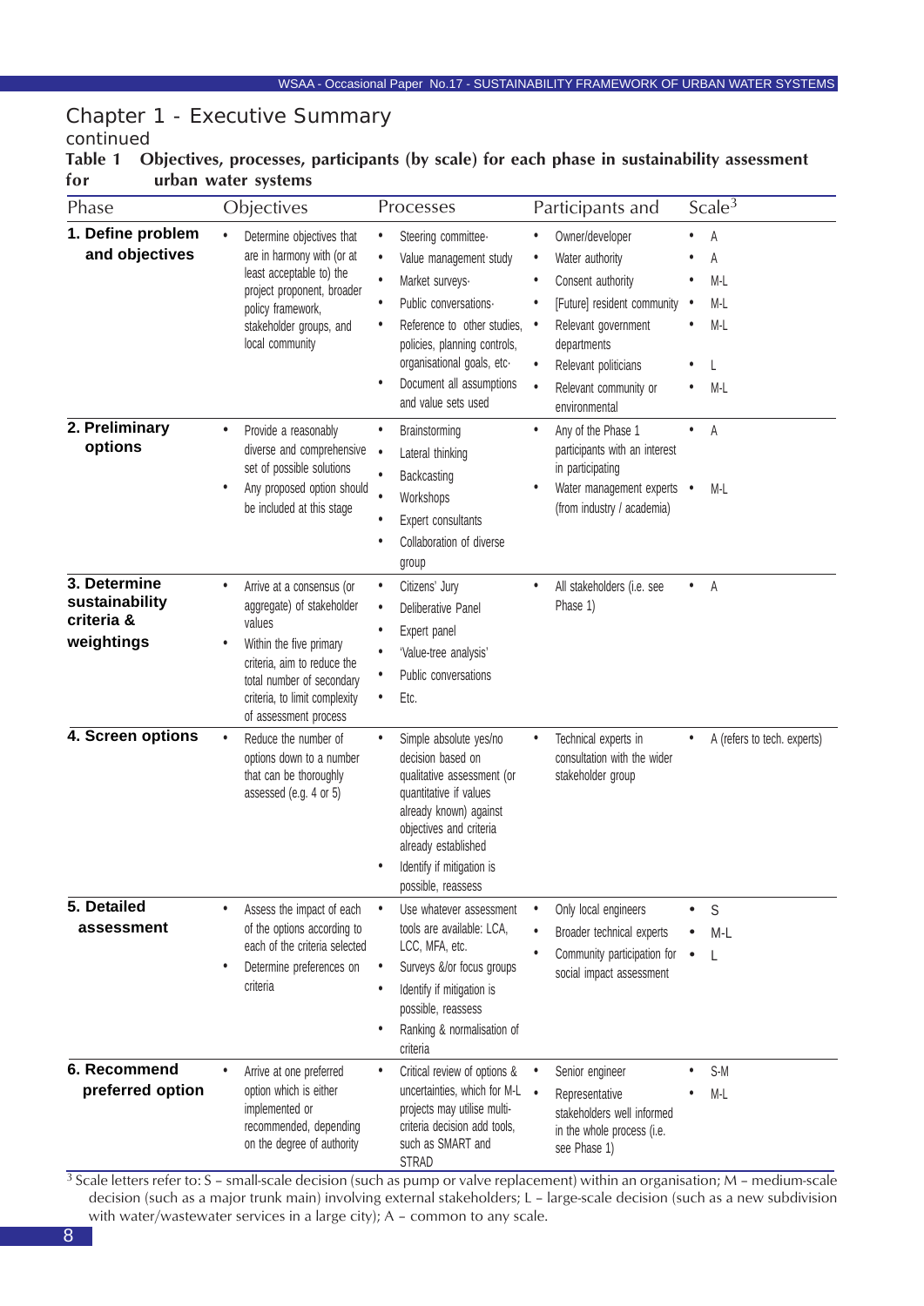# Chapter 1 - Executive Summary

continued

**Table 1 Objectives, processes, participants (by scale) for each phase in sustainability assessment for urban water systems**

| Phase | Objectives | Processes | Participants and | Scale[3] |
|---|---|---|---|---|
| **1. Define problem and objectives** | • Determine objectives that are in harmony with (or at least acceptable to) the project proponent, broader policy framework, stakeholder groups, and local community | • Steering committee·<br>• Value management study<br>• Market surveys·<br>• Public conversations·<br>• Reference to other studies, policies, planning controls, organisational goals, etc·<br>• Document all assumptions and value sets used | • Owner/developer<br>• Water authority<br>• Consent authority<br>• [Future] resident community<br>• Relevant government departments<br>• Relevant politicians<br>• Relevant community or environmental | • A<br>• A<br>• M-L<br>• M-L<br>• M-L<br>• L<br>• M-L |
| **2. Preliminary options** | • Provide a reasonably diverse and comprehensive set of possible solutions<br>• Any proposed option should be included at this stage | • Brainstorming<br>• Lateral thinking<br>• Backcasting<br>• Workshops<br>• Expert consultants<br>• Collaboration of diverse group | • Any of the Phase 1 participants with an interest in participating<br>• Water management experts (from industry / academia) | • A<br>• M-L |
| **3. Determine sustainability criteria & weightings** | • Arrive at a consensus (or aggregate) of stakeholder values<br>• Within the five primary criteria, aim to reduce the total number of secondary criteria, to limit complexity of assessment process | • Citizens' Jury<br>• Deliberative Panel<br>• Expert panel<br>• 'Value-tree analysis'<br>• Public conversations<br>• Etc. | • All stakeholders (i.e. see Phase 1) | • A |
| **4. Screen options** | • Reduce the number of options down to a number that can be thoroughly assessed (e.g. 4 or 5) | • Simple absolute yes/no decision based on qualitative assessment (or quantitative if values already known) against objectives and criteria already established<br>• Identify if mitigation is possible, reassess | • Technical experts in consultation with the wider stakeholder group | • A (refers to tech. experts) |
| **5. Detailed assessment** | • Assess the impact of each of the options according to each of the criteria selected<br>• Determine preferences on criteria | • Use whatever assessment tools are available: LCA, LCC, MFA, etc.<br>• Surveys &/or focus groups<br>• Identify if mitigation is possible, reassess<br>• Ranking & normalisation of criteria | • Only local engineers<br>• Broader technical experts<br>• Community participation for social impact assessment | • S<br>• M-L<br>• L |
| **6. Recommend preferred option** | • Arrive at one preferred option which is either implemented or recommended, depending on the degree of authority | • Critical review of options & uncertainties, which for M-L projects may utilise multi-criteria decision add tools, such as SMART and STRAD | • Senior engineer<br>• Representative stakeholders well informed in the whole process (i.e. see Phase 1) | • S-M<br>• M-L |

[3] Scale letters refer to: S – small-scale decision (such as pump or valve replacement) within an organisation; M – medium-scale decision (such as a major trunk main) involving external stakeholders; L – large-scale decision (such as a new subdivision with water/wastewater services in a large city); A – common to any scale.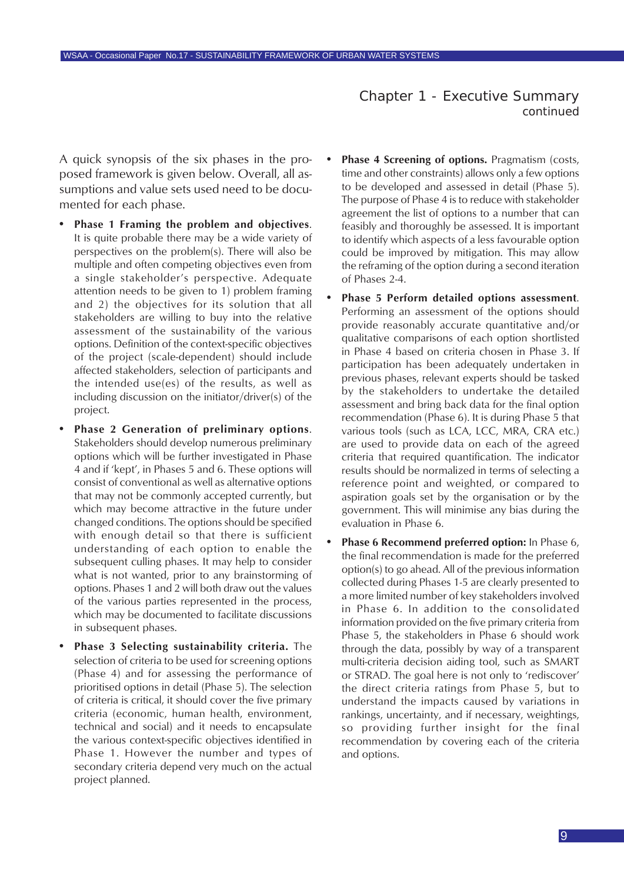## Chapter 1 - Executive Summary continued

A quick synopsis of the six phases in the proposed framework is given below. Overall, all assumptions and value sets used need to be documented for each phase.

- **Phase 1 Framing the problem and objectives**. It is quite probable there may be a wide variety of perspectives on the problem(s). There will also be multiple and often competing objectives even from a single stakeholder's perspective. Adequate attention needs to be given to 1) problem framing and 2) the objectives for its solution that all stakeholders are willing to buy into the relative assessment of the sustainability of the various options. Definition of the context-specific objectives of the project (scale-dependent) should include affected stakeholders, selection of participants and the intended use(es) of the results, as well as including discussion on the initiator/driver(s) of the project.
- **Phase 2 Generation of preliminary options**. Stakeholders should develop numerous preliminary options which will be further investigated in Phase 4 and if 'kept', in Phases 5 and 6. These options will consist of conventional as well as alternative options that may not be commonly accepted currently, but which may become attractive in the future under changed conditions. The options should be specified with enough detail so that there is sufficient understanding of each option to enable the subsequent culling phases. It may help to consider what is not wanted, prior to any brainstorming of options. Phases 1 and 2 will both draw out the values of the various parties represented in the process, which may be documented to facilitate discussions in subsequent phases.
- **Phase 3 Selecting sustainability criteria.** The selection of criteria to be used for screening options (Phase 4) and for assessing the performance of prioritised options in detail (Phase 5). The selection of criteria is critical, it should cover the five primary criteria (economic, human health, environment, technical and social) and it needs to encapsulate the various context-specific objectives identified in Phase 1. However the number and types of secondary criteria depend very much on the actual project planned.
- **Phase 4 Screening of options.** Pragmatism (costs, time and other constraints) allows only a few options to be developed and assessed in detail (Phase 5). The purpose of Phase 4 is to reduce with stakeholder agreement the list of options to a number that can feasibly and thoroughly be assessed. It is important to identify which aspects of a less favourable option could be improved by mitigation. This may allow the reframing of the option during a second iteration of Phases 2-4.
- **Phase 5 Perform detailed options assessment**. Performing an assessment of the options should provide reasonably accurate quantitative and/or qualitative comparisons of each option shortlisted in Phase 4 based on criteria chosen in Phase 3. If participation has been adequately undertaken in previous phases, relevant experts should be tasked by the stakeholders to undertake the detailed assessment and bring back data for the final option recommendation (Phase 6). It is during Phase 5 that various tools (such as LCA, LCC, MRA, CRA etc.) are used to provide data on each of the agreed criteria that required quantification. The indicator results should be normalized in terms of selecting a reference point and weighted, or compared to aspiration goals set by the organisation or by the government. This will minimise any bias during the evaluation in Phase 6.
- **Phase 6 Recommend preferred option:** In Phase 6, the final recommendation is made for the preferred option(s) to go ahead. All of the previous information collected during Phases 1-5 are clearly presented to a more limited number of key stakeholders involved in Phase 6. In addition to the consolidated information provided on the five primary criteria from Phase 5, the stakeholders in Phase 6 should work through the data, possibly by way of a transparent multi-criteria decision aiding tool, such as SMART or STRAD. The goal here is not only to 'rediscover' the direct criteria ratings from Phase 5, but to understand the impacts caused by variations in rankings, uncertainty, and if necessary, weightings, so providing further insight for the final recommendation by covering each of the criteria and options.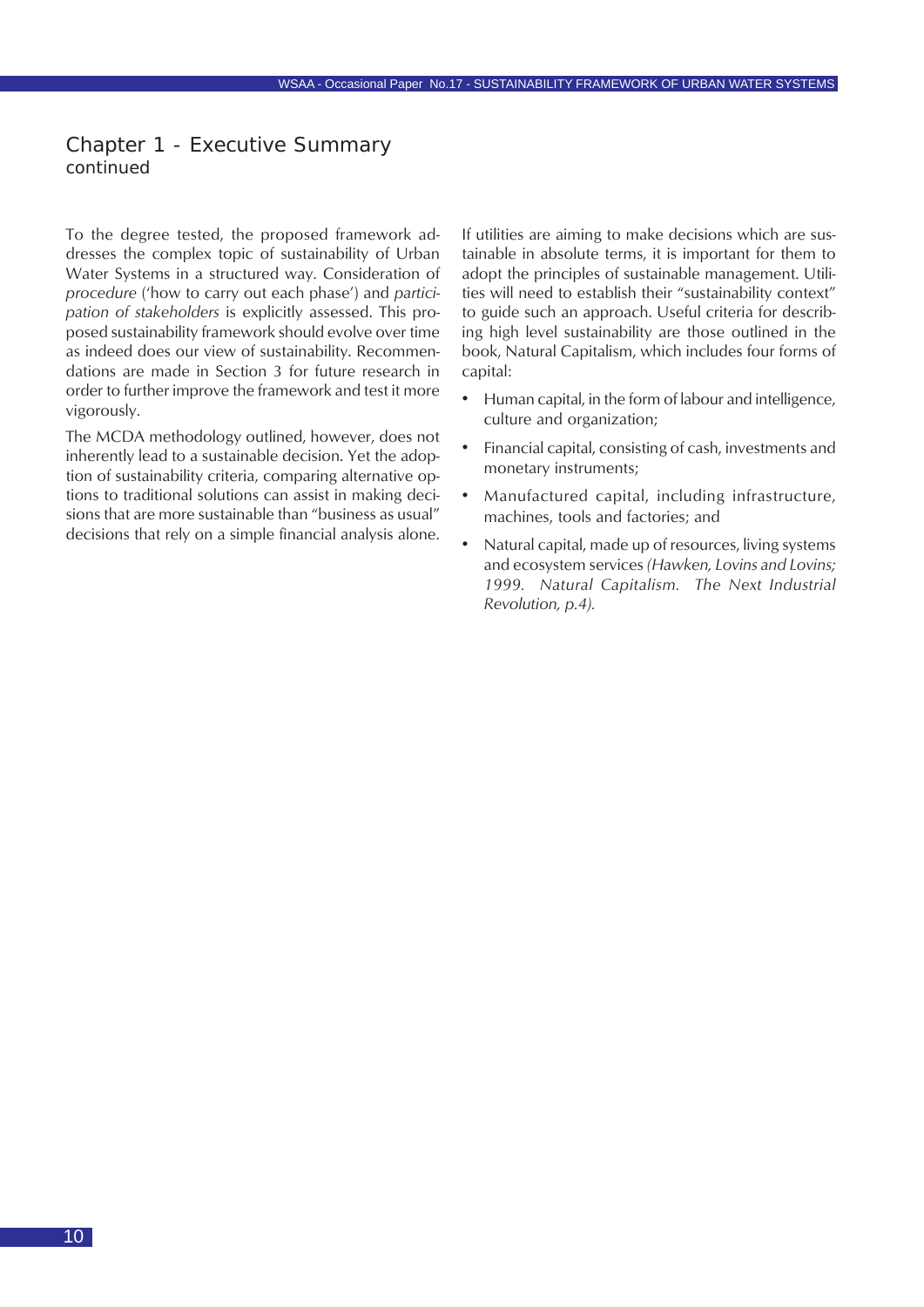## Chapter 1 - Executive Summary continued

To the degree tested, the proposed framework addresses the complex topic of sustainability of Urban Water Systems in a structured way. Consideration of *procedure* ('how to carry out each phase') and *participation of stakeholders* is explicitly assessed. This proposed sustainability framework should evolve over time as indeed does our view of sustainability. Recommendations are made in Section 3 for future research in order to further improve the framework and test it more vigorously.

The MCDA methodology outlined, however, does not inherently lead to a sustainable decision. Yet the adoption of sustainability criteria, comparing alternative options to traditional solutions can assist in making decisions that are more sustainable than "business as usual" decisions that rely on a simple financial analysis alone.

If utilities are aiming to make decisions which are sustainable in absolute terms, it is important for them to adopt the principles of sustainable management. Utilities will need to establish their "sustainability context" to guide such an approach. Useful criteria for describing high level sustainability are those outlined in the book, Natural Capitalism, which includes four forms of capital:

- Human capital, in the form of labour and intelligence, culture and organization;
- Financial capital, consisting of cash, investments and monetary instruments;
- Manufactured capital, including infrastructure, machines, tools and factories; and
- Natural capital, made up of resources, living systems and ecosystem services *(Hawken, Lovins and Lovins; 1999. Natural Capitalism. The Next Industrial Revolution, p.4).*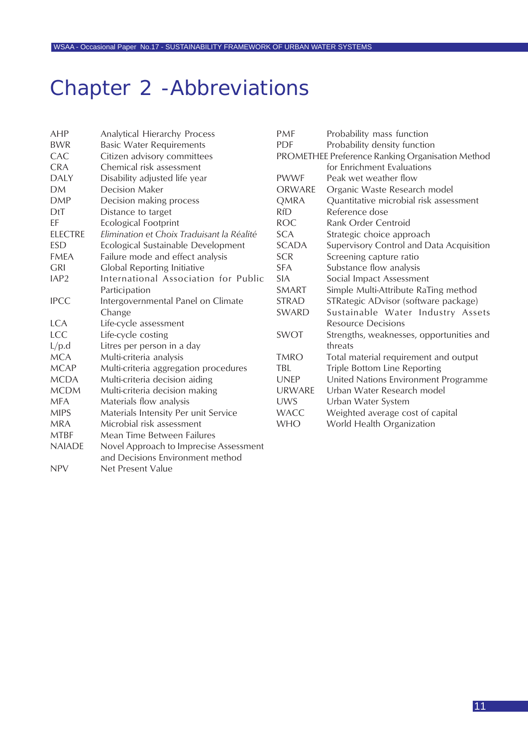# Chapter 2 -Abbreviations

| | |
|---|---|
| AHP | Analytical Hierarchy Process |
| BWR | Basic Water Requirements |
| CAC | Citizen advisory committees |
| CRA | Chemical risk assessment |
| DALY | Disability adjusted life year |
| DM | Decision Maker |
| DMP | Decision making process |
| DtT | Distance to target |
| EF | Ecological Footprint |
| ELECTRE | *Elimination et Choix Traduisant la Réalité* |
| ESD | Ecological Sustainable Development |
| FMEA | Failure mode and effect analysis |
| GRI | Global Reporting Initiative |
| IAP2 | International Association for Public Participation |
| IPCC | Intergovernmental Panel on Climate Change |
| LCA | Life-cycle assessment |
| LCC | Life-cycle costing |
| L/p.d | Litres per person in a day |
| MCA | Multi-criteria analysis |
| MCAP | Multi-criteria aggregation procedures |
| MCDA | Multi-criteria decision aiding |
| MCDM | Multi-criteria decision making |
| MFA | Materials flow analysis |
| MIPS | Materials Intensity Per unit Service |
| MRA | Microbial risk assessment |
| MTBF | Mean Time Between Failures |
| NAIADE | Novel Approach to Imprecise Assessment and Decisions Environment method |
| NPV | Net Present Value |
| PMF | Probability mass function |
| PDF | Probability density function |
| PROMETHEE | Preference Ranking Organisation Method for Enrichment Evaluations |
| PWWF | Peak wet weather flow |
| ORWARE | Organic Waste Research model |
| QMRA | Quantitative microbial risk assessment |
| RfD | Reference dose |
| ROC | Rank Order Centroid |
| SCA | Strategic choice approach |
| SCADA | Supervisory Control and Data Acquisition |
| SCR | Screening capture ratio |
| SFA | Substance flow analysis |
| SIA | Social Impact Assessment |
| SMART | Simple Multi-Attribute RaTing method |
| STRAD | STRategic ADvisor (software package) |
| SWARD | Sustainable Water Industry Assets Resource Decisions |
| SWOT | Strengths, weaknesses, opportunities and threats |
| TMRO | Total material requirement and output |
| TBL | Triple Bottom Line Reporting |
| UNEP | United Nations Environment Programme |
| URWARE | Urban Water Research model |
| UWS | Urban Water System |
| WACC | Weighted average cost of capital |
| WHO | World Health Organization |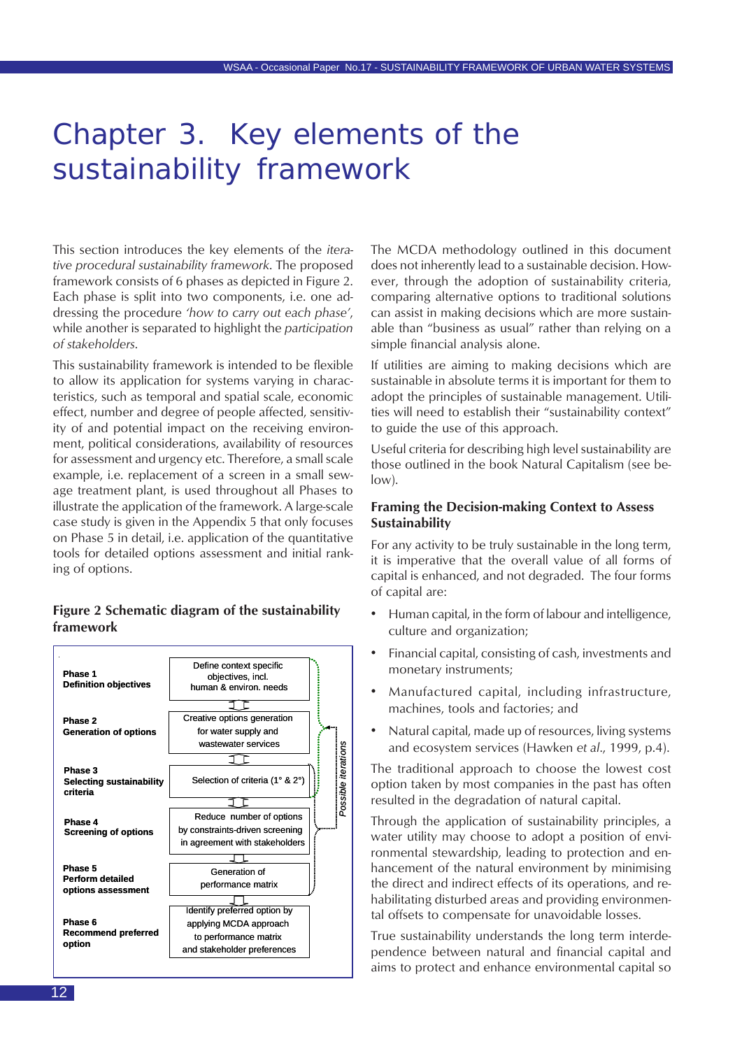# Chapter 3. Key elements of the sustainability framework

This section introduces the key elements of the *iterative procedural sustainability framework*. The proposed framework consists of 6 phases as depicted in Figure 2. Each phase is split into two components, i.e. one addressing the procedure *'how to carry out each phase'*, while another is separated to highlight the *participation of stakeholders*.

This sustainability framework is intended to be flexible to allow its application for systems varying in characteristics, such as temporal and spatial scale, economic effect, number and degree of people affected, sensitivity of and potential impact on the receiving environment, political considerations, availability of resources for assessment and urgency etc. Therefore, a small scale example, i.e. replacement of a screen in a small sewage treatment plant, is used throughout all Phases to illustrate the application of the framework. A large-scale case study is given in the Appendix 5 that only focuses on Phase 5 in detail, i.e. application of the quantitative tools for detailed options assessment and initial ranking of options.

**Figure 2 Schematic diagram of the sustainability framework**

| Phase | Description |
|---|---|
| **Phase 1** **Definition objectives** | Define context specific objectives, incl. human & environ. needs |
| **Phase 2** **Generation of options** | Creative options generation for water supply and wastewater services |
| **Phase 3** **Selecting sustainability criteria** | Selection of criteria (1° & 2°) |
| **Phase 4** **Screening of options** | Reduce number of options by constraints-driven screening in agreement with stakeholders |
| **Phase 5** **Perform detailed options assessment** | Generation of performance matrix |
| **Phase 6** **Recommend preferred option** | Identify preferred option by applying MCDA approach to performance matrix and stakeholder preferences |

*Possible iterations*

The MCDA methodology outlined in this document does not inherently lead to a sustainable decision. However, through the adoption of sustainability criteria, comparing alternative options to traditional solutions can assist in making decisions which are more sustainable than "business as usual" rather than relying on a simple financial analysis alone.

If utilities are aiming to making decisions which are sustainable in absolute terms it is important for them to adopt the principles of sustainable management. Utilities will need to establish their "sustainability context" to guide the use of this approach.

Useful criteria for describing high level sustainability are those outlined in the book Natural Capitalism (see below).

### Framing the Decision-making Context to Assess Sustainability

For any activity to be truly sustainable in the long term, it is imperative that the overall value of all forms of capital is enhanced, and not degraded. The four forms of capital are:

- Human capital, in the form of labour and intelligence, culture and organization;
- Financial capital, consisting of cash, investments and monetary instruments;
- Manufactured capital, including infrastructure, machines, tools and factories; and
- Natural capital, made up of resources, living systems and ecosystem services (Hawken *et al.*, 1999, p.4).

The traditional approach to choose the lowest cost option taken by most companies in the past has often resulted in the degradation of natural capital.

Through the application of sustainability principles, a water utility may choose to adopt a position of environmental stewardship, leading to protection and enhancement of the natural environment by minimising the direct and indirect effects of its operations, and rehabilitating disturbed areas and providing environmental offsets to compensate for unavoidable losses.

True sustainability understands the long term interdependence between natural and financial capital and aims to protect and enhance environmental capital so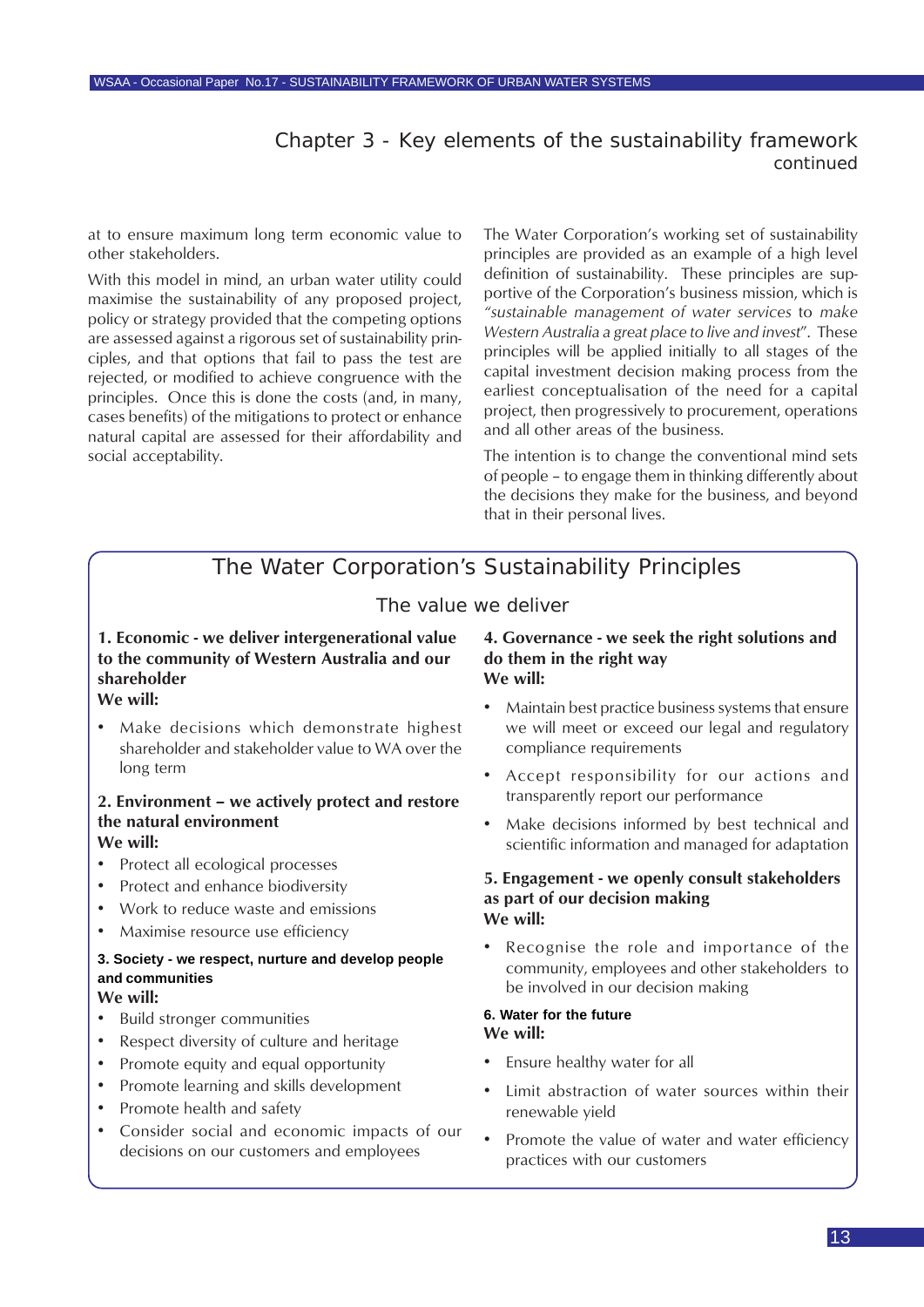## Chapter 3 - Key elements of the sustainability framework continued

at to ensure maximum long term economic value to other stakeholders.

With this model in mind, an urban water utility could maximise the sustainability of any proposed project, policy or strategy provided that the competing options are assessed against a rigorous set of sustainability principles, and that options that fail to pass the test are rejected, or modified to achieve congruence with the principles. Once this is done the costs (and, in many, cases benefits) of the mitigations to protect or enhance natural capital are assessed for their affordability and social acceptability.

The Water Corporation's working set of sustainability principles are provided as an example of a high level definition of sustainability. These principles are supportive of the Corporation's business mission, which is *"sustainable management of water services to make Western Australia a great place to live and invest"*. These principles will be applied initially to all stages of the capital investment decision making process from the earliest conceptualisation of the need for a capital project, then progressively to procurement, operations and all other areas of the business.

The intention is to change the conventional mind sets of people – to engage them in thinking differently about the decisions they make for the business, and beyond that in their personal lives.

### The Water Corporation's Sustainability Principles

#### The value we deliver

**1. Economic - we deliver intergenerational value to the community of Western Australia and our shareholder**
**We will:**

- Make decisions which demonstrate highest shareholder and stakeholder value to WA over the long term

**2. Environment – we actively protect and restore the natural environment**
**We will:**

- Protect all ecological processes
- Protect and enhance biodiversity
- Work to reduce waste and emissions
- Maximise resource use efficiency

**3. Society - we respect, nurture and develop people and communities**
**We will:**

- Build stronger communities
- Respect diversity of culture and heritage
- Promote equity and equal opportunity
- Promote learning and skills development
- Promote health and safety
- Consider social and economic impacts of our decisions on our customers and employees

**4. Governance - we seek the right solutions and do them in the right way**
**We will:**

- Maintain best practice business systems that ensure we will meet or exceed our legal and regulatory compliance requirements
- Accept responsibility for our actions and transparently report our performance
- Make decisions informed by best technical and scientific information and managed for adaptation

**5. Engagement - we openly consult stakeholders as part of our decision making**
**We will:**

- Recognise the role and importance of the community, employees and other stakeholders to be involved in our decision making

**6. Water for the future**
**We will:**

- Ensure healthy water for all
- Limit abstraction of water sources within their renewable yield
- Promote the value of water and water efficiency practices with our customers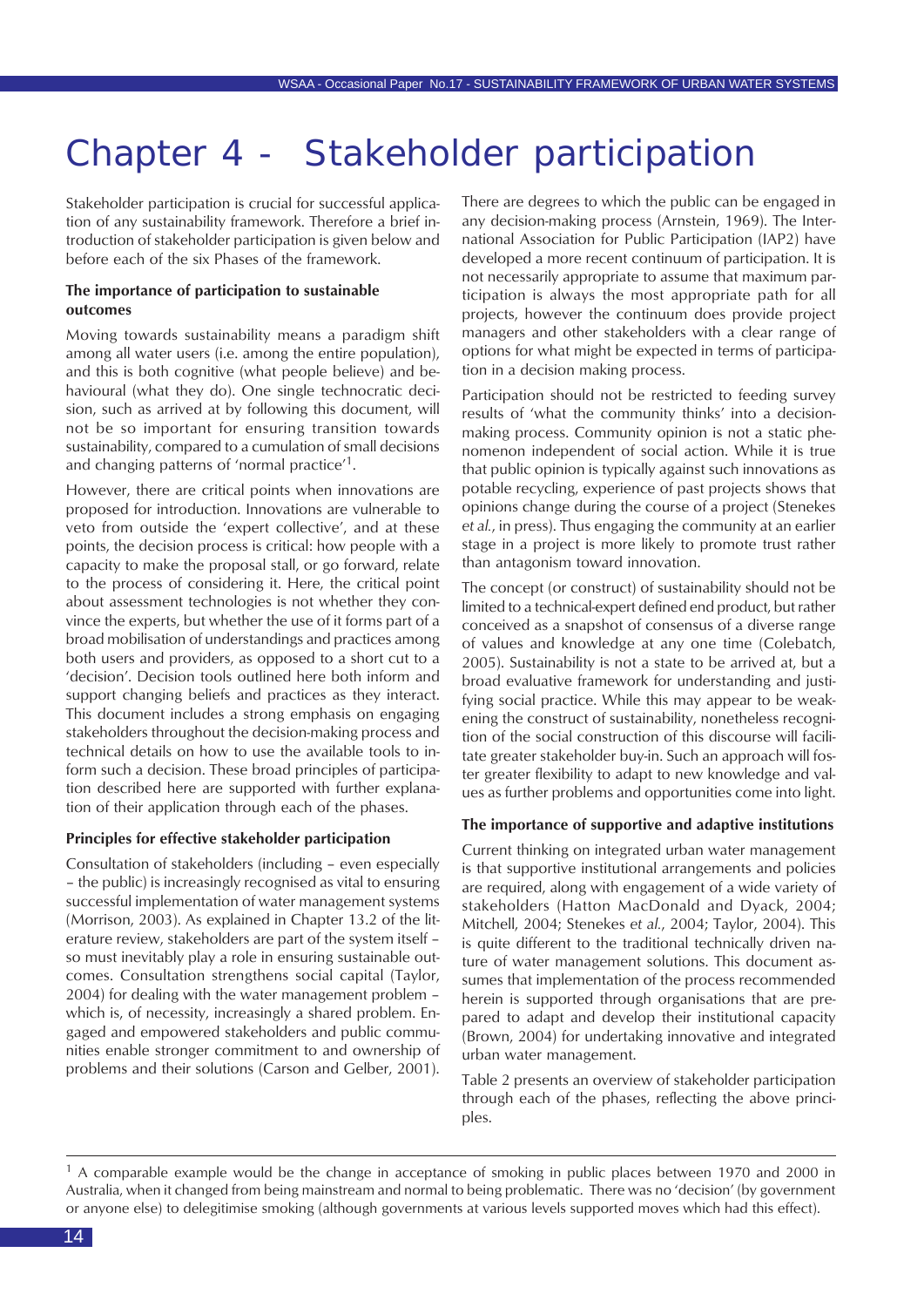# Chapter 4 - Stakeholder participation

Stakeholder participation is crucial for successful application of any sustainability framework. Therefore a brief introduction of stakeholder participation is given below and before each of the six Phases of the framework.

**The importance of participation to sustainable outcomes**

Moving towards sustainability means a paradigm shift among all water users (i.e. among the entire population), and this is both cognitive (what people believe) and behavioural (what they do). One single technocratic decision, such as arrived at by following this document, will not be so important for ensuring transition towards sustainability, compared to a cumulation of small decisions and changing patterns of 'normal practice'[1].

However, there are critical points when innovations are proposed for introduction. Innovations are vulnerable to veto from outside the 'expert collective', and at these points, the decision process is critical: how people with a capacity to make the proposal stall, or go forward, relate to the process of considering it. Here, the critical point about assessment technologies is not whether they convince the experts, but whether the use of it forms part of a broad mobilisation of understandings and practices among both users and providers, as opposed to a short cut to a 'decision'. Decision tools outlined here both inform and support changing beliefs and practices as they interact. This document includes a strong emphasis on engaging stakeholders throughout the decision-making process and technical details on how to use the available tools to inform such a decision. These broad principles of participation described here are supported with further explanation of their application through each of the phases.

**Principles for effective stakeholder participation**

Consultation of stakeholders (including – even especially – the public) is increasingly recognised as vital to ensuring successful implementation of water management systems (Morrison, 2003). As explained in Chapter 13.2 of the literature review, stakeholders are part of the system itself – so must inevitably play a role in ensuring sustainable outcomes. Consultation strengthens social capital (Taylor, 2004) for dealing with the water management problem – which is, of necessity, increasingly a shared problem. Engaged and empowered stakeholders and public communities enable stronger commitment to and ownership of problems and their solutions (Carson and Gelber, 2001).

There are degrees to which the public can be engaged in any decision-making process (Arnstein, 1969). The International Association for Public Participation (IAP2) have developed a more recent continuum of participation. It is not necessarily appropriate to assume that maximum participation is always the most appropriate path for all projects, however the continuum does provide project managers and other stakeholders with a clear range of options for what might be expected in terms of participation in a decision making process.

Participation should not be restricted to feeding survey results of 'what the community thinks' into a decision-making process. Community opinion is not a static phenomenon independent of social action. While it is true that public opinion is typically against such innovations as potable recycling, experience of past projects shows that opinions change during the course of a project (Stenekes *et al.*, in press). Thus engaging the community at an earlier stage in a project is more likely to promote trust rather than antagonism toward innovation.

The concept (or construct) of sustainability should not be limited to a technical-expert defined end product, but rather conceived as a snapshot of consensus of a diverse range of values and knowledge at any one time (Colebatch, 2005). Sustainability is not a state to be arrived at, but a broad evaluative framework for understanding and justifying social practice. While this may appear to be weakening the construct of sustainability, nonetheless recognition of the social construction of this discourse will facilitate greater stakeholder buy-in. Such an approach will foster greater flexibility to adapt to new knowledge and values as further problems and opportunities come into light.

**The importance of supportive and adaptive institutions**

Current thinking on integrated urban water management is that supportive institutional arrangements and policies are required, along with engagement of a wide variety of stakeholders (Hatton MacDonald and Dyack, 2004; Mitchell, 2004; Stenekes *et al.*, 2004; Taylor, 2004). This is quite different to the traditional technically driven nature of water management solutions. This document assumes that implementation of the process recommended herein is supported through organisations that are prepared to adapt and develop their institutional capacity (Brown, 2004) for undertaking innovative and integrated urban water management.

Table 2 presents an overview of stakeholder participation through each of the phases, reflecting the above principles.

---

[1] A comparable example would be the change in acceptance of smoking in public places between 1970 and 2000 in Australia, when it changed from being mainstream and normal to being problematic. There was no 'decision' (by government or anyone else) to delegitimise smoking (although governments at various levels supported moves which had this effect).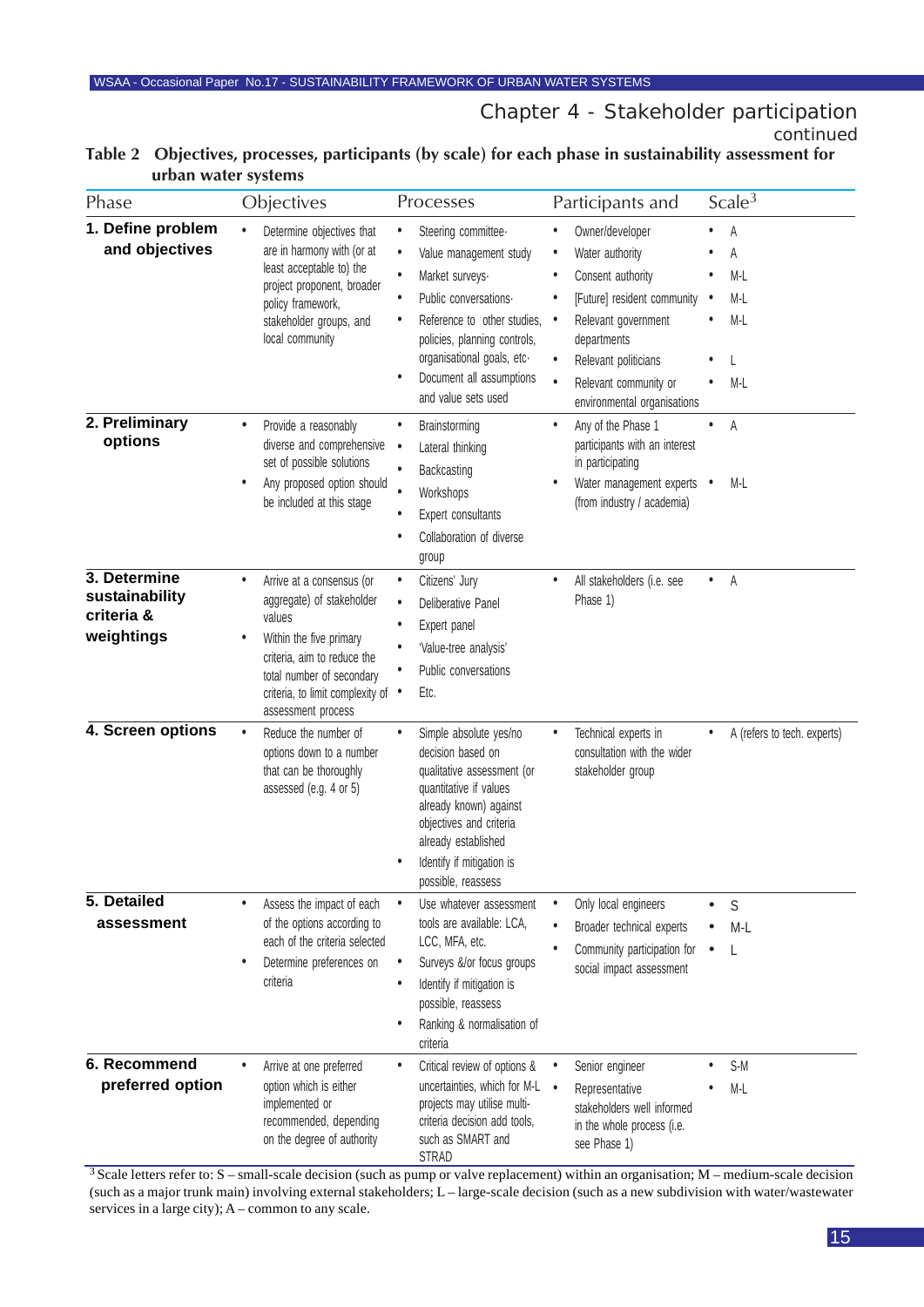## Chapter 4 - Stakeholder participation continued

**Table 2 Objectives, processes, participants (by scale) for each phase in sustainability assessment for urban water systems**

| Phase | Objectives | Processes | Participants and | Scale[3] |
|---|---|---|---|---|
| **1. Define problem and objectives** | • Determine objectives that are in harmony with (or at least acceptable to) the project proponent, broader policy framework, stakeholder groups, and local community | • Steering committee· <br> • Value management study <br> • Market surveys· <br> • Public conversations· <br> • Reference to other studies, policies, planning controls, organisational goals, etc· <br> • Document all assumptions and value sets used | • Owner/developer <br> • Water authority <br> • Consent authority <br> • [Future] resident community <br> • Relevant government departments <br> • Relevant politicians <br> • Relevant community or environmental organisations | • A <br> • A <br> • M-L <br> • M-L <br> • M-L <br> • L <br> • M-L |
| **2. Preliminary options** | • Provide a reasonably diverse and comprehensive set of possible solutions <br> • Any proposed option should be included at this stage | • Brainstorming <br> • Lateral thinking <br> • Backcasting <br> • Workshops <br> • Expert consultants <br> • Collaboration of diverse group | • Any of the Phase 1 participants with an interest in participating <br> • Water management experts (from industry / academia) | • A <br> • M-L |
| **3. Determine sustainability criteria & weightings** | • Arrive at a consensus (or aggregate) of stakeholder values <br> • Within the five primary criteria, aim to reduce the total number of secondary criteria, to limit complexity of assessment process | • Citizens' Jury <br> • Deliberative Panel <br> • Expert panel <br> • 'Value-tree analysis' <br> • Public conversations <br> • Etc. | • All stakeholders (i.e. see Phase 1) | • A |
| **4. Screen options** | • Reduce the number of options down to a number that can be thoroughly assessed (e.g. 4 or 5) | • Simple absolute yes/no decision based on qualitative assessment (or quantitative if values already known) against objectives and criteria already established <br> • Identify if mitigation is possible, reassess | • Technical experts in consultation with the wider stakeholder group | • A (refers to tech. experts) |
| **5. Detailed assessment** | • Assess the impact of each of the options according to each of the criteria selected <br> • Determine preferences on criteria | • Use whatever assessment tools are available: LCA, LCC, MFA, etc. <br> • Surveys &/or focus groups <br> • Identify if mitigation is possible, reassess <br> • Ranking & normalisation of criteria | • Only local engineers <br> • Broader technical experts <br> • Community participation for social impact assessment | • S <br> • M-L <br> • L |
| **6. Recommend preferred option** | • Arrive at one preferred option which is either implemented or recommended, depending on the degree of authority | • Critical review of options & uncertainties, which for M-L projects may utilise multi-criteria decision add tools, such as SMART and STRAD | • Senior engineer <br> • Representative stakeholders well informed in the whole process (i.e. see Phase 1) | • S-M <br> • M-L |

[3] Scale letters refer to: S – small-scale decision (such as pump or valve replacement) within an organisation; M – medium-scale decision (such as a major trunk main) involving external stakeholders; L – large-scale decision (such as a new subdivision with water/wastewater services in a large city); A – common to any scale.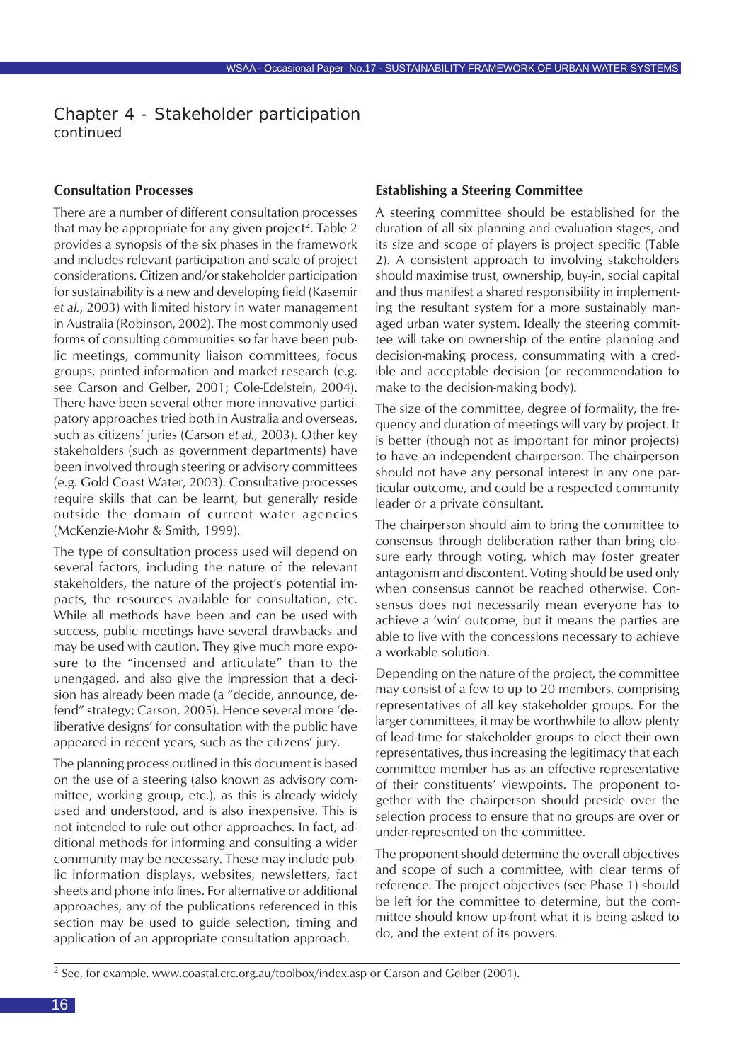## Chapter 4 - Stakeholder participation continued

### Consultation Processes

There are a number of different consultation processes that may be appropriate for any given project[2]. Table 2 provides a synopsis of the six phases in the framework and includes relevant participation and scale of project considerations. Citizen and/or stakeholder participation for sustainability is a new and developing field (Kasemir *et al.*, 2003) with limited history in water management in Australia (Robinson, 2002). The most commonly used forms of consulting communities so far have been public meetings, community liaison committees, focus groups, printed information and market research (e.g. see Carson and Gelber, 2001; Cole-Edelstein, 2004). There have been several other more innovative participatory approaches tried both in Australia and overseas, such as citizens' juries (Carson *et al.*, 2003). Other key stakeholders (such as government departments) have been involved through steering or advisory committees (e.g. Gold Coast Water, 2003). Consultative processes require skills that can be learnt, but generally reside outside the domain of current water agencies (McKenzie-Mohr & Smith, 1999).

The type of consultation process used will depend on several factors, including the nature of the relevant stakeholders, the nature of the project's potential impacts, the resources available for consultation, etc. While all methods have been and can be used with success, public meetings have several drawbacks and may be used with caution. They give much more exposure to the "incensed and articulate" than to the unengaged, and also give the impression that a decision has already been made (a "decide, announce, defend" strategy; Carson, 2005). Hence several more 'deliberative designs' for consultation with the public have appeared in recent years, such as the citizens' jury.

The planning process outlined in this document is based on the use of a steering (also known as advisory committee, working group, etc.), as this is already widely used and understood, and is also inexpensive. This is not intended to rule out other approaches. In fact, additional methods for informing and consulting a wider community may be necessary. These may include public information displays, websites, newsletters, fact sheets and phone info lines. For alternative or additional approaches, any of the publications referenced in this section may be used to guide selection, timing and application of an appropriate consultation approach.

### Establishing a Steering Committee

A steering committee should be established for the duration of all six planning and evaluation stages, and its size and scope of players is project specific (Table 2). A consistent approach to involving stakeholders should maximise trust, ownership, buy-in, social capital and thus manifest a shared responsibility in implementing the resultant system for a more sustainably managed urban water system. Ideally the steering committee will take on ownership of the entire planning and decision-making process, consummating with a credible and acceptable decision (or recommendation to make to the decision-making body).

The size of the committee, degree of formality, the frequency and duration of meetings will vary by project. It is better (though not as important for minor projects) to have an independent chairperson. The chairperson should not have any personal interest in any one particular outcome, and could be a respected community leader or a private consultant.

The chairperson should aim to bring the committee to consensus through deliberation rather than bring closure early through voting, which may foster greater antagonism and discontent. Voting should be used only when consensus cannot be reached otherwise. Consensus does not necessarily mean everyone has to achieve a 'win' outcome, but it means the parties are able to live with the concessions necessary to achieve a workable solution.

Depending on the nature of the project, the committee may consist of a few to up to 20 members, comprising representatives of all key stakeholder groups. For the larger committees, it may be worthwhile to allow plenty of lead-time for stakeholder groups to elect their own representatives, thus increasing the legitimacy that each committee member has as an effective representative of their constituents' viewpoints. The proponent together with the chairperson should preside over the selection process to ensure that no groups are over or under-represented on the committee.

The proponent should determine the overall objectives and scope of such a committee, with clear terms of reference. The project objectives (see Phase 1) should be left for the committee to determine, but the committee should know up-front what it is being asked to do, and the extent of its powers.

---

[2] See, for example, www.coastal.crc.org.au/toolbox/index.asp or Carson and Gelber (2001).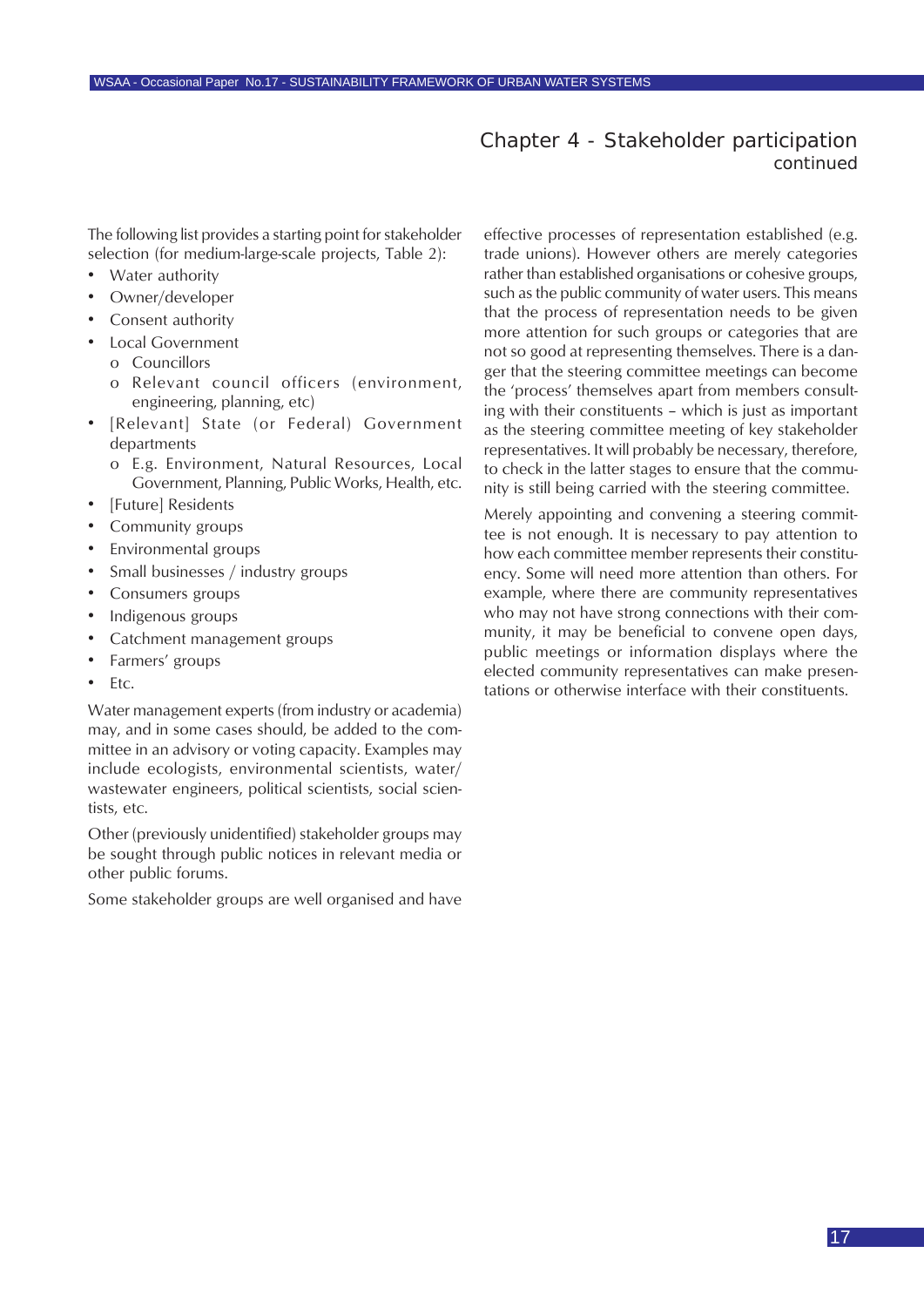## Chapter 4 - Stakeholder participation continued

The following list provides a starting point for stakeholder selection (for medium-large-scale projects, Table 2):

- Water authority
- Owner/developer
- Consent authority
- Local Government
  - Councillors
  - Relevant council officers (environment, engineering, planning, etc)
- [Relevant] State (or Federal) Government departments
  - E.g. Environment, Natural Resources, Local Government, Planning, Public Works, Health, etc.
- [Future] Residents
- Community groups
- Environmental groups
- Small businesses / industry groups
- Consumers groups
- Indigenous groups
- Catchment management groups
- Farmers' groups
- Etc.

Water management experts (from industry or academia) may, and in some cases should, be added to the committee in an advisory or voting capacity. Examples may include ecologists, environmental scientists, water/wastewater engineers, political scientists, social scientists, etc.

Other (previously unidentified) stakeholder groups may be sought through public notices in relevant media or other public forums.

Some stakeholder groups are well organised and have effective processes of representation established (e.g. trade unions). However others are merely categories rather than established organisations or cohesive groups, such as the public community of water users. This means that the process of representation needs to be given more attention for such groups or categories that are not so good at representing themselves. There is a danger that the steering committee meetings can become the 'process' themselves apart from members consulting with their constituents – which is just as important as the steering committee meeting of key stakeholder representatives. It will probably be necessary, therefore, to check in the latter stages to ensure that the community is still being carried with the steering committee.

Merely appointing and convening a steering committee is not enough. It is necessary to pay attention to how each committee member represents their constituency. Some will need more attention than others. For example, where there are community representatives who may not have strong connections with their community, it may be beneficial to convene open days, public meetings or information displays where the elected community representatives can make presentations or otherwise interface with their constituents.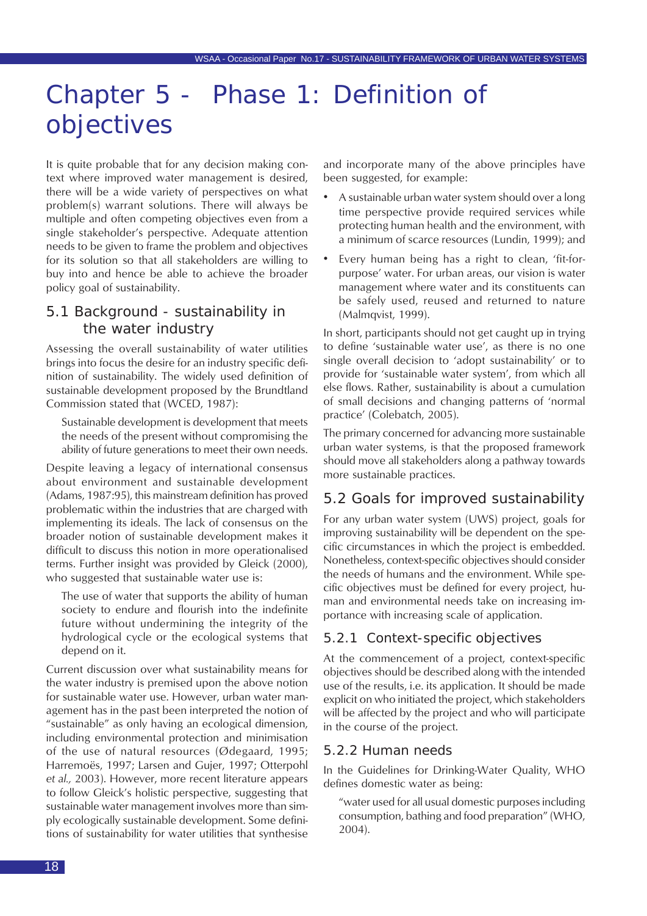# Chapter 5 - Phase 1: Definition of objectives

It is quite probable that for any decision making context where improved water management is desired, there will be a wide variety of perspectives on what problem(s) warrant solutions. There will always be multiple and often competing objectives even from a single stakeholder's perspective. Adequate attention needs to be given to frame the problem and objectives for its solution so that all stakeholders are willing to buy into and hence be able to achieve the broader policy goal of sustainability.

## 5.1 Background - sustainability in the water industry

Assessing the overall sustainability of water utilities brings into focus the desire for an industry specific definition of sustainability. The widely used definition of sustainable development proposed by the Brundtland Commission stated that (WCED, 1987):

> Sustainable development is development that meets the needs of the present without compromising the ability of future generations to meet their own needs.

Despite leaving a legacy of international consensus about environment and sustainable development (Adams, 1987:95), this mainstream definition has proved problematic within the industries that are charged with implementing its ideals. The lack of consensus on the broader notion of sustainable development makes it difficult to discuss this notion in more operationalised terms. Further insight was provided by Gleick (2000), who suggested that sustainable water use is:

> The use of water that supports the ability of human society to endure and flourish into the indefinite future without undermining the integrity of the hydrological cycle or the ecological systems that depend on it.

Current discussion over what sustainability means for the water industry is premised upon the above notion for sustainable water use. However, urban water management has in the past been interpreted the notion of "sustainable" as only having an ecological dimension, including environmental protection and minimisation of the use of natural resources (Ødegaard, 1995; Harremoës, 1997; Larsen and Gujer, 1997; Otterpohl *et al.,* 2003). However, more recent literature appears to follow Gleick's holistic perspective, suggesting that sustainable water management involves more than simply ecologically sustainable development. Some definitions of sustainability for water utilities that synthesise and incorporate many of the above principles have been suggested, for example:

- A sustainable urban water system should over a long time perspective provide required services while protecting human health and the environment, with a minimum of scarce resources (Lundin, 1999); and
- Every human being has a right to clean, 'fit-for-purpose' water. For urban areas, our vision is water management where water and its constituents can be safely used, reused and returned to nature (Malmqvist, 1999).

In short, participants should not get caught up in trying to define 'sustainable water use', as there is no one single overall decision to 'adopt sustainability' or to provide for 'sustainable water system', from which all else flows. Rather, sustainability is about a cumulation of small decisions and changing patterns of 'normal practice' (Colebatch, 2005).

The primary concerned for advancing more sustainable urban water systems, is that the proposed framework should move all stakeholders along a pathway towards more sustainable practices.

## 5.2 Goals for improved sustainability

For any urban water system (UWS) project, goals for improving sustainability will be dependent on the specific circumstances in which the project is embedded. Nonetheless, context-specific objectives should consider the needs of humans and the environment. While specific objectives must be defined for every project, human and environmental needs take on increasing importance with increasing scale of application.

### 5.2.1 Context-specific objectives

At the commencement of a project, context-specific objectives should be described along with the intended use of the results, i.e. its application. It should be made explicit on who initiated the project, which stakeholders will be affected by the project and who will participate in the course of the project.

### 5.2.2 Human needs

In the Guidelines for Drinking-Water Quality, WHO defines domestic water as being:

> "water used for all usual domestic purposes including consumption, bathing and food preparation" (WHO, 2004).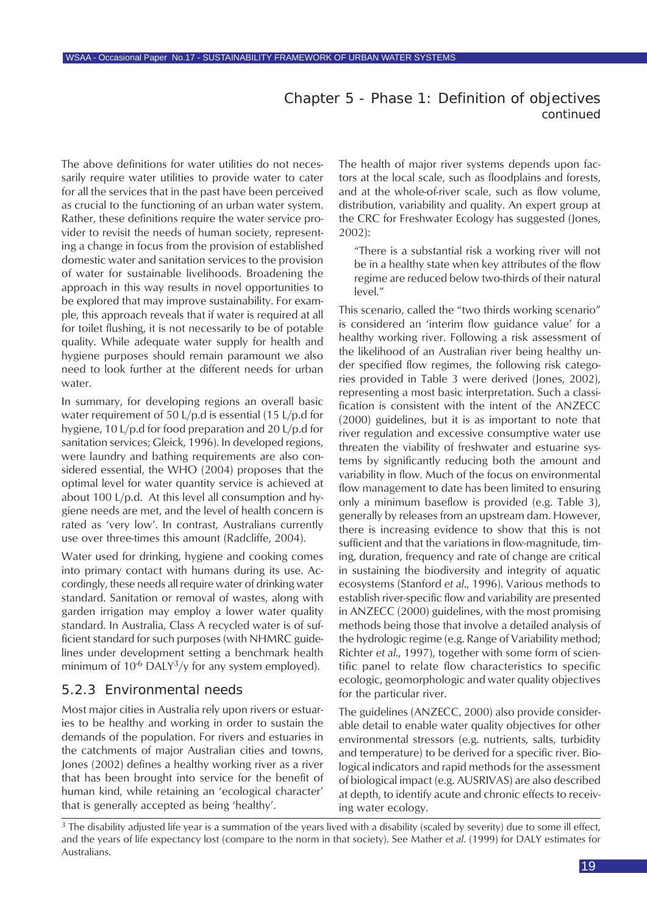The above definitions for water utilities do not necessarily require water utilities to provide water to cater for all the services that in the past have been perceived as crucial to the functioning of an urban water system. Rather, these definitions require the water service provider to revisit the needs of human society, representing a change in focus from the provision of established domestic water and sanitation services to the provision of water for sustainable livelihoods. Broadening the approach in this way results in novel opportunities to be explored that may improve sustainability. For example, this approach reveals that if water is required at all for toilet flushing, it is not necessarily to be of potable quality. While adequate water supply for health and hygiene purposes should remain paramount we also need to look further at the different needs for urban water.

In summary, for developing regions an overall basic water requirement of 50 L/p.d is essential (15 L/p.d for hygiene, 10 L/p.d for food preparation and 20 L/p.d for sanitation services; Gleick, 1996). In developed regions, were laundry and bathing requirements are also considered essential, the WHO (2004) proposes that the optimal level for water quantity service is achieved at about 100 L/p.d. At this level all consumption and hygiene needs are met, and the level of health concern is rated as 'very low'. In contrast, Australians currently use over three-times this amount (Radcliffe, 2004).

Water used for drinking, hygiene and cooking comes into primary contact with humans during its use. Accordingly, these needs all require water of drinking water standard. Sanitation or removal of wastes, along with garden irrigation may employ a lower water quality standard. In Australia, Class A recycled water is of sufficient standard for such purposes (with NHMRC guidelines under development setting a benchmark health minimum of $10^{-6}$ DALY[3]/y for any system employed).

### 5.2.3 Environmental needs

Most major cities in Australia rely upon rivers or estuaries to be healthy and working in order to sustain the demands of the population. For rivers and estuaries in the catchments of major Australian cities and towns, Jones (2002) defines a healthy working river as a river that has been brought into service for the benefit of human kind, while retaining an 'ecological character' that is generally accepted as being 'healthy'.

The health of major river systems depends upon factors at the local scale, such as floodplains and forests, and at the whole-of-river scale, such as flow volume, distribution, variability and quality. An expert group at the CRC for Freshwater Ecology has suggested (Jones, 2002):

> "There is a substantial risk a working river will not be in a healthy state when key attributes of the flow regime are reduced below two-thirds of their natural level."

This scenario, called the "two thirds working scenario" is considered an 'interim flow guidance value' for a healthy working river. Following a risk assessment of the likelihood of an Australian river being healthy under specified flow regimes, the following risk categories provided in Table 3 were derived (Jones, 2002), representing a most basic interpretation. Such a classification is consistent with the intent of the ANZECC (2000) guidelines, but it is as important to note that river regulation and excessive consumptive water use threaten the viability of freshwater and estuarine systems by significantly reducing both the amount and variability in flow. Much of the focus on environmental flow management to date has been limited to ensuring only a minimum baseflow is provided (e.g. Table 3), generally by releases from an upstream dam. However, there is increasing evidence to show that this is not sufficient and that the variations in flow-magnitude, timing, duration, frequency and rate of change are critical in sustaining the biodiversity and integrity of aquatic ecosystems (Stanford *et al.*, 1996). Various methods to establish river-specific flow and variability are presented in ANZECC (2000) guidelines, with the most promising methods being those that involve a detailed analysis of the hydrologic regime (e.g. Range of Variability method; Richter *et al.*, 1997), together with some form of scientific panel to relate flow characteristics to specific ecologic, geomorphologic and water quality objectives for the particular river.

The guidelines (ANZECC, 2000) also provide considerable detail to enable water quality objectives for other environmental stressors (e.g. nutrients, salts, turbidity and temperature) to be derived for a specific river. Biological indicators and rapid methods for the assessment of biological impact (e.g. AUSRIVAS) are also described at depth, to identify acute and chronic effects to receiving water ecology.

[3] The disability adjusted life year is a summation of the years lived with a disability (scaled by severity) due to some ill effect, and the years of life expectancy lost (compare to the norm in that society). See Mather *et al.* (1999) for DALY estimates for Australians.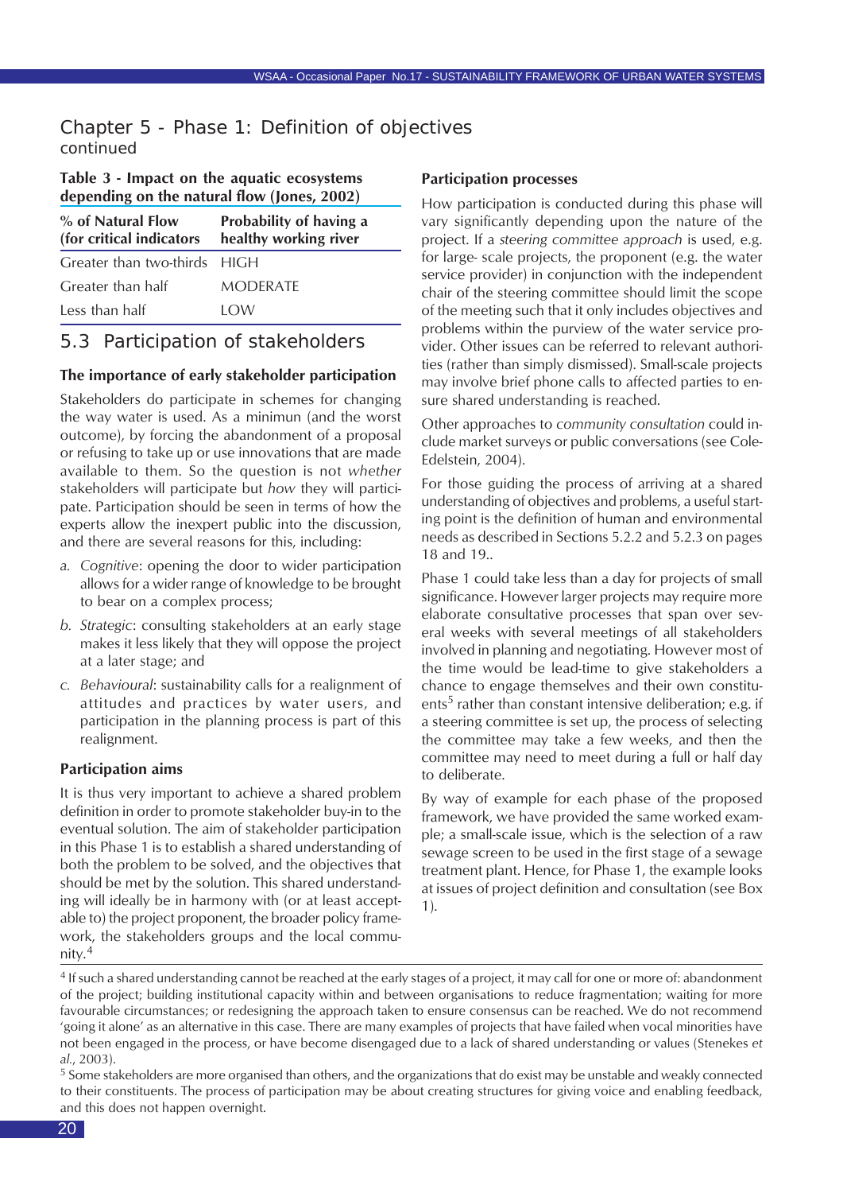## Chapter 5 - Phase 1: Definition of objectives continued

**Table 3 - Impact on the aquatic ecosystems depending on the natural flow (Jones, 2002)**

| % of Natural Flow (for critical indicators | Probability of having a healthy working river |
|---|---|
| Greater than two-thirds | HIGH |
| Greater than half | MODERATE |
| Less than half | LOW |

### 5.3 Participation of stakeholders

**The importance of early stakeholder participation**

Stakeholders do participate in schemes for changing the way water is used. As a minimun (and the worst outcome), by forcing the abandonment of a proposal or refusing to take up or use innovations that are made available to them. So the question is not *whether* stakeholders will participate but *how* they will participate. Participation should be seen in terms of how the experts allow the inexpert public into the discussion, and there are several reasons for this, including:

a. *Cognitive*: opening the door to wider participation allows for a wider range of knowledge to be brought to bear on a complex process;

b. *Strategic*: consulting stakeholders at an early stage makes it less likely that they will oppose the project at a later stage; and

c. *Behavioural*: sustainability calls for a realignment of attitudes and practices by water users, and participation in the planning process is part of this realignment.

**Participation aims**

It is thus very important to achieve a shared problem definition in order to promote stakeholder buy-in to the eventual solution. The aim of stakeholder participation in this Phase 1 is to establish a shared understanding of both the problem to be solved, and the objectives that should be met by the solution. This shared understanding will ideally be in harmony with (or at least acceptable to) the project proponent, the broader policy framework, the stakeholders groups and the local community.[4]

**Participation processes**

How participation is conducted during this phase will vary significantly depending upon the nature of the project. If a *steering committee approach* is used, e.g. for large- scale projects, the proponent (e.g. the water service provider) in conjunction with the independent chair of the steering committee should limit the scope of the meeting such that it only includes objectives and problems within the purview of the water service provider. Other issues can be referred to relevant authorities (rather than simply dismissed). Small-scale projects may involve brief phone calls to affected parties to ensure shared understanding is reached.

Other approaches to *community consultation* could include market surveys or public conversations (see Cole-Edelstein, 2004).

For those guiding the process of arriving at a shared understanding of objectives and problems, a useful starting point is the definition of human and environmental needs as described in Sections 5.2.2 and 5.2.3 on pages 18 and 19..

Phase 1 could take less than a day for projects of small significance. However larger projects may require more elaborate consultative processes that span over several weeks with several meetings of all stakeholders involved in planning and negotiating. However most of the time would be lead-time to give stakeholders a chance to engage themselves and their own constituents[5] rather than constant intensive deliberation; e.g. if a steering committee is set up, the process of selecting the committee may take a few weeks, and then the committee may need to meet during a full or half day to deliberate.

By way of example for each phase of the proposed framework, we have provided the same worked example; a small-scale issue, which is the selection of a raw sewage screen to be used in the first stage of a sewage treatment plant. Hence, for Phase 1, the example looks at issues of project definition and consultation (see Box 1).

---

[4] If such a shared understanding cannot be reached at the early stages of a project, it may call for one or more of: abandonment of the project; building institutional capacity within and between organisations to reduce fragmentation; waiting for more favourable circumstances; or redesigning the approach taken to ensure consensus can be reached. We do not recommend 'going it alone' as an alternative in this case. There are many examples of projects that have failed when vocal minorities have not been engaged in the process, or have become disengaged due to a lack of shared understanding or values (Stenekes *et al.*, 2003).

[5] Some stakeholders are more organised than others, and the organizations that do exist may be unstable and weakly connected to their constituents. The process of participation may be about creating structures for giving voice and enabling feedback, and this does not happen overnight.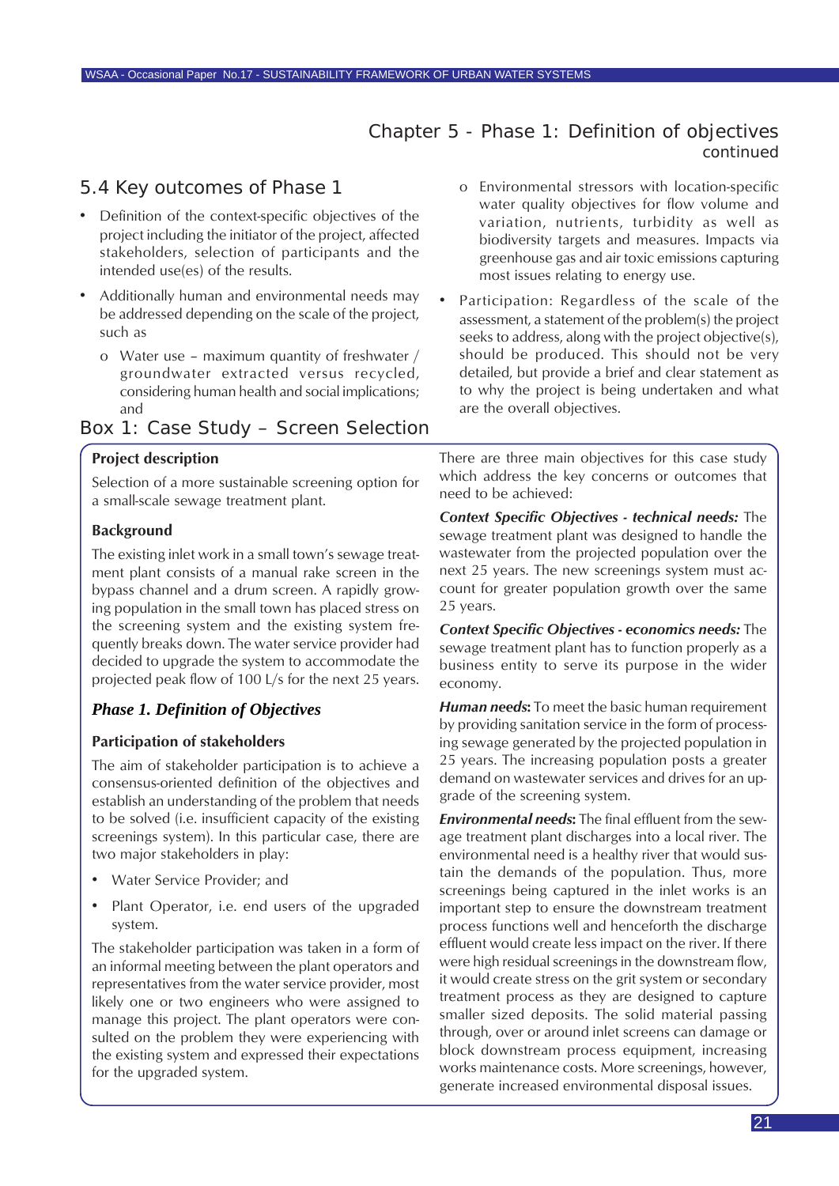## Chapter 5 - Phase 1: Definition of objectives continued

### 5.4 Key outcomes of Phase 1

- Definition of the context-specific objectives of the project including the initiator of the project, affected stakeholders, selection of participants and the intended use(es) of the results.
- Additionally human and environmental needs may be addressed depending on the scale of the project, such as
  - o Water use – maximum quantity of freshwater / groundwater extracted versus recycled, considering human health and social implications; and
  - o Environmental stressors with location-specific water quality objectives for flow volume and variation, nutrients, turbidity as well as biodiversity targets and measures. Impacts via greenhouse gas and air toxic emissions capturing most issues relating to energy use.
- Participation: Regardless of the scale of the assessment, a statement of the problem(s) the project seeks to address, along with the project objective(s), should be produced. This should not be very detailed, but provide a brief and clear statement as to why the project is being undertaken and what are the overall objectives.

### Box 1: Case Study – Screen Selection

**Project description**

Selection of a more sustainable screening option for a small-scale sewage treatment plant.

**Background**

The existing inlet work in a small town's sewage treatment plant consists of a manual rake screen in the bypass channel and a drum screen. A rapidly growing population in the small town has placed stress on the screening system and the existing system frequently breaks down. The water service provider had decided to upgrade the system to accommodate the projected peak flow of 100 L/s for the next 25 years.

***Phase 1. Definition of Objectives***

**Participation of stakeholders**

The aim of stakeholder participation is to achieve a consensus-oriented definition of the objectives and establish an understanding of the problem that needs to be solved (i.e. insufficient capacity of the existing screenings system). In this particular case, there are two major stakeholders in play:

- Water Service Provider; and
- Plant Operator, i.e. end users of the upgraded system.

The stakeholder participation was taken in a form of an informal meeting between the plant operators and representatives from the water service provider, most likely one or two engineers who were assigned to manage this project. The plant operators were consulted on the problem they were experiencing with the existing system and expressed their expectations for the upgraded system.

There are three main objectives for this case study which address the key concerns or outcomes that need to be achieved:

***Context Specific Objectives - technical needs:*** The sewage treatment plant was designed to handle the wastewater from the projected population over the next 25 years. The new screenings system must account for greater population growth over the same 25 years.

***Context Specific Objectives - economics needs:*** The sewage treatment plant has to function properly as a business entity to serve its purpose in the wider economy.

***Human needs*:** To meet the basic human requirement by providing sanitation service in the form of processing sewage generated by the projected population in 25 years. The increasing population posts a greater demand on wastewater services and drives for an upgrade of the screening system.

***Environmental needs*:** The final effluent from the sewage treatment plant discharges into a local river. The environmental need is a healthy river that would sustain the demands of the population. Thus, more screenings being captured in the inlet works is an important step to ensure the downstream treatment process functions well and henceforth the discharge effluent would create less impact on the river. If there were high residual screenings in the downstream flow, it would create stress on the grit system or secondary treatment process as they are designed to capture smaller sized deposits. The solid material passing through, over or around inlet screens can damage or block downstream process equipment, increasing works maintenance costs. More screenings, however, generate increased environmental disposal issues.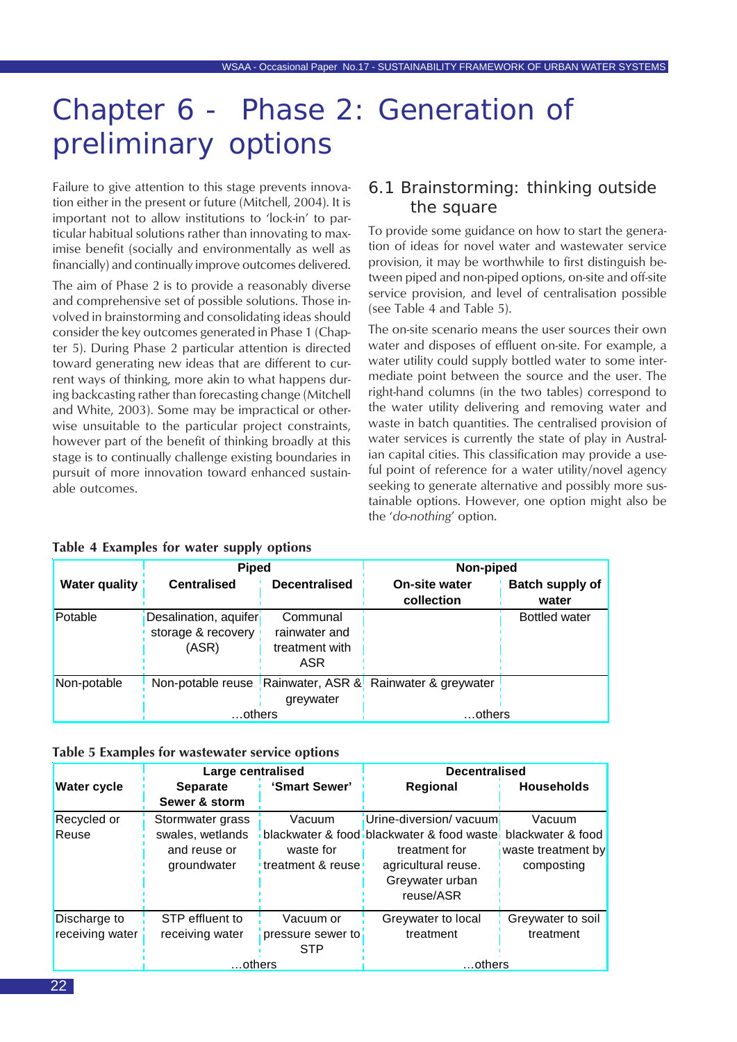# Chapter 6 - Phase 2: Generation of preliminary options

Failure to give attention to this stage prevents innovation either in the present or future (Mitchell, 2004). It is important not to allow institutions to 'lock-in' to particular habitual solutions rather than innovating to maximise benefit (socially and environmentally as well as financially) and continually improve outcomes delivered.

The aim of Phase 2 is to provide a reasonably diverse and comprehensive set of possible solutions. Those involved in brainstorming and consolidating ideas should consider the key outcomes generated in Phase 1 (Chapter 5). During Phase 2 particular attention is directed toward generating new ideas that are different to current ways of thinking, more akin to what happens during backcasting rather than forecasting change (Mitchell and White, 2003). Some may be impractical or otherwise unsuitable to the particular project constraints, however part of the benefit of thinking broadly at this stage is to continually challenge existing boundaries in pursuit of more innovation toward enhanced sustainable outcomes.

## 6.1 Brainstorming: thinking outside the square

To provide some guidance on how to start the generation of ideas for novel water and wastewater service provision, it may be worthwhile to first distinguish between piped and non-piped options, on-site and off-site service provision, and level of centralisation possible (see Table 4 and Table 5).

The on-site scenario means the user sources their own water and disposes of effluent on-site. For example, a water utility could supply bottled water to some intermediate point between the source and the user. The right-hand columns (in the two tables) correspond to the water utility delivering and removing water and waste in batch quantities. The centralised provision of water services is currently the state of play in Australian capital cities. This classification may provide a useful point of reference for a water utility/novel agency seeking to generate alternative and possibly more sustainable options. However, one option might also be the '*do-nothing*' option.

**Table 4 Examples for water supply options**

| | Piped | | Non-piped | |
|---|---|---|---|---|
| **Water quality** | **Centralised** | **Decentralised** | **On-site water collection** | **Batch supply of water** |
| Potable | Desalination, aquifer storage & recovery (ASR) | Communal rainwater and treatment with ASR | | Bottled water |
| Non-potable | Non-potable reuse | Rainwater, ASR & greywater | Rainwater & greywater | |
| | …others | | …others | |

**Table 5 Examples for wastewater service options**

| | Large centralised | | Decentralised | |
|---|---|---|---|---|
| **Water cycle** | **Separate Sewer & storm** | **'Smart Sewer'** | **Regional** | **Households** |
| Recycled or Reuse | Stormwater grass swales, wetlands and reuse or groundwater | Vacuum blackwater & food waste for treatment & reuse | Urine-diversion/ vacuum blackwater & food waste treatment for agricultural reuse. Greywater urban reuse/ASR | Vacuum blackwater & food waste treatment by composting |
| Discharge to receiving water | STP effluent to receiving water | Vacuum or pressure sewer to STP | Greywater to local treatment | Greywater to soil treatment |
| | …others | | …others | |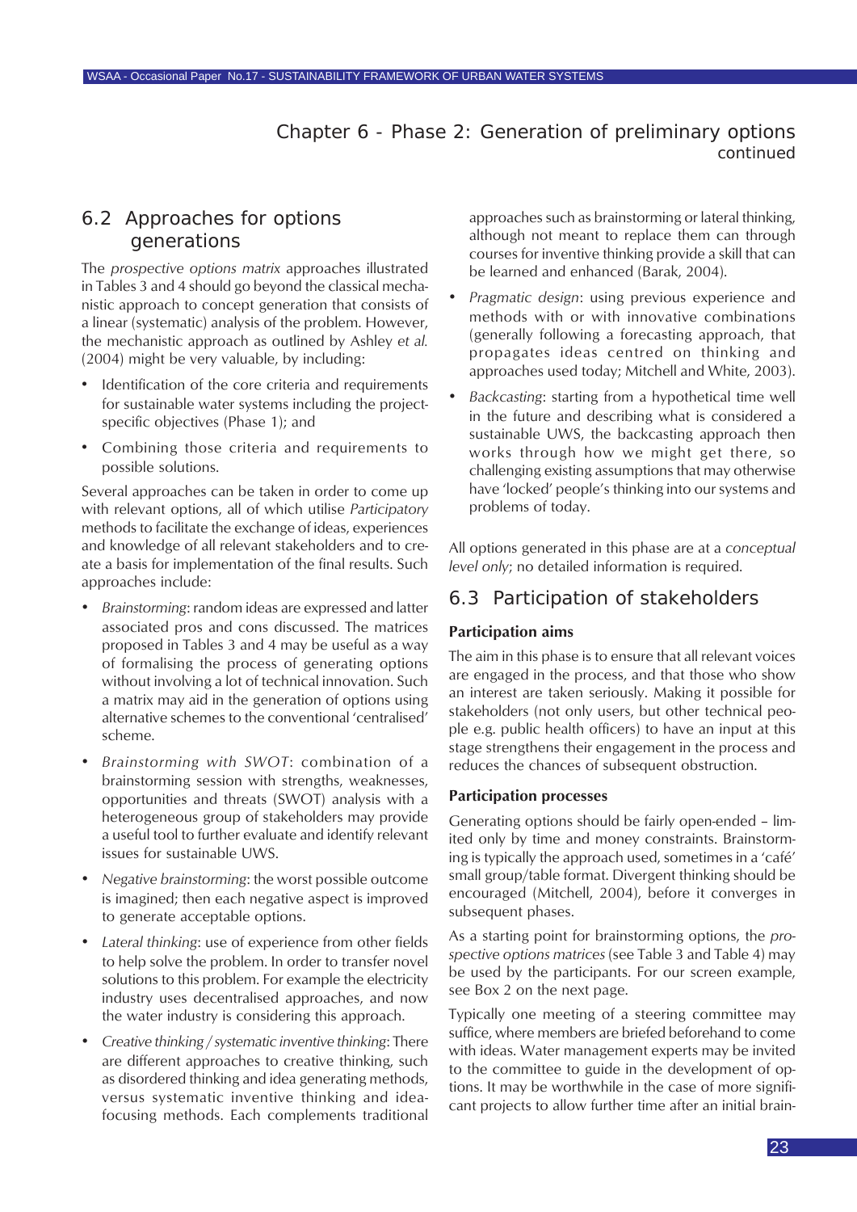## Chapter 6 - Phase 2: Generation of preliminary options continued

### 6.2 Approaches for options generations

The *prospective options matrix* approaches illustrated in Tables 3 and 4 should go beyond the classical mechanistic approach to concept generation that consists of a linear (systematic) analysis of the problem. However, the mechanistic approach as outlined by Ashley *et al.* (2004) might be very valuable, by including:

- Identification of the core criteria and requirements for sustainable water systems including the project-specific objectives (Phase 1); and
- Combining those criteria and requirements to possible solutions.

Several approaches can be taken in order to come up with relevant options, all of which utilise *Participatory* methods to facilitate the exchange of ideas, experiences and knowledge of all relevant stakeholders and to create a basis for implementation of the final results. Such approaches include:

- *Brainstorming*: random ideas are expressed and later associated pros and cons discussed. The matrices proposed in Tables 3 and 4 may be useful as a way of formalising the process of generating options without involving a lot of technical innovation. Such a matrix may aid in the generation of options using alternative schemes to the conventional 'centralised' scheme.
- *Brainstorming with SWOT*: combination of a brainstorming session with strengths, weaknesses, opportunities and threats (SWOT) analysis with a heterogeneous group of stakeholders may provide a useful tool to further evaluate and identify relevant issues for sustainable UWS.
- *Negative brainstorming*: the worst possible outcome is imagined; then each negative aspect is improved to generate acceptable options.
- *Lateral thinking*: use of experience from other fields to help solve the problem. In order to transfer novel solutions to this problem. For example the electricity industry uses decentralised approaches, and now the water industry is considering this approach.
- *Creative thinking / systematic inventive thinking*: There are different approaches to creative thinking, such as disordered thinking and idea generating methods, versus systematic inventive thinking and idea-focusing methods. Each complements traditional approaches such as brainstorming or lateral thinking, although not meant to replace them can through courses for inventive thinking provide a skill that can be learned and enhanced (Barak, 2004).
- *Pragmatic design*: using previous experience and methods with or with innovative combinations (generally following a forecasting approach, that propagates ideas centred on thinking and approaches used today; Mitchell and White, 2003).
- *Backcasting*: starting from a hypothetical time well in the future and describing what is considered a sustainable UWS, the backcasting approach then works through how we might get there, so challenging existing assumptions that may otherwise have 'locked' people's thinking into our systems and problems of today.

All options generated in this phase are at a *conceptual level only*; no detailed information is required.

### 6.3 Participation of stakeholders

**Participation aims**

The aim in this phase is to ensure that all relevant voices are engaged in the process, and that those who show an interest are taken seriously. Making it possible for stakeholders (not only users, but other technical people e.g. public health officers) to have an input at this stage strengthens their engagement in the process and reduces the chances of subsequent obstruction.

**Participation processes**

Generating options should be fairly open-ended – limited only by time and money constraints. Brainstorming is typically the approach used, sometimes in a 'café' small group/table format. Divergent thinking should be encouraged (Mitchell, 2004), before it converges in subsequent phases.

As a starting point for brainstorming options, the *prospective options matrices* (see Table 3 and Table 4) may be used by the participants. For our screen example, see Box 2 on the next page.

Typically one meeting of a steering committee may suffice, where members are briefed beforehand to come with ideas. Water management experts may be invited to the committee to guide in the development of options. It may be worthwhile in the case of more significant projects to allow further time after an initial brain-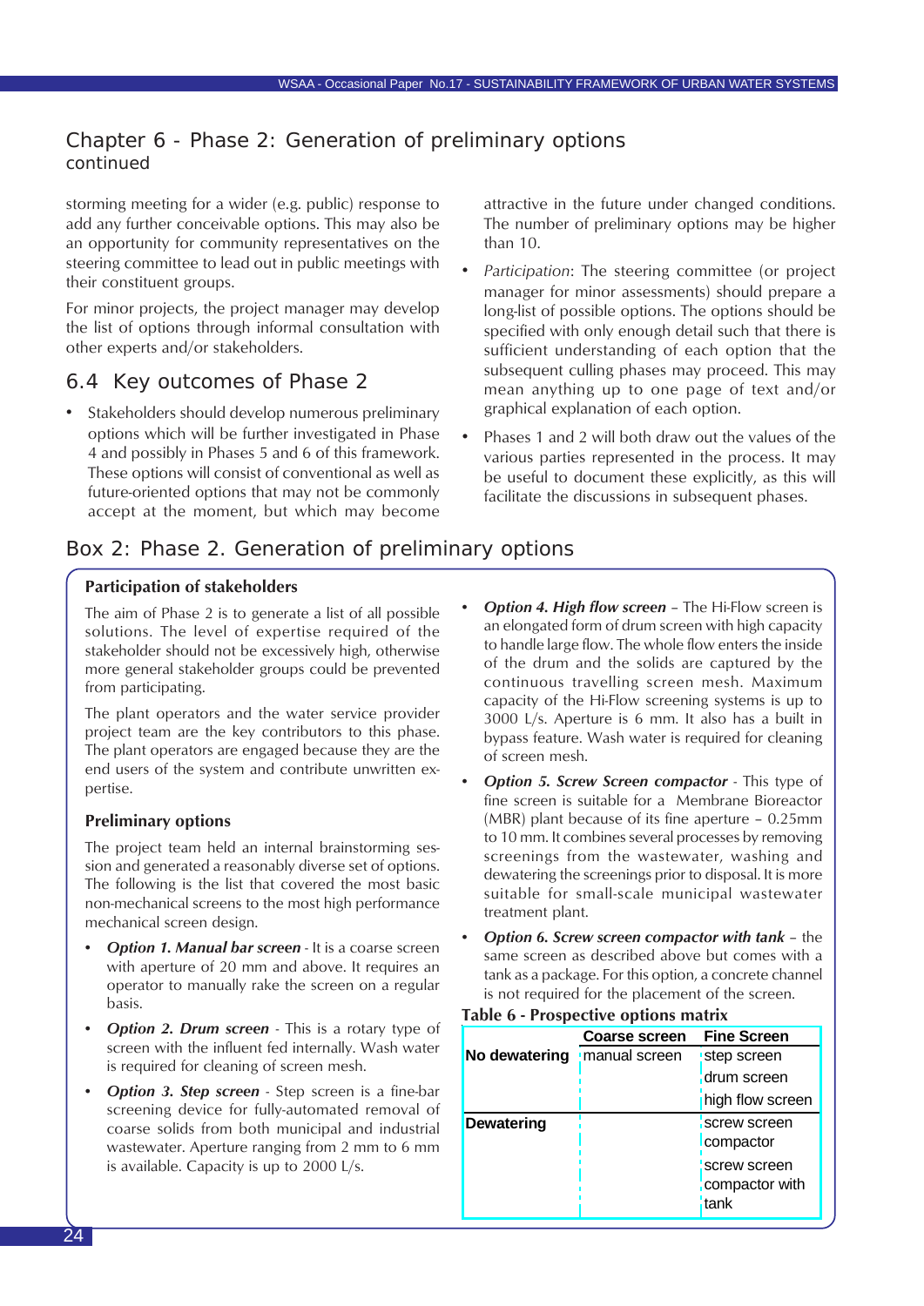# Chapter 6 - Phase 2: Generation of preliminary options continued

storming meeting for a wider (e.g. public) response to add any further conceivable options. This may also be an opportunity for community representatives on the steering committee to lead out in public meetings with their constituent groups.

For minor projects, the project manager may develop the list of options through informal consultation with other experts and/or stakeholders.

## 6.4 Key outcomes of Phase 2

- Stakeholders should develop numerous preliminary options which will be further investigated in Phase 4 and possibly in Phases 5 and 6 of this framework. These options will consist of conventional as well as future-oriented options that may not be commonly accept at the moment, but which may become attractive in the future under changed conditions. The number of preliminary options may be higher than 10.
- *Participation*: The steering committee (or project manager for minor assessments) should prepare a long-list of possible options. The options should be specified with only enough detail such that there is sufficient understanding of each option that the subsequent culling phases may proceed. This may mean anything up to one page of text and/or graphical explanation of each option.
- Phases 1 and 2 will both draw out the values of the various parties represented in the process. It may be useful to document these explicitly, as this will facilitate the discussions in subsequent phases.

## Box 2: Phase 2. Generation of preliminary options

**Participation of stakeholders**

The aim of Phase 2 is to generate a list of all possible solutions. The level of expertise required of the stakeholder should not be excessively high, otherwise more general stakeholder groups could be prevented from participating.

The plant operators and the water service provider project team are the key contributors to this phase. The plant operators are engaged because they are the end users of the system and contribute unwritten expertise.

**Preliminary options**

The project team held an internal brainstorming session and generated a reasonably diverse set of options. The following is the list that covered the most basic non-mechanical screens to the most high performance mechanical screen design.

- ***Option 1. Manual bar screen*** - It is a coarse screen with aperture of 20 mm and above. It requires an operator to manually rake the screen on a regular basis.
- ***Option 2. Drum screen*** - This is a rotary type of screen with the influent fed internally. Wash water is required for cleaning of screen mesh.
- ***Option 3. Step screen*** - Step screen is a fine-bar screening device for fully-automated removal of coarse solids from both municipal and industrial wastewater. Aperture ranging from 2 mm to 6 mm is available. Capacity is up to 2000 L/s.
- ***Option 4. High flow screen*** – The Hi-Flow screen is an elongated form of drum screen with high capacity to handle large flow. The whole flow enters the inside of the drum and the solids are captured by the continuous travelling screen mesh. Maximum capacity of the Hi-Flow screening systems is up to 3000 L/s. Aperture is 6 mm. It also has a built in bypass feature. Wash water is required for cleaning of screen mesh.
- ***Option 5. Screw Screen compactor*** - This type of fine screen is suitable for a Membrane Bioreactor (MBR) plant because of its fine aperture – 0.25mm to 10 mm. It combines several processes by removing screenings from the wastewater, washing and dewatering the screenings prior to disposal. It is more suitable for small-scale municipal wastewater treatment plant.
- ***Option 6. Screw screen compactor with tank*** – the same screen as described above but comes with a tank as a package. For this option, a concrete channel is not required for the placement of the screen.

**Table 6 - Prospective options matrix**

| | Coarse screen | Fine Screen |
|---|---|---|
| **No dewatering** | manual screen | step screen<br>drum screen<br>high flow screen |
| **Dewatering** | | screw screen compactor<br>screw screen compactor with tank |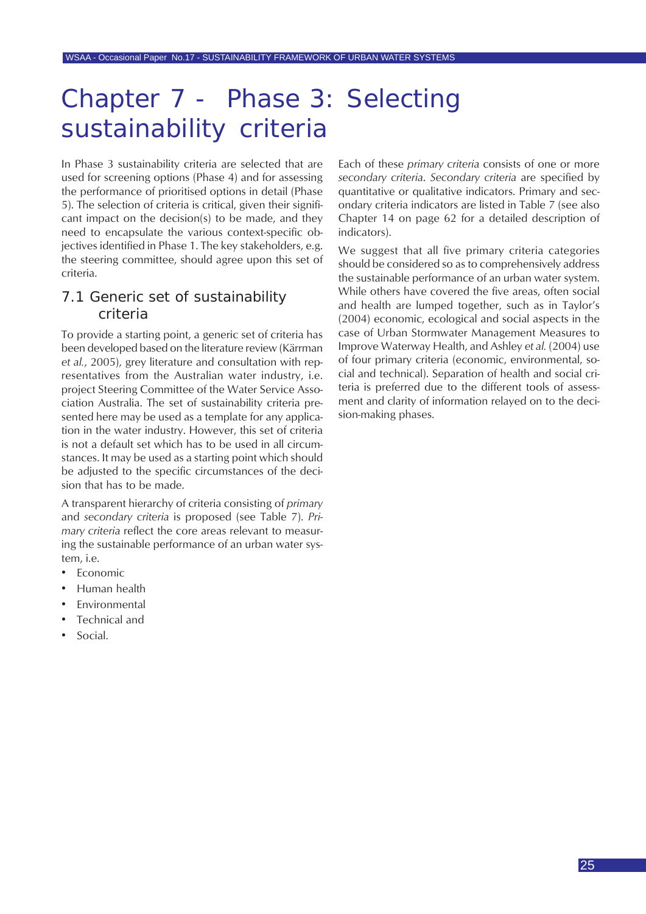# Chapter 7 - Phase 3: Selecting sustainability criteria

In Phase 3 sustainability criteria are selected that are used for screening options (Phase 4) and for assessing the performance of prioritised options in detail (Phase 5). The selection of criteria is critical, given their significant impact on the decision(s) to be made, and they need to encapsulate the various context-specific objectives identified in Phase 1. The key stakeholders, e.g. the steering committee, should agree upon this set of criteria.

## 7.1 Generic set of sustainability criteria

To provide a starting point, a generic set of criteria has been developed based on the literature review (Kärrman *et al.*, 2005), grey literature and consultation with representatives from the Australian water industry, i.e. project Steering Committee of the Water Service Association Australia. The set of sustainability criteria presented here may be used as a template for any application in the water industry. However, this set of criteria is not a default set which has to be used in all circumstances. It may be used as a starting point which should be adjusted to the specific circumstances of the decision that has to be made.

A transparent hierarchy of criteria consisting of *primary* and *secondary criteria* is proposed (see Table 7). *Primary criteria* reflect the core areas relevant to measuring the sustainable performance of an urban water system, i.e.

- Economic
- Human health
- Environmental
- Technical and
- Social.

Each of these *primary criteria* consists of one or more *secondary criteria*. *Secondary criteria* are specified by quantitative or qualitative indicators. Primary and secondary criteria indicators are listed in Table 7 (see also Chapter 14 on page 62 for a detailed description of indicators).

We suggest that all five primary criteria categories should be considered so as to comprehensively address the sustainable performance of an urban water system. While others have covered the five areas, often social and health are lumped together, such as in Taylor's (2004) economic, ecological and social aspects in the case of Urban Stormwater Management Measures to Improve Waterway Health, and Ashley *et al.* (2004) use of four primary criteria (economic, environmental, social and technical). Separation of health and social criteria is preferred due to the different tools of assessment and clarity of information relayed on to the decision-making phases.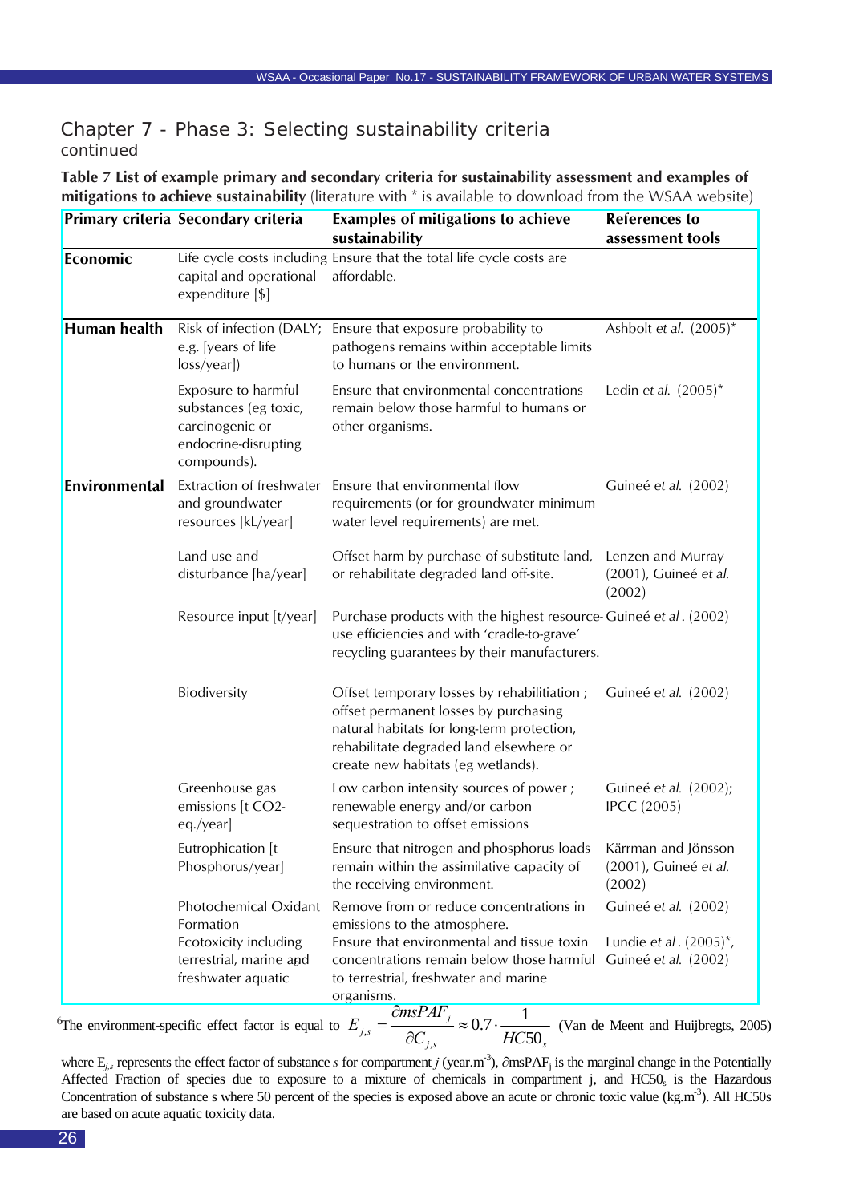## Chapter 7 - Phase 3: Selecting sustainability criteria
continued

**Table 7 List of example primary and secondary criteria for sustainability assessment and examples of mitigations to achieve sustainability** (literature with * is available to download from the WSAA website)

| Primary criteria | Secondary criteria | Examples of mitigations to achieve sustainability | References to assessment tools |
|---|---|---|---|
| **Economic** | Life cycle costs including capital and operational expenditure [$] | Ensure that the total life cycle costs are affordable. | |
| **Human health** | Risk of infection (DALY; e.g. [years of life loss/year]) | Ensure that exposure probability to pathogens remains within acceptable limits to humans or the environment. | Ashbolt *et al.* (2005)* |
| | Exposure to harmful substances (eg toxic, carcinogenic or endocrine-disrupting compounds). | Ensure that environmental concentrations remain below those harmful to humans or other organisms. | Ledin *et al.* (2005)* |
| **Environmental** | Extraction of freshwater and groundwater resources [kL/year] | Ensure that environmental flow requirements (or for groundwater minimum water level requirements) are met. | Guineé *et al.* (2002) |
| | Land use and disturbance [ha/year] | Offset harm by purchase of substitute land, or rehabilitate degraded land off-site. | Lenzen and Murray (2001), Guineé *et al.* (2002) |
| | Resource input [t/year] | Purchase products with the highest resource-use efficiencies and with 'cradle-to-grave' recycling guarantees by their manufacturers. | Guineé *et al*. (2002) |
| | Biodiversity | Offset temporary losses by rehabilitiation ; offset permanent losses by purchasing natural habitats for long-term protection, rehabilitate degraded land elsewhere or create new habitats (eg wetlands). | Guineé *et al.* (2002) |
| | Greenhouse gas emissions [t CO2-eq./year] | Low carbon intensity sources of power ; renewable energy and/or carbon sequestration to offset emissions | Guineé *et al.* (2002); IPCC (2005) |
| | Eutrophication [t Phosphorus/year] | Ensure that nitrogen and phosphorus loads remain within the assimilative capacity of the receiving environment. | Kärrman and Jönsson (2001), Guineé *et al.* (2002) |
| | Photochemical Oxidant Formation | Remove from or reduce concentrations in emissions to the atmosphere. | Guineé *et al.* (2002) |
| | Ecotoxicity including terrestrial, marine and[6] freshwater aquatic | Ensure that environmental and tissue toxin concentrations remain below those harmful to terrestrial, freshwater and marine organisms. | Lundie *et al*. (2005)*, Guineé *et al.* (2002) |

[6]The environment-specific effect factor is equal to $E_{j,s} = \dfrac{\partial msPAF_j}{\partial C_{j,s}} \approx 0.7 \cdot \dfrac{1}{HC50_s}$ (Van de Meent and Huijbregts, 2005)

where $E_{j,s}$ represents the effect factor of substance *s* for compartment *j* (year.m$^{-3}$), $\partial$msPAF$_j$ is the marginal change in the Potentially Affected Fraction of species due to exposure to a mixture of chemicals in compartment j, and HC50$_s$ is the Hazardous Concentration of substance s where 50 percent of the species is exposed above an acute or chronic toxic value (kg.m$^{-3}$). All HC50s are based on acute aquatic toxicity data.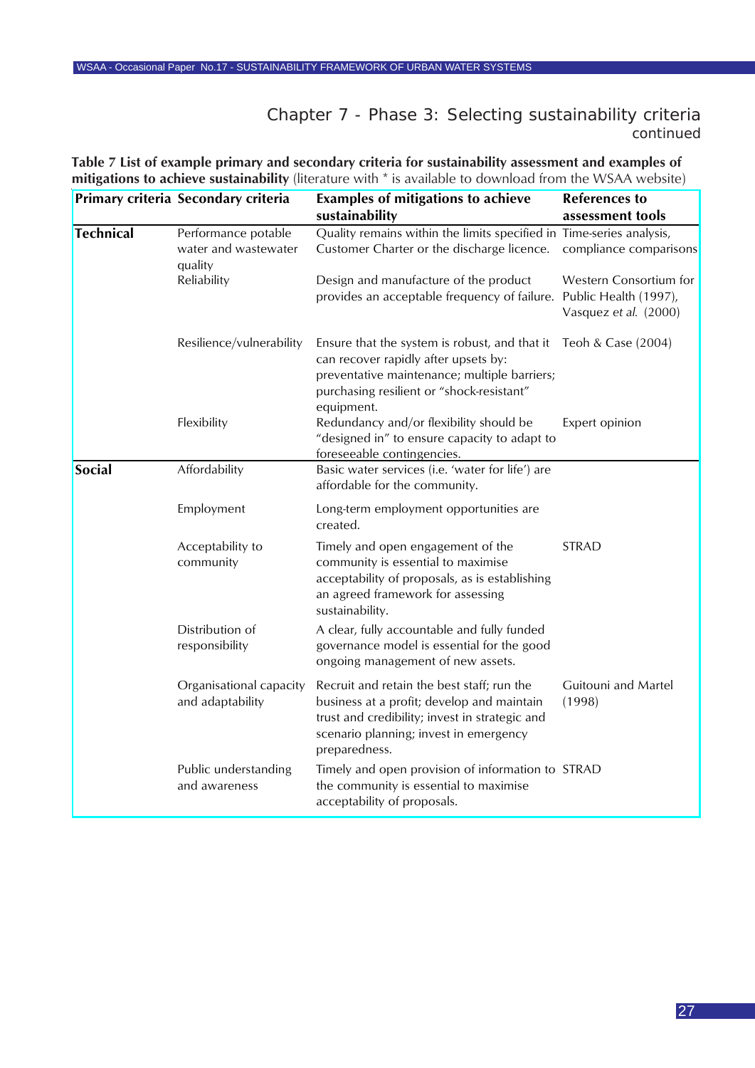## Chapter 7 - Phase 3: Selecting sustainability criteria continued

**Table 7 List of example primary and secondary criteria for sustainability assessment and examples of mitigations to achieve sustainability** (literature with * is available to download from the WSAA website)

| Primary criteria | Secondary criteria | Examples of mitigations to achieve sustainability | References to assessment tools |
|---|---|---|---|
| **Technical** | Performance potable water and wastewater quality | Quality remains within the limits specified in Customer Charter or the discharge licence. | Time-series analysis, compliance comparisons |
| | Reliability | Design and manufacture of the product provides an acceptable frequency of failure. | Western Consortium for Public Health (1997), Vasquez *et al.* (2000) |
| | Resilience/vulnerability | Ensure that the system is robust, and that it can recover rapidly after upsets by: preventative maintenance; multiple barriers; purchasing resilient or "shock-resistant" equipment. | Teoh & Case (2004) |
| | Flexibility | Redundancy and/or flexibility should be "designed in" to ensure capacity to adapt to foreseeable contingencies. | Expert opinion |
| **Social** | Affordability | Basic water services (i.e. 'water for life') are affordable for the community. | |
| | Employment | Long-term employment opportunities are created. | |
| | Acceptability to community | Timely and open engagement of the community is essential to maximise acceptability of proposals, as is establishing an agreed framework for assessing sustainability. | STRAD |
| | Distribution of responsibility | A clear, fully accountable and fully funded governance model is essential for the good ongoing management of new assets. | |
| | Organisational capacity and adaptability | Recruit and retain the best staff; run the business at a profit; develop and maintain trust and credibility; invest in strategic and scenario planning; invest in emergency preparedness. | Guitouni and Martel (1998) |
| | Public understanding and awareness | Timely and open provision of information to the community is essential to maximise acceptability of proposals. | STRAD |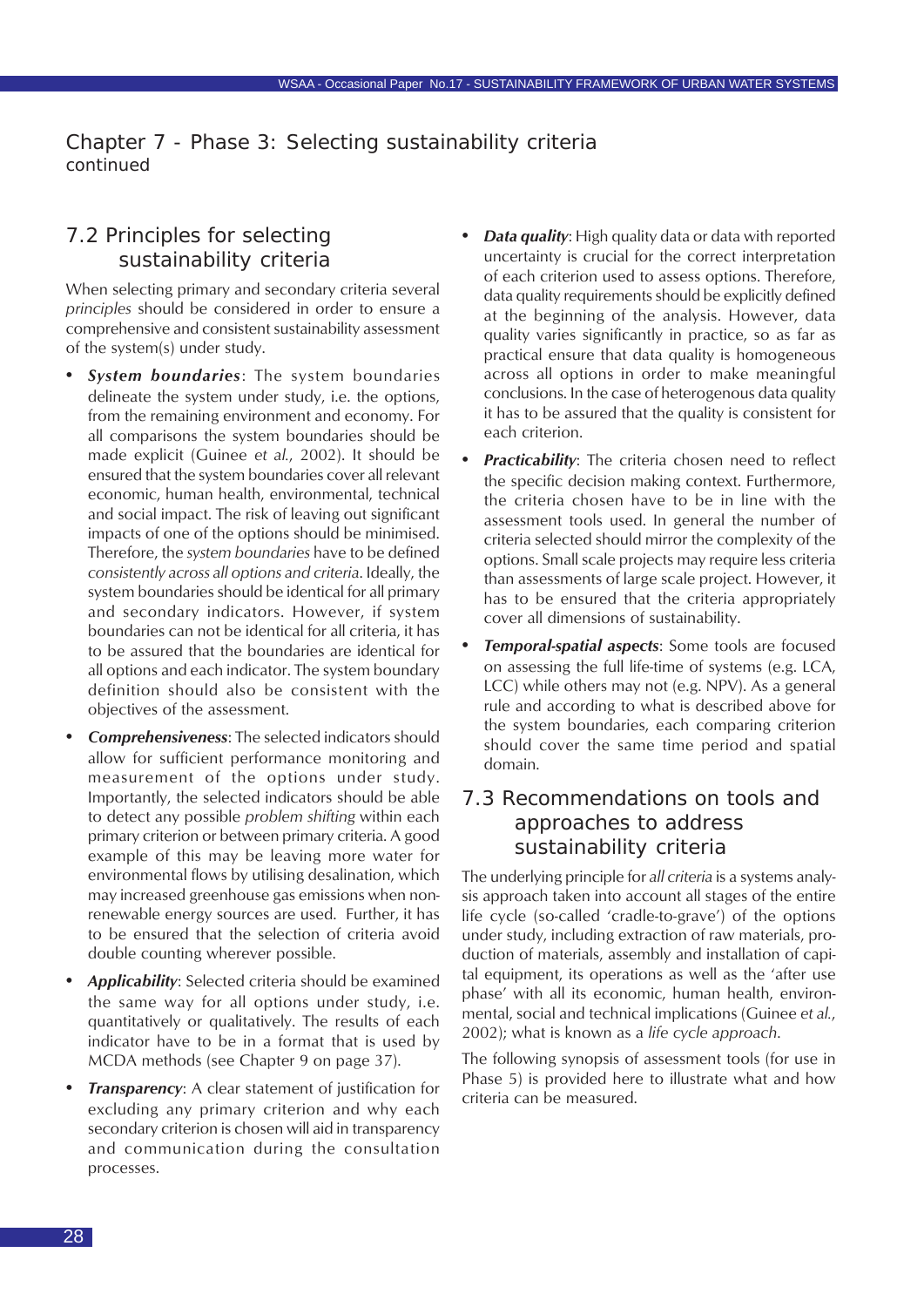# Chapter 7 - Phase 3: Selecting sustainability criteria continued

## 7.2 Principles for selecting sustainability criteria

When selecting primary and secondary criteria several *principles* should be considered in order to ensure a comprehensive and consistent sustainability assessment of the system(s) under study.

- ***System boundaries***: The system boundaries delineate the system under study, i.e. the options, from the remaining environment and economy. For all comparisons the system boundaries should be made explicit (Guinee *et al.*, 2002). It should be ensured that the system boundaries cover all relevant economic, human health, environmental, technical and social impact. The risk of leaving out significant impacts of one of the options should be minimised. Therefore, the *system boundaries* have to be defined *consistently across all options and criteria*. Ideally, the system boundaries should be identical for all primary and secondary indicators. However, if system boundaries can not be identical for all criteria, it has to be assured that the boundaries are identical for all options and each indicator. The system boundary definition should also be consistent with the objectives of the assessment.
- ***Comprehensiveness***: The selected indicators should allow for sufficient performance monitoring and measurement of the options under study. Importantly, the selected indicators should be able to detect any possible *problem shifting* within each primary criterion or between primary criteria. A good example of this may be leaving more water for environmental flows by utilising desalination, which may increased greenhouse gas emissions when non-renewable energy sources are used. Further, it has to be ensured that the selection of criteria avoid double counting wherever possible.
- ***Applicability***: Selected criteria should be examined the same way for all options under study, i.e. quantitatively or qualitatively. The results of each indicator have to be in a format that is used by MCDA methods (see Chapter 9 on page 37).
- ***Transparency***: A clear statement of justification for excluding any primary criterion and why each secondary criterion is chosen will aid in transparency and communication during the consultation processes.
- ***Data quality***: High quality data or data with reported uncertainty is crucial for the correct interpretation of each criterion used to assess options. Therefore, data quality requirements should be explicitly defined at the beginning of the analysis. However, data quality varies significantly in practice, so as far as practical ensure that data quality is homogeneous across all options in order to make meaningful conclusions. In the case of heterogenous data quality it has to be assured that the quality is consistent for each criterion.
- ***Practicability***: The criteria chosen need to reflect the specific decision making context. Furthermore, the criteria chosen have to be in line with the assessment tools used. In general the number of criteria selected should mirror the complexity of the options. Small scale projects may require less criteria than assessments of large scale project. However, it has to be ensured that the criteria appropriately cover all dimensions of sustainability.
- ***Temporal-spatial aspects***: Some tools are focused on assessing the full life-time of systems (e.g. LCA, LCC) while others may not (e.g. NPV). As a general rule and according to what is described above for the system boundaries, each comparing criterion should cover the same time period and spatial domain.

## 7.3 Recommendations on tools and approaches to address sustainability criteria

The underlying principle for *all criteria* is a systems analysis approach taken into account all stages of the entire life cycle (so-called 'cradle-to-grave') of the options under study, including extraction of raw materials, production of materials, assembly and installation of capital equipment, its operations as well as the 'after use phase' with all its economic, human health, environmental, social and technical implications (Guinee *et al.*, 2002); what is known as a *life cycle approach*.

The following synopsis of assessment tools (for use in Phase 5) is provided here to illustrate what and how criteria can be measured.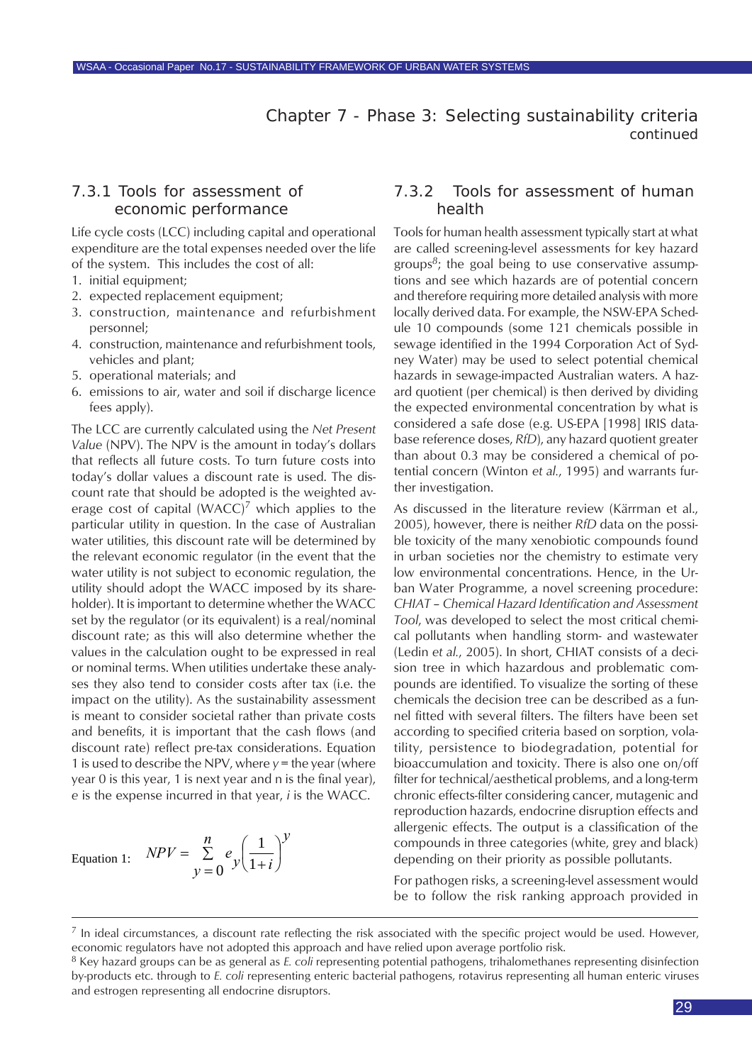## Chapter 7 - Phase 3: Selecting sustainability criteria continued

### 7.3.1 Tools for assessment of economic performance

Life cycle costs (LCC) including capital and operational expenditure are the total expenses needed over the life of the system. This includes the cost of all:

1. initial equipment;
2. expected replacement equipment;
3. construction, maintenance and refurbishment personnel;
4. construction, maintenance and refurbishment tools, vehicles and plant;
5. operational materials; and
6. emissions to air, water and soil if discharge licence fees apply).

The LCC are currently calculated using the *Net Present Value* (NPV). The NPV is the amount in today's dollars that reflects all future costs. To turn future costs into today's dollar values a discount rate is used. The discount rate that should be adopted is the weighted average cost of capital (WACC)[7] which applies to the particular utility in question. In the case of Australian water utilities, this discount rate will be determined by the relevant economic regulator (in the event that the water utility is not subject to economic regulation, the utility should adopt the WACC imposed by its shareholder). It is important to determine whether the WACC set by the regulator (or its equivalent) is a real/nominal discount rate; as this will also determine whether the values in the calculation ought to be expressed in real or nominal terms. When utilities undertake these analyses they also tend to consider costs after tax (i.e. the impact on the utility). As the sustainability assessment is meant to consider societal rather than private costs and benefits, it is important that the cash flows (and discount rate) reflect pre-tax considerations. Equation 1 is used to describe the NPV, where $y$ = the year (where year 0 is this year, 1 is next year and n is the final year), $e$ is the expense incurred in that year, $i$ is the WACC.

Equation 1: $$NPV = \sum_{y=0}^{n} e_y \left(\frac{1}{1+i}\right)^y$$

### 7.3.2 Tools for assessment of human health

Tools for human health assessment typically start at what are called screening-level assessments for key hazard groups[8]; the goal being to use conservative assumptions and see which hazards are of potential concern and therefore requiring more detailed analysis with more locally derived data. For example, the NSW-EPA Schedule 10 compounds (some 121 chemicals possible in sewage identified in the 1994 Corporation Act of Sydney Water) may be used to select potential chemical hazards in sewage-impacted Australian waters. A hazard quotient (per chemical) is then derived by dividing the expected environmental concentration by what is considered a safe dose (e.g. US-EPA [1998] IRIS database reference doses, *RfD*), any hazard quotient greater than about 0.3 may be considered a chemical of potential concern (Winton *et al.*, 1995) and warrants further investigation.

As discussed in the literature review (Kärrman et al., 2005), however, there is neither *RfD* data on the possible toxicity of the many xenobiotic compounds found in urban societies nor the chemistry to estimate very low environmental concentrations. Hence, in the Urban Water Programme, a novel screening procedure: *CHIAT – Chemical Hazard Identification and Assessment Tool*, was developed to select the most critical chemical pollutants when handling storm- and wastewater (Ledin *et al.*, 2005). In short, CHIAT consists of a decision tree in which hazardous and problematic compounds are identified. To visualize the sorting of these chemicals the decision tree can be described as a funnel fitted with several filters. The filters have been set according to specified criteria based on sorption, volatility, persistence to biodegradation, potential for bioaccumulation and toxicity. There is also one on/off filter for technical/aesthetical problems, and a long-term chronic effects-filter considering cancer, mutagenic and reproduction hazards, endocrine disruption effects and allergenic effects. The output is a classification of the compounds in three categories (white, grey and black) depending on their priority as possible pollutants.

For pathogen risks, a screening-level assessment would be to follow the risk ranking approach provided in

---

[7] In ideal circumstances, a discount rate reflecting the risk associated with the specific project would be used. However, economic regulators have not adopted this approach and have relied upon average portfolio risk.

[8] Key hazard groups can be as general as *E. coli* representing potential pathogens, trihalomethanes representing disinfection by-products etc. through to *E. coli* representing enteric bacterial pathogens, rotavirus representing all human enteric viruses and estrogen representing all endocrine disruptors.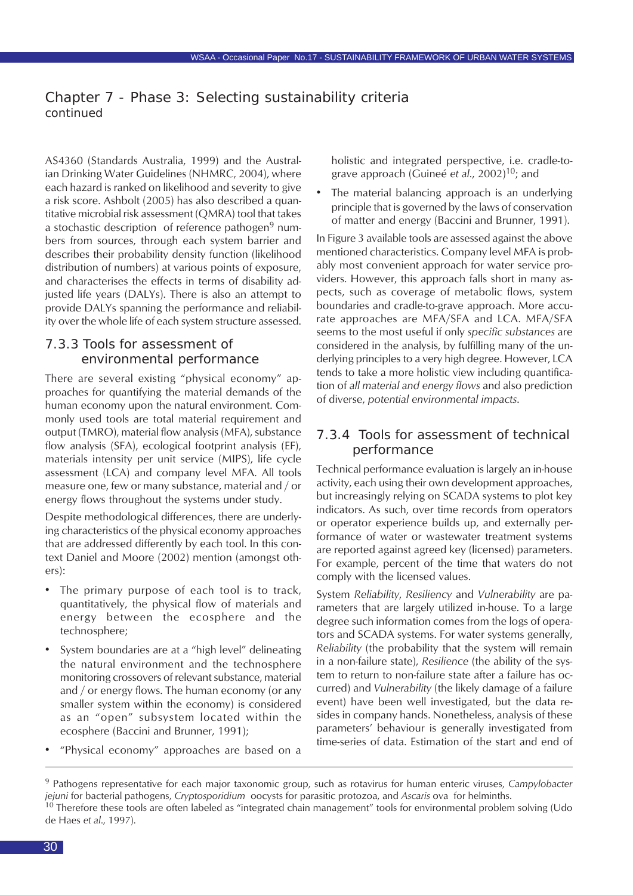## Chapter 7 - Phase 3: Selecting sustainability criteria continued

AS4360 (Standards Australia, 1999) and the Australian Drinking Water Guidelines (NHMRC, 2004), where each hazard is ranked on likelihood and severity to give a risk score. Ashbolt (2005) has also described a quantitative microbial risk assessment (QMRA) tool that takes a stochastic description of reference pathogen[9] numbers from sources, through each system barrier and describes their probability density function (likelihood distribution of numbers) at various points of exposure, and characterises the effects in terms of disability adjusted life years (DALYs). There is also an attempt to provide DALYs spanning the performance and reliability over the whole life of each system structure assessed.

### 7.3.3 Tools for assessment of environmental performance

There are several existing "physical economy" approaches for quantifying the material demands of the human economy upon the natural environment. Commonly used tools are total material requirement and output (TMRO), material flow analysis (MFA), substance flow analysis (SFA), ecological footprint analysis (EF), materials intensity per unit service (MIPS), life cycle assessment (LCA) and company level MFA. All tools measure one, few or many substance, material and / or energy flows throughout the systems under study.

Despite methodological differences, there are underlying characteristics of the physical economy approaches that are addressed differently by each tool. In this context Daniel and Moore (2002) mention (amongst others):

- The primary purpose of each tool is to track, quantitatively, the physical flow of materials and energy between the ecosphere and the technosphere;
- System boundaries are at a "high level" delineating the natural environment and the technosphere monitoring crossovers of relevant substance, material and / or energy flows. The human economy (or any smaller system within the economy) is considered as an "open" subsystem located within the ecosphere (Baccini and Brunner, 1991);
- "Physical economy" approaches are based on a holistic and integrated perspective, i.e. cradle-to-grave approach (Guineé *et al.*, 2002)[10]; and
- The material balancing approach is an underlying principle that is governed by the laws of conservation of matter and energy (Baccini and Brunner, 1991).

In Figure 3 available tools are assessed against the above mentioned characteristics. Company level MFA is probably most convenient approach for water service providers. However, this approach falls short in many aspects, such as coverage of metabolic flows, system boundaries and cradle-to-grave approach. More accurate approaches are MFA/SFA and LCA. MFA/SFA seems to the most useful if only *specific substances* are considered in the analysis, by fulfilling many of the underlying principles to a very high degree. However, LCA tends to take a more holistic view including quantification of *all material and energy flows* and also prediction of diverse, *potential environmental impacts*.

### 7.3.4 Tools for assessment of technical performance

Technical performance evaluation is largely an in-house activity, each using their own development approaches, but increasingly relying on SCADA systems to plot key indicators. As such, over time records from operators or operator experience builds up, and externally performance of water or wastewater treatment systems are reported against agreed key (licensed) parameters. For example, percent of the time that waters do not comply with the licensed values.

System *Reliability*, *Resiliency* and *Vulnerability* are parameters that are largely utilized in-house. To a large degree such information comes from the logs of operators and SCADA systems. For water systems generally, *Reliability* (the probability that the system will remain in a non-failure state), *Resilience* (the ability of the system to return to non-failure state after a failure has occurred) and *Vulnerability* (the likely damage of a failure event) have been well investigated, but the data resides in company hands. Nonetheless, analysis of these parameters' behaviour is generally investigated from time-series of data. Estimation of the start and end of

---

[9] Pathogens representative for each major taxonomic group, such as rotavirus for human enteric viruses, *Campylobacter jejuni* for bacterial pathogens, *Cryptosporidium* oocysts for parasitic protozoa, and *Ascaris* ova for helminths.

[10] Therefore these tools are often labeled as "integrated chain management" tools for environmental problem solving (Udo de Haes *et al.*, 1997).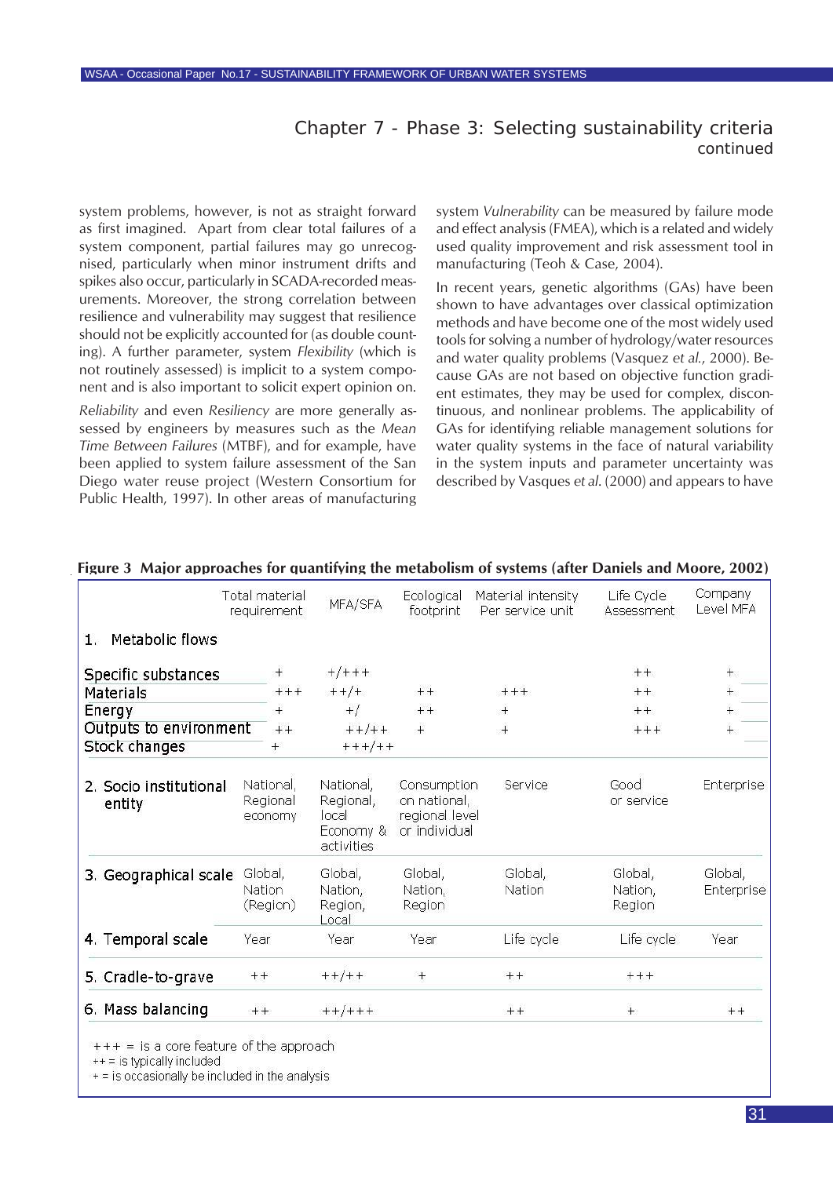## Chapter 7 - Phase 3: Selecting sustainability criteria continued

system problems, however, is not as straight forward as first imagined. Apart from clear total failures of a system component, partial failures may go unrecognised, particularly when minor instrument drifts and spikes also occur, particularly in SCADA-recorded measurements. Moreover, the strong correlation between resilience and vulnerability may suggest that resilience should not be explicitly accounted for (as double counting). A further parameter, system *Flexibility* (which is not routinely assessed) is implicit to a system component and is also important to solicit expert opinion on.

*Reliability* and even *Resiliency* are more generally assessed by engineers by measures such as the *Mean Time Between Failures* (MTBF), and for example, have been applied to system failure assessment of the San Diego water reuse project (Western Consortium for Public Health, 1997). In other areas of manufacturing system *Vulnerability* can be measured by failure mode and effect analysis (FMEA), which is a related and widely used quality improvement and risk assessment tool in manufacturing (Teoh & Case, 2004).

In recent years, genetic algorithms (GAs) have been shown to have advantages over classical optimization methods and have become one of the most widely used tools for solving a number of hydrology/water resources and water quality problems (Vasquez *et al.*, 2000). Because GAs are not based on objective function gradient estimates, they may be used for complex, discontinuous, and nonlinear problems. The applicability of GAs for identifying reliable management solutions for water quality systems in the face of natural variability in the system inputs and parameter uncertainty was described by Vasques *et al.* (2000) and appears to have

**Figure 3 Major approaches for quantifying the metabolism of systems (after Daniels and Moore, 2002)**

| | Total material requirement | MFA/SFA | Ecological footprint | Material intensity Per service unit | Life Cycle Assessment | Company Level MFA |
|---|---|---|---|---|---|---|
| 1. Metabolic flows | | | | | | |
| Specific substances | + | +/+++ | | | ++ | + |
| Materials | +++ | ++/+ | ++ | +++ | ++ | + |
| Energy | + | +/ | ++ | + | ++ | + |
| Outputs to environment | ++ | ++/++ | + | + | +++ | + |
| Stock changes | + | +++/++ | | | | |
| 2. Socio institutional entity | National, Regional economy | National, Regional, local Economy & activities | Consumption on national, regional level or individual | Service | Good or service | Enterprise |
| 3. Geographical scale | Global, Nation (Region) | Global, Nation, Region, Local | Global, Nation, Region | Global, Nation | Global, Nation, Region | Global, Enterprise |
| 4. Temporal scale | Year | Year | Year | Life cycle | Life cycle | Year |
| 5. Cradle-to-grave | ++ | ++/++ | + | ++ | +++ | |
| 6. Mass balancing | ++ | ++/+++ | | ++ | + | ++ |

+++ = is a core feature of the approach
++ = is typically included
+ = is occasionally be included in the analysis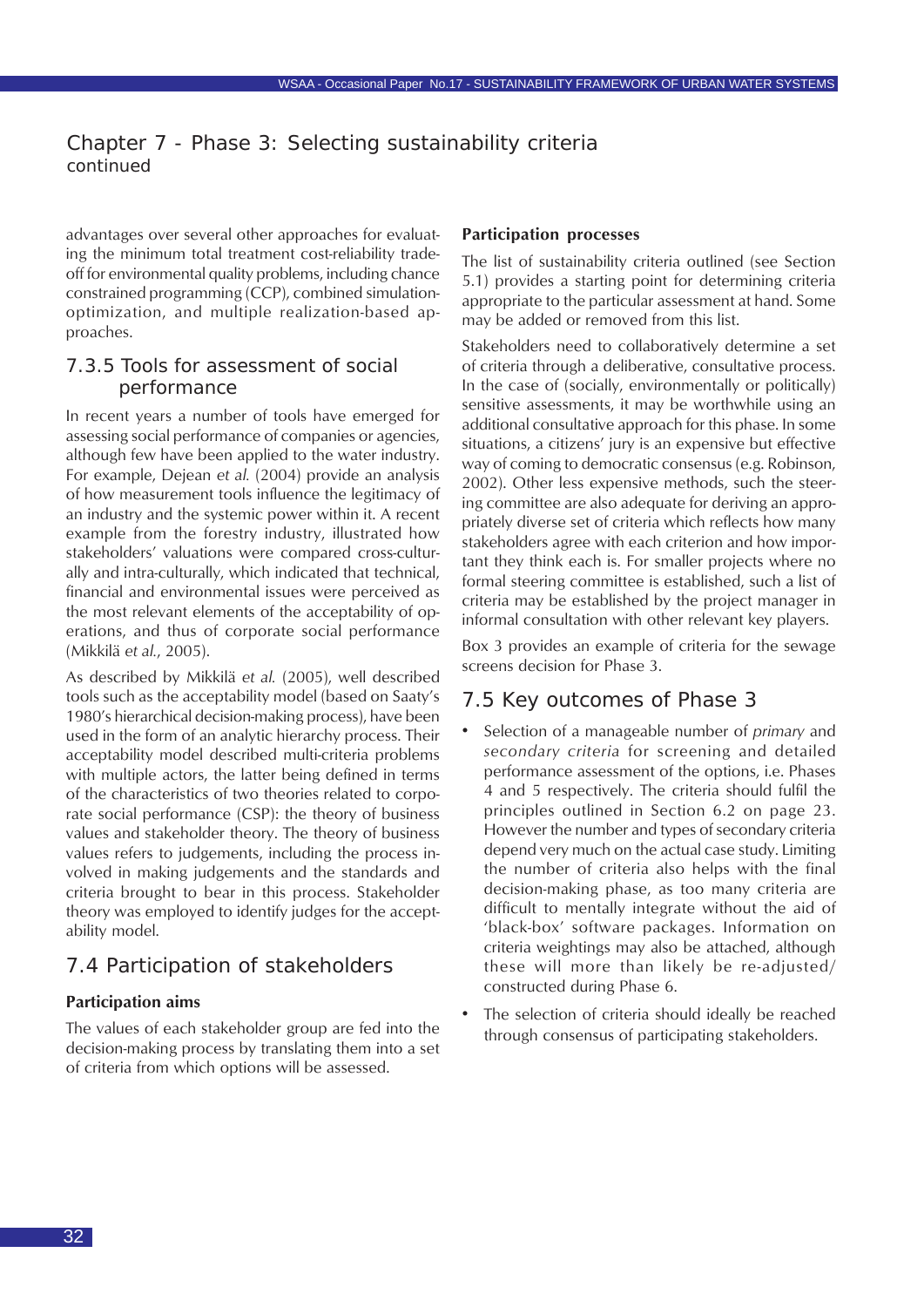## Chapter 7 - Phase 3: Selecting sustainability criteria continued

advantages over several other approaches for evaluating the minimum total treatment cost-reliability tradeoff for environmental quality problems, including chance constrained programming (CCP), combined simulation-optimization, and multiple realization-based approaches.

### 7.3.5 Tools for assessment of social performance

In recent years a number of tools have emerged for assessing social performance of companies or agencies, although few have been applied to the water industry. For example, Dejean *et al.* (2004) provide an analysis of how measurement tools influence the legitimacy of an industry and the systemic power within it. A recent example from the forestry industry, illustrated how stakeholders' valuations were compared cross-culturally and intra-culturally, which indicated that technical, financial and environmental issues were perceived as the most relevant elements of the acceptability of operations, and thus of corporate social performance (Mikkilä *et al.*, 2005).

As described by Mikkilä *et al.* (2005), well described tools such as the acceptability model (based on Saaty's 1980's hierarchical decision-making process), have been used in the form of an analytic hierarchy process. Their acceptability model described multi-criteria problems with multiple actors, the latter being defined in terms of the characteristics of two theories related to corporate social performance (CSP): the theory of business values and stakeholder theory. The theory of business values refers to judgements, including the process involved in making judgements and the standards and criteria brought to bear in this process. Stakeholder theory was employed to identify judges for the acceptability model.

## 7.4 Participation of stakeholders

**Participation aims**

The values of each stakeholder group are fed into the decision-making process by translating them into a set of criteria from which options will be assessed.

**Participation processes**

The list of sustainability criteria outlined (see Section 5.1) provides a starting point for determining criteria appropriate to the particular assessment at hand. Some may be added or removed from this list.

Stakeholders need to collaboratively determine a set of criteria through a deliberative, consultative process. In the case of (socially, environmentally or politically) sensitive assessments, it may be worthwhile using an additional consultative approach for this phase. In some situations, a citizens' jury is an expensive but effective way of coming to democratic consensus (e.g. Robinson, 2002). Other less expensive methods, such the steering committee are also adequate for deriving an appropriately diverse set of criteria which reflects how many stakeholders agree with each criterion and how important they think each is. For smaller projects where no formal steering committee is established, such a list of criteria may be established by the project manager in informal consultation with other relevant key players.

Box 3 provides an example of criteria for the sewage screens decision for Phase 3.

## 7.5 Key outcomes of Phase 3

- Selection of a manageable number of *primary* and *secondary criteria* for screening and detailed performance assessment of the options, i.e. Phases 4 and 5 respectively. The criteria should fulfil the principles outlined in Section 6.2 on page 23. However the number and types of secondary criteria depend very much on the actual case study. Limiting the number of criteria also helps with the final decision-making phase, as too many criteria are difficult to mentally integrate without the aid of 'black-box' software packages. Information on criteria weightings may also be attached, although these will more than likely be re-adjusted/constructed during Phase 6.
- The selection of criteria should ideally be reached through consensus of participating stakeholders.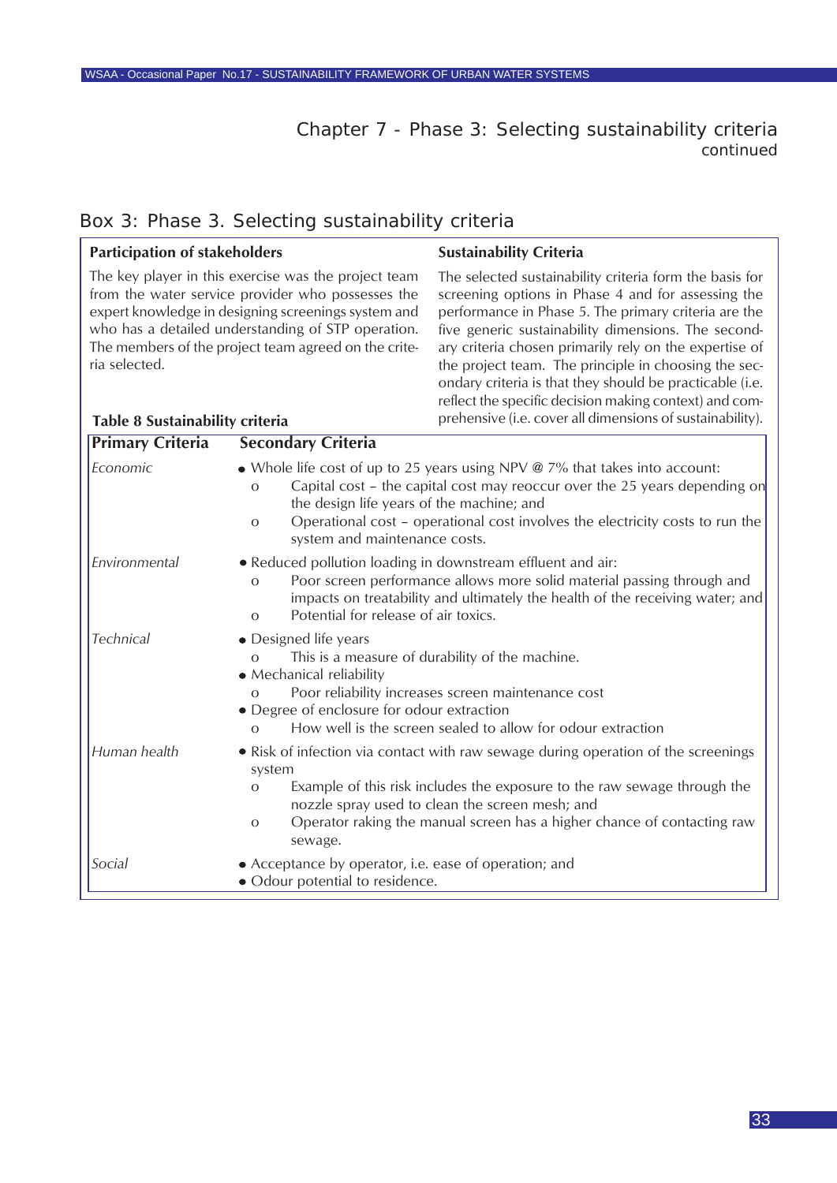## Chapter 7 - Phase 3: Selecting sustainability criteria continued

### Box 3: Phase 3. Selecting sustainability criteria

**Participation of stakeholders**

The key player in this exercise was the project team from the water service provider who possesses the expert knowledge in designing screenings system and who has a detailed understanding of STP operation. The members of the project team agreed on the criteria selected.

**Sustainability Criteria**

The selected sustainability criteria form the basis for screening options in Phase 4 and for assessing the performance in Phase 5. The primary criteria are the five generic sustainability dimensions. The secondary criteria chosen primarily rely on the expertise of the project team. The principle in choosing the secondary criteria is that they should be practicable (i.e. reflect the specific decision making context) and comprehensive (i.e. cover all dimensions of sustainability).

**Table 8 Sustainability criteria**

| Primary Criteria | Secondary Criteria |
|---|---|
| *Economic* | • Whole life cost of up to 25 years using NPV @ 7% that takes into account:<br>o Capital cost – the capital cost may reoccur over the 25 years depending on the design life years of the machine; and<br>o Operational cost – operational cost involves the electricity costs to run the system and maintenance costs. |
| *Environmental* | • Reduced pollution loading in downstream effluent and air:<br>o Poor screen performance allows more solid material passing through and impacts on treatability and ultimately the health of the receiving water; and<br>o Potential for release of air toxics. |
| *Technical* | • Designed life years<br>o This is a measure of durability of the machine.<br>• Mechanical reliability<br>o Poor reliability increases screen maintenance cost<br>• Degree of enclosure for odour extraction<br>o How well is the screen sealed to allow for odour extraction |
| *Human health* | • Risk of infection via contact with raw sewage during operation of the screenings system<br>o Example of this risk includes the exposure to the raw sewage through the nozzle spray used to clean the screen mesh; and<br>o Operator raking the manual screen has a higher chance of contacting raw sewage. |
| *Social* | • Acceptance by operator, i.e. ease of operation; and<br>• Odour potential to residence. |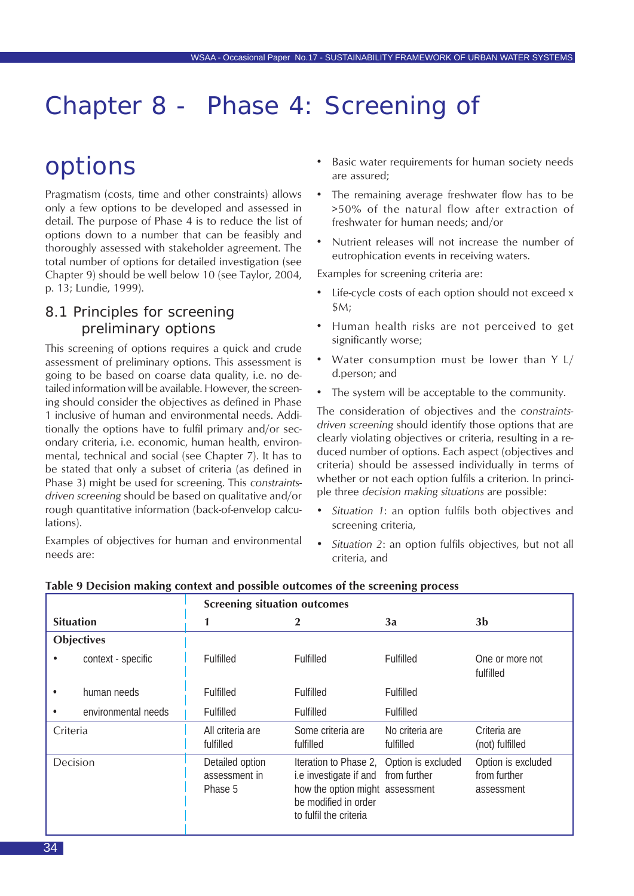# Chapter 8 - Phase 4: Screening of options

Pragmatism (costs, time and other constraints) allows only a few options to be developed and assessed in detail. The purpose of Phase 4 is to reduce the list of options down to a number that can be feasibly and thoroughly assessed with stakeholder agreement. The total number of options for detailed investigation (see Chapter 9) should be well below 10 (see Taylor, 2004, p. 13; Lundie, 1999).

## 8.1 Principles for screening preliminary options

This screening of options requires a quick and crude assessment of preliminary options. This assessment is going to be based on coarse data quality, i.e. no detailed information will be available. However, the screening should consider the objectives as defined in Phase 1 inclusive of human and environmental needs. Additionally the options have to fulfil primary and/or secondary criteria, i.e. economic, human health, environmental, technical and social (see Chapter 7). It has to be stated that only a subset of criteria (as defined in Phase 3) might be used for screening. This *constraints-driven screening* should be based on qualitative and/or rough quantitative information (back-of-envelop calculations).

Examples of objectives for human and environmental needs are:

- Basic water requirements for human society needs are assured;
- The remaining average freshwater flow has to be >50% of the natural flow after extraction of freshwater for human needs; and/or
- Nutrient releases will not increase the number of eutrophication events in receiving waters.

Examples for screening criteria are:

- Life-cycle costs of each option should not exceed x $M;
- Human health risks are not perceived to get significantly worse;
- Water consumption must be lower than Y L/d.person; and
- The system will be acceptable to the community.

The consideration of objectives and the *constraints-driven screening* should identify those options that are clearly violating objectives or criteria, resulting in a reduced number of options. Each aspect (objectives and criteria) should be assessed individually in terms of whether or not each option fulfils a criterion. In principle three *decision making situations* are possible:

- *Situation 1*: an option fulfils both objectives and screening criteria,
- *Situation 2*: an option fulfils objectives, but not all criteria, and

**Table 9 Decision making context and possible outcomes of the screening process**

| Situation | Screening situation outcomes 1 | 2 | 3a | 3b |
|---|---|---|---|---|
| **Objectives** | | | | |
| • context - specific | Fulfilled | Fulfilled | Fulfilled | One or more not fulfilled |
| • human needs | Fulfilled | Fulfilled | Fulfilled | |
| • environmental needs | Fulfilled | Fulfilled | Fulfilled | |
| Criteria | All criteria are fulfilled | Some criteria are fulfilled | No criteria are fulfilled | Criteria are (not) fulfilled |
| Decision | Detailed option assessment in Phase 5 | Iteration to Phase 2, i.e investigate if and how the option might be modified in order to fulfil the criteria | Option is excluded from further assessment | Option is excluded from further assessment |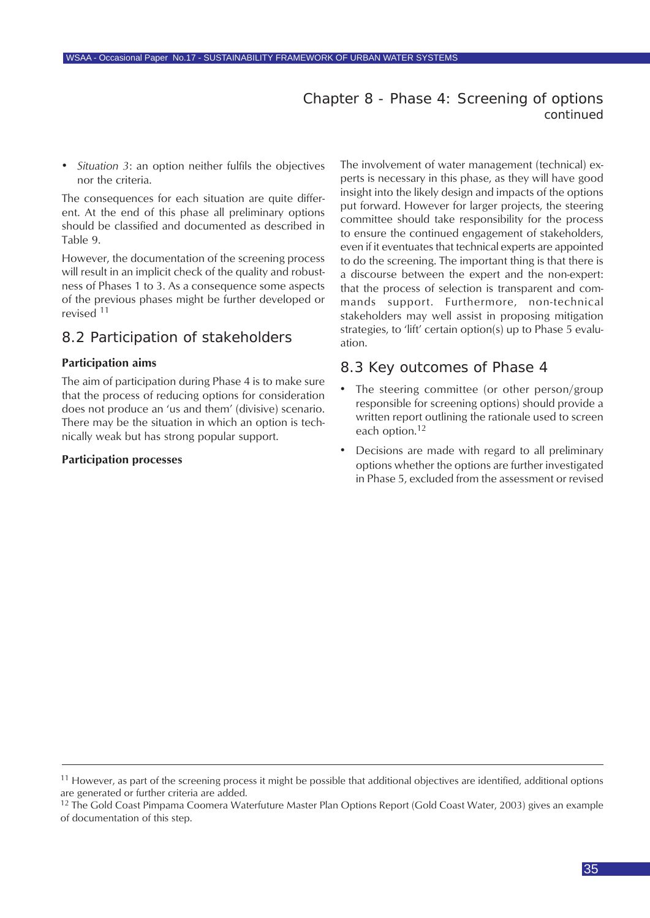- *Situation 3*: an option neither fulfils the objectives nor the criteria.

The consequences for each situation are quite different. At the end of this phase all preliminary options should be classified and documented as described in Table 9.

However, the documentation of the screening process will result in an implicit check of the quality and robustness of Phases 1 to 3. As a consequence some aspects of the previous phases might be further developed or revised [11]

## 8.2 Participation of stakeholders

**Participation aims**

The aim of participation during Phase 4 is to make sure that the process of reducing options for consideration does not produce an 'us and them' (divisive) scenario. There may be the situation in which an option is technically weak but has strong popular support.

**Participation processes**

The involvement of water management (technical) experts is necessary in this phase, as they will have good insight into the likely design and impacts of the options put forward. However for larger projects, the steering committee should take responsibility for the process to ensure the continued engagement of stakeholders, even if it eventuates that technical experts are appointed to do the screening. The important thing is that there is a discourse between the expert and the non-expert: that the process of selection is transparent and commands support. Furthermore, non-technical stakeholders may well assist in proposing mitigation strategies, to 'lift' certain option(s) up to Phase 5 evaluation.

## 8.3 Key outcomes of Phase 4

- The steering committee (or other person/group responsible for screening options) should provide a written report outlining the rationale used to screen each option.[12]
- Decisions are made with regard to all preliminary options whether the options are further investigated in Phase 5, excluded from the assessment or revised

---

[11] However, as part of the screening process it might be possible that additional objectives are identified, additional options are generated or further criteria are added.

[12] The Gold Coast Pimpama Coomera Waterfuture Master Plan Options Report (Gold Coast Water, 2003) gives an example of documentation of this step.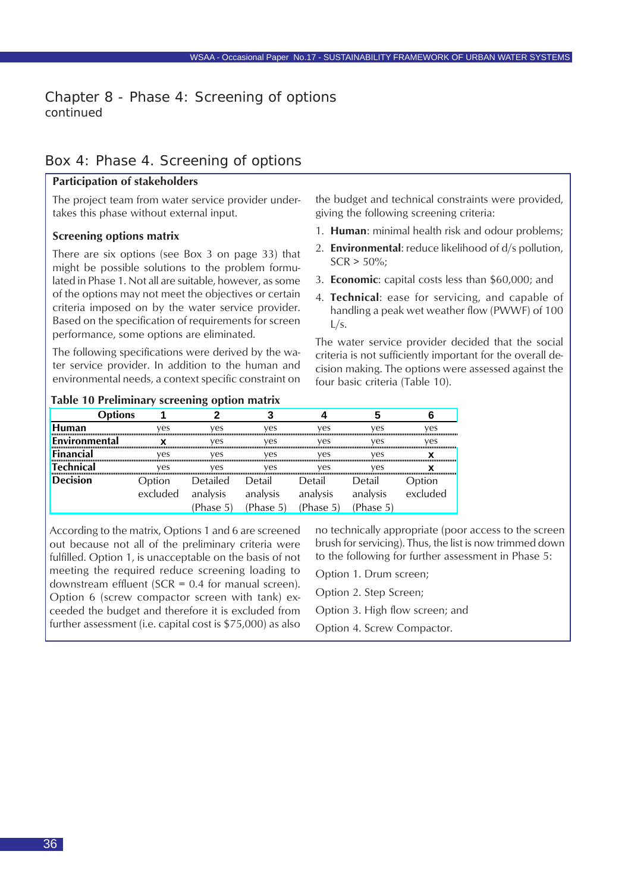# Chapter 8 - Phase 4: Screening of options
continued

## Box 4: Phase 4. Screening of options

**Participation of stakeholders**

The project team from water service provider undertakes this phase without external input.

**Screening options matrix**

There are six options (see Box 3 on page 33) that might be possible solutions to the problem formulated in Phase 1. Not all are suitable, however, as some of the options may not meet the objectives or certain criteria imposed on by the water service provider. Based on the specification of requirements for screen performance, some options are eliminated.

The following specifications were derived by the water service provider. In addition to the human and environmental needs, a context specific constraint on the budget and technical constraints were provided, giving the following screening criteria:

1. **Human**: minimal health risk and odour problems;
2. **Environmental**: reduce likelihood of d/s pollution, SCR > 50%;
3. **Economic**: capital costs less than $60,000; and
4. **Technical**: ease for servicing, and capable of handling a peak wet weather flow (PWWF) of 100 L/s.

The water service provider decided that the social criteria is not sufficiently important for the overall decision making. The options were assessed against the four basic criteria (Table 10).

**Table 10 Preliminary screening option matrix**

| Options | 1 | 2 | 3 | 4 | 5 | 6 |
|---|---|---|---|---|---|---|
| **Human** | yes | yes | yes | yes | yes | yes |
| **Environmental** | x | yes | yes | yes | yes | yes |
| **Financial** | yes | yes | yes | yes | yes | x |
| **Technical** | yes | yes | yes | yes | yes | x |
| **Decision** | Option excluded | Detailed analysis (Phase 5) | Detail analysis (Phase 5) | Detail analysis (Phase 5) | Detail analysis (Phase 5) | Option excluded |

According to the matrix, Options 1 and 6 are screened out because not all of the preliminary criteria were fulfilled. Option 1, is unacceptable on the basis of not meeting the required reduce screening loading to downstream effluent (SCR = 0.4 for manual screen). Option 6 (screw compactor screen with tank) exceeded the budget and therefore it is excluded from further assessment (i.e. capital cost is $75,000) as also no technically appropriate (poor access to the screen brush for servicing). Thus, the list is now trimmed down to the following for further assessment in Phase 5:

Option 1. Drum screen;

Option 2. Step Screen;

Option 3. High flow screen; and

Option 4. Screw Compactor.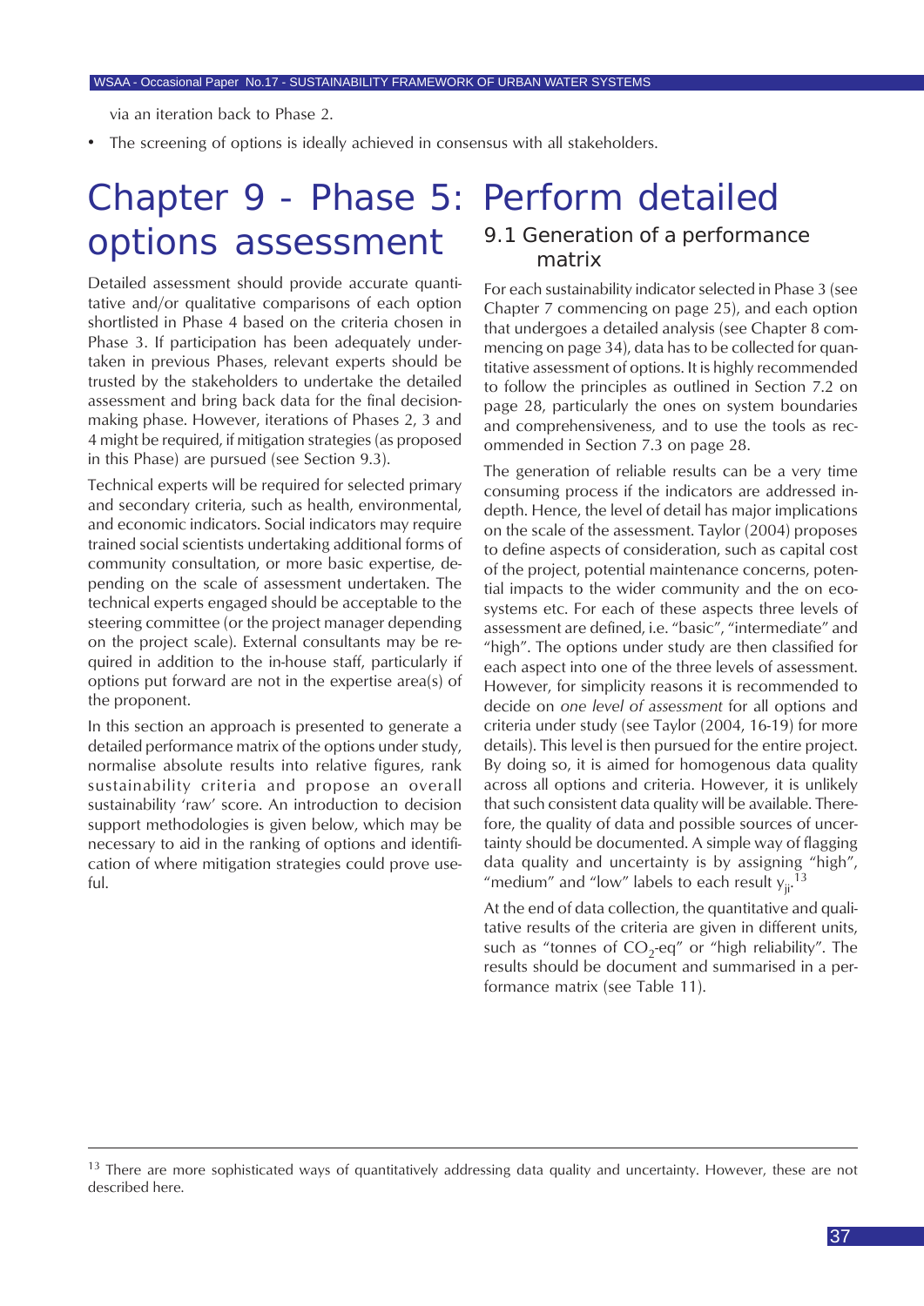via an iteration back to Phase 2.

- The screening of options is ideally achieved in consensus with all stakeholders.

# Chapter 9 - Phase 5: Perform detailed options assessment

Detailed assessment should provide accurate quantitative and/or qualitative comparisons of each option shortlisted in Phase 4 based on the criteria chosen in Phase 3. If participation has been adequately undertaken in previous Phases, relevant experts should be trusted by the stakeholders to undertake the detailed assessment and bring back data for the final decision-making phase. However, iterations of Phases 2, 3 and 4 might be required, if mitigation strategies (as proposed in this Phase) are pursued (see Section 9.3).

Technical experts will be required for selected primary and secondary criteria, such as health, environmental, and economic indicators. Social indicators may require trained social scientists undertaking additional forms of community consultation, or more basic expertise, depending on the scale of assessment undertaken. The technical experts engaged should be acceptable to the steering committee (or the project manager depending on the project scale). External consultants may be required in addition to the in-house staff, particularly if options put forward are not in the expertise area(s) of the proponent.

In this section an approach is presented to generate a detailed performance matrix of the options under study, normalise absolute results into relative figures, rank sustainability criteria and propose an overall sustainability 'raw' score. An introduction to decision support methodologies is given below, which may be necessary to aid in the ranking of options and identification of where mitigation strategies could prove useful.

## 9.1 Generation of a performance matrix

For each sustainability indicator selected in Phase 3 (see Chapter 7 commencing on page 25), and each option that undergoes a detailed analysis (see Chapter 8 commencing on page 34), data has to be collected for quantitative assessment of options. It is highly recommended to follow the principles as outlined in Section 7.2 on page 28, particularly the ones on system boundaries and comprehensiveness, and to use the tools as recommended in Section 7.3 on page 28.

The generation of reliable results can be a very time consuming process if the indicators are addressed in-depth. Hence, the level of detail has major implications on the scale of the assessment. Taylor (2004) proposes to define aspects of consideration, such as capital cost of the project, potential maintenance concerns, potential impacts to the wider community and the on ecosystems etc. For each of these aspects three levels of assessment are defined, i.e. "basic", "intermediate" and "high". The options under study are then classified for each aspect into one of the three levels of assessment. However, for simplicity reasons it is recommended to decide on *one level of assessment* for all options and criteria under study (see Taylor (2004, 16-19) for more details). This level is then pursued for the entire project. By doing so, it is aimed for homogenous data quality across all options and criteria. However, it is unlikely that such consistent data quality will be available. Therefore, the quality of data and possible sources of uncertainty should be documented. A simple way of flagging data quality and uncertainty is by assigning "high", "medium" and "low" labels to each result $y_{ji}$.[13]

At the end of data collection, the quantitative and qualitative results of the criteria are given in different units, such as "tonnes of $CO_2$-eq" or "high reliability". The results should be document and summarised in a performance matrix (see Table 11).

---

[13] There are more sophisticated ways of quantitatively addressing data quality and uncertainty. However, these are not described here.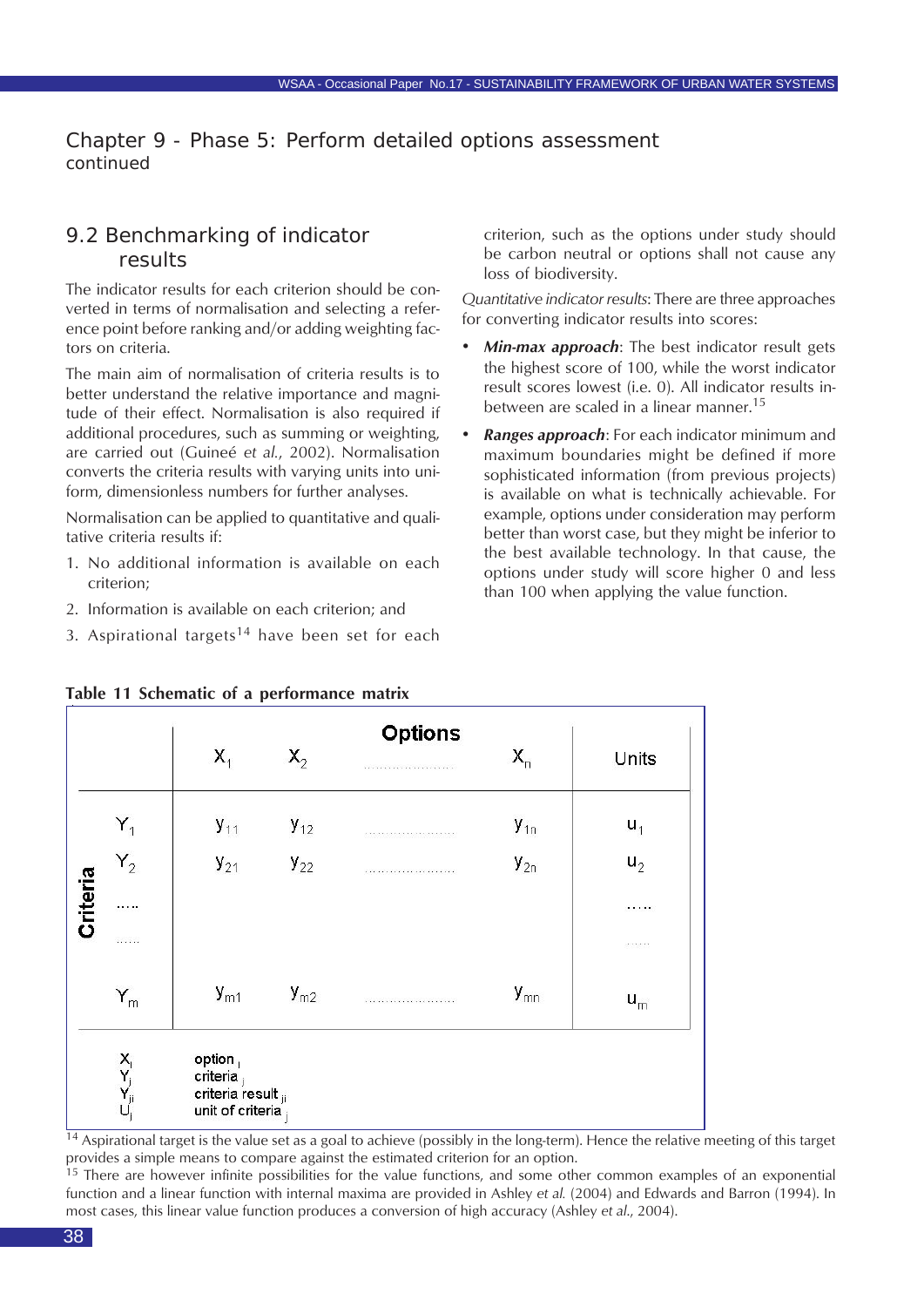# Chapter 9 - Phase 5: Perform detailed options assessment continued

## 9.2 Benchmarking of indicator results

The indicator results for each criterion should be converted in terms of normalisation and selecting a reference point before ranking and/or adding weighting factors on criteria.

The main aim of normalisation of criteria results is to better understand the relative importance and magnitude of their effect. Normalisation is also required if additional procedures, such as summing or weighting, are carried out (Guineé *et al.*, 2002). Normalisation converts the criteria results with varying units into uniform, dimensionless numbers for further analyses.

Normalisation can be applied to quantitative and qualitative criteria results if:

1. No additional information is available on each criterion;
2. Information is available on each criterion; and
3. Aspirational targets[14] have been set for each criterion, such as the options under study should be carbon neutral or options shall not cause any loss of biodiversity.

*Quantitative indicator results*: There are three approaches for converting indicator results into scores:

- ***Min-max approach***: The best indicator result gets the highest score of 100, while the worst indicator result scores lowest (i.e. 0). All indicator results in-between are scaled in a linear manner.[15]
- ***Ranges approach***: For each indicator minimum and maximum boundaries might be defined if more sophisticated information (from previous projects) is available on what is technically achievable. For example, options under consideration may perform better than worst case, but they might be inferior to the best available technology. In that cause, the options under study will score higher 0 and less than 100 when applying the value function.

**Table 11 Schematic of a performance matrix**

| Criteria | | Options | | | | Units |
|---|---|---|---|---|---|---|
| | | $X_1$ | $X_2$ | ...... | $X_n$ | |
| | $Y_1$ | $y_{11}$ | $y_{12}$ | ...... | $y_{1n}$ | $u_1$ |
| | $Y_2$ | $y_{21}$ | $y_{22}$ | ...... | $y_{2n}$ | $u_2$ |
| | .... | | | | | .... |
| | ...... | | | | | ...... |
| | $Y_m$ | $y_{m1}$ | $y_{m2}$ | ...... | $y_{mn}$ | $u_m$ |

$X_i$ option $_i$
$Y_j$ criteria $_j$
$Y_{ji}$ criteria result $_{ji}$
$U_j$ unit of criteria $_j$

[14] Aspirational target is the value set as a goal to achieve (possibly in the long-term). Hence the relative meeting of this target provides a simple means to compare against the estimated criterion for an option.

[15] There are however infinite possibilities for the value functions, and some other common examples of an exponential function and a linear function with internal maxima are provided in Ashley *et al.* (2004) and Edwards and Barron (1994). In most cases, this linear value function produces a conversion of high accuracy (Ashley *et al.*, 2004).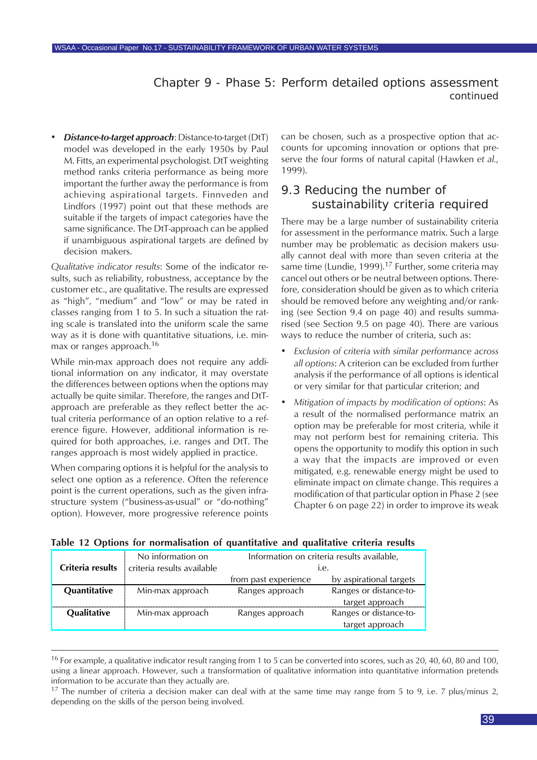## Chapter 9 - Phase 5: Perform detailed options assessment continued

- ***Distance-to-target approach***: Distance-to-target (DtT) model was developed in the early 1950s by Paul M. Fitts, an experimental psychologist. DtT weighting method ranks criteria performance as being more important the further away the performance is from achieving aspirational targets. Finnveden and Lindfors (1997) point out that these methods are suitable if the targets of impact categories have the same significance. The DtT-approach can be applied if unambiguous aspirational targets are defined by decision makers.

*Qualitative indicator results*: Some of the indicator results, such as reliability, robustness, acceptance by the customer etc., are qualitative. The results are expressed as "high", "medium" and "low" or may be rated in classes ranging from 1 to 5. In such a situation the rating scale is translated into the uniform scale the same way as it is done with quantitative situations, i.e. min-max or ranges approach.[16]

While min-max approach does not require any additional information on any indicator, it may overstate the differences between options when the options may actually be quite similar. Therefore, the ranges and DtT-approach are preferable as they reflect better the actual criteria performance of an option relative to a reference figure. However, additional information is required for both approaches, i.e. ranges and DtT. The ranges approach is most widely applied in practice.

When comparing options it is helpful for the analysis to select one option as a reference. Often the reference point is the current operations, such as the given infrastructure system ("business-as-usual" or "do-nothing" option). However, more progressive reference points can be chosen, such as a prospective option that accounts for upcoming innovation or options that preserve the four forms of natural capital (Hawken *et al.*, 1999).

### 9.3 Reducing the number of sustainability criteria required

There may be a large number of sustainability criteria for assessment in the performance matrix. Such a large number may be problematic as decision makers usually cannot deal with more than seven criteria at the same time (Lundie, 1999).[17] Further, some criteria may cancel out others or be neutral between options. Therefore, consideration should be given as to which criteria should be removed before any weighting and/or ranking (see Section 9.4 on page 40) and results summarised (see Section 9.5 on page 40). There are various ways to reduce the number of criteria, such as:

- *Exclusion of criteria with similar performance across all options*: A criterion can be excluded from further analysis if the performance of all options is identical or very similar for that particular criterion; and
- *Mitigation of impacts by modification of options*: As a result of the normalised performance matrix an option may be preferable for most criteria, while it may not perform best for remaining criteria. This opens the opportunity to modify this option in such a way that the impacts are improved or even mitigated, e.g. renewable energy might be used to eliminate impact on climate change. This requires a modification of that particular option in Phase 2 (see Chapter 6 on page 22) in order to improve its weak

**Table 12 Options for normalisation of quantitative and qualitative criteria results**

| Criteria results | No information on criteria results available | Information on criteria results available, i.e. | |
|---|---|---|---|
| | | from past experience | by aspirational targets |
| **Quantitative** | Min-max approach | Ranges approach | Ranges or distance-to-target approach |
| **Qualitative** | Min-max approach | Ranges approach | Ranges or distance-to-target approach |

---

[16] For example, a qualitative indicator result ranging from 1 to 5 can be converted into scores, such as 20, 40, 60, 80 and 100, using a linear approach. However, such a transformation of qualitative information into quantitative information pretends information to be accurate than they actually are.

[17] The number of criteria a decision maker can deal with at the same time may range from 5 to 9, i.e. 7 plus/minus 2, depending on the skills of the person being involved.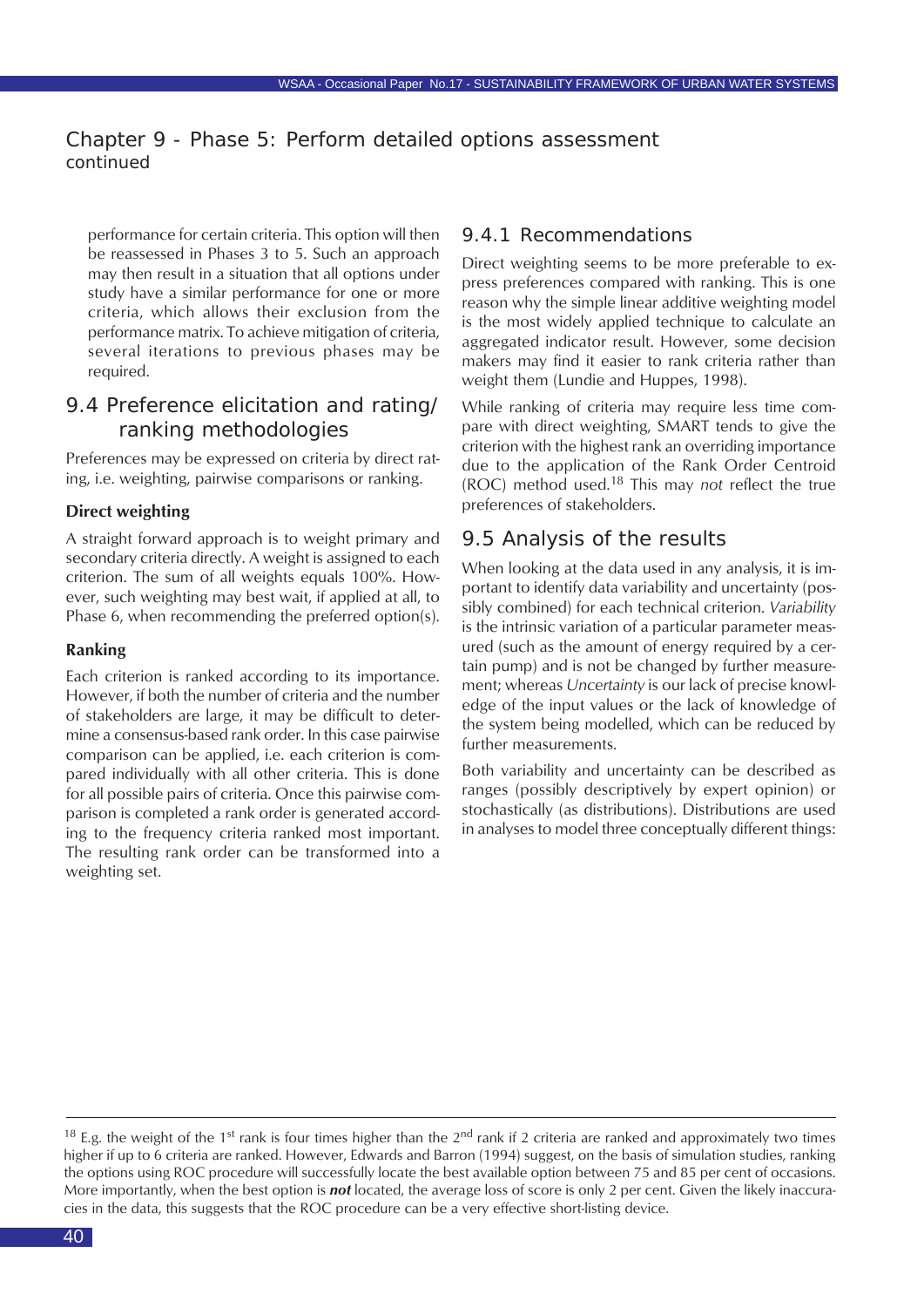## Chapter 9 - Phase 5: Perform detailed options assessment continued

performance for certain criteria. This option will then be reassessed in Phases 3 to 5. Such an approach may then result in a situation that all options under study have a similar performance for one or more criteria, which allows their exclusion from the performance matrix. To achieve mitigation of criteria, several iterations to previous phases may be required.

### 9.4 Preference elicitation and rating/ ranking methodologies

Preferences may be expressed on criteria by direct rating, i.e. weighting, pairwise comparisons or ranking.

**Direct weighting**

A straight forward approach is to weight primary and secondary criteria directly. A weight is assigned to each criterion. The sum of all weights equals 100%. However, such weighting may best wait, if applied at all, to Phase 6, when recommending the preferred option(s).

**Ranking**

Each criterion is ranked according to its importance. However, if both the number of criteria and the number of stakeholders are large, it may be difficult to determine a consensus-based rank order. In this case pairwise comparison can be applied, i.e. each criterion is compared individually with all other criteria. This is done for all possible pairs of criteria. Once this pairwise comparison is completed a rank order is generated according to the frequency criteria ranked most important. The resulting rank order can be transformed into a weighting set.

#### 9.4.1 Recommendations

Direct weighting seems to be more preferable to express preferences compared with ranking. This is one reason why the simple linear additive weighting model is the most widely applied technique to calculate an aggregated indicator result. However, some decision makers may find it easier to rank criteria rather than weight them (Lundie and Huppes, 1998).

While ranking of criteria may require less time compare with direct weighting, SMART tends to give the criterion with the highest rank an overriding importance due to the application of the Rank Order Centroid (ROC) method used.[18] This may *not* reflect the true preferences of stakeholders.

### 9.5 Analysis of the results

When looking at the data used in any analysis, it is important to identify data variability and uncertainty (possibly combined) for each technical criterion. *Variability* is the intrinsic variation of a particular parameter measured (such as the amount of energy required by a certain pump) and is not be changed by further measurement; whereas *Uncertainty* is our lack of precise knowledge of the input values or the lack of knowledge of the system being modelled, which can be reduced by further measurements.

Both variability and uncertainty can be described as ranges (possibly descriptively by expert opinion) or stochastically (as distributions). Distributions are used in analyses to model three conceptually different things:

---

[18] E.g. the weight of the 1st rank is four times higher than the 2nd rank if 2 criteria are ranked and approximately two times higher if up to 6 criteria are ranked. However, Edwards and Barron (1994) suggest, on the basis of simulation studies, ranking the options using ROC procedure will successfully locate the best available option between 75 and 85 per cent of occasions. More importantly, when the best option is ***not*** located, the average loss of score is only 2 per cent. Given the likely inaccuracies in the data, this suggests that the ROC procedure can be a very effective short-listing device.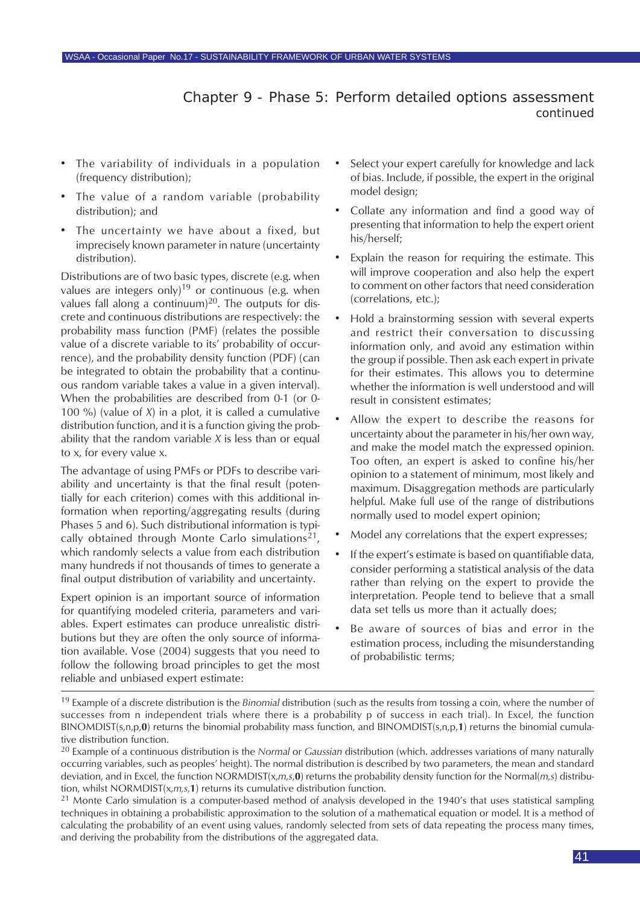## Chapter 9 - Phase 5: Perform detailed options assessment continued

- The variability of individuals in a population (frequency distribution);
- The value of a random variable (probability distribution); and
- The uncertainty we have about a fixed, but imprecisely known parameter in nature (uncertainty distribution).

Distributions are of two basic types, discrete (e.g. when values are integers only)[19] or continuous (e.g. when values fall along a continuum)[20]. The outputs for discrete and continuous distributions are respectively: the probability mass function (PMF) (relates the possible value of a discrete variable to its' probability of occurrence), and the probability density function (PDF) (can be integrated to obtain the probability that a continuous random variable takes a value in a given interval). When the probabilities are described from 0-1 (or 0-100 %) (value of *X*) in a plot, it is called a cumulative distribution function, and it is a function giving the probability that the random variable *X* is less than or equal to x, for every value x.

The advantage of using PMFs or PDFs to describe variability and uncertainty is that the final result (potentially for each criterion) comes with this additional information when reporting/aggregating results (during Phases 5 and 6). Such distributional information is typically obtained through Monte Carlo simulations[21], which randomly selects a value from each distribution many hundreds if not thousands of times to generate a final output distribution of variability and uncertainty.

Expert opinion is an important source of information for quantifying modeled criteria, parameters and variables. Expert estimates can produce unrealistic distributions but they are often the only source of information available. Vose (2004) suggests that you need to follow the following broad principles to get the most reliable and unbiased expert estimate:

- Select your expert carefully for knowledge and lack of bias. Include, if possible, the expert in the original model design;
- Collate any information and find a good way of presenting that information to help the expert orient his/herself;
- Explain the reason for requiring the estimate. This will improve cooperation and also help the expert to comment on other factors that need consideration (correlations, etc.);
- Hold a brainstorming session with several experts and restrict their conversation to discussing information only, and avoid any estimation within the group if possible. Then ask each expert in private for their estimates. This allows you to determine whether the information is well understood and will result in consistent estimates;
- Allow the expert to describe the reasons for uncertainty about the parameter in his/her own way, and make the model match the expressed opinion. Too often, an expert is asked to confine his/her opinion to a statement of minimum, most likely and maximum. Disaggregation methods are particularly helpful. Make full use of the range of distributions normally used to model expert opinion;
- Model any correlations that the expert expresses;
- If the expert's estimate is based on quantifiable data, consider performing a statistical analysis of the data rather than relying on the expert to provide the interpretation. People tend to believe that a small data set tells us more than it actually does;
- Be aware of sources of bias and error in the estimation process, including the misunderstanding of probabilistic terms;

---

[19] Example of a discrete distribution is the *Binomial* distribution (such as the results from tossing a coin, where the number of successes from n independent trials where there is a probability p of success in each trial). In Excel, the function BINOMDIST(s,n,p,**0**) returns the binomial probability mass function, and BINOMDIST(s,n,p,**1**) returns the binomial cumulative distribution function.

[20] Example of a continuous distribution is the *Normal* or *Gaussian* distribution (which. addresses variations of many naturally occurring variables, such as peoples' height). The normal distribution is described by two parameters, the mean and standard deviation, and in Excel, the function NORMDIST(x,*m,s*,**0**) returns the probability density function for the Normal(*m,s*) distribution, whilst NORMDIST(x,*m,s*,**1**) returns its cumulative distribution function.

[21] Monte Carlo simulation is a computer-based method of analysis developed in the 1940's that uses statistical sampling techniques in obtaining a probabilistic approximation to the solution of a mathematical equation or model. It is a method of calculating the probability of an event using values, randomly selected from sets of data repeating the process many times, and deriving the probability from the distributions of the aggregated data.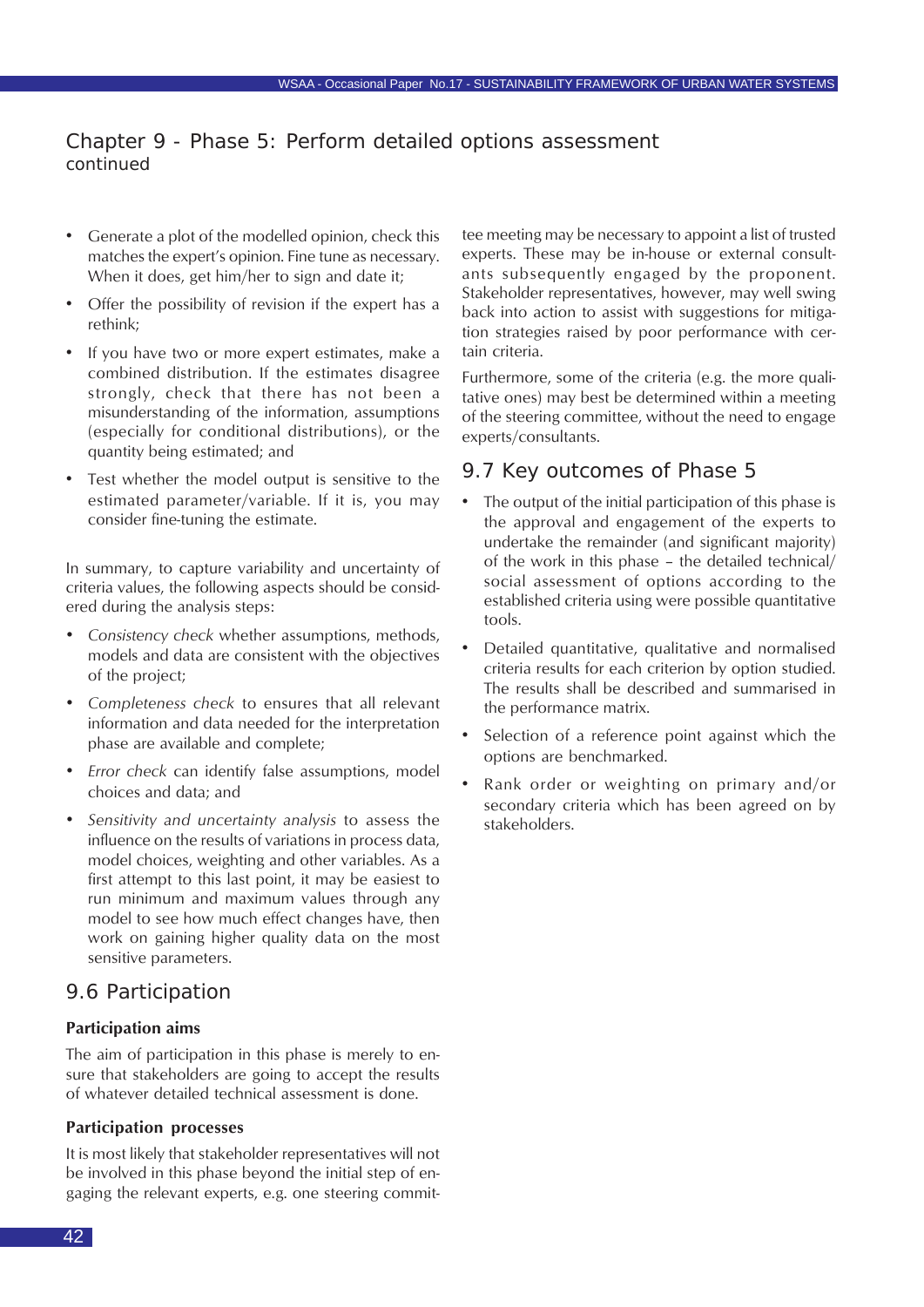## Chapter 9 - Phase 5: Perform detailed options assessment continued

- Generate a plot of the modelled opinion, check this matches the expert's opinion. Fine tune as necessary. When it does, get him/her to sign and date it;
- Offer the possibility of revision if the expert has a rethink;
- If you have two or more expert estimates, make a combined distribution. If the estimates disagree strongly, check that there has not been a misunderstanding of the information, assumptions (especially for conditional distributions), or the quantity being estimated; and
- Test whether the model output is sensitive to the estimated parameter/variable. If it is, you may consider fine-tuning the estimate.

In summary, to capture variability and uncertainty of criteria values, the following aspects should be considered during the analysis steps:

- *Consistency check* whether assumptions, methods, models and data are consistent with the objectives of the project;
- *Completeness check* to ensures that all relevant information and data needed for the interpretation phase are available and complete;
- *Error check* can identify false assumptions, model choices and data; and
- *Sensitivity and uncertainty analysis* to assess the influence on the results of variations in process data, model choices, weighting and other variables. As a first attempt to this last point, it may be easiest to run minimum and maximum values through any model to see how much effect changes have, then work on gaining higher quality data on the most sensitive parameters.

## 9.6 Participation

**Participation aims**

The aim of participation in this phase is merely to ensure that stakeholders are going to accept the results of whatever detailed technical assessment is done.

**Participation processes**

It is most likely that stakeholder representatives will not be involved in this phase beyond the initial step of engaging the relevant experts, e.g. one steering committee meeting may be necessary to appoint a list of trusted experts. These may be in-house or external consultants subsequently engaged by the proponent. Stakeholder representatives, however, may well swing back into action to assist with suggestions for mitigation strategies raised by poor performance with certain criteria.

Furthermore, some of the criteria (e.g. the more qualitative ones) may best be determined within a meeting of the steering committee, without the need to engage experts/consultants.

## 9.7 Key outcomes of Phase 5

- The output of the initial participation of this phase is the approval and engagement of the experts to undertake the remainder (and significant majority) of the work in this phase – the detailed technical/social assessment of options according to the established criteria using were possible quantitative tools.
- Detailed quantitative, qualitative and normalised criteria results for each criterion by option studied. The results shall be described and summarised in the performance matrix.
- Selection of a reference point against which the options are benchmarked.
- Rank order or weighting on primary and/or secondary criteria which has been agreed on by stakeholders.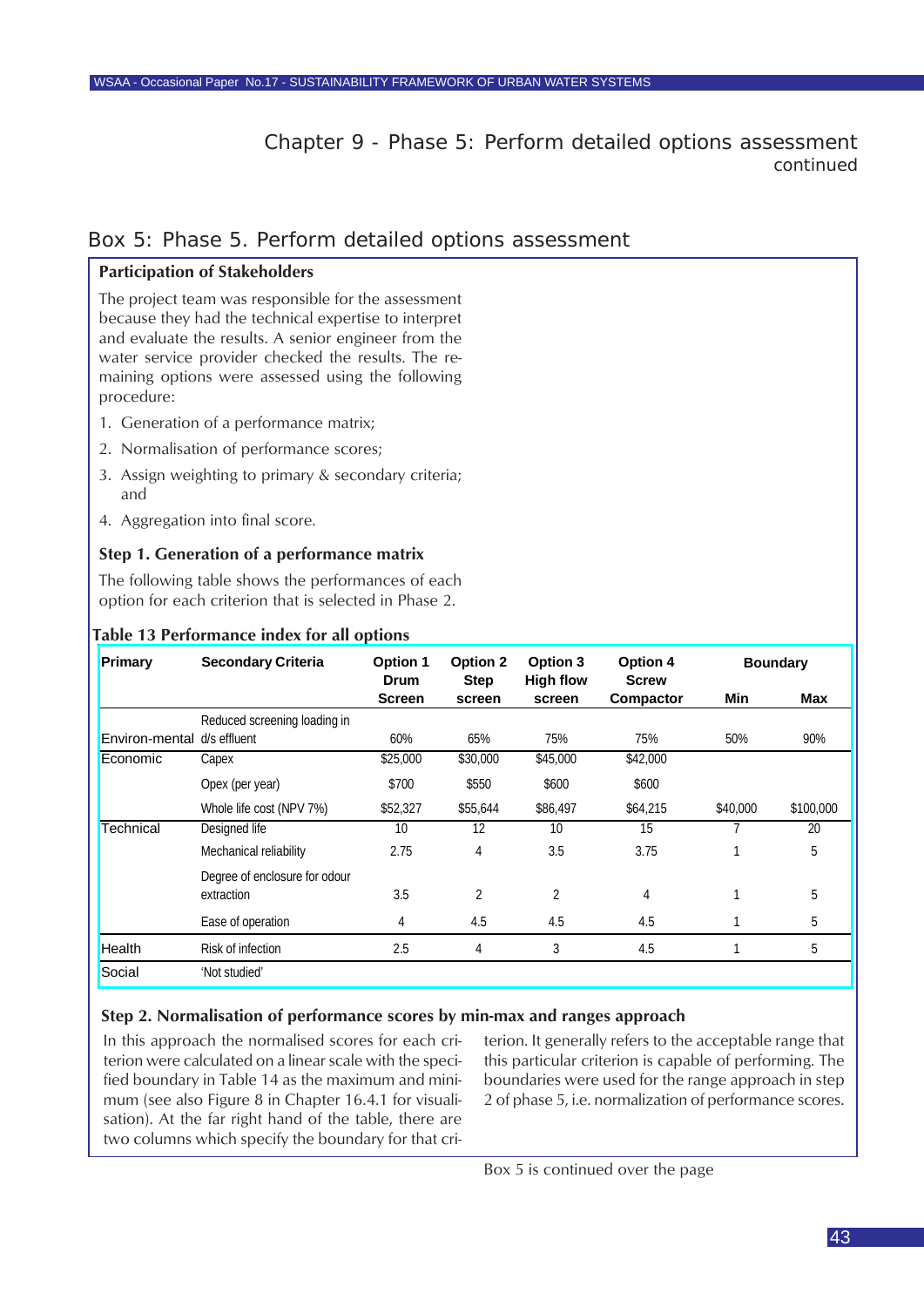# Chapter 9 - Phase 5: Perform detailed options assessment
continued

## Box 5: Phase 5. Perform detailed options assessment

**Participation of Stakeholders**

The project team was responsible for the assessment because they had the technical expertise to interpret and evaluate the results. A senior engineer from the water service provider checked the results. The remaining options were assessed using the following procedure:

1. Generation of a performance matrix;
2. Normalisation of performance scores;
3. Assign weighting to primary & secondary criteria; and
4. Aggregation into final score.

**Step 1. Generation of a performance matrix**

The following table shows the performances of each option for each criterion that is selected in Phase 2.

**Table 13 Performance index for all options**

| Primary | Secondary Criteria | Option 1 Drum Screen | Option 2 Step screen | Option 3 High flow screen | Option 4 Screw Compactor | Boundary | |
|---|---|---|---|---|---|---|---|
| | | | | | | Min | Max |
| Environ-mental | Reduced screening loading in d/s effluent | 60% | 65% | 75% | 75% | 50% | 90% |
| Economic | Capex | $25,000 | $30,000 | $45,000 | $42,000 | | |
| | Opex (per year) | $700 | $550 | $600 | $600 | | |
| | Whole life cost (NPV 7%) | $52,327 | $55,644 | $86,497 | $64,215 | $40,000 | $100,000 |
| Technical | Designed life | 10 | 12 | 10 | 15 | 7 | 20 |
| | Mechanical reliability | 2.75 | 4 | 3.5 | 3.75 | 1 | 5 |
| | Degree of enclosure for odour extraction | 3.5 | 2 | 2 | 4 | 1 | 5 |
| | Ease of operation | 4 | 4.5 | 4.5 | 4.5 | 1 | 5 |
| Health | Risk of infection | 2.5 | 4 | 3 | 4.5 | 1 | 5 |
| Social | 'Not studied' | | | | | | |

**Step 2. Normalisation of performance scores by min-max and ranges approach**

In this approach the normalised scores for each criterion were calculated on a linear scale with the specified boundary in Table 14 as the maximum and minimum (see also Figure 8 in Chapter 16.4.1 for visualisation). At the far right hand of the table, there are two columns which specify the boundary for that criterion. It generally refers to the acceptable range that this particular criterion is capable of performing. The boundaries were used for the range approach in step 2 of phase 5, i.e. normalization of performance scores.

Box 5 is continued over the page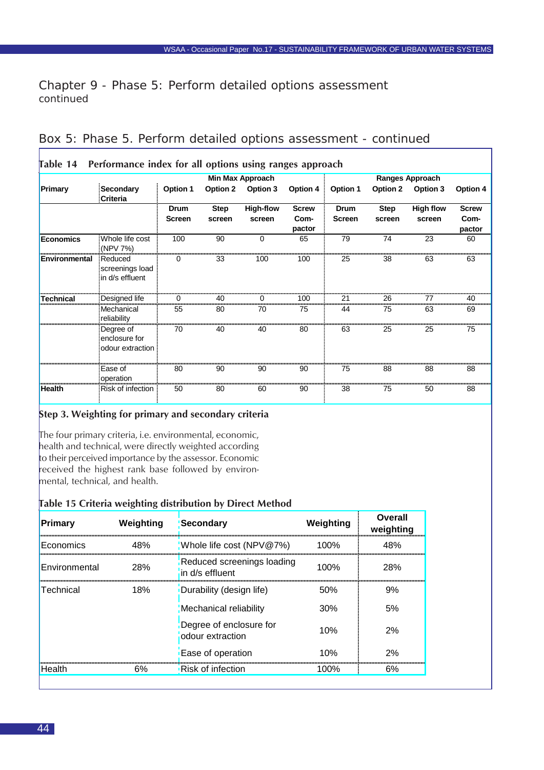# Chapter 9 - Phase 5: Perform detailed options assessment
continued

## Box 5: Phase 5. Perform detailed options assessment - continued

**Table 14 Performance index for all options using ranges approach**

| Primary | Secondary Criteria | Min Max Approach | | | | Ranges Approach | | | |
|---|---|---|---|---|---|---|---|---|---|
| | | Option 1 | Option 2 | Option 3 | Option 4 | Option 1 | Option 2 | Option 3 | Option 4 |
| | | Drum Screen | Step screen | High-flow screen | Screw Com-pactor | Drum Screen | Step screen | High flow screen | Screw Com-pactor |
| Economics | Whole life cost (NPV 7%) | 100 | 90 | 0 | 65 | 79 | 74 | 23 | 60 |
| Environmental | Reduced screenings load in d/s effluent | 0 | 33 | 100 | 100 | 25 | 38 | 63 | 63 |
| Technical | Designed life | 0 | 40 | 0 | 100 | 21 | 26 | 77 | 40 |
| | Mechanical reliability | 55 | 80 | 70 | 75 | 44 | 75 | 63 | 69 |
| | Degree of enclosure for odour extraction | 70 | 40 | 40 | 80 | 63 | 25 | 25 | 75 |
| | Ease of operation | 80 | 90 | 90 | 90 | 75 | 88 | 88 | 88 |
| Health | Risk of infection | 50 | 80 | 60 | 90 | 38 | 75 | 50 | 88 |

### Step 3. Weighting for primary and secondary criteria

The four primary criteria, i.e. environmental, economic, health and technical, were directly weighted according to their perceived importance by the assessor. Economic received the highest rank base followed by environmental, technical, and health.

**Table 15 Criteria weighting distribution by Direct Method**

| Primary | Weighting | Secondary | Weighting | Overall weighting |
|---|---|---|---|---|
| Economics | 48% | Whole life cost (NPV@7%) | 100% | 48% |
| Environmental | 28% | Reduced screenings loading in d/s effluent | 100% | 28% |
| Technical | 18% | Durability (design life) | 50% | 9% |
| | | Mechanical reliability | 30% | 5% |
| | | Degree of enclosure for odour extraction | 10% | 2% |
| | | Ease of operation | 10% | 2% |
| Health | 6% | Risk of infection | 100% | 6% |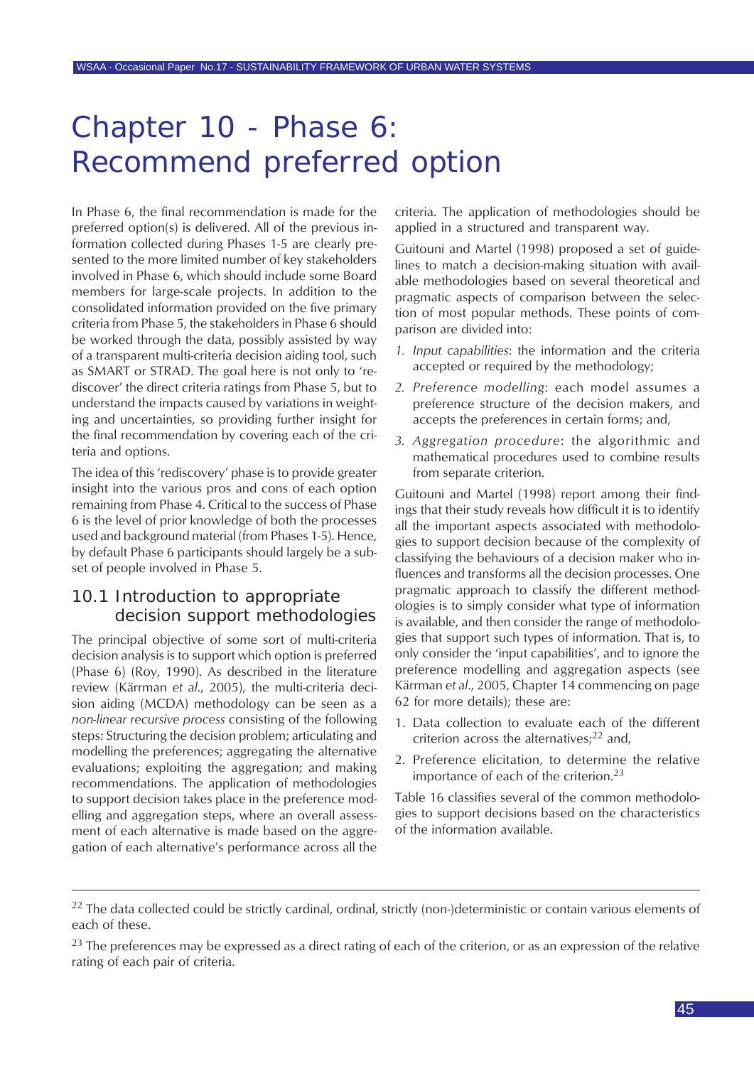# Chapter 10 - Phase 6: Recommend preferred option

In Phase 6, the final recommendation is made for the preferred option(s) is delivered. All of the previous information collected during Phases 1-5 are clearly presented to the more limited number of key stakeholders involved in Phase 6, which should include some Board members for large-scale projects. In addition to the consolidated information provided on the five primary criteria from Phase 5, the stakeholders in Phase 6 should be worked through the data, possibly assisted by way of a transparent multi-criteria decision aiding tool, such as SMART or STRAD. The goal here is not only to 'rediscover' the direct criteria ratings from Phase 5, but to understand the impacts caused by variations in weighting and uncertainties, so providing further insight for the final recommendation by covering each of the criteria and options.

The idea of this 'rediscovery' phase is to provide greater insight into the various pros and cons of each option remaining from Phase 4. Critical to the success of Phase 6 is the level of prior knowledge of both the processes used and background material (from Phases 1-5). Hence, by default Phase 6 participants should largely be a subset of people involved in Phase 5.

## 10.1 Introduction to appropriate decision support methodologies

The principal objective of some sort of multi-criteria decision analysis is to support which option is preferred (Phase 6) (Roy, 1990). As described in the literature review (Kärrman *et al.*, 2005), the multi-criteria decision aiding (MCDA) methodology can be seen as a *non-linear recursive process* consisting of the following steps: Structuring the decision problem; articulating and modelling the preferences; aggregating the alternative evaluations; exploiting the aggregation; and making recommendations. The application of methodologies to support decision takes place in the preference modelling and aggregation steps, where an overall assessment of each alternative is made based on the aggregation of each alternative's performance across all the criteria. The application of methodologies should be applied in a structured and transparent way.

Guitouni and Martel (1998) proposed a set of guidelines to match a decision-making situation with available methodologies based on several theoretical and pragmatic aspects of comparison between the selection of most popular methods. These points of comparison are divided into:

1. *Input capabilities*: the information and the criteria accepted or required by the methodology;
2. *Preference modelling*: each model assumes a preference structure of the decision makers, and accepts the preferences in certain forms; and,
3. *Aggregation procedure*: the algorithmic and mathematical procedures used to combine results from separate criterion.

Guitouni and Martel (1998) report among their findings that their study reveals how difficult it is to identify all the important aspects associated with methodologies to support decision because of the complexity of classifying the behaviours of a decision maker who influences and transforms all the decision processes. One pragmatic approach to classify the different methodologies is to simply consider what type of information is available, and then consider the range of methodologies that support such types of information. That is, to only consider the 'input capabilities', and to ignore the preference modelling and aggregation aspects (see Kärrman *et al.*, 2005, Chapter 14 commencing on page 62 for more details); these are:

1. Data collection to evaluate each of the different criterion across the alternatives;[22] and,
2. Preference elicitation, to determine the relative importance of each of the criterion.[23]

Table 16 classifies several of the common methodologies to support decisions based on the characteristics of the information available.

---

[22] The data collected could be strictly cardinal, ordinal, strictly (non-)deterministic or contain various elements of each of these.

[23] The preferences may be expressed as a direct rating of each of the criterion, or as an expression of the relative rating of each pair of criteria.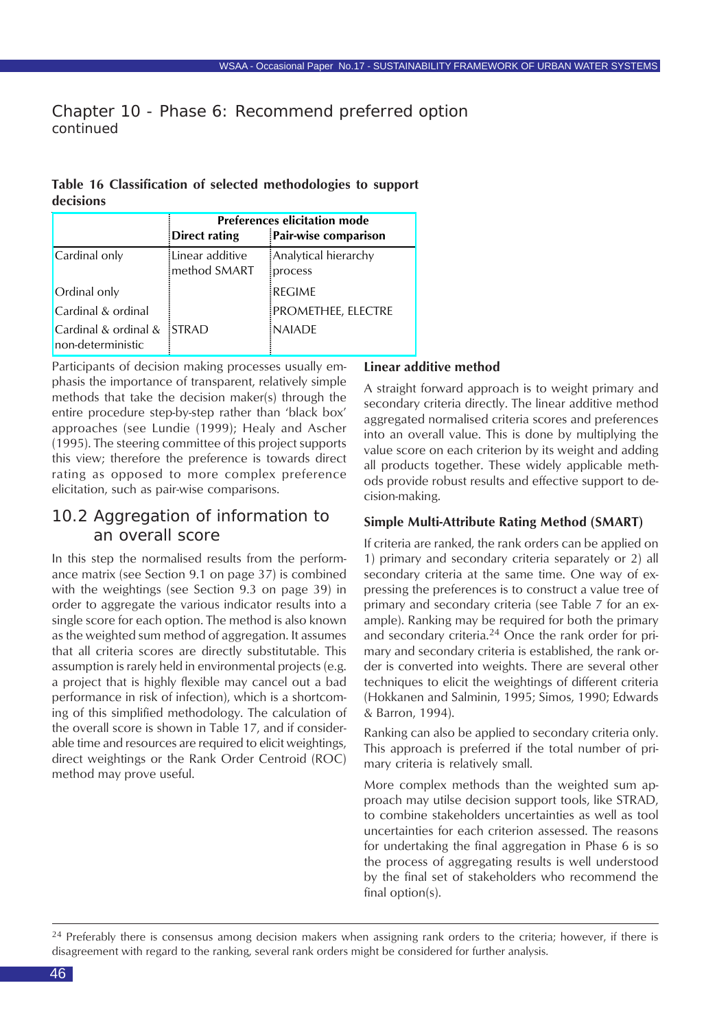# Chapter 10 - Phase 6: Recommend preferred option continued

**Table 16 Classification of selected methodologies to support decisions**

| | Preferences elicitation mode | |
|---|---|---|
| | **Direct rating** | **Pair-wise comparison** |
| Cardinal only | Linear additive method SMART | Analytical hierarchy process |
| Ordinal only | | REGIME |
| Cardinal & ordinal | | PROMETHEE, ELECTRE |
| Cardinal & ordinal & non-deterministic | STRAD | NAIADE |

Participants of decision making processes usually emphasis the importance of transparent, relatively simple methods that take the decision maker(s) through the entire procedure step-by-step rather than 'black box' approaches (see Lundie (1999); Healy and Ascher (1995). The steering committee of this project supports this view; therefore the preference is towards direct rating as opposed to more complex preference elicitation, such as pair-wise comparisons.

## 10.2 Aggregation of information to an overall score

In this step the normalised results from the performance matrix (see Section 9.1 on page 37) is combined with the weightings (see Section 9.3 on page 39) in order to aggregate the various indicator results into a single score for each option. The method is also known as the weighted sum method of aggregation. It assumes that all criteria scores are directly substitutable. This assumption is rarely held in environmental projects (e.g. a project that is highly flexible may cancel out a bad performance in risk of infection), which is a shortcoming of this simplified methodology. The calculation of the overall score is shown in Table 17, and if considerable time and resources are required to elicit weightings, direct weightings or the Rank Order Centroid (ROC) method may prove useful.

### Linear additive method

A straight forward approach is to weight primary and secondary criteria directly. The linear additive method aggregated normalised criteria scores and preferences into an overall value. This is done by multiplying the value score on each criterion by its weight and adding all products together. These widely applicable methods provide robust results and effective support to decision-making.

### Simple Multi-Attribute Rating Method (SMART)

If criteria are ranked, the rank orders can be applied on 1) primary and secondary criteria separately or 2) all secondary criteria at the same time. One way of expressing the preferences is to construct a value tree of primary and secondary criteria (see Table 7 for an example). Ranking may be required for both the primary and secondary criteria.[24] Once the rank order for primary and secondary criteria is established, the rank order is converted into weights. There are several other techniques to elicit the weightings of different criteria (Hokkanen and Salminin, 1995; Simos, 1990; Edwards & Barron, 1994).

Ranking can also be applied to secondary criteria only. This approach is preferred if the total number of primary criteria is relatively small.

More complex methods than the weighted sum approach may utilse decision support tools, like STRAD, to combine stakeholders uncertainties as well as tool uncertainties for each criterion assessed. The reasons for undertaking the final aggregation in Phase 6 is so the process of aggregating results is well understood by the final set of stakeholders who recommend the final option(s).

---

[24] Preferably there is consensus among decision makers when assigning rank orders to the criteria; however, if there is disagreement with regard to the ranking, several rank orders might be considered for further analysis.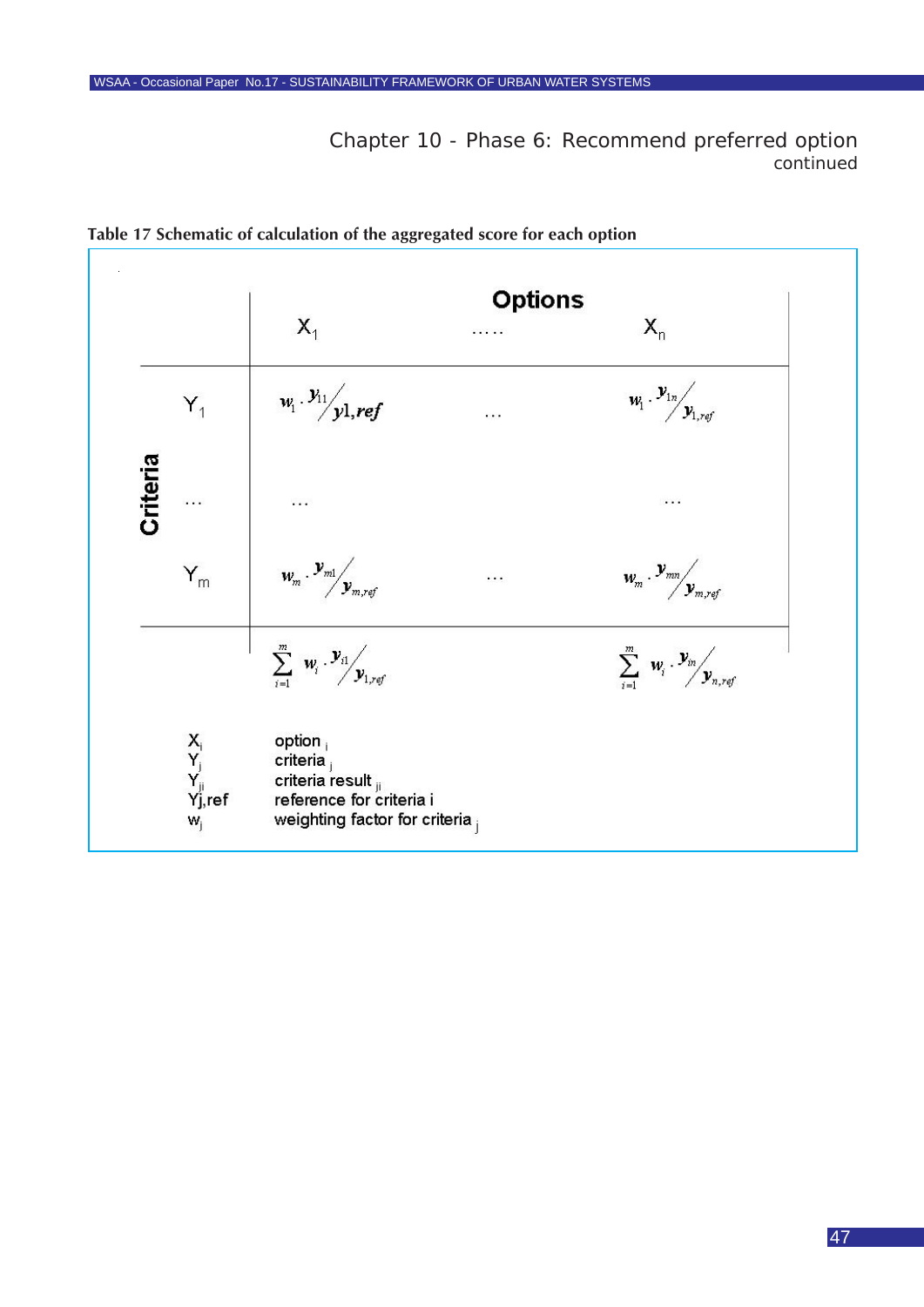Chapter 10 - Phase 6: Recommend preferred option
continued

**Table 17 Schematic of calculation of the aggregated score for each option**

| | | Options | | |
|---|---|---|---|---|
| | | $X_1$ | ..... | $X_n$ |
| Criteria | $Y_1$ | $w_1 \cdot y_{11} / y1,ref$ | ... | $w_1 \cdot y_{1n} / y_{1,ref}$ |
| | ... | ... | | ... |
| | $Y_m$ | $w_m \cdot y_{m1} / y_{m,ref}$ | ... | $w_m \cdot y_{mn} / y_{m,ref}$ |
| | | $\sum_{i=1}^{m} w_i \cdot y_{i1} / y_{1,ref}$ | | $\sum_{i=1}^{m} w_i \cdot y_{in} / y_{n,ref}$ |

$X_i$ option $_i$
$Y_j$ criteria $_j$
$Y_{ji}$ criteria result $_{ji}$
Yj,ref reference for criteria i
$w_j$ weighting factor for criteria $_j$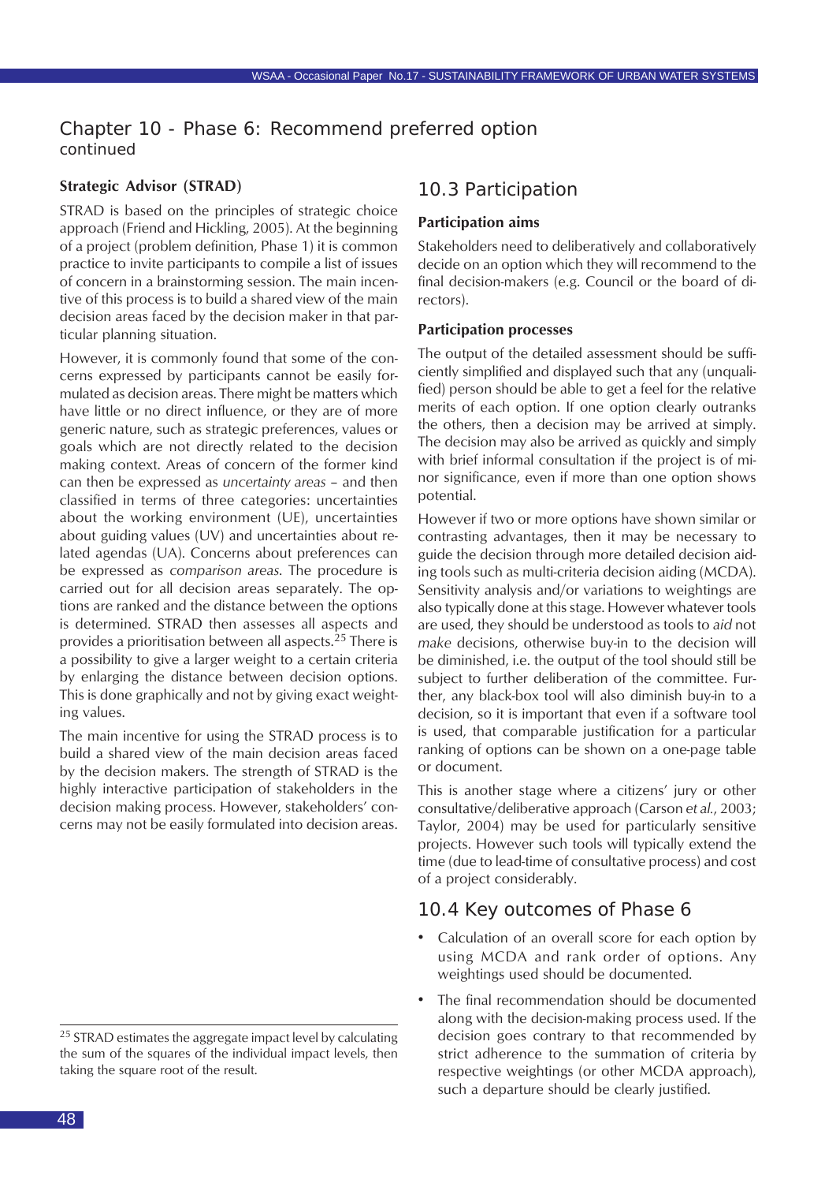## Chapter 10 - Phase 6: Recommend preferred option continued

**Strategic Advisor (STRAD)**

STRAD is based on the principles of strategic choice approach (Friend and Hickling, 2005). At the beginning of a project (problem definition, Phase 1) it is common practice to invite participants to compile a list of issues of concern in a brainstorming session. The main incentive of this process is to build a shared view of the main decision areas faced by the decision maker in that particular planning situation.

However, it is commonly found that some of the concerns expressed by participants cannot be easily formulated as decision areas. There might be matters which have little or no direct influence, or they are of more generic nature, such as strategic preferences, values or goals which are not directly related to the decision making context. Areas of concern of the former kind can then be expressed as *uncertainty areas* – and then classified in terms of three categories: uncertainties about the working environment (UE), uncertainties about guiding values (UV) and uncertainties about related agendas (UA). Concerns about preferences can be expressed as *comparison areas*. The procedure is carried out for all decision areas separately. The options are ranked and the distance between the options is determined. STRAD then assesses all aspects and provides a prioritisation between all aspects.[25] There is a possibility to give a larger weight to a certain criteria by enlarging the distance between decision options. This is done graphically and not by giving exact weighting values.

The main incentive for using the STRAD process is to build a shared view of the main decision areas faced by the decision makers. The strength of STRAD is the highly interactive participation of stakeholders in the decision making process. However, stakeholders' concerns may not be easily formulated into decision areas.

[25] STRAD estimates the aggregate impact level by calculating the sum of the squares of the individual impact levels, then taking the square root of the result.

## 10.3 Participation

**Participation aims**

Stakeholders need to deliberatively and collaboratively decide on an option which they will recommend to the final decision-makers (e.g. Council or the board of directors).

**Participation processes**

The output of the detailed assessment should be sufficiently simplified and displayed such that any (unqualified) person should be able to get a feel for the relative merits of each option. If one option clearly outranks the others, then a decision may be arrived at simply. The decision may also be arrived as quickly and simply with brief informal consultation if the project is of minor significance, even if more than one option shows potential.

However if two or more options have shown similar or contrasting advantages, then it may be necessary to guide the decision through more detailed decision aiding tools such as multi-criteria decision aiding (MCDA). Sensitivity analysis and/or variations to weightings are also typically done at this stage. However whatever tools are used, they should be understood as tools to *aid* not *make* decisions, otherwise buy-in to the decision will be diminished, i.e. the output of the tool should still be subject to further deliberation of the committee. Further, any black-box tool will also diminish buy-in to a decision, so it is important that even if a software tool is used, that comparable justification for a particular ranking of options can be shown on a one-page table or document.

This is another stage where a citizens' jury or other consultative/deliberative approach (Carson *et al.*, 2003; Taylor, 2004) may be used for particularly sensitive projects. However such tools will typically extend the time (due to lead-time of consultative process) and cost of a project considerably.

## 10.4 Key outcomes of Phase 6

- Calculation of an overall score for each option by using MCDA and rank order of options. Any weightings used should be documented.
- The final recommendation should be documented along with the decision-making process used. If the decision goes contrary to that recommended by strict adherence to the summation of criteria by respective weightings (or other MCDA approach), such a departure should be clearly justified.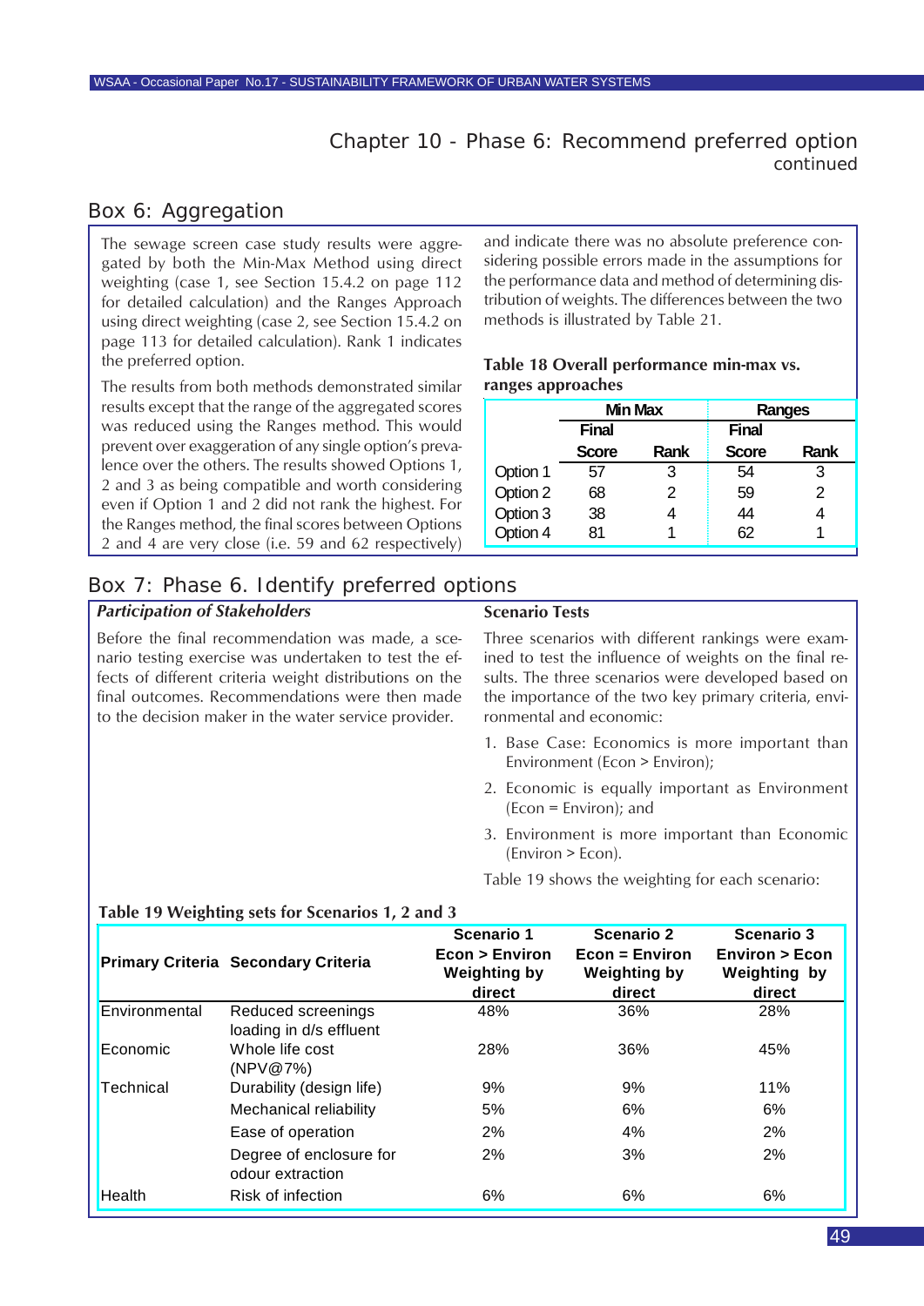# Chapter 10 - Phase 6: Recommend preferred option
continued

## Box 6: Aggregation

The sewage screen case study results were aggregated by both the Min-Max Method using direct weighting (case 1, see Section 15.4.2 on page 112 for detailed calculation) and the Ranges Approach using direct weighting (case 2, see Section 15.4.2 on page 113 for detailed calculation). Rank 1 indicates the preferred option.

The results from both methods demonstrated similar results except that the range of the aggregated scores was reduced using the Ranges method. This would prevent over exaggeration of any single option's prevalence over the others. The results showed Options 1, 2 and 3 as being compatible and worth considering even if Option 1 and 2 did not rank the highest. For the Ranges method, the final scores between Options 2 and 4 are very close (i.e. 59 and 62 respectively) and indicate there was no absolute preference considering possible errors made in the assumptions for the performance data and method of determining distribution of weights. The differences between the two methods is illustrated by Table 21.

**Table 18 Overall performance min-max vs. ranges approaches**

| | Min Max | | Ranges | |
|---|---|---|---|---|
| | Final Score | Rank | Final Score | Rank |
| Option 1 | 57 | 3 | 54 | 3 |
| Option 2 | 68 | 2 | 59 | 2 |
| Option 3 | 38 | 4 | 44 | 4 |
| Option 4 | 81 | 1 | 62 | 1 |

## Box 7: Phase 6. Identify preferred options

***Participation of Stakeholders***

Before the final recommendation was made, a scenario testing exercise was undertaken to test the effects of different criteria weight distributions on the final outcomes. Recommendations were then made to the decision maker in the water service provider.

**Scenario Tests**

Three scenarios with different rankings were examined to test the influence of weights on the final results. The three scenarios were developed based on the importance of the two key primary criteria, environmental and economic:

1. Base Case: Economics is more important than Environment (Econ > Environ);
2. Economic is equally important as Environment (Econ = Environ); and
3. Environment is more important than Economic (Environ > Econ).

Table 19 shows the weighting for each scenario:

**Table 19 Weighting sets for Scenarios 1, 2 and 3**

| Primary Criteria | Secondary Criteria | Scenario 1 Econ > Environ Weighting by direct | Scenario 2 Econ = Environ Weighting by direct | Scenario 3 Environ > Econ Weighting by direct |
|---|---|---|---|---|
| Environmental | Reduced screenings loading in d/s effluent | 48% | 36% | 28% |
| Economic | Whole life cost (NPV@7%) | 28% | 36% | 45% |
| Technical | Durability (design life) | 9% | 9% | 11% |
| | Mechanical reliability | 5% | 6% | 6% |
| | Ease of operation | 2% | 4% | 2% |
| | Degree of enclosure for odour extraction | 2% | 3% | 2% |
| Health | Risk of infection | 6% | 6% | 6% |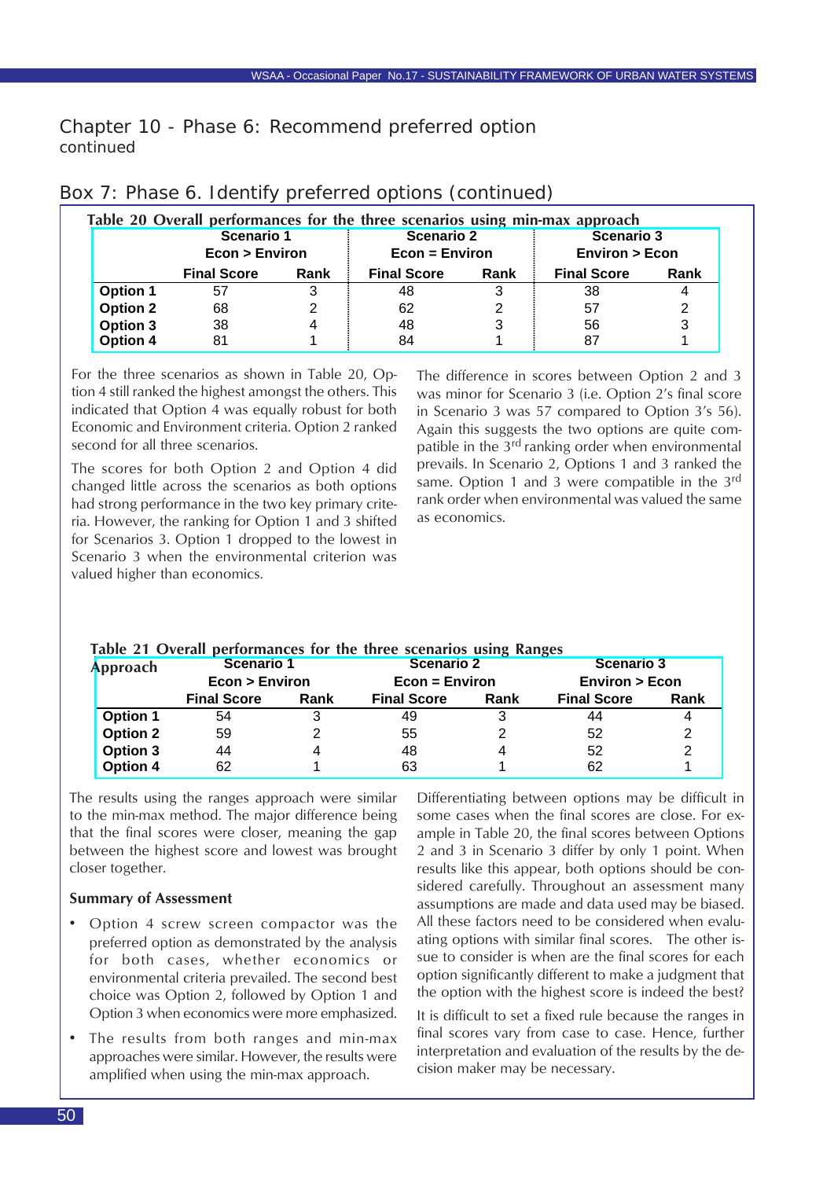## Chapter 10 - Phase 6: Recommend preferred option
continued

### Box 7: Phase 6. Identify preferred options (continued)

**Table 20 Overall performances for the three scenarios using min-max approach**

| | Scenario 1 Econ > Environ | | Scenario 2 Econ = Environ | | Scenario 3 Environ > Econ | |
|---|---|---|---|---|---|---|
| | **Final Score** | **Rank** | **Final Score** | **Rank** | **Final Score** | **Rank** |
| **Option 1** | 57 | 3 | 48 | 3 | 38 | 4 |
| **Option 2** | 68 | 2 | 62 | 2 | 57 | 2 |
| **Option 3** | 38 | 4 | 48 | 3 | 56 | 3 |
| **Option 4** | 81 | 1 | 84 | 1 | 87 | 1 |

For the three scenarios as shown in Table 20, Option 4 still ranked the highest amongst the others. This indicated that Option 4 was equally robust for both Economic and Environment criteria. Option 2 ranked second for all three scenarios.

The scores for both Option 2 and Option 4 did changed little across the scenarios as both options had strong performance in the two key primary criteria. However, the ranking for Option 1 and 3 shifted for Scenarios 3. Option 1 dropped to the lowest in Scenario 3 when the environmental criterion was valued higher than economics.

The difference in scores between Option 2 and 3 was minor for Scenario 3 (i.e. Option 2's final score in Scenario 3 was 57 compared to Option 3's 56). Again this suggests the two options are quite compatible in the 3rd ranking order when environmental prevails. In Scenario 2, Options 1 and 3 ranked the same. Option 1 and 3 were compatible in the 3rd rank order when environmental was valued the same as economics.

**Table 21 Overall performances for the three scenarios using Ranges Approach**

| | Scenario 1 Econ > Environ | | Scenario 2 Econ = Environ | | Scenario 3 Environ > Econ | |
|---|---|---|---|---|---|---|
| | **Final Score** | **Rank** | **Final Score** | **Rank** | **Final Score** | **Rank** |
| **Option 1** | 54 | 3 | 49 | 3 | 44 | 4 |
| **Option 2** | 59 | 2 | 55 | 2 | 52 | 2 |
| **Option 3** | 44 | 4 | 48 | 4 | 52 | 2 |
| **Option 4** | 62 | 1 | 63 | 1 | 62 | 1 |

The results using the ranges approach were similar to the min-max method. The major difference being that the final scores were closer, meaning the gap between the highest score and lowest was brought closer together.

**Summary of Assessment**

- Option 4 screw screen compactor was the preferred option as demonstrated by the analysis for both cases, whether economics or environmental criteria prevailed. The second best choice was Option 2, followed by Option 1 and Option 3 when economics were more emphasized.
- The results from both ranges and min-max approaches were similar. However, the results were amplified when using the min-max approach.

Differentiating between options may be difficult in some cases when the final scores are close. For example in Table 20, the final scores between Options 2 and 3 in Scenario 3 differ by only 1 point. When results like this appear, both options should be considered carefully. Throughout an assessment many assumptions are made and data used may be biased. All these factors need to be considered when evaluating options with similar final scores. The other issue to consider is when are the final scores for each option significantly different to make a judgment that the option with the highest score is indeed the best?

It is difficult to set a fixed rule because the ranges in final scores vary from case to case. Hence, further interpretation and evaluation of the results by the decision maker may be necessary.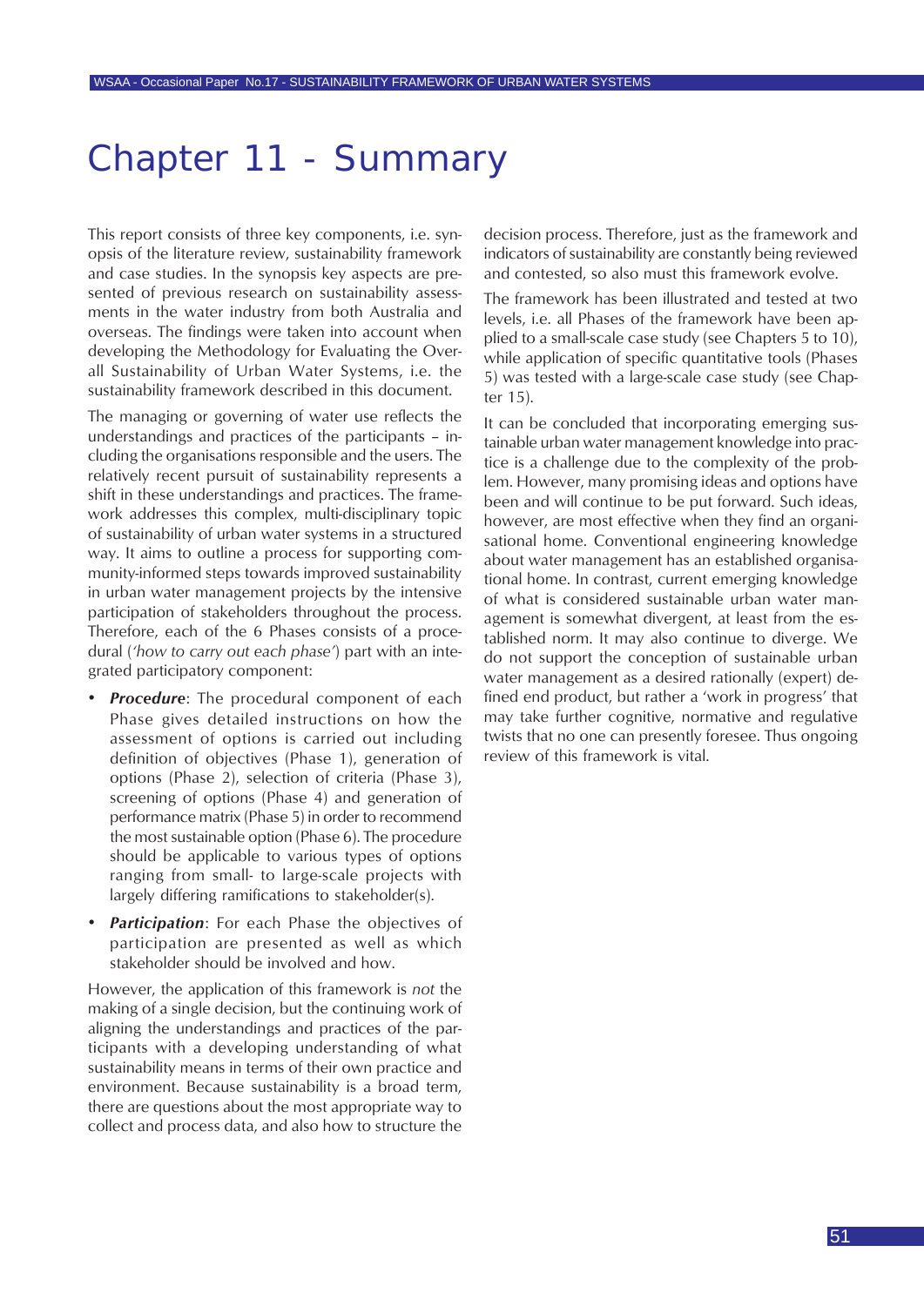# Chapter 11 - Summary

This report consists of three key components, i.e. synopsis of the literature review, sustainability framework and case studies. In the synopsis key aspects are presented of previous research on sustainability assessments in the water industry from both Australia and overseas. The findings were taken into account when developing the Methodology for Evaluating the Overall Sustainability of Urban Water Systems, i.e. the sustainability framework described in this document.

The managing or governing of water use reflects the understandings and practices of the participants – including the organisations responsible and the users. The relatively recent pursuit of sustainability represents a shift in these understandings and practices. The framework addresses this complex, multi-disciplinary topic of sustainability of urban water systems in a structured way. It aims to outline a process for supporting community-informed steps towards improved sustainability in urban water management projects by the intensive participation of stakeholders throughout the process. Therefore, each of the 6 Phases consists of a procedural (*'how to carry out each phase'*) part with an integrated participatory component:

- ***Procedure***: The procedural component of each Phase gives detailed instructions on how the assessment of options is carried out including definition of objectives (Phase 1), generation of options (Phase 2), selection of criteria (Phase 3), screening of options (Phase 4) and generation of performance matrix (Phase 5) in order to recommend the most sustainable option (Phase 6). The procedure should be applicable to various types of options ranging from small- to large-scale projects with largely differing ramifications to stakeholder(s).
- ***Participation***: For each Phase the objectives of participation are presented as well as which stakeholder should be involved and how.

However, the application of this framework is *not* the making of a single decision, but the continuing work of aligning the understandings and practices of the participants with a developing understanding of what sustainability means in terms of their own practice and environment. Because sustainability is a broad term, there are questions about the most appropriate way to collect and process data, and also how to structure the decision process. Therefore, just as the framework and indicators of sustainability are constantly being reviewed and contested, so also must this framework evolve.

The framework has been illustrated and tested at two levels, i.e. all Phases of the framework have been applied to a small-scale case study (see Chapters 5 to 10), while application of specific quantitative tools (Phases 5) was tested with a large-scale case study (see Chapter 15).

It can be concluded that incorporating emerging sustainable urban water management knowledge into practice is a challenge due to the complexity of the problem. However, many promising ideas and options have been and will continue to be put forward. Such ideas, however, are most effective when they find an organisational home. Conventional engineering knowledge about water management has an established organisational home. In contrast, current emerging knowledge of what is considered sustainable urban water management is somewhat divergent, at least from the established norm. It may also continue to diverge. We do not support the conception of sustainable urban water management as a desired rationally (expert) defined end product, but rather a 'work in progress' that may take further cognitive, normative and regulative twists that no one can presently foresee. Thus ongoing review of this framework is vital.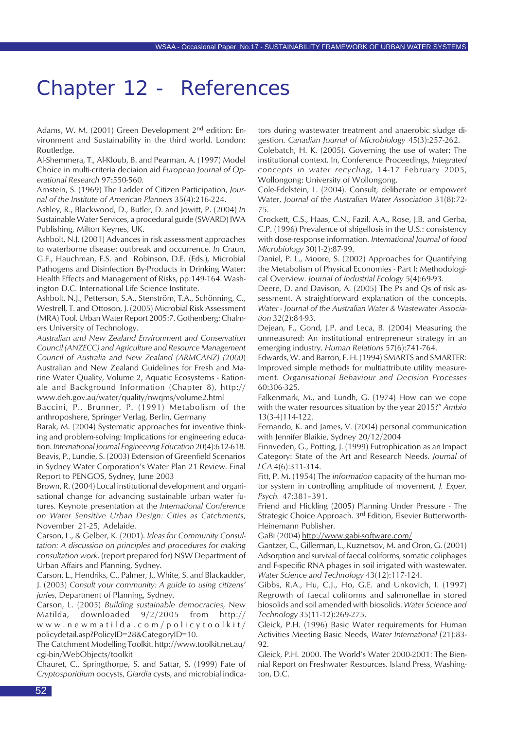# Chapter 12 - References

Adams, W. M. (2001) Green Development 2nd edition: Environment and Sustainability in the third world. London: Routledge.

Al-Shemmera, T., Al-Kloub, B. and Pearman, A. (1997) Model Choice in multi-criteria deciaion aid *European Journal of Operational Research* 97:550-560.

Arnstein, S. (1969) The Ladder of Citizen Participation, *Journal of the Institute of American Planners* 35(4):216-224.

Ashley, R., Blackwood, D., Butler, D. and Jowitt, P. (2004) *In* Sustainable Water Services, a procedural guide (SWARD) IWA Publishing, Milton Keynes, UK.

Ashbolt, N.J. (2001) Advances in risk assessment approaches to waterborne disease: outbreak and occurrence. *In* Craun, G.F., Hauchman, F.S. and Robinson, D.E. (Eds.), Microbial Pathogens and Disinfection By-Products in Drinking Water: Health Effects and Management of Risks, pp:149-164. Washington D.C. International Life Science Institute.

Ashbolt, N.J., Petterson, S.A., Stenström, T.A., Schönning, C., Westrell, T. and Ottoson, J. (2005) Microbial Risk Assessment (MRA) Tool. Urban Water Report 2005:7. Gothenberg: Chalmers University of Technology.

*Australian and New Zealand Environment and Conservation Council (ANZECC) and Agriculture and Resource Management Council of Australia and New Zealand (ARMCANZ) (2000)* Australian and New Zealand Guidelines for Fresh and Marine Water Quality, Volume 2, Aquatic Ecosystems - Rationale and Background Information (Chapter 8), http://www.deh.gov.au/water/quality/nwqms/volume2.html

Baccini, P., Brunner, P. (1991) Metabolism of the anthroposhere, Springer Verlag, Berlin, Germany

Barak, M. (2004) Systematic approaches for inventive thinking and problem-solving: Implications for engineering education. *International Journal Engineering Education* 20(4):612-618.

Beavis, P., Lundie, S. (2003) Extension of Greenfield Scenarios in Sydney Water Corporation's Water Plan 21 Review. Final Report to PENGOS, Sydney, June 2003

Brown, R. (2004) Local institutional development and organisational change for advancing sustainable urban water futures. Keynote presentation at the *International Conference on Water Sensitive Urban Design: Cities as Catchments*, November 21-25, Adelaide.

Carson, L., & Gelber, K. (2001). *Ideas for Community Consultation: A discussion on principles and procedures for making consultation work*. (report prepared for) NSW Department of Urban Affairs and Planning, Sydney.

Carson, L., Hendriks, C., Palmer, J., White, S. and Blackadder, J. (2003) *Consult your community: A guide to using citizens' juries*, Department of Planning, Sydney.

Carson, L. (2005) *Building sustainable democracies*, New Matilda, downloaded 9/2/2005 from http://www.newmatilda.com/policytoolkit/policydetail.asp?PolicyID=28&CategoryID=10.

The Catchment Modelling Toolkit. http://www.toolkit.net.au/cgi-bin/WebObjects/toolkit

Chauret, C., Springthorpe, S. and Sattar, S. (1999) Fate of *Cryptosporidium* oocysts, *Giardia* cysts, and microbial indicators during wastewater treatment and anaerobic sludge digestion. *Canadian Journal of Microbiology* 45(3):257-262.

Colebatch, H. K. (2005). Governing the use of water: The institutional context. In, Conference Proceedings, *Integrated concepts in water recycling*, 14-17 February 2005, Wollongong: University of Wollongong.

Cole-Edelstein, L. (2004). Consult, deliberate or empower? Water, *Journal of the Australian Water Association* 31(8):72-75.

Crockett, C.S., Haas, C.N., Fazil, A.A., Rose, J.B. and Gerba, C.P. (1996) Prevalence of shigellosis in the U.S.: consistency with dose-response information. *International Journal of food Microbiology* 30(1-2):87-99.

Daniel, P. L., Moore, S. (2002) Approaches for Quantifying the Metabolism of Physical Economies - Part I: Methodological Overview. *Journal of Industrial Ecology* 5(4):69-93.

Deere, D. and Davison, A. (2005) The Ps and Qs of risk assessment. A straightforward explanation of the concepts. *Water - Journal of the Australian Water & Wastewater Association* 32(2):84-93.

Dejean, F., Gond, J.P. and Leca, B. (2004) Measuring the unmeasured: An institutional entrepreneur strategy in an emerging industry. *Human Relations* 57(6):741-764.

Edwards, W. and Barron, F. H. (1994) SMARTS and SMARTER: Improved simple methods for multiattribute utility measurement. *Organisational Behaviour and Decision Processes* 60:306-325.

Falkenmark, M., and Lundh, G. (1974) How can we cope with the water resources situation by the year 2015?" *Ambio* 13(3-4)114-122.

Fernando, K. and James, V. (2004) personal communication with Jennifer Blaikie, Sydney 20/12/2004

Finnveden, G., Potting, J. (1999) Eutrophication as an Impact Category: State of the Art and Research Needs. *Journal of LCA* 4(6):311-314.

Fitt, P. M. (1954) The *information* capacity of the human motor system in controlling amplitude of movement. *J. Exper. Psych.* 47:381–391.

Friend and Hickling (2005) Planning Under Pressure - The Strategic Choice Approach. 3rd Edition, Elsevier Butterworth-Heinemann Publisher.

GaBi (2004) http://www.gabi-software.com/

Gantzer, C., Gillerman, L., Kuznetsov, M. and Oron, G. (2001) Adsorption and survival of faecal coliforms, somatic coliphages and F-specific RNA phages in soil irrigated with wastewater. *Water Science and Technology* 43(12):117-124.

Gibbs, R.A., Hu, C.J., Ho, G.E. and Unkovich, I. (1997) Regrowth of faecal coliforms and salmonellae in stored biosolids and soil amended with biosolids. *Water Science and Technology* 35(11-12):269-275.

Gleick, P.H. (1996) Basic Water requirements for Human Activities Meeting Basic Needs, *Water International* (21):83-92.

Gleick, P.H. 2000. The World's Water 2000-2001: The Biennial Report on Freshwater Resources. Island Press, Washington, D.C.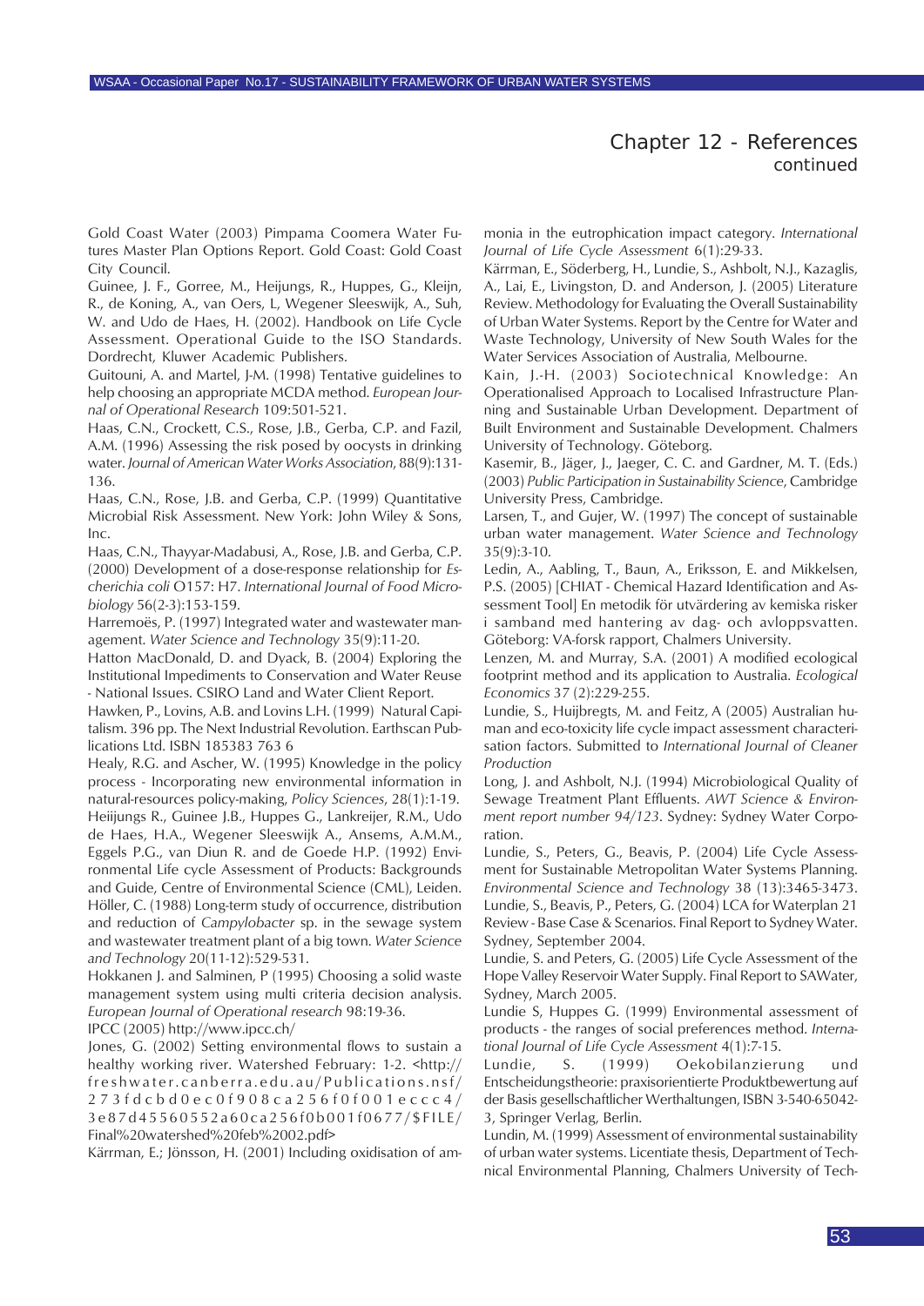## Chapter 12 - References
continued

Gold Coast Water (2003) Pimpama Coomera Water Futures Master Plan Options Report. Gold Coast: Gold Coast City Council.

Guinee, J. F., Gorree, M., Heijungs, R., Huppes, G., Kleijn, R., de Koning, A., van Oers, L, Wegener Sleeswijk, A., Suh, W. and Udo de Haes, H. (2002). Handbook on Life Cycle Assessment. Operational Guide to the ISO Standards. Dordrecht, Kluwer Academic Publishers.

Guitouni, A. and Martel, J-M. (1998) Tentative guidelines to help choosing an appropriate MCDA method. *European Journal of Operational Research* 109:501-521.

Haas, C.N., Crockett, C.S., Rose, J.B., Gerba, C.P. and Fazil, A.M. (1996) Assessing the risk posed by oocysts in drinking water. *Journal of American Water Works Association*, 88(9):131-136.

Haas, C.N., Rose, J.B. and Gerba, C.P. (1999) Quantitative Microbial Risk Assessment. New York: John Wiley & Sons, Inc.

Haas, C.N., Thayyar-Madabusi, A., Rose, J.B. and Gerba, C.P. (2000) Development of a dose-response relationship for *Escherichia coli* O157: H7. *International Journal of Food Microbiology* 56(2-3):153-159.

Harremoës, P. (1997) Integrated water and wastewater management. *Water Science and Technology* 35(9):11-20.

Hatton MacDonald, D. and Dyack, B. (2004) Exploring the Institutional Impediments to Conservation and Water Reuse - National Issues. CSIRO Land and Water Client Report.

Hawken, P., Lovins, A.B. and Lovins L.H. (1999) Natural Capitalism. 396 pp. The Next Industrial Revolution. Earthscan Publications Ltd. ISBN 185383 763 6

Healy, R.G. and Ascher, W. (1995) Knowledge in the policy process - Incorporating new environmental information in natural-resources policy-making, *Policy Sciences*, 28(1):1-19.

Heiijungs R., Guinee J.B., Huppes G., Lankreijer, R.M., Udo de Haes, H.A., Wegener Sleeswijk A., Ansems, A.M.M., Eggels P.G., van Diun R. and de Goede H.P. (1992) Environmental Life cycle Assessment of Products: Backgrounds and Guide, Centre of Environmental Science (CML), Leiden.

Höller, C. (1988) Long-term study of occurrence, distribution and reduction of *Campylobacter* sp. in the sewage system and wastewater treatment plant of a big town. *Water Science and Technology* 20(11-12):529-531.

Hokkanen J. and Salminen, P (1995) Choosing a solid waste management system using multi criteria decision analysis. *European Journal of Operational research* 98:19-36.

IPCC (2005) http://www.ipcc.ch/

Jones, G. (2002) Setting environmental flows to sustain a healthy working river. Watershed February: 1-2. <http://freshwater.canberra.edu.au/Publications.nsf/273fdcbd0ec0f908ca256f0f001eccc4/3e87d45560552a60ca256f0b001f0677/$FILE/Final%20watershed%20feb%2002.pdf>

Kärrman, E.; Jönsson, H. (2001) Including oxidisation of ammonia in the eutrophication impact category. *International Journal of Life Cycle Assessment* 6(1):29-33.

Kärrman, E., Söderberg, H., Lundie, S., Ashbolt, N.J., Kazaglis, A., Lai, E., Livingston, D. and Anderson, J. (2005) Literature Review. Methodology for Evaluating the Overall Sustainability of Urban Water Systems. Report by the Centre for Water and Waste Technology, University of New South Wales for the Water Services Association of Australia, Melbourne.

Kain, J.-H. (2003) Sociotechnical Knowledge: An Operationalised Approach to Localised Infrastructure Planning and Sustainable Urban Development. Department of Built Environment and Sustainable Development. Chalmers University of Technology. Göteborg.

Kasemir, B., Jäger, J., Jaeger, C. C. and Gardner, M. T. (Eds.) (2003) *Public Participation in Sustainability Science*, Cambridge University Press, Cambridge.

Larsen, T., and Gujer, W. (1997) The concept of sustainable urban water management. *Water Science and Technology* 35(9):3-10.

Ledin, A., Aabling, T., Baun, A., Eriksson, E. and Mikkelsen, P.S. (2005) [CHIAT - Chemical Hazard Identification and Assessment Tool] En metodik för utvärdering av kemiska risker i samband med hantering av dag- och avloppsvatten. Göteborg: VA-forsk rapport, Chalmers University.

Lenzen, M. and Murray, S.A. (2001) A modified ecological footprint method and its application to Australia. *Ecological Economics* 37 (2):229-255.

Lundie, S., Huijbregts, M. and Feitz, A (2005) Australian human and eco-toxicity life cycle impact assessment characterisation factors. Submitted to *International Journal of Cleaner Production*

Long, J. and Ashbolt, N.J. (1994) Microbiological Quality of Sewage Treatment Plant Effluents. *AWT Science & Environment report number 94/123*. Sydney: Sydney Water Corporation.

Lundie, S., Peters, G., Beavis, P. (2004) Life Cycle Assessment for Sustainable Metropolitan Water Systems Planning. *Environmental Science and Technology* 38 (13):3465-3473.

Lundie, S., Beavis, P., Peters, G. (2004) LCA for Waterplan 21 Review - Base Case & Scenarios. Final Report to Sydney Water. Sydney, September 2004.

Lundie, S. and Peters, G. (2005) Life Cycle Assessment of the Hope Valley Reservoir Water Supply. Final Report to SAWater, Sydney, March 2005.

Lundie S, Huppes G. (1999) Environmental assessment of products - the ranges of social preferences method. *International Journal of Life Cycle Assessment* 4(1):7-15.

Lundie, S. (1999) Oekobilanzierung und Entscheidungstheorie: praxisorientierte Produktbewertung auf der Basis gesellschaftlicher Werthaltungen, ISBN 3-540-65042-3, Springer Verlag, Berlin.

Lundin, M. (1999) Assessment of environmental sustainability of urban water systems. Licentiate thesis, Department of Technical Environmental Planning, Chalmers University of Tech-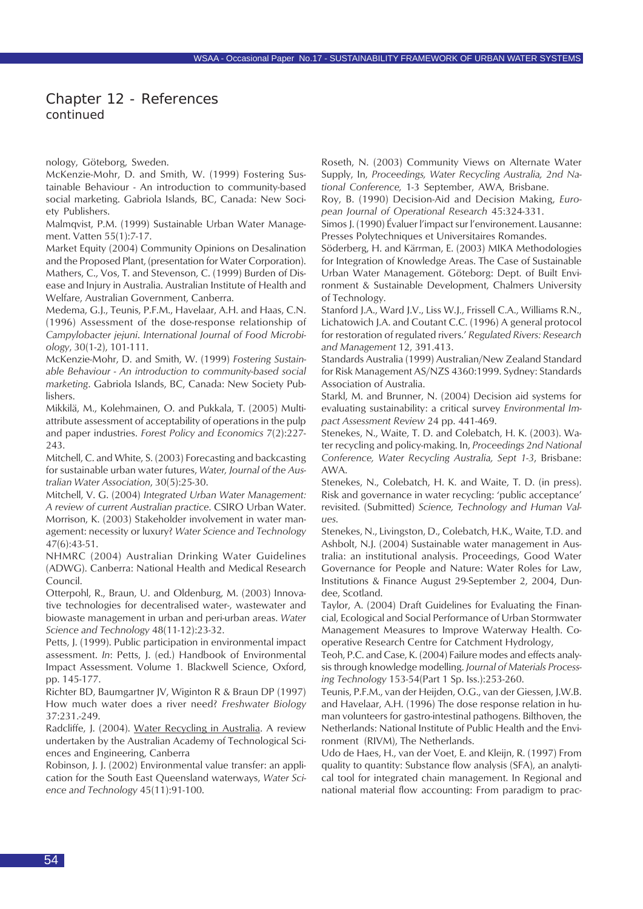## Chapter 12 - References
continued

nology, Göteborg, Sweden.

McKenzie-Mohr, D. and Smith, W. (1999) Fostering Sustainable Behaviour - An introduction to community-based social marketing. Gabriola Islands, BC, Canada: New Society Publishers.

Malmqvist, P.M. (1999) Sustainable Urban Water Management. Vatten 55(1):7-17.

Market Equity (2004) Community Opinions on Desalination and the Proposed Plant, (presentation for Water Corporation).

Mathers, C., Vos, T. and Stevenson, C. (1999) Burden of Disease and Injury in Australia. Australian Institute of Health and Welfare, Australian Government, Canberra.

Medema, G.J., Teunis, P.F.M., Havelaar, A.H. and Haas, C.N. (1996) Assessment of the dose-response relationship of *Campylobacter jejuni*. *International Journal of Food Microbiology*, 30(1-2), 101-111.

McKenzie-Mohr, D. and Smith, W. (1999) *Fostering Sustainable Behaviour - An introduction to community-based social marketing*. Gabriola Islands, BC, Canada: New Society Publishers.

Mikkilä, M., Kolehmainen, O. and Pukkala, T. (2005) Multi-attribute assessment of acceptability of operations in the pulp and paper industries. *Forest Policy and Economics* 7(2):227-243.

Mitchell, C. and White, S. (2003) Forecasting and backcasting for sustainable urban water futures, *Water, Journal of the Australian Water Association*, 30(5):25-30.

Mitchell, V. G. (2004) *Integrated Urban Water Management: A review of current Australian practice*. CSIRO Urban Water.

Morrison, K. (2003) Stakeholder involvement in water management: necessity or luxury? *Water Science and Technology* 47(6):43-51.

NHMRC (2004) Australian Drinking Water Guidelines (ADWG). Canberra: National Health and Medical Research Council.

Otterpohl, R., Braun, U. and Oldenburg, M. (2003) Innovative technologies for decentralised water-, wastewater and biowaste management in urban and peri-urban areas. *Water Science and Technology* 48(11-12):23-32.

Petts, J. (1999). Public participation in environmental impact assessment. *In*: Petts, J. (ed.) Handbook of Environmental Impact Assessment. Volume 1. Blackwell Science, Oxford, pp. 145-177.

Richter BD, Baumgartner JV, Wiginton R & Braun DP (1997) How much water does a river need? *Freshwater Biology* 37:231.-249.

Radcliffe, J. (2004). Water Recycling in Australia. A review undertaken by the Australian Academy of Technological Sciences and Engineering, Canberra

Robinson, J. J. (2002) Environmental value transfer: an application for the South East Queensland waterways, *Water Science and Technology* 45(11):91-100.

Roseth, N. (2003) Community Views on Alternate Water Supply, In, *Proceedings, Water Recycling Australia, 2nd National Conference,* 1-3 September, AWA, Brisbane.

Roy, B. (1990) Decision-Aid and Decision Making, *European Journal of Operational Research* 45:324-331.

Simos J. (1990) Évaluer l'impact sur l'environement. Lausanne: Presses Polytechniques et Universitaires Romandes.

Söderberg, H. and Kärrman, E. (2003) MIKA Methodologies for Integration of Knowledge Areas. The Case of Sustainable Urban Water Management. Göteborg: Dept. of Built Environment & Sustainable Development, Chalmers University of Technology.

Stanford J.A., Ward J.V., Liss W.J., Frissell C.A., Williams R.N., Lichatowich J.A. and Coutant C.C. (1996) A general protocol for restoration of regulated rivers.' *Regulated Rivers: Research and Management* 12, 391.413.

Standards Australia (1999) Australian/New Zealand Standard for Risk Management AS/NZS 4360:1999. Sydney: Standards Association of Australia.

Starkl, M. and Brunner, N. (2004) Decision aid systems for evaluating sustainability: a critical survey *Environmental Impact Assessment Review* 24 pp. 441-469.

Stenekes, N., Waite, T. D. and Colebatch, H. K. (2003). Water recycling and policy-making. In, *Proceedings 2nd National Conference, Water Recycling Australia, Sept 1-3*, Brisbane: AWA.

Stenekes, N., Colebatch, H. K. and Waite, T. D. (in press). Risk and governance in water recycling: 'public acceptance' revisited. (Submitted) *Science, Technology and Human Values.*

Stenekes, N., Livingston, D., Colebatch, H.K., Waite, T.D. and Ashbolt, N.J. (2004) Sustainable water management in Australia: an institutional analysis. Proceedings, Good Water Governance for People and Nature: Water Roles for Law, Institutions & Finance August 29-September 2, 2004, Dundee, Scotland.

Taylor, A. (2004) Draft Guidelines for Evaluating the Financial, Ecological and Social Performance of Urban Stormwater Management Measures to Improve Waterway Health. Cooperative Research Centre for Catchment Hydrology,

Teoh, P.C. and Case, K. (2004) Failure modes and effects analysis through knowledge modelling. *Journal of Materials Processing Technology* 153-54(Part 1 Sp. Iss.):253-260.

Teunis, P.F.M., van der Heijden, O.G., van der Giessen, J.W.B. and Havelaar, A.H. (1996) The dose response relation in human volunteers for gastro-intestinal pathogens. Bilthoven, the Netherlands: National Institute of Public Health and the Environment (RIVM), The Netherlands.

Udo de Haes, H., van der Voet, E. and Kleijn, R. (1997) From quality to quantity: Substance flow analysis (SFA), an analytical tool for integrated chain management. In Regional and national material flow accounting: From paradigm to prac-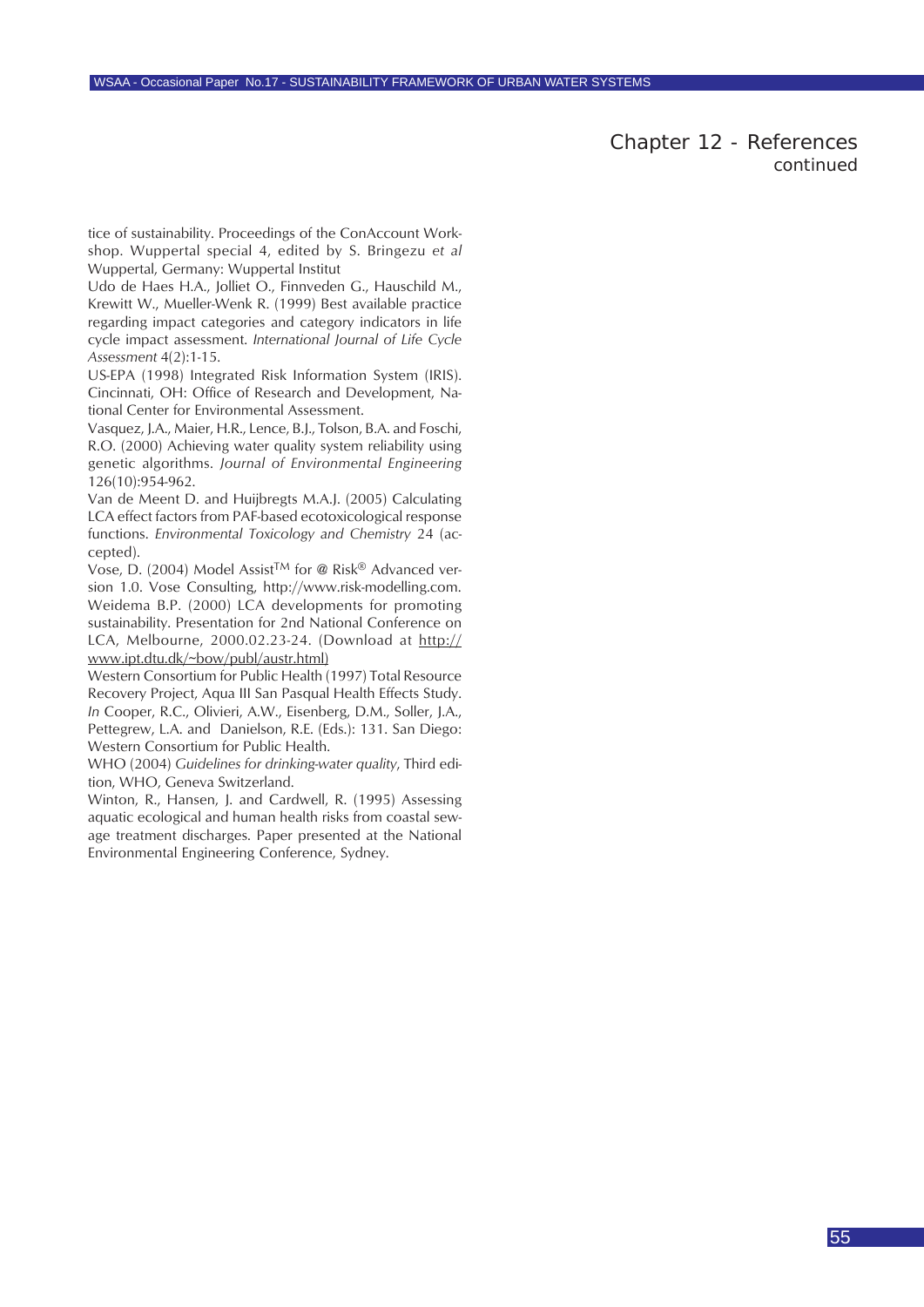## Chapter 12 - References
continued

tice of sustainability. Proceedings of the ConAccount Workshop. Wuppertal special 4, edited by S. Bringezu *et al* Wuppertal, Germany: Wuppertal Institut

Udo de Haes H.A., Jolliet O., Finnveden G., Hauschild M., Krewitt W., Mueller-Wenk R. (1999) Best available practice regarding impact categories and category indicators in life cycle impact assessment. *International Journal of Life Cycle Assessment* 4(2):1-15.

US-EPA (1998) Integrated Risk Information System (IRIS). Cincinnati, OH: Office of Research and Development, National Center for Environmental Assessment.

Vasquez, J.A., Maier, H.R., Lence, B.J., Tolson, B.A. and Foschi, R.O. (2000) Achieving water quality system reliability using genetic algorithms. *Journal of Environmental Engineering* 126(10):954-962.

Van de Meent D. and Huijbregts M.A.J. (2005) Calculating LCA effect factors from PAF-based ecotoxicological response functions. *Environmental Toxicology and Chemistry* 24 (accepted).

Vose, D. (2004) Model Assist™ for @ Risk® Advanced version 1.0. Vose Consulting, http://www.risk-modelling.com.

Weidema B.P. (2000) LCA developments for promoting sustainability. Presentation for 2nd National Conference on LCA, Melbourne, 2000.02.23-24. (Download at http://www.ipt.dtu.dk/~bow/publ/austr.html)

Western Consortium for Public Health (1997) Total Resource Recovery Project, Aqua III San Pasqual Health Effects Study. *In* Cooper, R.C., Olivieri, A.W., Eisenberg, D.M., Soller, J.A., Pettegrew, L.A. and Danielson, R.E. (Eds.): 131. San Diego: Western Consortium for Public Health.

WHO (2004) *Guidelines for drinking-water quality*, Third edition, WHO, Geneva Switzerland.

Winton, R., Hansen, J. and Cardwell, R. (1995) Assessing aquatic ecological and human health risks from coastal sewage treatment discharges. Paper presented at the National Environmental Engineering Conference, Sydney.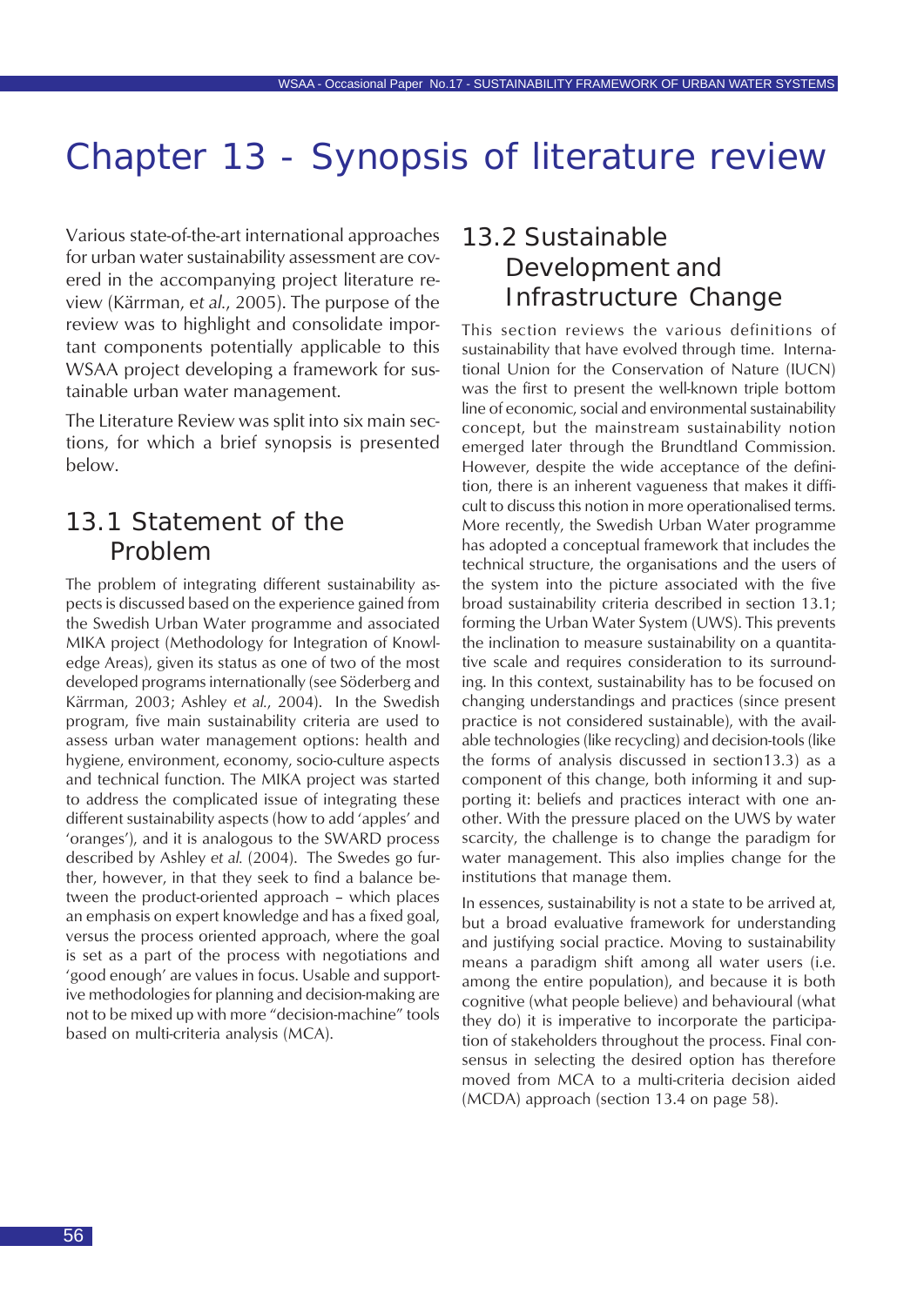# Chapter 13 - Synopsis of literature review

Various state-of-the-art international approaches for urban water sustainability assessment are covered in the accompanying project literature review (Kärrman, *et al.*, 2005). The purpose of the review was to highlight and consolidate important components potentially applicable to this WSAA project developing a framework for sustainable urban water management.

The Literature Review was split into six main sections, for which a brief synopsis is presented below.

## 13.1 Statement of the Problem

The problem of integrating different sustainability aspects is discussed based on the experience gained from the Swedish Urban Water programme and associated MIKA project (Methodology for Integration of Knowledge Areas), given its status as one of two of the most developed programs internationally (see Söderberg and Kärrman, 2003; Ashley *et al.*, 2004). In the Swedish program, five main sustainability criteria are used to assess urban water management options: health and hygiene, environment, economy, socio-culture aspects and technical function. The MIKA project was started to address the complicated issue of integrating these different sustainability aspects (how to add 'apples' and 'oranges'), and it is analogous to the SWARD process described by Ashley *et al.* (2004). The Swedes go further, however, in that they seek to find a balance between the product-oriented approach – which places an emphasis on expert knowledge and has a fixed goal, versus the process oriented approach, where the goal is set as a part of the process with negotiations and 'good enough' are values in focus. Usable and supportive methodologies for planning and decision-making are not to be mixed up with more "decision-machine" tools based on multi-criteria analysis (MCA).

## 13.2 Sustainable Development and Infrastructure Change

This section reviews the various definitions of sustainability that have evolved through time. International Union for the Conservation of Nature (IUCN) was the first to present the well-known triple bottom line of economic, social and environmental sustainability concept, but the mainstream sustainability notion emerged later through the Brundtland Commission. However, despite the wide acceptance of the definition, there is an inherent vagueness that makes it difficult to discuss this notion in more operationalised terms. More recently, the Swedish Urban Water programme has adopted a conceptual framework that includes the technical structure, the organisations and the users of the system into the picture associated with the five broad sustainability criteria described in section 13.1; forming the Urban Water System (UWS). This prevents the inclination to measure sustainability on a quantitative scale and requires consideration to its surrounding. In this context, sustainability has to be focused on changing understandings and practices (since present practice is not considered sustainable), with the available technologies (like recycling) and decision-tools (like the forms of analysis discussed in section13.3) as a component of this change, both informing it and supporting it: beliefs and practices interact with one another. With the pressure placed on the UWS by water scarcity, the challenge is to change the paradigm for water management. This also implies change for the institutions that manage them.

In essences, sustainability is not a state to be arrived at, but a broad evaluative framework for understanding and justifying social practice. Moving to sustainability means a paradigm shift among all water users (i.e. among the entire population), and because it is both cognitive (what people believe) and behavioural (what they do) it is imperative to incorporate the participation of stakeholders throughout the process. Final consensus in selecting the desired option has therefore moved from MCA to a multi-criteria decision aided (MCDA) approach (section 13.4 on page 58).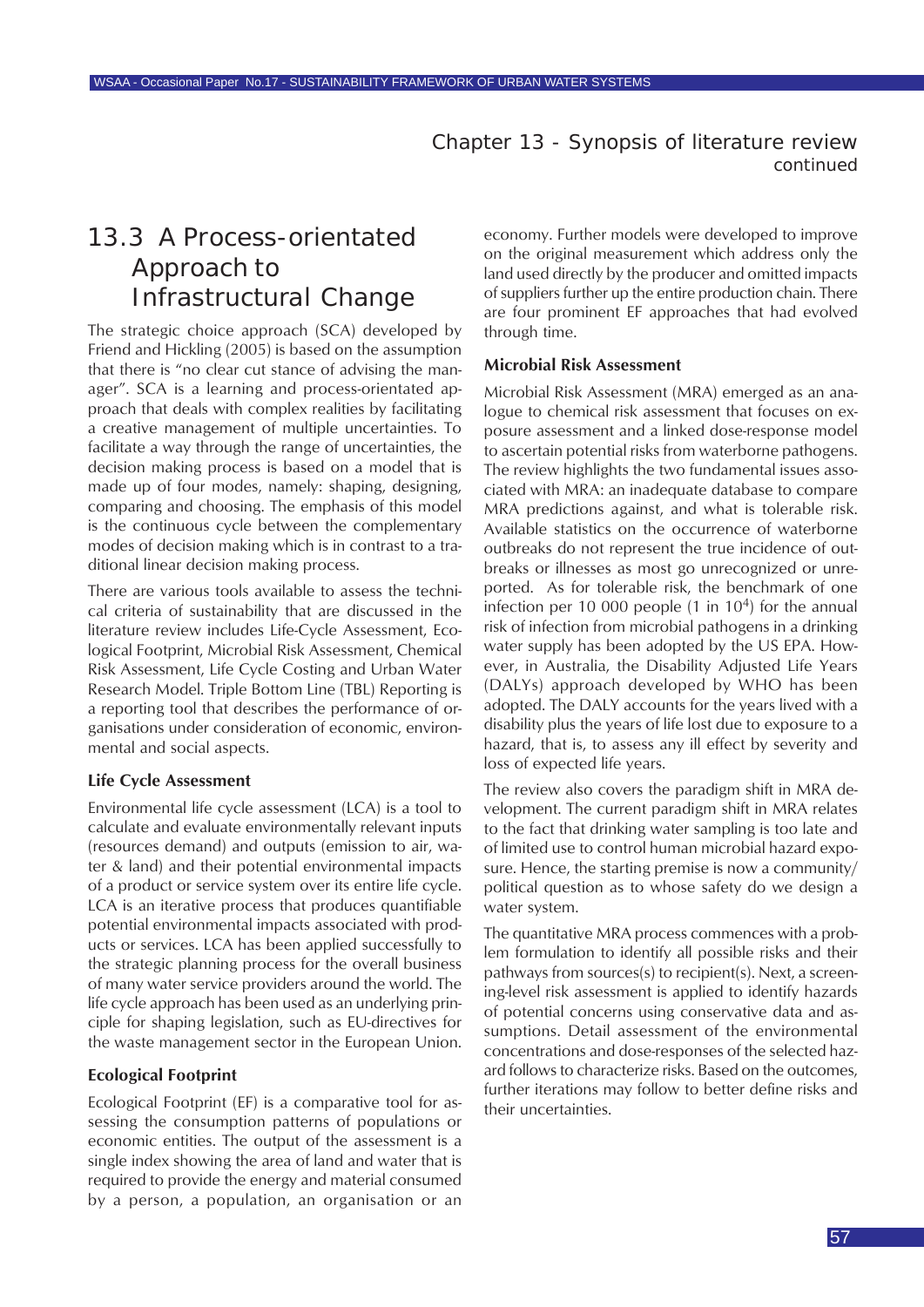## 13.3 A Process-orientated Approach to Infrastructural Change

The strategic choice approach (SCA) developed by Friend and Hickling (2005) is based on the assumption that there is "no clear cut stance of advising the manager". SCA is a learning and process-orientated approach that deals with complex realities by facilitating a creative management of multiple uncertainties. To facilitate a way through the range of uncertainties, the decision making process is based on a model that is made up of four modes, namely: shaping, designing, comparing and choosing. The emphasis of this model is the continuous cycle between the complementary modes of decision making which is in contrast to a traditional linear decision making process.

There are various tools available to assess the technical criteria of sustainability that are discussed in the literature review includes Life-Cycle Assessment, Ecological Footprint, Microbial Risk Assessment, Chemical Risk Assessment, Life Cycle Costing and Urban Water Research Model. Triple Bottom Line (TBL) Reporting is a reporting tool that describes the performance of organisations under consideration of economic, environmental and social aspects.

**Life Cycle Assessment**

Environmental life cycle assessment (LCA) is a tool to calculate and evaluate environmentally relevant inputs (resources demand) and outputs (emission to air, water & land) and their potential environmental impacts of a product or service system over its entire life cycle. LCA is an iterative process that produces quantifiable potential environmental impacts associated with products or services. LCA has been applied successfully to the strategic planning process for the overall business of many water service providers around the world. The life cycle approach has been used as an underlying principle for shaping legislation, such as EU-directives for the waste management sector in the European Union.

**Ecological Footprint**

Ecological Footprint (EF) is a comparative tool for assessing the consumption patterns of populations or economic entities. The output of the assessment is a single index showing the area of land and water that is required to provide the energy and material consumed by a person, a population, an organisation or an economy. Further models were developed to improve on the original measurement which address only the land used directly by the producer and omitted impacts of suppliers further up the entire production chain. There are four prominent EF approaches that had evolved through time.

**Microbial Risk Assessment**

Microbial Risk Assessment (MRA) emerged as an analogue to chemical risk assessment that focuses on exposure assessment and a linked dose-response model to ascertain potential risks from waterborne pathogens. The review highlights the two fundamental issues associated with MRA: an inadequate database to compare MRA predictions against, and what is tolerable risk. Available statistics on the occurrence of waterborne outbreaks do not represent the true incidence of outbreaks or illnesses as most go unrecognized or unreported. As for tolerable risk, the benchmark of one infection per 10 000 people (1 in $10^4$) for the annual risk of infection from microbial pathogens in a drinking water supply has been adopted by the US EPA. However, in Australia, the Disability Adjusted Life Years (DALYs) approach developed by WHO has been adopted. The DALY accounts for the years lived with a disability plus the years of life lost due to exposure to a hazard, that is, to assess any ill effect by severity and loss of expected life years.

The review also covers the paradigm shift in MRA development. The current paradigm shift in MRA relates to the fact that drinking water sampling is too late and of limited use to control human microbial hazard exposure. Hence, the starting premise is now a community/political question as to whose safety do we design a water system.

The quantitative MRA process commences with a problem formulation to identify all possible risks and their pathways from sources(s) to recipient(s). Next, a screening-level risk assessment is applied to identify hazards of potential concerns using conservative data and assumptions. Detail assessment of the environmental concentrations and dose-responses of the selected hazard follows to characterize risks. Based on the outcomes, further iterations may follow to better define risks and their uncertainties.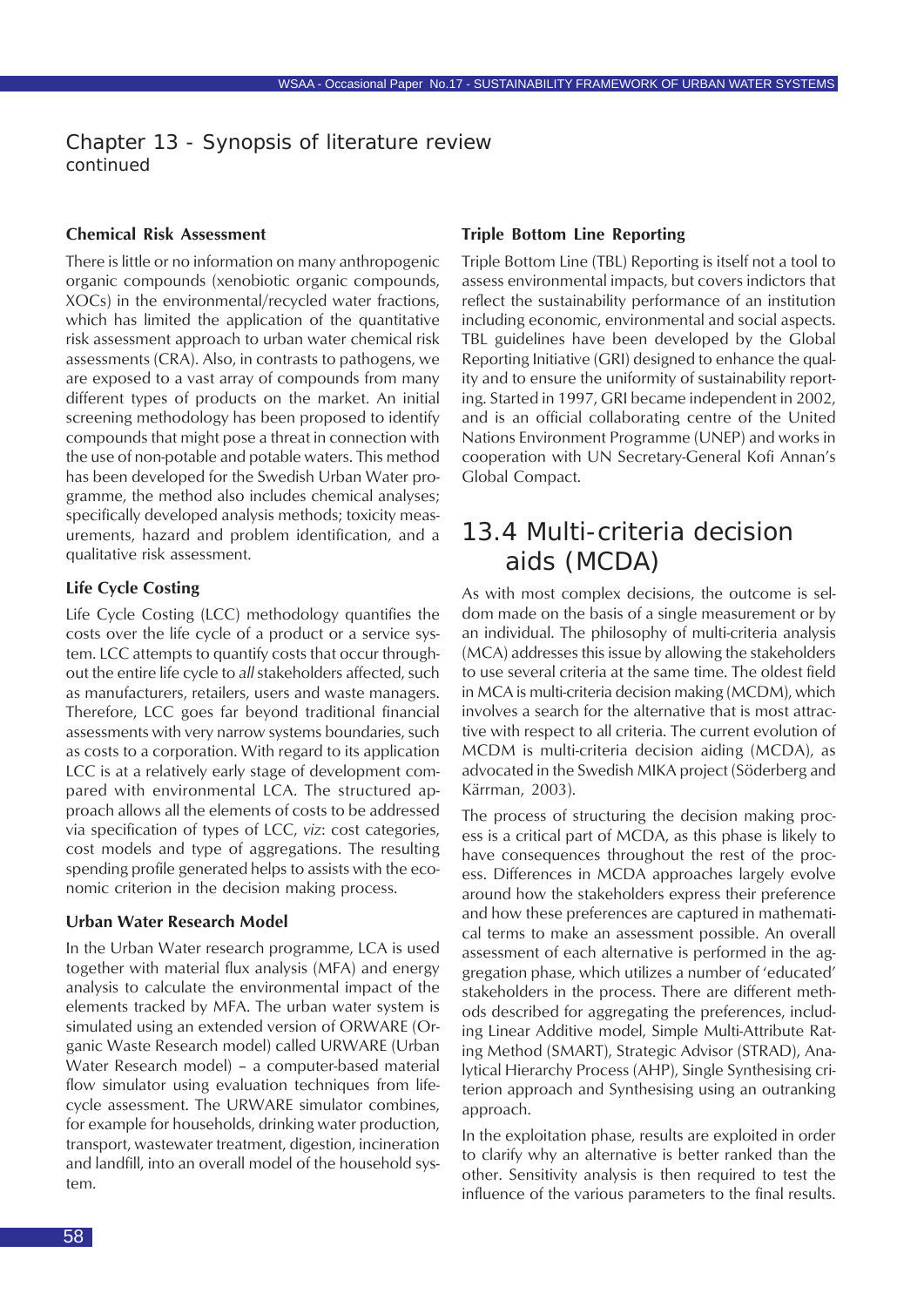## Chapter 13 - Synopsis of literature review continued

### Chemical Risk Assessment

There is little or no information on many anthropogenic organic compounds (xenobiotic organic compounds, XOCs) in the environmental/recycled water fractions, which has limited the application of the quantitative risk assessment approach to urban water chemical risk assessments (CRA). Also, in contrasts to pathogens, we are exposed to a vast array of compounds from many different types of products on the market. An initial screening methodology has been proposed to identify compounds that might pose a threat in connection with the use of non-potable and potable waters. This method has been developed for the Swedish Urban Water programme, the method also includes chemical analyses; specifically developed analysis methods; toxicity measurements, hazard and problem identification, and a qualitative risk assessment.

### Life Cycle Costing

Life Cycle Costing (LCC) methodology quantifies the costs over the life cycle of a product or a service system. LCC attempts to quantify costs that occur throughout the entire life cycle to *all* stakeholders affected, such as manufacturers, retailers, users and waste managers. Therefore, LCC goes far beyond traditional financial assessments with very narrow systems boundaries, such as costs to a corporation. With regard to its application LCC is at a relatively early stage of development compared with environmental LCA. The structured approach allows all the elements of costs to be addressed via specification of types of LCC, *viz*: cost categories, cost models and type of aggregations. The resulting spending profile generated helps to assists with the economic criterion in the decision making process.

### Urban Water Research Model

In the Urban Water research programme, LCA is used together with material flux analysis (MFA) and energy analysis to calculate the environmental impact of the elements tracked by MFA. The urban water system is simulated using an extended version of ORWARE (Organic Waste Research model) called URWARE (Urban Water Research model) – a computer-based material flow simulator using evaluation techniques from life-cycle assessment. The URWARE simulator combines, for example for households, drinking water production, transport, wastewater treatment, digestion, incineration and landfill, into an overall model of the household system.

### Triple Bottom Line Reporting

Triple Bottom Line (TBL) Reporting is itself not a tool to assess environmental impacts, but covers indictors that reflect the sustainability performance of an institution including economic, environmental and social aspects. TBL guidelines have been developed by the Global Reporting Initiative (GRI) designed to enhance the quality and to ensure the uniformity of sustainability reporting. Started in 1997, GRI became independent in 2002, and is an official collaborating centre of the United Nations Environment Programme (UNEP) and works in cooperation with UN Secretary-General Kofi Annan's Global Compact.

## 13.4 Multi-criteria decision aids (MCDA)

As with most complex decisions, the outcome is seldom made on the basis of a single measurement or by an individual. The philosophy of multi-criteria analysis (MCA) addresses this issue by allowing the stakeholders to use several criteria at the same time. The oldest field in MCA is multi-criteria decision making (MCDM), which involves a search for the alternative that is most attractive with respect to all criteria. The current evolution of MCDM is multi-criteria decision aiding (MCDA), as advocated in the Swedish MIKA project (Söderberg and Kärrman, 2003).

The process of structuring the decision making process is a critical part of MCDA, as this phase is likely to have consequences throughout the rest of the process. Differences in MCDA approaches largely evolve around how the stakeholders express their preference and how these preferences are captured in mathematical terms to make an assessment possible. An overall assessment of each alternative is performed in the aggregation phase, which utilizes a number of 'educated' stakeholders in the process. There are different methods described for aggregating the preferences, including Linear Additive model, Simple Multi-Attribute Rating Method (SMART), Strategic Advisor (STRAD), Analytical Hierarchy Process (AHP), Single Synthesising criterion approach and Synthesising using an outranking approach.

In the exploitation phase, results are exploited in order to clarify why an alternative is better ranked than the other. Sensitivity analysis is then required to test the influence of the various parameters to the final results.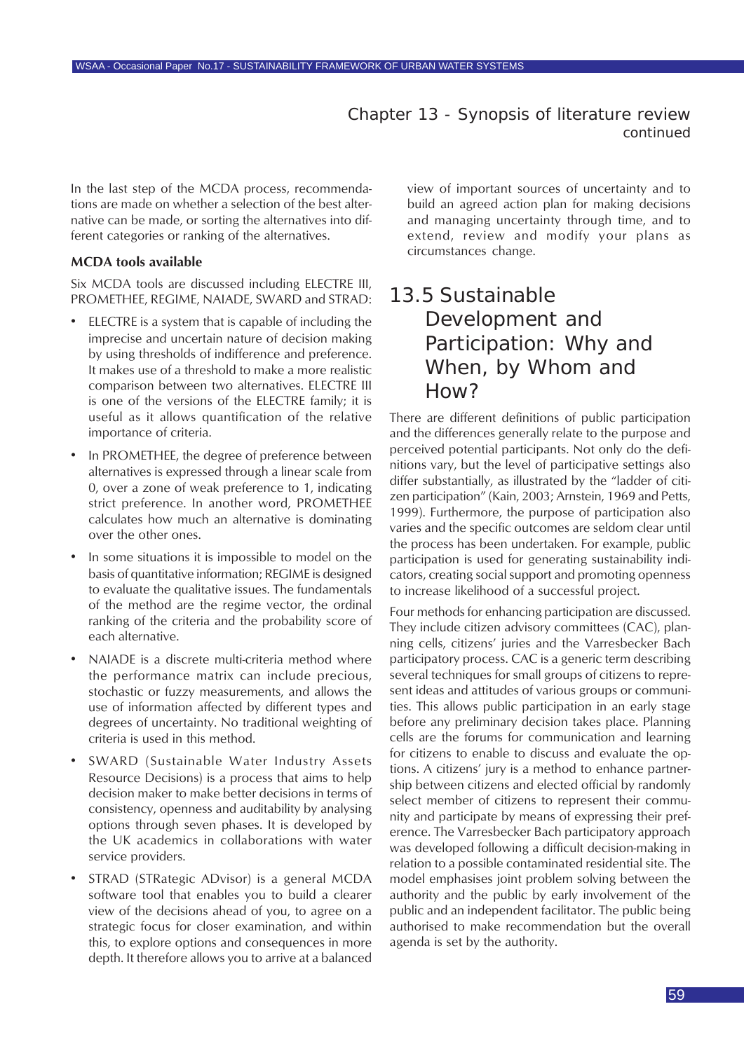In the last step of the MCDA process, recommendations are made on whether a selection of the best alternative can be made, or sorting the alternatives into different categories or ranking of the alternatives.

**MCDA tools available**

Six MCDA tools are discussed including ELECTRE III, PROMETHEE, REGIME, NAIADE, SWARD and STRAD:

- ELECTRE is a system that is capable of including the imprecise and uncertain nature of decision making by using thresholds of indifference and preference. It makes use of a threshold to make a more realistic comparison between two alternatives. ELECTRE III is one of the versions of the ELECTRE family; it is useful as it allows quantification of the relative importance of criteria.
- In PROMETHEE, the degree of preference between alternatives is expressed through a linear scale from 0, over a zone of weak preference to 1, indicating strict preference. In another word, PROMETHEE calculates how much an alternative is dominating over the other ones.
- In some situations it is impossible to model on the basis of quantitative information; REGIME is designed to evaluate the qualitative issues. The fundamentals of the method are the regime vector, the ordinal ranking of the criteria and the probability score of each alternative.
- NAIADE is a discrete multi-criteria method where the performance matrix can include precious, stochastic or fuzzy measurements, and allows the use of information affected by different types and degrees of uncertainty. No traditional weighting of criteria is used in this method.
- SWARD (Sustainable Water Industry Assets Resource Decisions) is a process that aims to help decision maker to make better decisions in terms of consistency, openness and auditability by analysing options through seven phases. It is developed by the UK academics in collaborations with water service providers.
- STRAD (STRategic ADvisor) is a general MCDA software tool that enables you to build a clearer view of the decisions ahead of you, to agree on a strategic focus for closer examination, and within this, to explore options and consequences in more depth. It therefore allows you to arrive at a balanced view of important sources of uncertainty and to build an agreed action plan for making decisions and managing uncertainty through time, and to extend, review and modify your plans as circumstances change.

## 13.5 Sustainable Development and Participation: Why and When, by Whom and How?

There are different definitions of public participation and the differences generally relate to the purpose and perceived potential participants. Not only do the definitions vary, but the level of participative settings also differ substantially, as illustrated by the "ladder of citizen participation" (Kain, 2003; Arnstein, 1969 and Petts, 1999). Furthermore, the purpose of participation also varies and the specific outcomes are seldom clear until the process has been undertaken. For example, public participation is used for generating sustainability indicators, creating social support and promoting openness to increase likelihood of a successful project.

Four methods for enhancing participation are discussed. They include citizen advisory committees (CAC), planning cells, citizens' juries and the Varresbecker Bach participatory process. CAC is a generic term describing several techniques for small groups of citizens to represent ideas and attitudes of various groups or communities. This allows public participation in an early stage before any preliminary decision takes place. Planning cells are the forums for communication and learning for citizens to enable to discuss and evaluate the options. A citizens' jury is a method to enhance partnership between citizens and elected official by randomly select member of citizens to represent their community and participate by means of expressing their preference. The Varresbecker Bach participatory approach was developed following a difficult decision-making in relation to a possible contaminated residential site. The model emphasises joint problem solving between the authority and the public by early involvement of the public and an independent facilitator. The public being authorised to make recommendation but the overall agenda is set by the authority.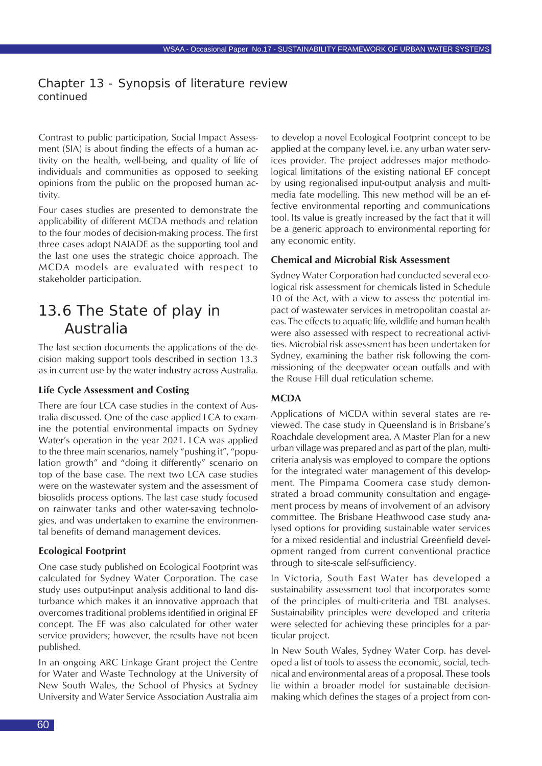Contrast to public participation, Social Impact Assessment (SIA) is about finding the effects of a human activity on the health, well-being, and quality of life of individuals and communities as opposed to seeking opinions from the public on the proposed human activity.

Four cases studies are presented to demonstrate the applicability of different MCDA methods and relation to the four modes of decision-making process. The first three cases adopt NAIADE as the supporting tool and the last one uses the strategic choice approach. The MCDA models are evaluated with respect to stakeholder participation.

## 13.6 The State of play in Australia

The last section documents the applications of the decision making support tools described in section 13.3 as in current use by the water industry across Australia.

### Life Cycle Assessment and Costing

There are four LCA case studies in the context of Australia discussed. One of the case applied LCA to examine the potential environmental impacts on Sydney Water's operation in the year 2021. LCA was applied to the three main scenarios, namely "pushing it", "population growth" and "doing it differently" scenario on top of the base case. The next two LCA case studies were on the wastewater system and the assessment of biosolids process options. The last case study focused on rainwater tanks and other water-saving technologies, and was undertaken to examine the environmental benefits of demand management devices.

### Ecological Footprint

One case study published on Ecological Footprint was calculated for Sydney Water Corporation. The case study uses output-input analysis additional to land disturbance which makes it an innovative approach that overcomes traditional problems identified in original EF concept. The EF was also calculated for other water service providers; however, the results have not been published.

In an ongoing ARC Linkage Grant project the Centre for Water and Waste Technology at the University of New South Wales, the School of Physics at Sydney University and Water Service Association Australia aim to develop a novel Ecological Footprint concept to be applied at the company level, i.e. any urban water services provider. The project addresses major methodological limitations of the existing national EF concept by using regionalised input-output analysis and multimedia fate modelling. This new method will be an effective environmental reporting and communications tool. Its value is greatly increased by the fact that it will be a generic approach to environmental reporting for any economic entity.

### Chemical and Microbial Risk Assessment

Sydney Water Corporation had conducted several ecological risk assessment for chemicals listed in Schedule 10 of the Act, with a view to assess the potential impact of wastewater services in metropolitan coastal areas. The effects to aquatic life, wildlife and human health were also assessed with respect to recreational activities. Microbial risk assessment has been undertaken for Sydney, examining the bather risk following the commissioning of the deepwater ocean outfalls and with the Rouse Hill dual reticulation scheme.

### MCDA

Applications of MCDA within several states are reviewed. The case study in Queensland is in Brisbane's Roachdale development area. A Master Plan for a new urban village was prepared and as part of the plan, multi-criteria analysis was employed to compare the options for the integrated water management of this development. The Pimpama Coomera case study demonstrated a broad community consultation and engagement process by means of involvement of an advisory committee. The Brisbane Heathwood case study analysed options for providing sustainable water services for a mixed residential and industrial Greenfield development ranged from current conventional practice through to site-scale self-sufficiency.

In Victoria, South East Water has developed a sustainability assessment tool that incorporates some of the principles of multi-criteria and TBL analyses. Sustainability principles were developed and criteria were selected for achieving these principles for a particular project.

In New South Wales, Sydney Water Corp. has developed a list of tools to assess the economic, social, technical and environmental areas of a proposal. These tools lie within a broader model for sustainable decision-making which defines the stages of a project from con-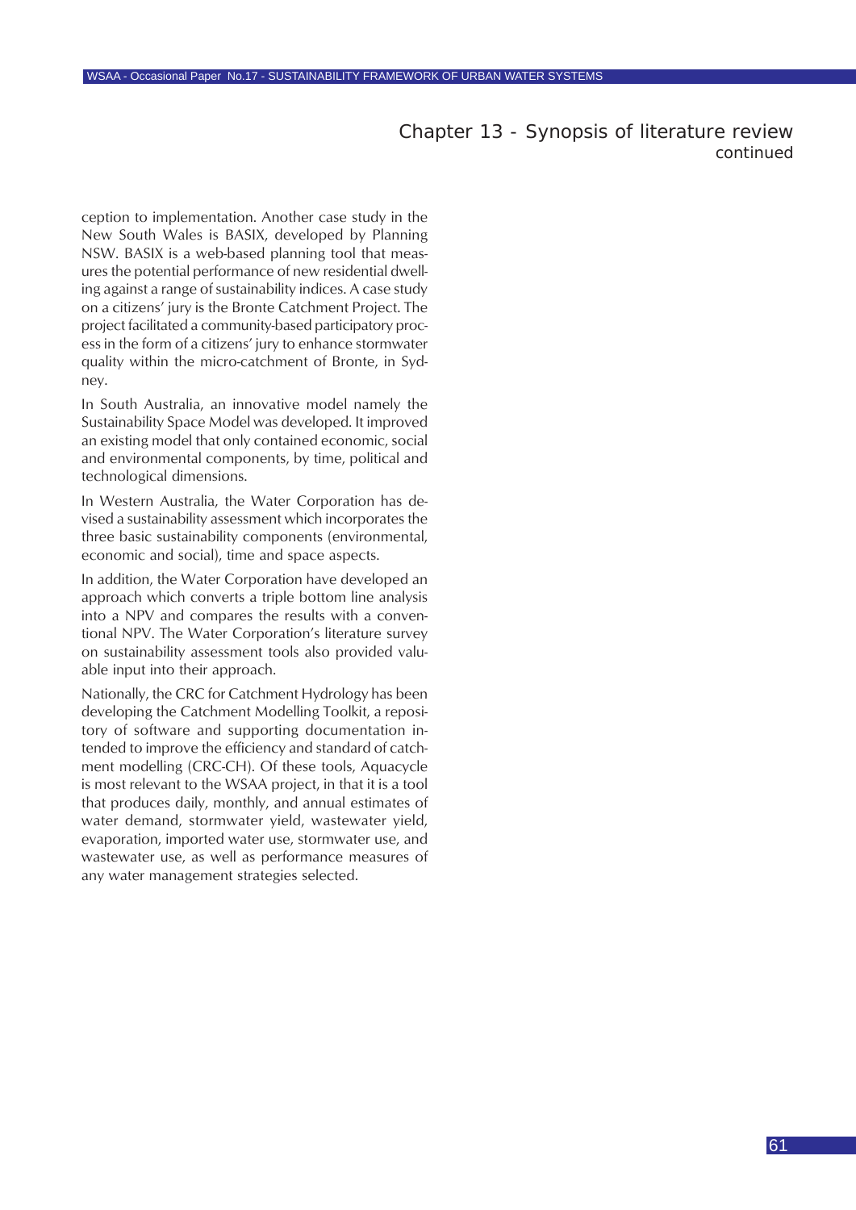ception to implementation. Another case study in the New South Wales is BASIX, developed by Planning NSW. BASIX is a web-based planning tool that measures the potential performance of new residential dwelling against a range of sustainability indices. A case study on a citizens' jury is the Bronte Catchment Project. The project facilitated a community-based participatory process in the form of a citizens' jury to enhance stormwater quality within the micro-catchment of Bronte, in Sydney.

In South Australia, an innovative model namely the Sustainability Space Model was developed. It improved an existing model that only contained economic, social and environmental components, by time, political and technological dimensions.

In Western Australia, the Water Corporation has devised a sustainability assessment which incorporates the three basic sustainability components (environmental, economic and social), time and space aspects.

In addition, the Water Corporation have developed an approach which converts a triple bottom line analysis into a NPV and compares the results with a conventional NPV. The Water Corporation's literature survey on sustainability assessment tools also provided valuable input into their approach.

Nationally, the CRC for Catchment Hydrology has been developing the Catchment Modelling Toolkit, a repository of software and supporting documentation intended to improve the efficiency and standard of catchment modelling (CRC-CH). Of these tools, Aquacycle is most relevant to the WSAA project, in that it is a tool that produces daily, monthly, and annual estimates of water demand, stormwater yield, wastewater yield, evaporation, imported water use, stormwater use, and wastewater use, as well as performance measures of any water management strategies selected.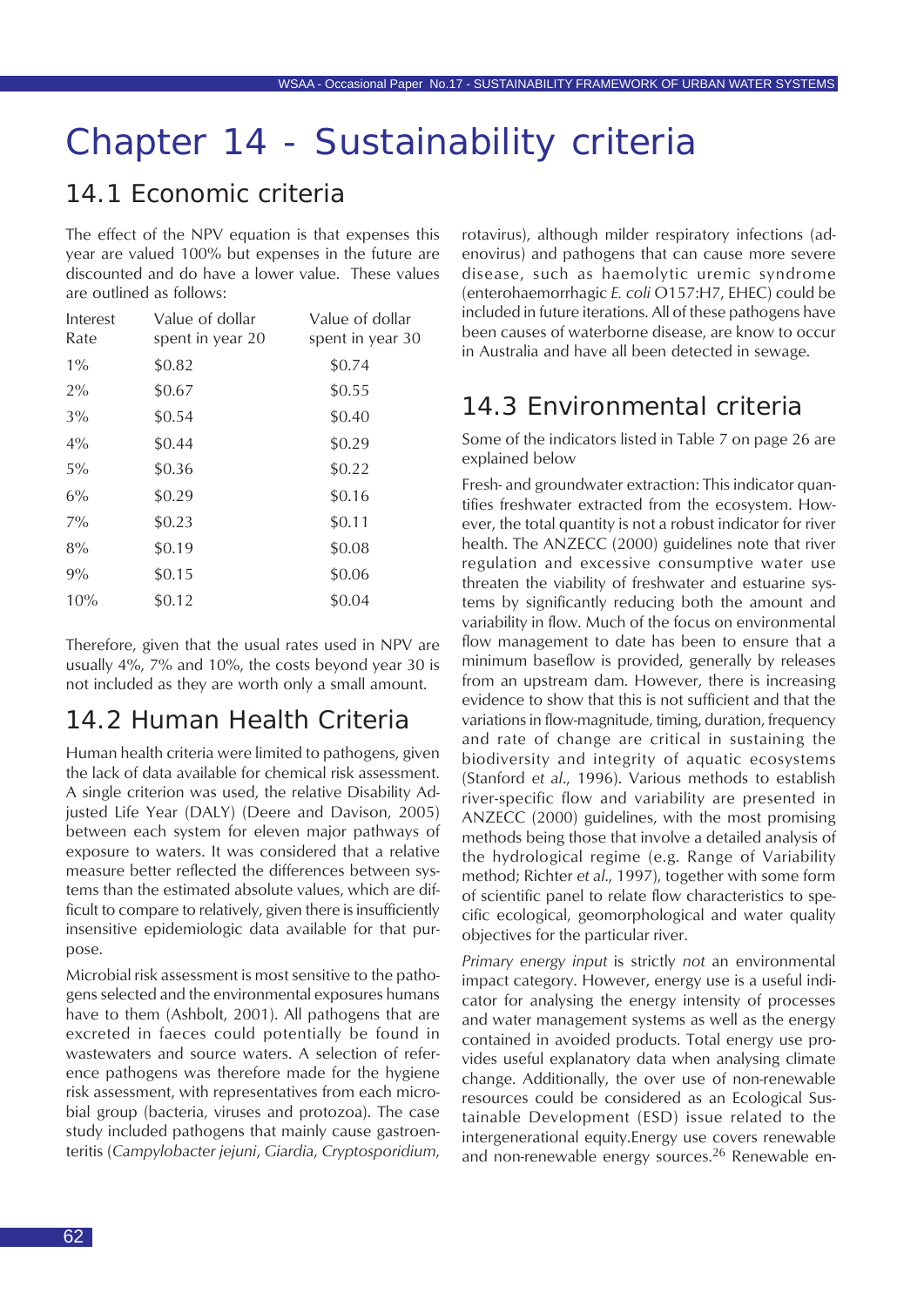# Chapter 14 - Sustainability criteria

## 14.1 Economic criteria

The effect of the NPV equation is that expenses this year are valued 100% but expenses in the future are discounted and do have a lower value. These values are outlined as follows:

| Interest Rate | Value of dollar spent in year 20 | Value of dollar spent in year 30 |
|---|---|---|
| 1% | $0.82 | $0.74 |
| 2% | $0.67 | $0.55 |
| 3% | $0.54 | $0.40 |
| 4% | $0.44 | $0.29 |
| 5% | $0.36 | $0.22 |
| 6% | $0.29 | $0.16 |
| 7% | $0.23 | $0.11 |
| 8% | $0.19 | $0.08 |
| 9% | $0.15 | $0.06 |
| 10% | $0.12 | $0.04 |

Therefore, given that the usual rates used in NPV are usually 4%, 7% and 10%, the costs beyond year 30 is not included as they are worth only a small amount.

## 14.2 Human Health Criteria

Human health criteria were limited to pathogens, given the lack of data available for chemical risk assessment. A single criterion was used, the relative Disability Adjusted Life Year (DALY) (Deere and Davison, 2005) between each system for eleven major pathways of exposure to waters. It was considered that a relative measure better reflected the differences between systems than the estimated absolute values, which are difficult to compare to relatively, given there is insufficiently insensitive epidemiologic data available for that purpose.

Microbial risk assessment is most sensitive to the pathogens selected and the environmental exposures humans have to them (Ashbolt, 2001). All pathogens that are excreted in faeces could potentially be found in wastewaters and source waters. A selection of reference pathogens was therefore made for the hygiene risk assessment, with representatives from each microbial group (bacteria, viruses and protozoa). The case study included pathogens that mainly cause gastroenteritis (*Campylobacter jejuni*, *Giardia*, *Cryptosporidium*, rotavirus), although milder respiratory infections (adenovirus) and pathogens that can cause more severe disease, such as haemolytic uremic syndrome (enterohaemorrhagic *E. coli* O157:H7, EHEC) could be included in future iterations. All of these pathogens have been causes of waterborne disease, are know to occur in Australia and have all been detected in sewage.

## 14.3 Environmental criteria

Some of the indicators listed in Table 7 on page 26 are explained below

Fresh- and groundwater extraction: This indicator quantifies freshwater extracted from the ecosystem. However, the total quantity is not a robust indicator for river health. The ANZECC (2000) guidelines note that river regulation and excessive consumptive water use threaten the viability of freshwater and estuarine systems by significantly reducing both the amount and variability in flow. Much of the focus on environmental flow management to date has been to ensure that a minimum baseflow is provided, generally by releases from an upstream dam. However, there is increasing evidence to show that this is not sufficient and that the variations in flow-magnitude, timing, duration, frequency and rate of change are critical in sustaining the biodiversity and integrity of aquatic ecosystems (Stanford *et al*., 1996). Various methods to establish river-specific flow and variability are presented in ANZECC (2000) guidelines, with the most promising methods being those that involve a detailed analysis of the hydrological regime (e.g. Range of Variability method; Richter *et al*., 1997), together with some form of scientific panel to relate flow characteristics to specific ecological, geomorphological and water quality objectives for the particular river.

*Primary energy input* is strictly *not* an environmental impact category. However, energy use is a useful indicator for analysing the energy intensity of processes and water management systems as well as the energy contained in avoided products. Total energy use provides useful explanatory data when analysing climate change. Additionally, the over use of non-renewable resources could be considered as an Ecological Sustainable Development (ESD) issue related to the intergenerational equity.Energy use covers renewable and non-renewable energy sources.[26] Renewable en-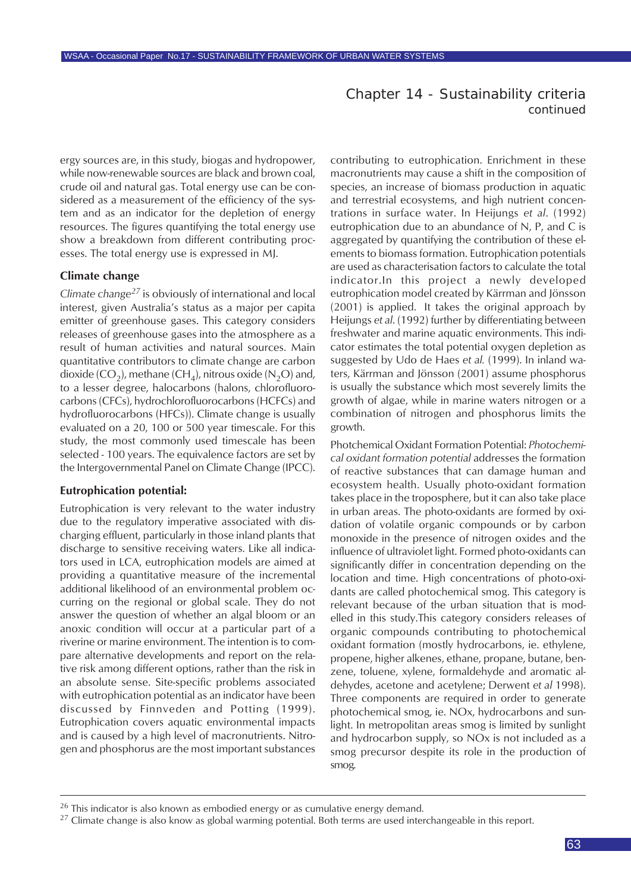ergy sources are, in this study, biogas and hydropower, while now-renewable sources are black and brown coal, crude oil and natural gas. Total energy use can be considered as a measurement of the efficiency of the system and as an indicator for the depletion of energy resources. The figures quantifying the total energy use show a breakdown from different contributing processes. The total energy use is expressed in MJ.

### Climate change

*Climate change*[27] is obviously of international and local interest, given Australia's status as a major per capita emitter of greenhouse gases. This category considers releases of greenhouse gases into the atmosphere as a result of human activities and natural sources. Main quantitative contributors to climate change are carbon dioxide ($CO_2$), methane ($CH_4$), nitrous oxide ($N_2O$) and, to a lesser degree, halocarbons (halons, chlorofluorocarbons (CFCs), hydrochlorofluorocarbons (HCFCs) and hydrofluorocarbons (HFCs)). Climate change is usually evaluated on a 20, 100 or 500 year timescale. For this study, the most commonly used timescale has been selected - 100 years. The equivalence factors are set by the Intergovernmental Panel on Climate Change (IPCC).

### Eutrophication potential:

Eutrophication is very relevant to the water industry due to the regulatory imperative associated with discharging effluent, particularly in those inland plants that discharge to sensitive receiving waters. Like all indicators used in LCA, eutrophication models are aimed at providing a quantitative measure of the incremental additional likelihood of an environmental problem occurring on the regional or global scale. They do not answer the question of whether an algal bloom or an anoxic condition will occur at a particular part of a riverine or marine environment. The intention is to compare alternative developments and report on the relative risk among different options, rather than the risk in an absolute sense. Site-specific problems associated with eutrophication potential as an indicator have been discussed by Finnveden and Potting (1999). Eutrophication covers aquatic environmental impacts and is caused by a high level of macronutrients. Nitrogen and phosphorus are the most important substances contributing to eutrophication. Enrichment in these macronutrients may cause a shift in the composition of species, an increase of biomass production in aquatic and terrestrial ecosystems, and high nutrient concentrations in surface water. In Heijungs *et al*. (1992) eutrophication due to an abundance of N, P, and C is aggregated by quantifying the contribution of these elements to biomass formation. Eutrophication potentials are used as characterisation factors to calculate the total indicator.In this project a newly developed eutrophication model created by Kärrman and Jönsson (2001) is applied. It takes the original approach by Heijungs *et al*. (1992) further by differentiating between freshwater and marine aquatic environments. This indicator estimates the total potential oxygen depletion as suggested by Udo de Haes *et al.* (1999). In inland waters, Kärrman and Jönsson (2001) assume phosphorus is usually the substance which most severely limits the growth of algae, while in marine waters nitrogen or a combination of nitrogen and phosphorus limits the growth.

Photchemical Oxidant Formation Potential: *Photochemical oxidant formation potential* addresses the formation of reactive substances that can damage human and ecosystem health. Usually photo-oxidant formation takes place in the troposphere, but it can also take place in urban areas. The photo-oxidants are formed by oxidation of volatile organic compounds or by carbon monoxide in the presence of nitrogen oxides and the influence of ultraviolet light. Formed photo-oxidants can significantly differ in concentration depending on the location and time. High concentrations of photo-oxidants are called photochemical smog. This category is relevant because of the urban situation that is modelled in this study.This category considers releases of organic compounds contributing to photochemical oxidant formation (mostly hydrocarbons, ie. ethylene, propene, higher alkenes, ethane, propane, butane, benzene, toluene, xylene, formaldehyde and aromatic aldehydes, acetone and acetylene; Derwent *et al* 1998). Three components are required in order to generate photochemical smog, ie. NOx, hydrocarbons and sunlight. In metropolitan areas smog is limited by sunlight and hydrocarbon supply, so NOx is not included as a smog precursor despite its role in the production of smog.

---

[26] This indicator is also known as embodied energy or as cumulative energy demand.

[27] Climate change is also know as global warming potential. Both terms are used interchangeable in this report.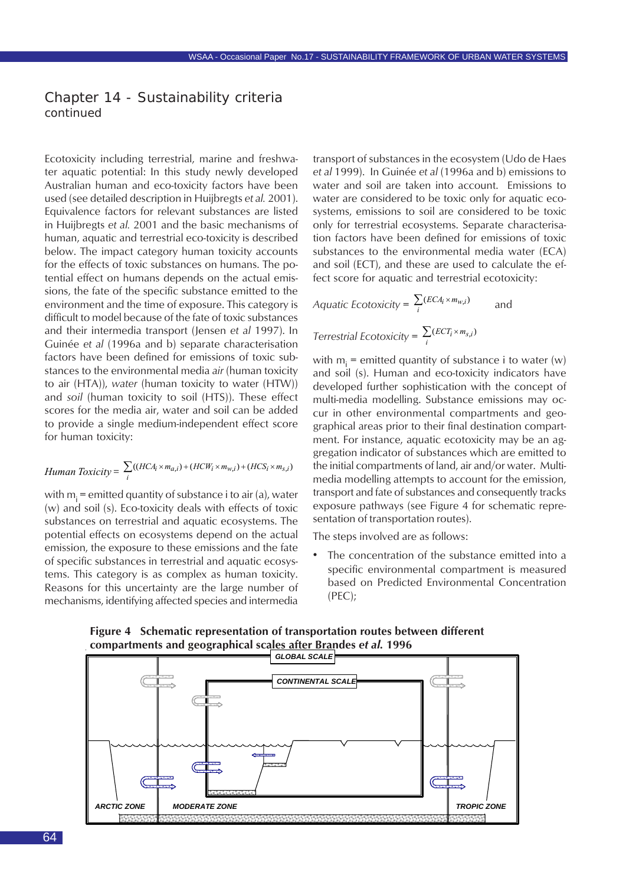## Chapter 14 - Sustainability criteria
continued

Ecotoxicity including terrestrial, marine and freshwater aquatic potential: In this study newly developed Australian human and eco-toxicity factors have been used (see detailed description in Huijbregts *et al.* 2001). Equivalence factors for relevant substances are listed in Huijbregts *et al.* 2001 and the basic mechanisms of human, aquatic and terrestrial eco-toxicity is described below. The impact category human toxicity accounts for the effects of toxic substances on humans. The potential effect on humans depends on the actual emissions, the fate of the specific substance emitted to the environment and the time of exposure. This category is difficult to model because of the fate of toxic substances and their intermedia transport (Jensen *et al* 1997). In Guinée *et al* (1996a and b) separate characterisation factors have been defined for emissions of toxic substances to the environmental media *air* (human toxicity to air (HTA)), *water* (human toxicity to water (HTW)) and *soil* (human toxicity to soil (HTS)). These effect scores for the media air, water and soil can be added to provide a single medium-independent effect score for human toxicity:

$$Human\ Toxicity = \sum_i ((HCA_i \times m_{a,i}) + (HCW_i \times m_{w,i}) + (HCS_i \times m_{s,i}))$$

with $m_i$ = emitted quantity of substance i to air (a), water (w) and soil (s). Eco-toxicity deals with effects of toxic substances on terrestrial and aquatic ecosystems. The potential effects on ecosystems depend on the actual emission, the exposure to these emissions and the fate of specific substances in terrestrial and aquatic ecosystems. This category is as complex as human toxicity. Reasons for this uncertainty are the large number of mechanisms, identifying affected species and intermedia transport of substances in the ecosystem (Udo de Haes *et al* 1999). In Guinée *et al* (1996a and b) emissions to water and soil are taken into account. Emissions to water are considered to be toxic only for aquatic ecosystems, emissions to soil are considered to be toxic only for terrestrial ecosystems. Separate characterisation factors have been defined for emissions of toxic substances to the environmental media water (ECA) and soil (ECT), and these are used to calculate the effect score for aquatic and terrestrial ecotoxicity:

$$Aquatic\ Ecotoxicity = \sum_i (ECA_i \times m_{w,i}) \quad \text{and}$$

$$Terrestrial\ Ecotoxicity = \sum_i (ECT_i \times m_{s,i})$$

with $m_i$ = emitted quantity of substance i to water (w) and soil (s). Human and eco-toxicity indicators have developed further sophistication with the concept of multi-media modelling. Substance emissions may occur in other environmental compartments and geographical areas prior to their final destination compartment. For instance, aquatic ecotoxicity may be an aggregation indicator of substances which are emitted to the initial compartments of land, air and/or water. Multimedia modelling attempts to account for the emission, transport and fate of substances and consequently tracks exposure pathways (see Figure 4 for schematic representation of transportation routes).

The steps involved are as follows:

- The concentration of the substance emitted into a specific environmental compartment is measured based on Predicted Environmental Concentration (PEC);

**Figure 4 Schematic representation of transportation routes between different compartments and geographical scales after Brandes *et al.* 1996**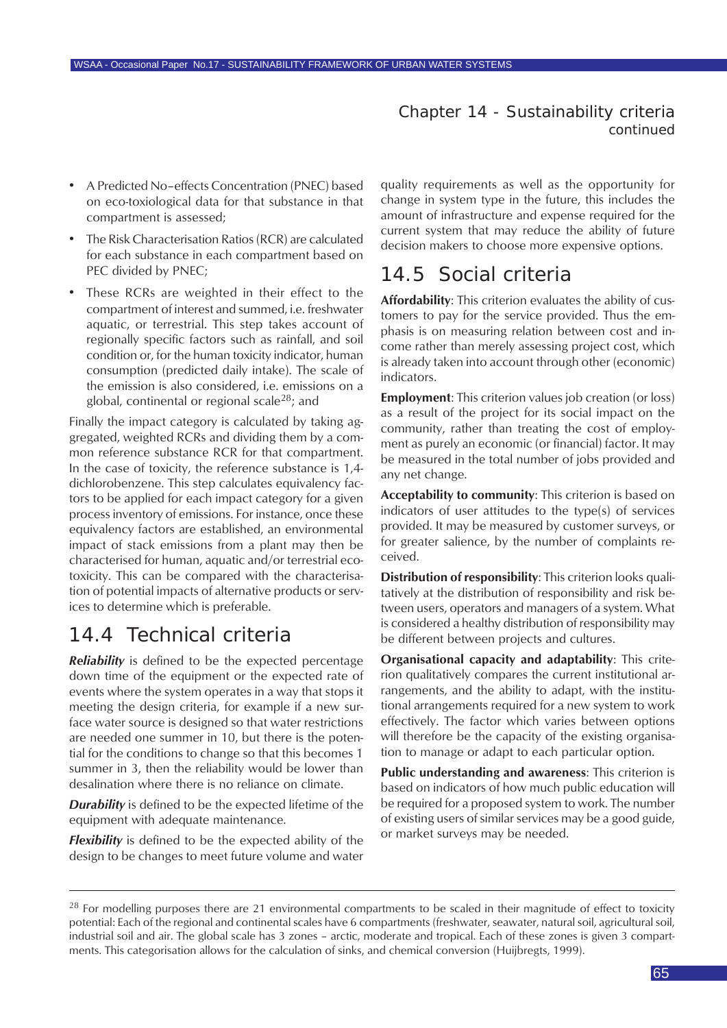- A Predicted No–effects Concentration (PNEC) based on eco-toxiological data for that substance in that compartment is assessed;
- The Risk Characterisation Ratios (RCR) are calculated for each substance in each compartment based on PEC divided by PNEC;
- These RCRs are weighted in their effect to the compartment of interest and summed, i.e. freshwater aquatic, or terrestrial. This step takes account of regionally specific factors such as rainfall, and soil condition or, for the human toxicity indicator, human consumption (predicted daily intake). The scale of the emission is also considered, i.e. emissions on a global, continental or regional scale[28]; and

Finally the impact category is calculated by taking aggregated, weighted RCRs and dividing them by a common reference substance RCR for that compartment. In the case of toxicity, the reference substance is 1,4-dichlorobenzene. This step calculates equivalency factors to be applied for each impact category for a given process inventory of emissions. For instance, once these equivalency factors are established, an environmental impact of stack emissions from a plant may then be characterised for human, aquatic and/or terrestrial ecotoxicity. This can be compared with the characterisation of potential impacts of alternative products or services to determine which is preferable.

## 14.4 Technical criteria

***Reliability*** is defined to be the expected percentage down time of the equipment or the expected rate of events where the system operates in a way that stops it meeting the design criteria, for example if a new surface water source is designed so that water restrictions are needed one summer in 10, but there is the potential for the conditions to change so that this becomes 1 summer in 3, then the reliability would be lower than desalination where there is no reliance on climate.

***Durability*** is defined to be the expected lifetime of the equipment with adequate maintenance.

***Flexibility*** is defined to be the expected ability of the design to be changes to meet future volume and water quality requirements as well as the opportunity for change in system type in the future, this includes the amount of infrastructure and expense required for the current system that may reduce the ability of future decision makers to choose more expensive options.

## 14.5 Social criteria

**Affordability**: This criterion evaluates the ability of customers to pay for the service provided. Thus the emphasis is on measuring relation between cost and income rather than merely assessing project cost, which is already taken into account through other (economic) indicators.

**Employment**: This criterion values job creation (or loss) as a result of the project for its social impact on the community, rather than treating the cost of employment as purely an economic (or financial) factor. It may be measured in the total number of jobs provided and any net change.

**Acceptability to community**: This criterion is based on indicators of user attitudes to the type(s) of services provided. It may be measured by customer surveys, or for greater salience, by the number of complaints received.

**Distribution of responsibility**: This criterion looks qualitatively at the distribution of responsibility and risk between users, operators and managers of a system. What is considered a healthy distribution of responsibility may be different between projects and cultures.

**Organisational capacity and adaptability**: This criterion qualitatively compares the current institutional arrangements, and the ability to adapt, with the institutional arrangements required for a new system to work effectively. The factor which varies between options will therefore be the capacity of the existing organisation to manage or adapt to each particular option.

**Public understanding and awareness**: This criterion is based on indicators of how much public education will be required for a proposed system to work. The number of existing users of similar services may be a good guide, or market surveys may be needed.

---

[28] For modelling purposes there are 21 environmental compartments to be scaled in their magnitude of effect to toxicity potential: Each of the regional and continental scales have 6 compartments (freshwater, seawater, natural soil, agricultural soil, industrial soil and air. The global scale has 3 zones – arctic, moderate and tropical. Each of these zones is given 3 compartments. This categorisation allows for the calculation of sinks, and chemical conversion (Huijbregts, 1999).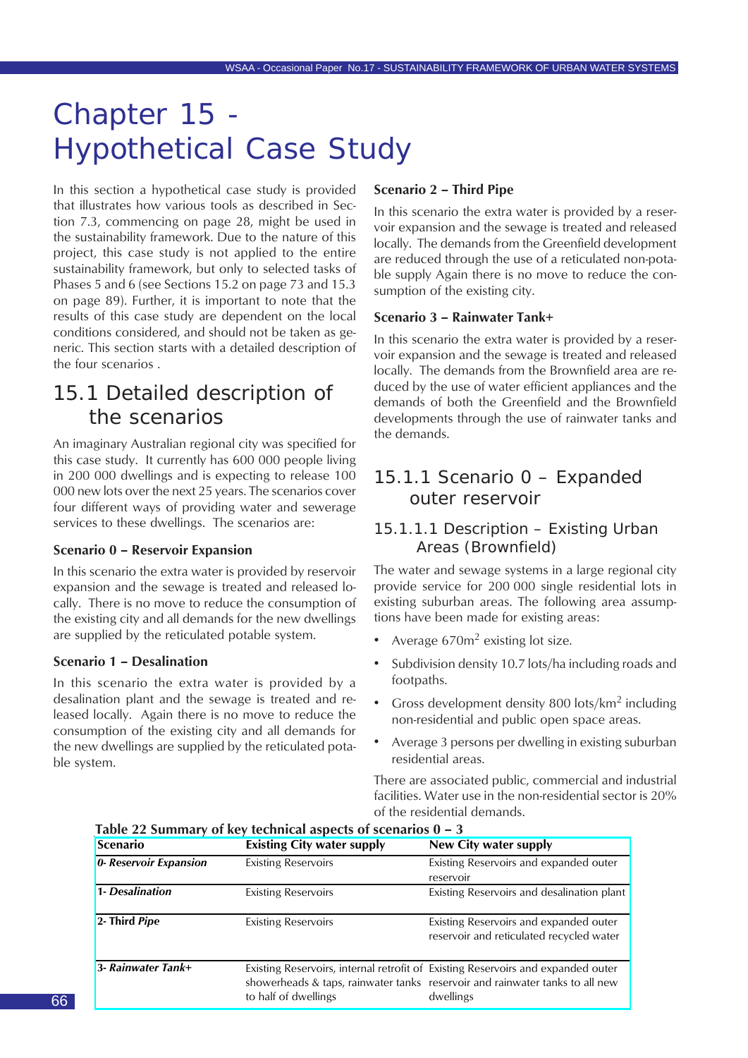# Chapter 15 - Hypothetical Case Study

In this section a hypothetical case study is provided that illustrates how various tools as described in Section 7.3, commencing on page 28, might be used in the sustainability framework. Due to the nature of this project, this case study is not applied to the entire sustainability framework, but only to selected tasks of Phases 5 and 6 (see Sections 15.2 on page 73 and 15.3 on page 89). Further, it is important to note that the results of this case study are dependent on the local conditions considered, and should not be taken as generic. This section starts with a detailed description of the four scenarios .

## 15.1 Detailed description of the scenarios

An imaginary Australian regional city was specified for this case study. It currently has 600 000 people living in 200 000 dwellings and is expecting to release 100 000 new lots over the next 25 years. The scenarios cover four different ways of providing water and sewerage services to these dwellings. The scenarios are:

**Scenario 0 – Reservoir Expansion**

In this scenario the extra water is provided by reservoir expansion and the sewage is treated and released locally. There is no move to reduce the consumption of the existing city and all demands for the new dwellings are supplied by the reticulated potable system.

**Scenario 1 – Desalination**

In this scenario the extra water is provided by a desalination plant and the sewage is treated and released locally. Again there is no move to reduce the consumption of the existing city and all demands for the new dwellings are supplied by the reticulated potable system.

**Scenario 2 – Third Pipe**

In this scenario the extra water is provided by a reservoir expansion and the sewage is treated and released locally. The demands from the Greenfield development are reduced through the use of a reticulated non-potable supply Again there is no move to reduce the consumption of the existing city.

**Scenario 3 – Rainwater Tank+**

In this scenario the extra water is provided by a reservoir expansion and the sewage is treated and released locally. The demands from the Brownfield area are reduced by the use of water efficient appliances and the demands of both the Greenfield and the Brownfield developments through the use of rainwater tanks and the demands.

### 15.1.1 Scenario 0 – Expanded outer reservoir

#### 15.1.1.1 Description – Existing Urban Areas (Brownfield)

The water and sewage systems in a large regional city provide service for 200 000 single residential lots in existing suburban areas. The following area assumptions have been made for existing areas:

- Average 670m$^2$ existing lot size.
- Subdivision density 10.7 lots/ha including roads and footpaths.
- Gross development density 800 lots/km$^2$ including non-residential and public open space areas.
- Average 3 persons per dwelling in existing suburban residential areas.

There are associated public, commercial and industrial facilities. Water use in the non-residential sector is 20% of the residential demands.

**Table 22 Summary of key technical aspects of scenarios 0 – 3**

| Scenario | Existing City water supply | New City water supply |
|---|---|---|
| ***0- Reservoir Expansion*** | Existing Reservoirs | Existing Reservoirs and expanded outer reservoir |
| ***1- Desalination*** | Existing Reservoirs | Existing Reservoirs and desalination plant |
| **2- Third *Pipe*** | Existing Reservoirs | Existing Reservoirs and expanded outer reservoir and reticulated recycled water |
| ***3- Rainwater Tank+*** | Existing Reservoirs, internal retrofit of showerheads & taps, rainwater tanks to half of dwellings | Existing Reservoirs and expanded outer reservoir and rainwater tanks to all new dwellings |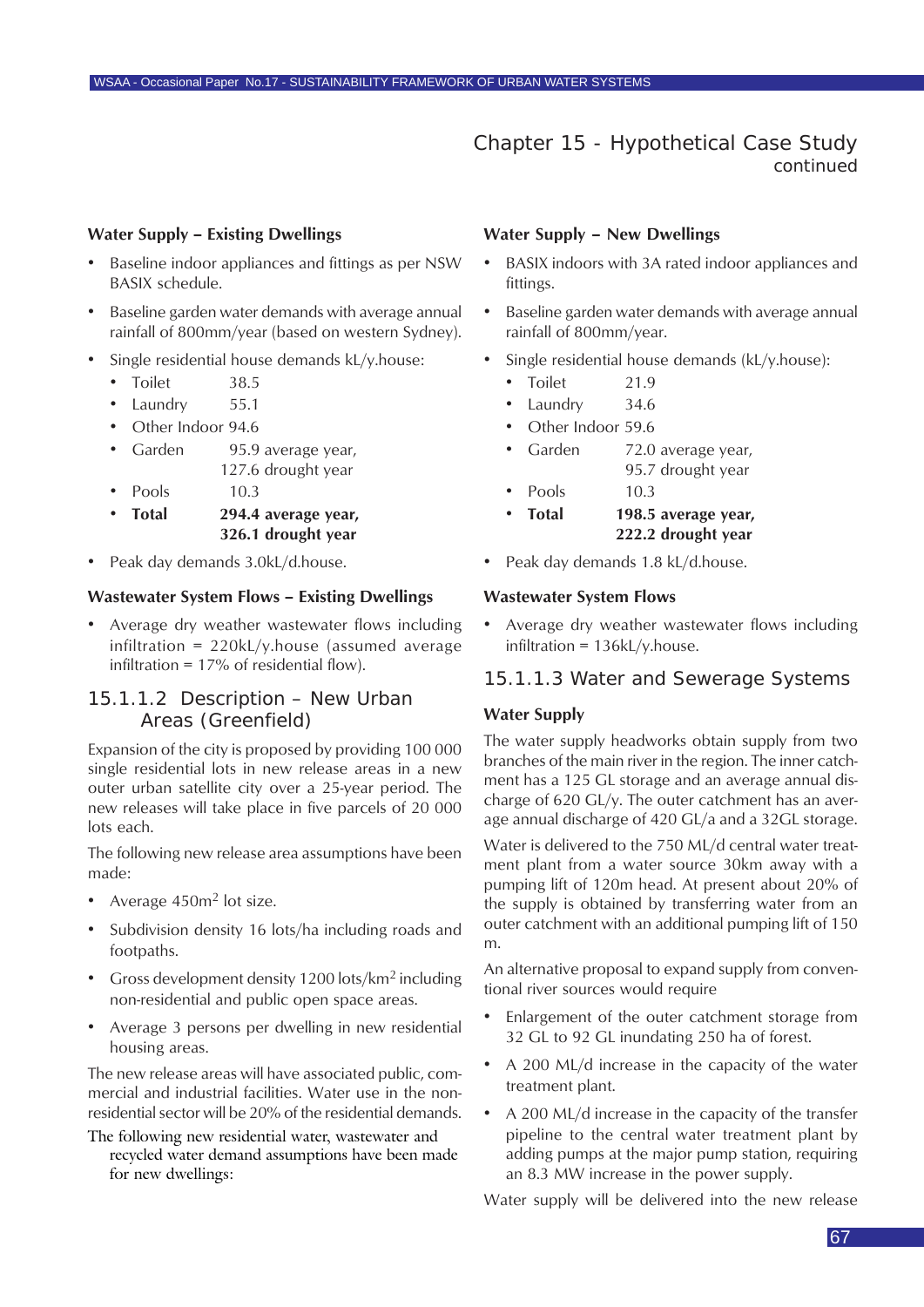# Chapter 15 - Hypothetical Case Study
continued

**Water Supply – Existing Dwellings**

- Baseline indoor appliances and fittings as per NSW BASIX schedule.
- Baseline garden water demands with average annual rainfall of 800mm/year (based on western Sydney).
- Single residential house demands kL/y.house:
  - Toilet 38.5
  - Laundry 55.1
  - Other Indoor 94.6
  - Garden 95.9 average year, 127.6 drought year
  - Pools 10.3
  - **Total 294.4 average year, 326.1 drought year**
- Peak day demands 3.0kL/d.house.

**Wastewater System Flows – Existing Dwellings**

- Average dry weather wastewater flows including infiltration = 220kL/y.house (assumed average infiltration = 17% of residential flow).

### 15.1.1.2 Description – New Urban Areas (Greenfield)

Expansion of the city is proposed by providing 100 000 single residential lots in new release areas in a new outer urban satellite city over a 25-year period. The new releases will take place in five parcels of 20 000 lots each.

The following new release area assumptions have been made:

- Average 450m$^2$ lot size.
- Subdivision density 16 lots/ha including roads and footpaths.
- Gross development density 1200 lots/km$^2$ including non-residential and public open space areas.
- Average 3 persons per dwelling in new residential housing areas.

The new release areas will have associated public, commercial and industrial facilities. Water use in the non-residential sector will be 20% of the residential demands.

The following new residential water, wastewater and recycled water demand assumptions have been made for new dwellings:

**Water Supply – New Dwellings**

- BASIX indoors with 3A rated indoor appliances and fittings.
- Baseline garden water demands with average annual rainfall of 800mm/year.
- Single residential house demands (kL/y.house):
  - Toilet 21.9
  - Laundry 34.6
  - Other Indoor 59.6
  - Garden 72.0 average year, 95.7 drought year
  - Pools 10.3
  - **Total 198.5 average year, 222.2 drought year**
- Peak day demands 1.8 kL/d.house.

**Wastewater System Flows**

- Average dry weather wastewater flows including infiltration = 136kL/y.house.

### 15.1.1.3 Water and Sewerage Systems

**Water Supply**

The water supply headworks obtain supply from two branches of the main river in the region. The inner catchment has a 125 GL storage and an average annual discharge of 620 GL/y. The outer catchment has an average annual discharge of 420 GL/a and a 32GL storage.

Water is delivered to the 750 ML/d central water treatment plant from a water source 30km away with a pumping lift of 120m head. At present about 20% of the supply is obtained by transferring water from an outer catchment with an additional pumping lift of 150 m.

An alternative proposal to expand supply from conventional river sources would require

- Enlargement of the outer catchment storage from 32 GL to 92 GL inundating 250 ha of forest.
- A 200 ML/d increase in the capacity of the water treatment plant.
- A 200 ML/d increase in the capacity of the transfer pipeline to the central water treatment plant by adding pumps at the major pump station, requiring an 8.3 MW increase in the power supply.

Water supply will be delivered into the new release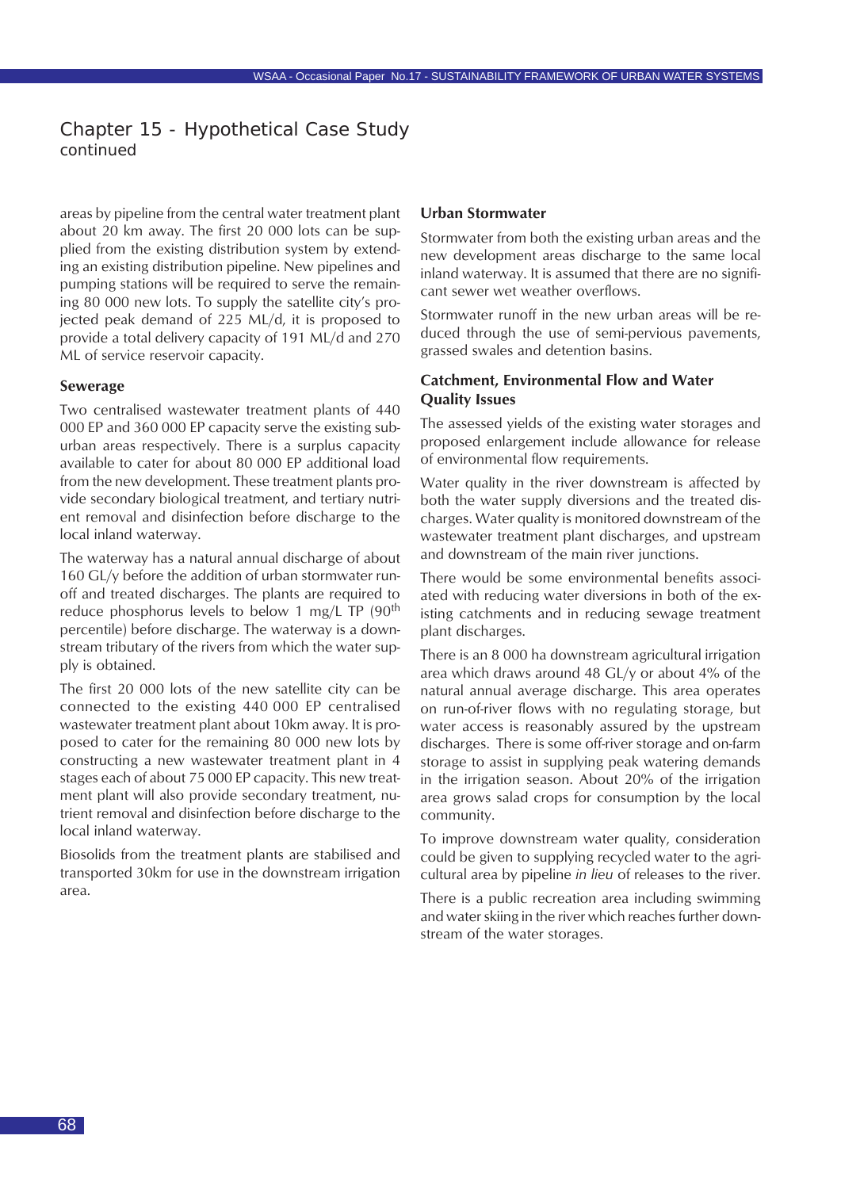# Chapter 15 - Hypothetical Case Study
continued

areas by pipeline from the central water treatment plant about 20 km away. The first 20 000 lots can be supplied from the existing distribution system by extending an existing distribution pipeline. New pipelines and pumping stations will be required to serve the remaining 80 000 new lots. To supply the satellite city's projected peak demand of 225 ML/d, it is proposed to provide a total delivery capacity of 191 ML/d and 270 ML of service reservoir capacity.

### Sewerage

Two centralised wastewater treatment plants of 440 000 EP and 360 000 EP capacity serve the existing suburban areas respectively. There is a surplus capacity available to cater for about 80 000 EP additional load from the new development. These treatment plants provide secondary biological treatment, and tertiary nutrient removal and disinfection before discharge to the local inland waterway.

The waterway has a natural annual discharge of about 160 GL/y before the addition of urban stormwater runoff and treated discharges. The plants are required to reduce phosphorus levels to below 1 mg/L TP ($90^{th}$ percentile) before discharge. The waterway is a downstream tributary of the rivers from which the water supply is obtained.

The first 20 000 lots of the new satellite city can be connected to the existing 440 000 EP centralised wastewater treatment plant about 10km away. It is proposed to cater for the remaining 80 000 new lots by constructing a new wastewater treatment plant in 4 stages each of about 75 000 EP capacity. This new treatment plant will also provide secondary treatment, nutrient removal and disinfection before discharge to the local inland waterway.

Biosolids from the treatment plants are stabilised and transported 30km for use in the downstream irrigation area.

### Urban Stormwater

Stormwater from both the existing urban areas and the new development areas discharge to the same local inland waterway. It is assumed that there are no significant sewer wet weather overflows.

Stormwater runoff in the new urban areas will be reduced through the use of semi-pervious pavements, grassed swales and detention basins.

### Catchment, Environmental Flow and Water Quality Issues

The assessed yields of the existing water storages and proposed enlargement include allowance for release of environmental flow requirements.

Water quality in the river downstream is affected by both the water supply diversions and the treated discharges. Water quality is monitored downstream of the wastewater treatment plant discharges, and upstream and downstream of the main river junctions.

There would be some environmental benefits associated with reducing water diversions in both of the existing catchments and in reducing sewage treatment plant discharges.

There is an 8 000 ha downstream agricultural irrigation area which draws around 48 GL/y or about 4% of the natural annual average discharge. This area operates on run-of-river flows with no regulating storage, but water access is reasonably assured by the upstream discharges. There is some off-river storage and on-farm storage to assist in supplying peak watering demands in the irrigation season. About 20% of the irrigation area grows salad crops for consumption by the local community.

To improve downstream water quality, consideration could be given to supplying recycled water to the agricultural area by pipeline *in lieu* of releases to the river.

There is a public recreation area including swimming and water skiing in the river which reaches further downstream of the water storages.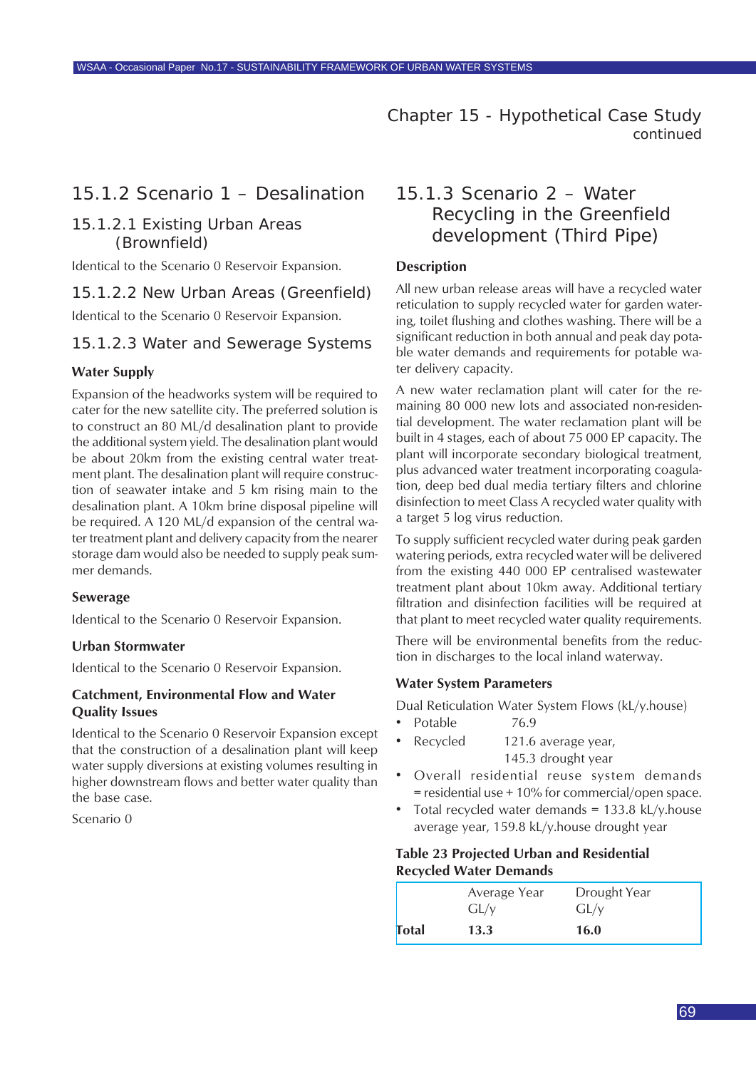## 15.1.2 Scenario 1 – Desalination

### 15.1.2.1 Existing Urban Areas (Brownfield)

Identical to the Scenario 0 Reservoir Expansion.

### 15.1.2.2 New Urban Areas (Greenfield)

Identical to the Scenario 0 Reservoir Expansion.

### 15.1.2.3 Water and Sewerage Systems

**Water Supply**

Expansion of the headworks system will be required to cater for the new satellite city. The preferred solution is to construct an 80 ML/d desalination plant to provide the additional system yield. The desalination plant would be about 20km from the existing central water treatment plant. The desalination plant will require construction of seawater intake and 5 km rising main to the desalination plant. A 10km brine disposal pipeline will be required. A 120 ML/d expansion of the central water treatment plant and delivery capacity from the nearer storage dam would also be needed to supply peak summer demands.

**Sewerage**

Identical to the Scenario 0 Reservoir Expansion.

**Urban Stormwater**

Identical to the Scenario 0 Reservoir Expansion.

**Catchment, Environmental Flow and Water Quality Issues**

Identical to the Scenario 0 Reservoir Expansion except that the construction of a desalination plant will keep water supply diversions at existing volumes resulting in higher downstream flows and better water quality than the base case.

Scenario 0

## 15.1.3 Scenario 2 – Water Recycling in the Greenfield development (Third Pipe)

**Description**

All new urban release areas will have a recycled water reticulation to supply recycled water for garden watering, toilet flushing and clothes washing. There will be a significant reduction in both annual and peak day potable water demands and requirements for potable water delivery capacity.

A new water reclamation plant will cater for the remaining 80 000 new lots and associated non-residential development. The water reclamation plant will be built in 4 stages, each of about 75 000 EP capacity. The plant will incorporate secondary biological treatment, plus advanced water treatment incorporating coagulation, deep bed dual media tertiary filters and chlorine disinfection to meet Class A recycled water quality with a target 5 log virus reduction.

To supply sufficient recycled water during peak garden watering periods, extra recycled water will be delivered from the existing 440 000 EP centralised wastewater treatment plant about 10km away. Additional tertiary filtration and disinfection facilities will be required at that plant to meet recycled water quality requirements.

There will be environmental benefits from the reduction in discharges to the local inland waterway.

**Water System Parameters**

Dual Reticulation Water System Flows (kL/y.house)

- Potable 76.9
- Recycled 121.6 average year, 145.3 drought year
- Overall residential reuse system demands = residential use + 10% for commercial/open space.
- Total recycled water demands = 133.8 kL/y.house average year, 159.8 kL/y.house drought year

**Table 23 Projected Urban and Residential Recycled Water Demands**

| | Average Year GL/y | Drought Year GL/y |
|---|---|---|
| **Total** | **13.3** | **16.0** |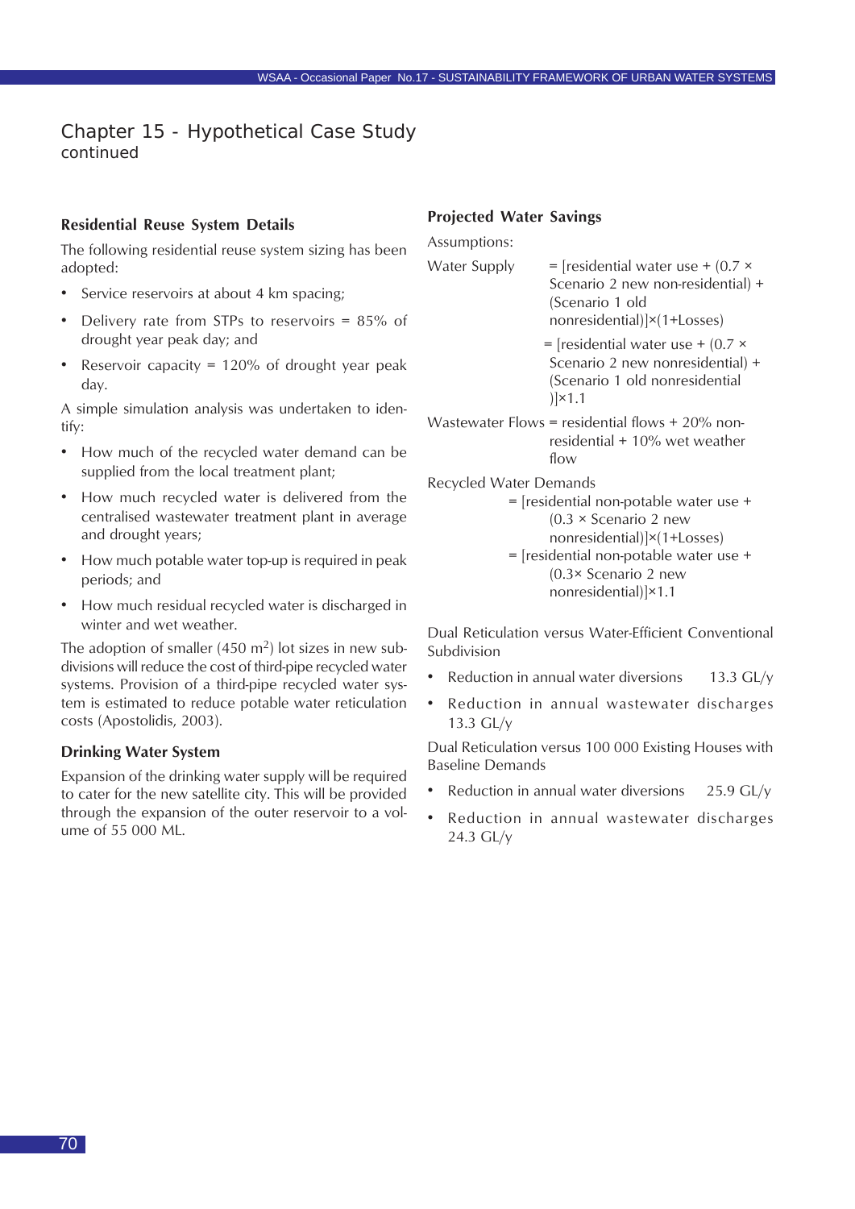## Chapter 15 - Hypothetical Case Study
continued

### Residential Reuse System Details

The following residential reuse system sizing has been adopted:

- Service reservoirs at about 4 km spacing;
- Delivery rate from STPs to reservoirs = 85% of drought year peak day; and
- Reservoir capacity = 120% of drought year peak day.

A simple simulation analysis was undertaken to identify:

- How much of the recycled water demand can be supplied from the local treatment plant;
- How much recycled water is delivered from the centralised wastewater treatment plant in average and drought years;
- How much potable water top-up is required in peak periods; and
- How much residual recycled water is discharged in winter and wet weather.

The adoption of smaller (450 $m^2$) lot sizes in new subdivisions will reduce the cost of third-pipe recycled water systems. Provision of a third-pipe recycled water system is estimated to reduce potable water reticulation costs (Apostolidis, 2003).

### Drinking Water System

Expansion of the drinking water supply will be required to cater for the new satellite city. This will be provided through the expansion of the outer reservoir to a volume of 55 000 ML.

### Projected Water Savings

Assumptions:

Water Supply = [residential water use + (0.7 × Scenario 2 new non-residential) + (Scenario 1 old nonresidential)]×(1+Losses)

= [residential water use + (0.7 × Scenario 2 new nonresidential) + (Scenario 1 old nonresidential )]×1.1

Wastewater Flows = residential flows + 20% non-residential + 10% wet weather flow

Recycled Water Demands

= [residential non-potable water use + (0.3 × Scenario 2 new nonresidential)]×(1+Losses)

= [residential non-potable water use + (0.3× Scenario 2 new nonresidential)]×1.1

Dual Reticulation versus Water-Efficient Conventional Subdivision

- Reduction in annual water diversions 13.3 GL/y
- Reduction in annual wastewater discharges 13.3 GL/y

Dual Reticulation versus 100 000 Existing Houses with Baseline Demands

- Reduction in annual water diversions 25.9 GL/y
- Reduction in annual wastewater discharges 24.3 GL/y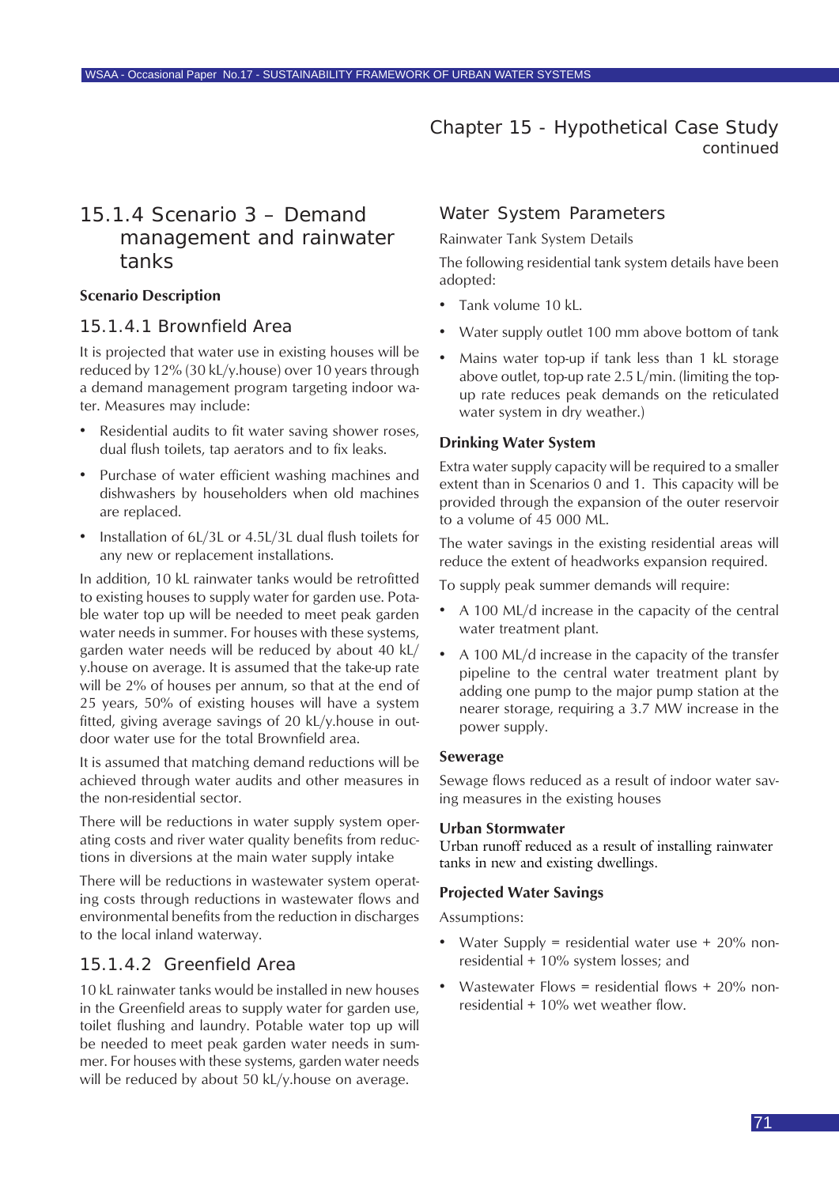## 15.1.4 Scenario 3 – Demand management and rainwater tanks

**Scenario Description**

### 15.1.4.1 Brownfield Area

It is projected that water use in existing houses will be reduced by 12% (30 kL/y.house) over 10 years through a demand management program targeting indoor water. Measures may include:

- Residential audits to fit water saving shower roses, dual flush toilets, tap aerators and to fix leaks.
- Purchase of water efficient washing machines and dishwashers by householders when old machines are replaced.
- Installation of 6L/3L or 4.5L/3L dual flush toilets for any new or replacement installations.

In addition, 10 kL rainwater tanks would be retrofitted to existing houses to supply water for garden use. Potable water top up will be needed to meet peak garden water needs in summer. For houses with these systems, garden water needs will be reduced by about 40 kL/y.house on average. It is assumed that the take-up rate will be 2% of houses per annum, so that at the end of 25 years, 50% of existing houses will have a system fitted, giving average savings of 20 kL/y.house in outdoor water use for the total Brownfield area.

It is assumed that matching demand reductions will be achieved through water audits and other measures in the non-residential sector.

There will be reductions in water supply system operating costs and river water quality benefits from reductions in diversions at the main water supply intake

There will be reductions in wastewater system operating costs through reductions in wastewater flows and environmental benefits from the reduction in discharges to the local inland waterway.

### 15.1.4.2 Greenfield Area

10 kL rainwater tanks would be installed in new houses in the Greenfield areas to supply water for garden use, toilet flushing and laundry. Potable water top up will be needed to meet peak garden water needs in summer. For houses with these systems, garden water needs will be reduced by about 50 kL/y.house on average.

### Water System Parameters

Rainwater Tank System Details

The following residential tank system details have been adopted:

- Tank volume 10 kL.
- Water supply outlet 100 mm above bottom of tank
- Mains water top-up if tank less than 1 kL storage above outlet, top-up rate 2.5 L/min. (limiting the top-up rate reduces peak demands on the reticulated water system in dry weather.)

**Drinking Water System**

Extra water supply capacity will be required to a smaller extent than in Scenarios 0 and 1. This capacity will be provided through the expansion of the outer reservoir to a volume of 45 000 ML.

The water savings in the existing residential areas will reduce the extent of headworks expansion required.

To supply peak summer demands will require:

- A 100 ML/d increase in the capacity of the central water treatment plant.
- A 100 ML/d increase in the capacity of the transfer pipeline to the central water treatment plant by adding one pump to the major pump station at the nearer storage, requiring a 3.7 MW increase in the power supply.

**Sewerage**

Sewage flows reduced as a result of indoor water saving measures in the existing houses

**Urban Stormwater**

Urban runoff reduced as a result of installing rainwater tanks in new and existing dwellings.

**Projected Water Savings**

Assumptions:

- Water Supply = residential water use + 20% non-residential + 10% system losses; and
- Wastewater Flows = residential flows + 20% non-residential + 10% wet weather flow.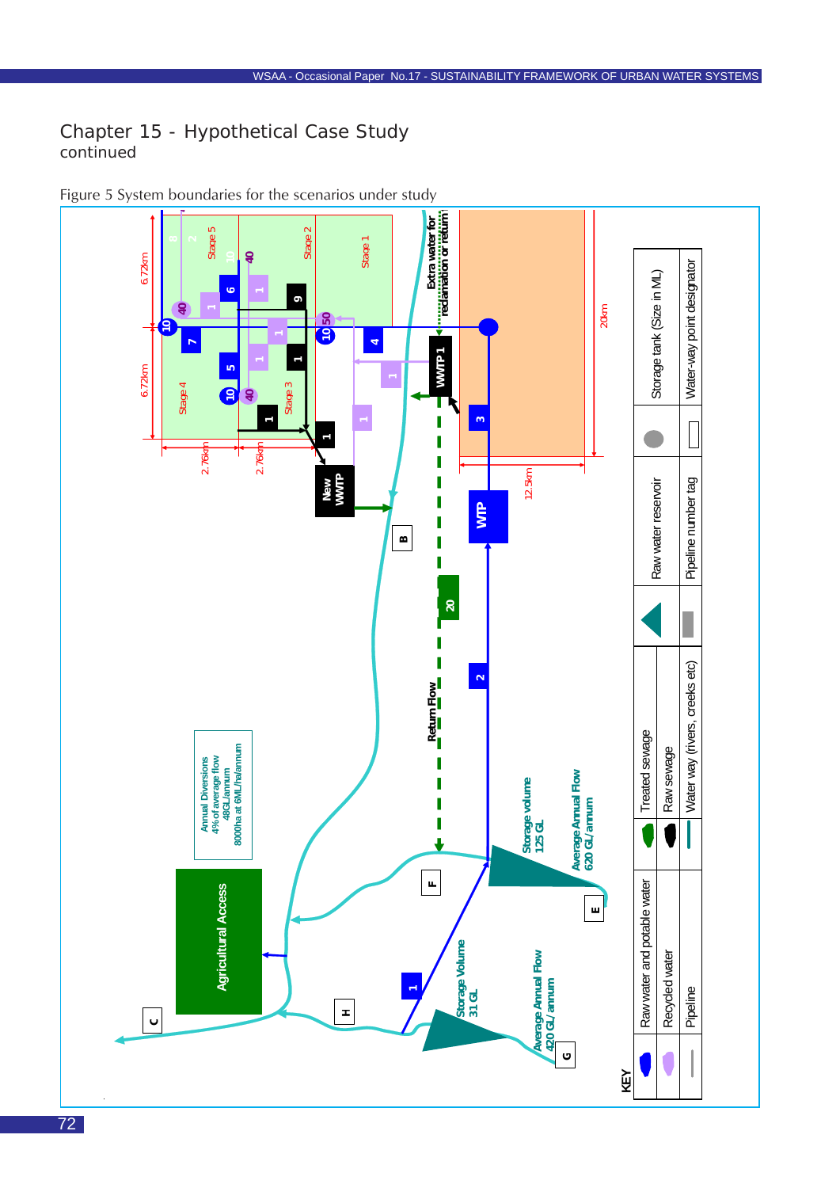# Chapter 15 - Hypothetical Case Study
continued

Figure 5 System boundaries for the scenarios under study

Annual Diversions
4% of average flow
48GL/annum
8000ha at 6ML/ha/annum

Agricultural Access

Storage Volume
31 GL

Average Annual Flow
420 GL/ annum

Storage volume
125 GL

Average Annual Flow
620 GL/ annum

Return Flow

Extra water for reclamation or return

WTP

WWTP 1

New WWTP

Stage 1, Stage 2, Stage 3, Stage 4, Stage 5

6.72km, 6.72km, 2.76km, 2.76km, 12.5km, 20km

KEY

| | | | | | |
|---|---|---|---|---|---|
| Raw water and potable water | Treated sewage | Raw water reservoir | Storage tank (Size in ML) |
| Recycled water | Raw sewage | Pipeline number tag | Water-way point designator |
| Pipeline | Water way (rivers, creeks etc) | | |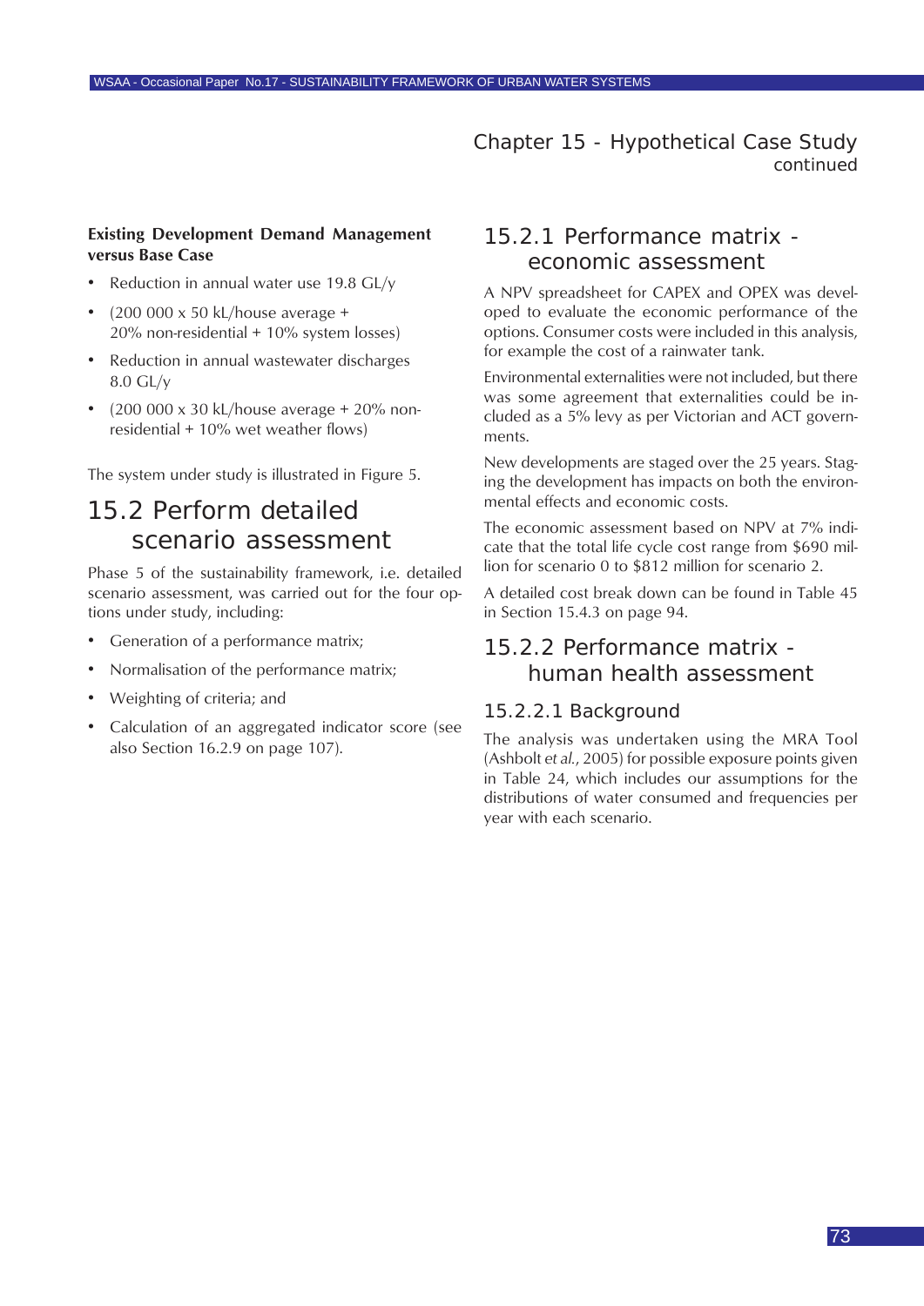**Existing Development Demand Management versus Base Case**

- Reduction in annual water use 19.8 GL/y
- (200 000 x 50 kL/house average + 20% non-residential + 10% system losses)
- Reduction in annual wastewater discharges 8.0 GL/y
- (200 000 x 30 kL/house average + 20% non-residential + 10% wet weather flows)

The system under study is illustrated in Figure 5.

## 15.2 Perform detailed scenario assessment

Phase 5 of the sustainability framework, i.e. detailed scenario assessment, was carried out for the four options under study, including:

- Generation of a performance matrix;
- Normalisation of the performance matrix;
- Weighting of criteria; and
- Calculation of an aggregated indicator score (see also Section 16.2.9 on page 107).

### 15.2.1 Performance matrix - economic assessment

A NPV spreadsheet for CAPEX and OPEX was developed to evaluate the economic performance of the options. Consumer costs were included in this analysis, for example the cost of a rainwater tank.

Environmental externalities were not included, but there was some agreement that externalities could be included as a 5% levy as per Victorian and ACT governments.

New developments are staged over the 25 years. Staging the development has impacts on both the environmental effects and economic costs.

The economic assessment based on NPV at 7% indicate that the total life cycle cost range from $690 million for scenario 0 to $812 million for scenario 2.

A detailed cost break down can be found in Table 45 in Section 15.4.3 on page 94.

### 15.2.2 Performance matrix - human health assessment

#### 15.2.2.1 Background

The analysis was undertaken using the MRA Tool (Ashbolt *et al.*, 2005) for possible exposure points given in Table 24, which includes our assumptions for the distributions of water consumed and frequencies per year with each scenario.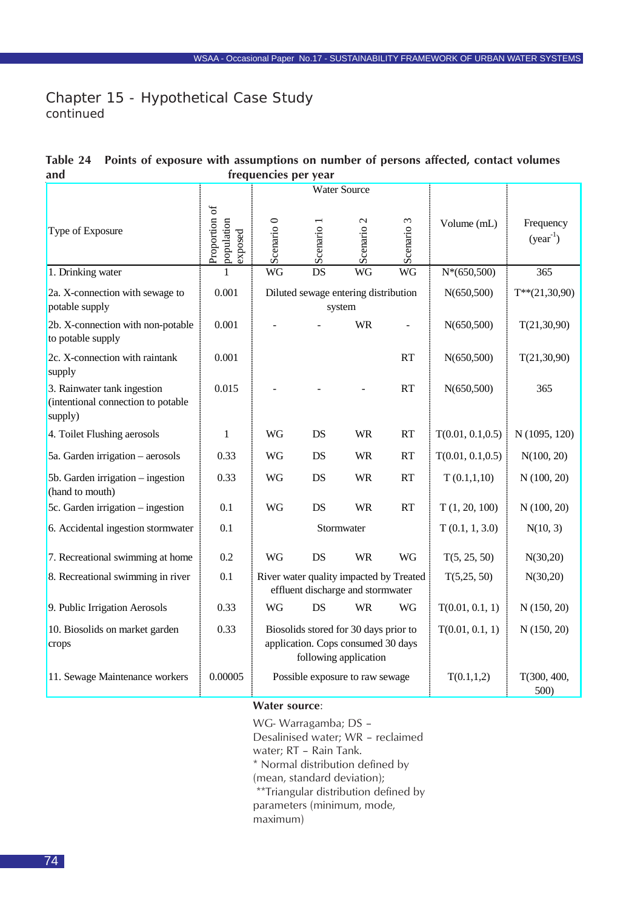## Chapter 15 - Hypothetical Case Study
continued

**Table 24 Points of exposure with assumptions on number of persons affected, contact volumes and frequencies per year**

| Type of Exposure | Proportion of population exposed | Water Source | | | | Volume (mL) | Frequency (year$^{-1}$) |
|---|---|---|---|---|---|---|---|
| | | Scenario 0 | Scenario 1 | Scenario 2 | Scenario 3 | | |
| 1. Drinking water | 1 | WG | DS | WG | WG | N*(650,500) | 365 |
| 2a. X-connection with sewage to potable supply | 0.001 | Diluted sewage entering distribution system | | | | N(650,500) | T**(21,30,90) |
| 2b. X-connection with non-potable to potable supply | 0.001 | - | - | WR | - | N(650,500) | T(21,30,90) |
| 2c. X-connection with raintank supply | 0.001 | | | | RT | N(650,500) | T(21,30,90) |
| 3. Rainwater tank ingestion (intentional connection to potable supply) | 0.015 | - | - | - | RT | N(650,500) | 365 |
| 4. Toilet Flushing aerosols | 1 | WG | DS | WR | RT | T(0.01, 0.1,0.5) | N (1095, 120) |
| 5a. Garden irrigation – aerosols | 0.33 | WG | DS | WR | RT | T(0.01, 0.1,0.5) | N(100, 20) |
| 5b. Garden irrigation – ingestion (hand to mouth) | 0.33 | WG | DS | WR | RT | T (0.1,1,10) | N (100, 20) |
| 5c. Garden irrigation – ingestion | 0.1 | WG | DS | WR | RT | T (1, 20, 100) | N (100, 20) |
| 6. Accidental ingestion stormwater | 0.1 | Stormwater | | | | T (0.1, 1, 3.0) | N(10, 3) |
| 7. Recreational swimming at home | 0.2 | WG | DS | WR | WG | T(5, 25, 50) | N(30,20) |
| 8. Recreational swimming in river | 0.1 | River water quality impacted by Treated effluent discharge and stormwater | | | | T(5,25, 50) | N(30,20) |
| 9. Public Irrigation Aerosols | 0.33 | WG | DS | WR | WG | T(0.01, 0.1, 1) | N (150, 20) |
| 10. Biosolids on market garden crops | 0.33 | Biosolids stored for 30 days prior to application. Cops consumed 30 days following application | | | | T(0.01, 0.1, 1) | N (150, 20) |
| 11. Sewage Maintenance workers | 0.00005 | Possible exposure to raw sewage | | | | T(0.1,1,2) | T(300, 400, 500) |

**Water source**:

WG- Warragamba; DS – Desalinised water; WR – reclaimed water; RT – Rain Tank.
* Normal distribution defined by (mean, standard deviation);
**Triangular distribution defined by parameters (minimum, mode, maximum)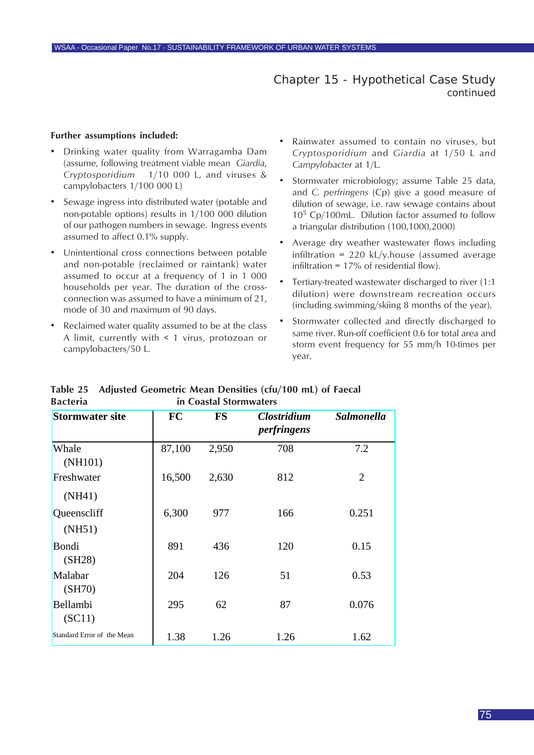## Chapter 15 - Hypothetical Case Study
continued

**Further assumptions included:**

- Drinking water quality from Warragamba Dam (assume, following treatment viable mean *Giardia*, *Cryptosporidium* 1/10 000 L, and viruses & campylobacters 1/100 000 L)
- Sewage ingress into distributed water (potable and non-potable options) results in 1/100 000 dilution of our pathogen numbers in sewage. Ingress events assumed to affect 0.1% supply.
- Unintentional cross connections between potable and non-potable (reclaimed or raintank) water assumed to occur at a frequency of 1 in 1 000 households per year. The duration of the cross-connection was assumed to have a minimum of 21, mode of 30 and maximum of 90 days.
- Reclaimed water quality assumed to be at the class A limit, currently with < 1 virus, protozoan or campylobacters/50 L.
- Rainwater assumed to contain no viruses, but *Cryptosporidium* and *Giardia* at 1/50 L and *Campylobacter* at 1/L.
- Stormwater microbiology; assume Table 25 data, and *C. perfringens* (Cp) give a good measure of dilution of sewage, i.e. raw sewage contains about $10^5$ Cp/100mL. Dilution factor assumed to follow a triangular distribution (100,1000,2000)
- Average dry weather wastewater flows including infiltration = 220 kL/y.house (assumed average infiltration = 17% of residential flow).
- Tertiary-treated wastewater discharged to river (1:1 dilution) were downstream recreation occurs (including swimming/skiing 8 months of the year).
- Stormwater collected and directly discharged to same river. Run-off coefficient 0.6 for total area and storm event frequency for 55 mm/h 10-times per year.

**Table 25 Adjusted Geometric Mean Densities (cfu/100 mL) of Faecal Bacteria in Coastal Stormwaters**

| Stormwater site | FC | FS | *Clostridium perfringens* | *Salmonella* |
|---|---|---|---|---|
| Whale (NH101) | 87,100 | 2,950 | 708 | 7.2 |
| Freshwater (NH41) | 16,500 | 2,630 | 812 | 2 |
| Queenscliff (NH51) | 6,300 | 977 | 166 | 0.251 |
| Bondi (SH28) | 891 | 436 | 120 | 0.15 |
| Malabar (SH70) | 204 | 126 | 51 | 0.53 |
| Bellambi (SC11) | 295 | 62 | 87 | 0.076 |
| Standard Error of the Mean | 1.38 | 1.26 | 1.26 | 1.62 |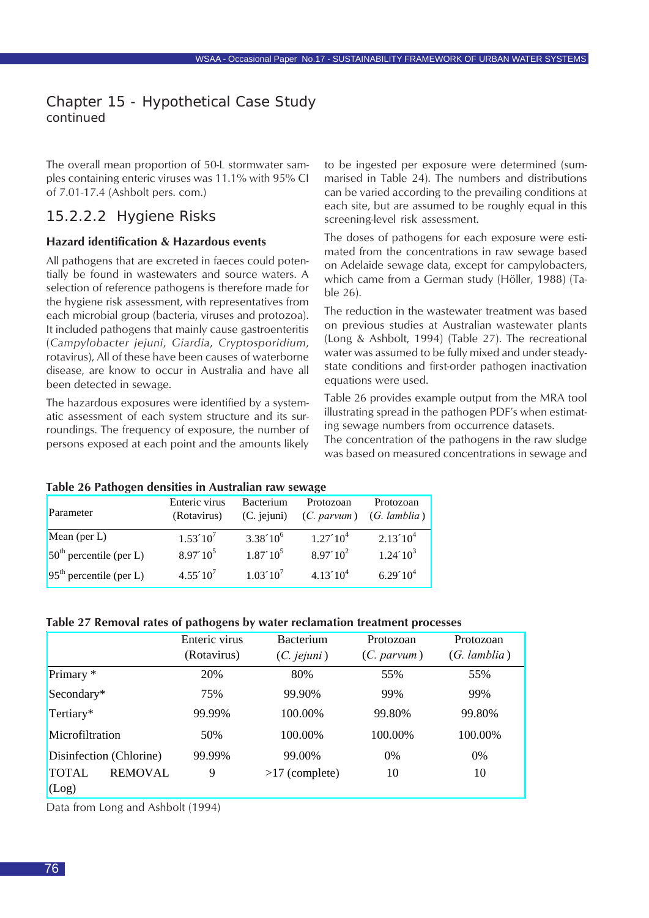## Chapter 15 - Hypothetical Case Study continued

The overall mean proportion of 50-L stormwater samples containing enteric viruses was 11.1% with 95% CI of 7.01-17.4 (Ashbolt pers. com.)

### 15.2.2.2 Hygiene Risks

**Hazard identification & Hazardous events**

All pathogens that are excreted in faeces could potentially be found in wastewaters and source waters. A selection of reference pathogens is therefore made for the hygiene risk assessment, with representatives from each microbial group (bacteria, viruses and protozoa). It included pathogens that mainly cause gastroenteritis (*Campylobacter jejuni*, *Giardia*, *Cryptosporidium*, rotavirus), All of these have been causes of waterborne disease, are know to occur in Australia and have all been detected in sewage.

The hazardous exposures were identified by a systematic assessment of each system structure and its surroundings. The frequency of exposure, the number of persons exposed at each point and the amounts likely to be ingested per exposure were determined (summarised in Table 24). The numbers and distributions can be varied according to the prevailing conditions at each site, but are assumed to be roughly equal in this screening-level risk assessment.

The doses of pathogens for each exposure were estimated from the concentrations in raw sewage based on Adelaide sewage data, except for campylobacters, which came from a German study (Höller, 1988) (Table 26).

The reduction in the wastewater treatment was based on previous studies at Australian wastewater plants (Long & Ashbolt, 1994) (Table 27). The recreational water was assumed to be fully mixed and under steady-state conditions and first-order pathogen inactivation equations were used.

Table 26 provides example output from the MRA tool illustrating spread in the pathogen PDF's when estimating sewage numbers from occurrence datasets.

The concentration of the pathogens in the raw sludge was based on measured concentrations in sewage and

**Table 26 Pathogen densities in Australian raw sewage**

| Parameter | Enteric virus (Rotavirus) | Bacterium (C. jejuni) | Protozoan (*C. parvum*) | Protozoan (*G. lamblia*) |
|---|---|---|---|---|
| Mean (per L) | $1.53 \times 10^{7}$ | $3.38 \times 10^{6}$ | $1.27 \times 10^{4}$ | $2.13 \times 10^{4}$ |
| $50^{th}$ percentile (per L) | $8.97 \times 10^{5}$ | $1.87 \times 10^{5}$ | $8.97 \times 10^{2}$ | $1.24 \times 10^{3}$ |
| $95^{th}$ percentile (per L) | $4.55 \times 10^{7}$ | $1.03 \times 10^{7}$ | $4.13 \times 10^{4}$ | $6.29 \times 10^{4}$ |

**Table 27 Removal rates of pathogens by water reclamation treatment processes**

| | Enteric virus (Rotavirus) | Bacterium (*C. jejuni*) | Protozoan (*C. parvum*) | Protozoan (*G. lamblia*) |
|---|---|---|---|---|
| Primary * | 20% | 80% | 55% | 55% |
| Secondary* | 75% | 99.90% | 99% | 99% |
| Tertiary* | 99.99% | 100.00% | 99.80% | 99.80% |
| Microfiltration | 50% | 100.00% | 100.00% | 100.00% |
| Disinfection (Chlorine) | 99.99% | 99.00% | 0% | 0% |
| TOTAL REMOVAL (Log) | 9 | >17 (complete) | 10 | 10 |

Data from Long and Ashbolt (1994)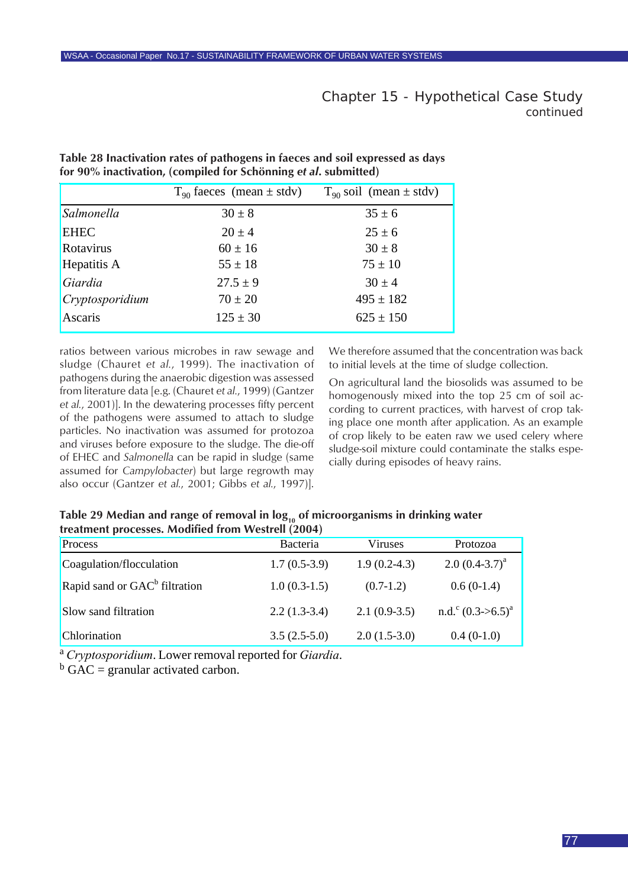**Table 28 Inactivation rates of pathogens in faeces and soil expressed as days for 90% inactivation, (compiled for Schönning *et al.* submitted)**

| | $T_{90}$ faeces (mean ± stdv) | $T_{90}$ soil (mean ± stdv) |
|---|---|---|
| *Salmonella* | 30 ± 8 | 35 ± 6 |
| EHEC | 20 ± 4 | 25 ± 6 |
| Rotavirus | 60 ± 16 | 30 ± 8 |
| Hepatitis A | 55 ± 18 | 75 ± 10 |
| *Giardia* | 27.5 ± 9 | 30 ± 4 |
| *Cryptosporidium* | 70 ± 20 | 495 ± 182 |
| Ascaris | 125 ± 30 | 625 ± 150 |

ratios between various microbes in raw sewage and sludge (Chauret *et al.*, 1999). The inactivation of pathogens during the anaerobic digestion was assessed from literature data [e.g. (Chauret *et al.*, 1999) (Gantzer *et al.*, 2001)]. In the dewatering processes fifty percent of the pathogens were assumed to attach to sludge particles. No inactivation was assumed for protozoa and viruses before exposure to the sludge. The die-off of EHEC and *Salmonella* can be rapid in sludge (same assumed for *Campylobacter*) but large regrowth may also occur (Gantzer *et al.*, 2001; Gibbs *et al.*, 1997)]. We therefore assumed that the concentration was back to initial levels at the time of sludge collection.

On agricultural land the biosolids was assumed to be homogenously mixed into the top 25 cm of soil according to current practices, with harvest of crop taking place one month after application. As an example of crop likely to be eaten raw we used celery where sludge-soil mixture could contaminate the stalks especially during episodes of heavy rains.

**Table 29 Median and range of removal in $\log_{10}$ of microorganisms in drinking water treatment processes. Modified from Westrell (2004)**

| Process | Bacteria | Viruses | Protozoa |
|---|---|---|---|
| Coagulation/flocculation | 1.7 (0.5-3.9) | 1.9 (0.2-4.3) | 2.0 (0.4-3.7)[a] |
| Rapid sand or GAC[b] filtration | 1.0 (0.3-1.5) | (0.7-1.2) | 0.6 (0-1.4) |
| Slow sand filtration | 2.2 (1.3-3.4) | 2.1 (0.9-3.5) | n.d.[c] (0.3->6.5)[a] |
| Chlorination | 3.5 (2.5-5.0) | 2.0 (1.5-3.0) | 0.4 (0-1.0) |

[a] *Cryptosporidium*. Lower removal reported for *Giardia*.

[b] GAC = granular activated carbon.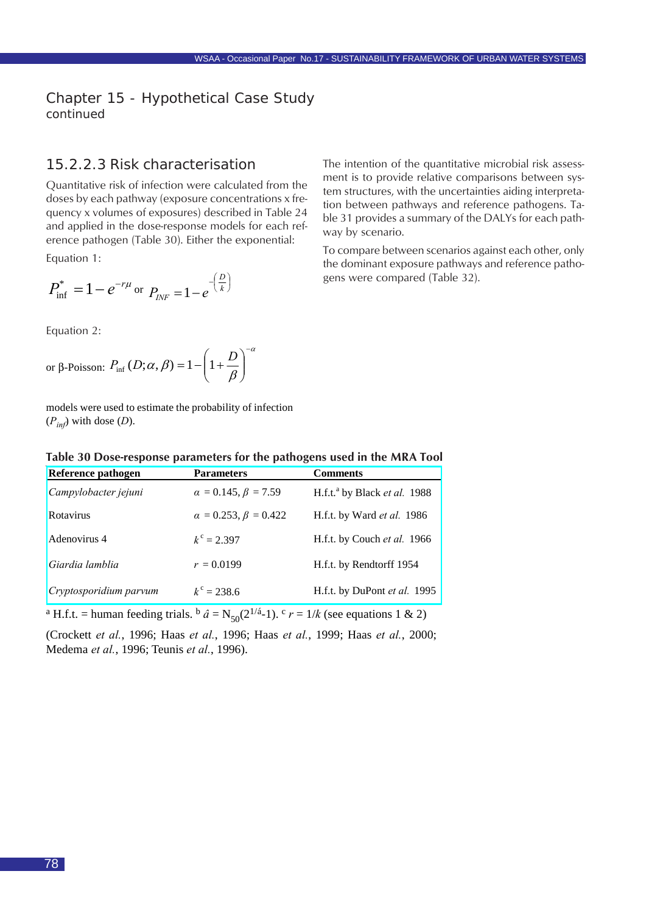# Chapter 15 - Hypothetical Case Study
continued

### 15.2.2.3 Risk characterisation

Quantitative risk of infection were calculated from the doses by each pathway (exposure concentrations x frequency x volumes of exposures) described in Table 24 and applied in the dose-response models for each reference pathogen (Table 30). Either the exponential:

Equation 1:

$$P_{\text{inf}}^{*} = 1 - e^{-r\mu} \text{ or } P_{INF} = 1 - e^{-\left(\frac{D}{k}\right)}$$

Equation 2:

$$\text{or } \beta\text{-Poisson: } P_{\text{inf}}(D;\alpha,\beta) = 1 - \left(1 + \frac{D}{\beta}\right)^{-\alpha}$$

models were used to estimate the probability of infection ($P_{inf}$) with dose ($D$).

**Table 30 Dose-response parameters for the pathogens used in the MRA Tool**

| Reference pathogen | Parameters | Comments |
|---|---|---|
| *Campylobacter jejuni* | $\alpha$ = 0.145, $\beta$ = 7.59 | H.f.t.[a] by Black *et al.* 1988 |
| Rotavirus | $\alpha$ = 0.253, $\beta$ = 0.422 | H.f.t. by Ward *et al.* 1986 |
| Adenovirus 4 | $k^{c}$ = 2.397 | H.f.t. by Couch *et al.* 1966 |
| *Giardia lamblia* | $r$ = 0.0199 | H.f.t. by Rendtorff 1954 |
| *Cryptosporidium parvum* | $k^{c}$ = 238.6 | H.f.t. by DuPont *et al.* 1995 |

[a] H.f.t. = human feeding trials. [b] $\hat{a} = N_{50}(2^{1/\hat{a}}-1)$. [c] $r = 1/k$ (see equations 1 & 2)

(Crockett *et al.*, 1996; Haas *et al.*, 1996; Haas *et al.*, 1999; Haas *et al.*, 2000; Medema *et al.*, 1996; Teunis *et al.*, 1996).

The intention of the quantitative microbial risk assessment is to provide relative comparisons between system structures, with the uncertainties aiding interpretation between pathways and reference pathogens. Table 31 provides a summary of the DALYs for each pathway by scenario.

To compare between scenarios against each other, only the dominant exposure pathways and reference pathogens were compared (Table 32).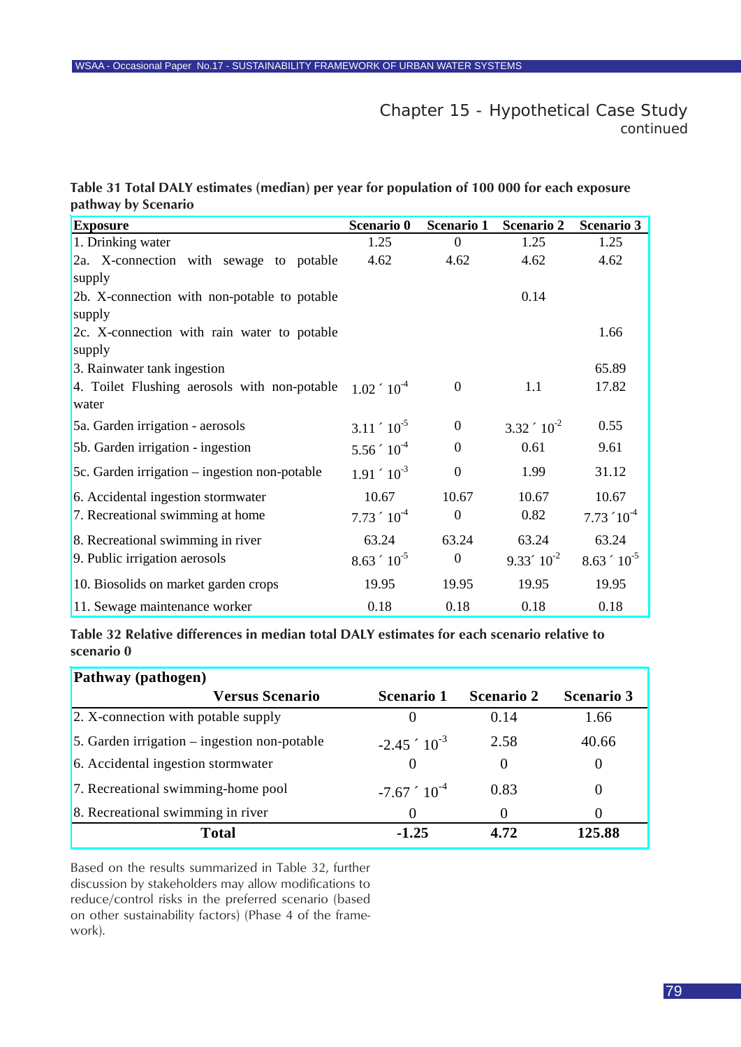## Chapter 15 - Hypothetical Case Study
continued

**Table 31 Total DALY estimates (median) per year for population of 100 000 for each exposure pathway by Scenario**

| Exposure | Scenario 0 | Scenario 1 | Scenario 2 | Scenario 3 |
|---|---|---|---|---|
| 1. Drinking water | 1.25 | 0 | 1.25 | 1.25 |
| 2a. X-connection with sewage to potable supply | 4.62 | 4.62 | 4.62 | 4.62 |
| 2b. X-connection with non-potable to potable supply | | | 0.14 | |
| 2c. X-connection with rain water to potable supply | | | | 1.66 |
| 3. Rainwater tank ingestion | | | | 65.89 |
| 4. Toilet Flushing aerosols with non-potable water | $1.02 \times 10^{-4}$ | 0 | 1.1 | 17.82 |
| 5a. Garden irrigation - aerosols | $3.11 \times 10^{-5}$ | 0 | $3.32 \times 10^{-2}$ | 0.55 |
| 5b. Garden irrigation - ingestion | $5.56 \times 10^{-4}$ | 0 | 0.61 | 9.61 |
| 5c. Garden irrigation – ingestion non-potable | $1.91 \times 10^{-3}$ | 0 | 1.99 | 31.12 |
| 6. Accidental ingestion stormwater | 10.67 | 10.67 | 10.67 | 10.67 |
| 7. Recreational swimming at home | $7.73 \times 10^{-4}$ | 0 | 0.82 | $7.73 \times 10^{-4}$ |
| 8. Recreational swimming in river | 63.24 | 63.24 | 63.24 | 63.24 |
| 9. Public irrigation aerosols | $8.63 \times 10^{-5}$ | 0 | $9.33 \times 10^{-2}$ | $8.63 \times 10^{-5}$ |
| 10. Biosolids on market garden crops | 19.95 | 19.95 | 19.95 | 19.95 |
| 11. Sewage maintenance worker | 0.18 | 0.18 | 0.18 | 0.18 |

**Table 32 Relative differences in median total DALY estimates for each scenario relative to scenario 0**

| Pathway (pathogen) Versus Scenario | Scenario 1 | Scenario 2 | Scenario 3 |
|---|---|---|---|
| 2. X-connection with potable supply | 0 | 0.14 | 1.66 |
| 5. Garden irrigation – ingestion non-potable | $-2.45 \times 10^{-3}$ | 2.58 | 40.66 |
| 6. Accidental ingestion stormwater | 0 | 0 | 0 |
| 7. Recreational swimming-home pool | $-7.67 \times 10^{-4}$ | 0.83 | 0 |
| 8. Recreational swimming in river | 0 | 0 | 0 |
| **Total** | **-1.25** | **4.72** | **125.88** |

Based on the results summarized in Table 32, further discussion by stakeholders may allow modifications to reduce/control risks in the preferred scenario (based on other sustainability factors) (Phase 4 of the framework).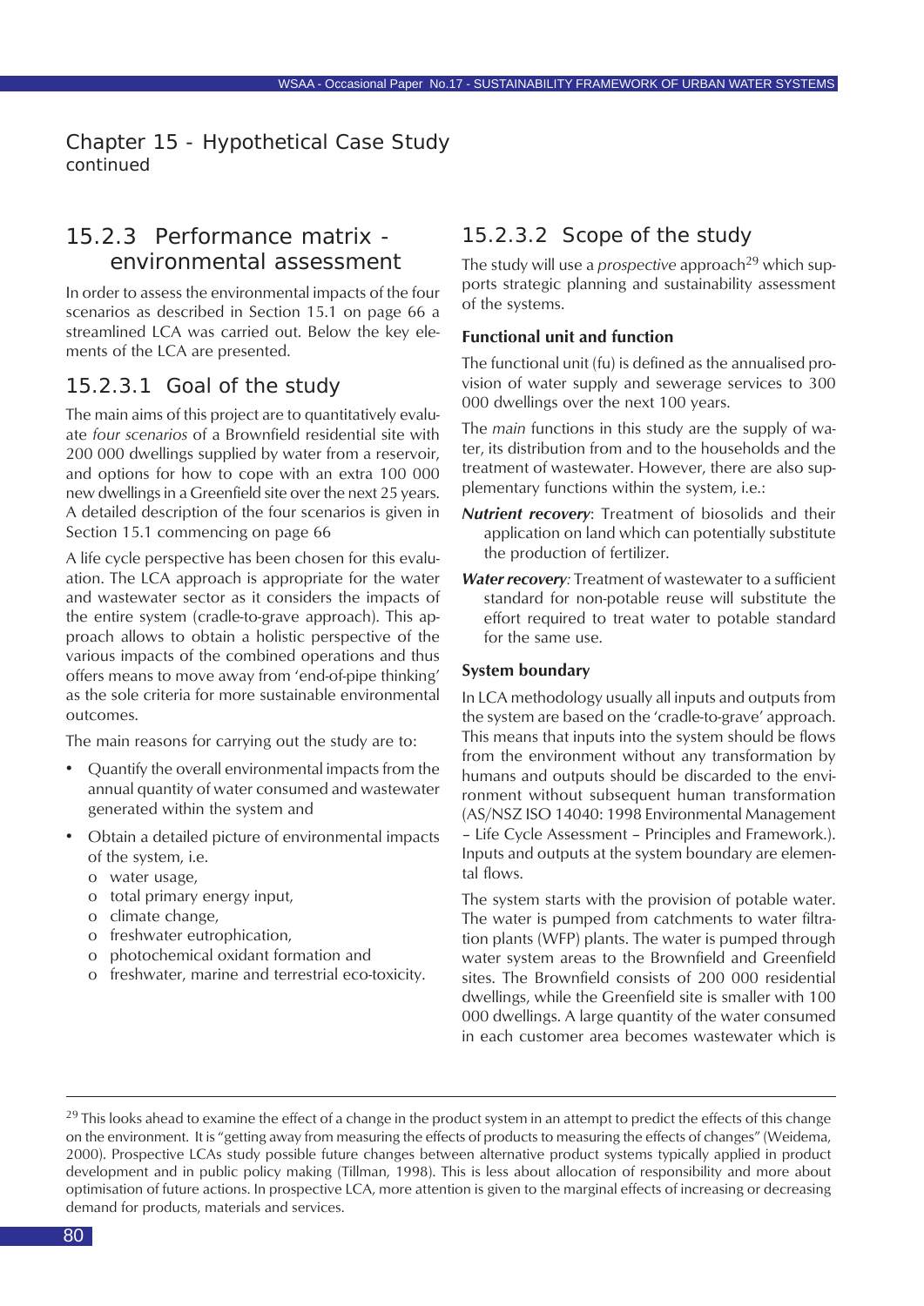## Chapter 15 - Hypothetical Case Study continued

### 15.2.3 Performance matrix - environmental assessment

In order to assess the environmental impacts of the four scenarios as described in Section 15.1 on page 66 a streamlined LCA was carried out. Below the key elements of the LCA are presented.

#### 15.2.3.1 Goal of the study

The main aims of this project are to quantitatively evaluate *four scenarios* of a Brownfield residential site with 200 000 dwellings supplied by water from a reservoir, and options for how to cope with an extra 100 000 new dwellings in a Greenfield site over the next 25 years. A detailed description of the four scenarios is given in Section 15.1 commencing on page 66

A life cycle perspective has been chosen for this evaluation. The LCA approach is appropriate for the water and wastewater sector as it considers the impacts of the entire system (cradle-to-grave approach). This approach allows to obtain a holistic perspective of the various impacts of the combined operations and thus offers means to move away from 'end-of-pipe thinking' as the sole criteria for more sustainable environmental outcomes.

The main reasons for carrying out the study are to:

- Quantify the overall environmental impacts from the annual quantity of water consumed and wastewater generated within the system and
- Obtain a detailed picture of environmental impacts of the system, i.e.
  - o water usage,
  - o total primary energy input,
  - o climate change,
  - o freshwater eutrophication,
  - o photochemical oxidant formation and
  - o freshwater, marine and terrestrial eco-toxicity.

#### 15.2.3.2 Scope of the study

The study will use a *prospective* approach[29] which supports strategic planning and sustainability assessment of the systems.

**Functional unit and function**

The functional unit (fu) is defined as the annualised provision of water supply and sewerage services to 300 000 dwellings over the next 100 years.

The *main* functions in this study are the supply of water, its distribution from and to the households and the treatment of wastewater. However, there are also supplementary functions within the system, i.e.:

***Nutrient recovery***: Treatment of biosolids and their application on land which can potentially substitute the production of fertilizer.

***Water recovery***: Treatment of wastewater to a sufficient standard for non-potable reuse will substitute the effort required to treat water to potable standard for the same use.

**System boundary**

In LCA methodology usually all inputs and outputs from the system are based on the 'cradle-to-grave' approach. This means that inputs into the system should be flows from the environment without any transformation by humans and outputs should be discarded to the environment without subsequent human transformation (AS/NSZ ISO 14040: 1998 Environmental Management – Life Cycle Assessment – Principles and Framework.). Inputs and outputs at the system boundary are elemental flows.

The system starts with the provision of potable water. The water is pumped from catchments to water filtration plants (WFP) plants. The water is pumped through water system areas to the Brownfield and Greenfield sites. The Brownfield consists of 200 000 residential dwellings, while the Greenfield site is smaller with 100 000 dwellings. A large quantity of the water consumed in each customer area becomes wastewater which is

---

[29] This looks ahead to examine the effect of a change in the product system in an attempt to predict the effects of this change on the environment. It is "getting away from measuring the effects of products to measuring the effects of changes" (Weidema, 2000). Prospective LCAs study possible future changes between alternative product systems typically applied in product development and in public policy making (Tillman, 1998). This is less about allocation of responsibility and more about optimisation of future actions. In prospective LCA, more attention is given to the marginal effects of increasing or decreasing demand for products, materials and services.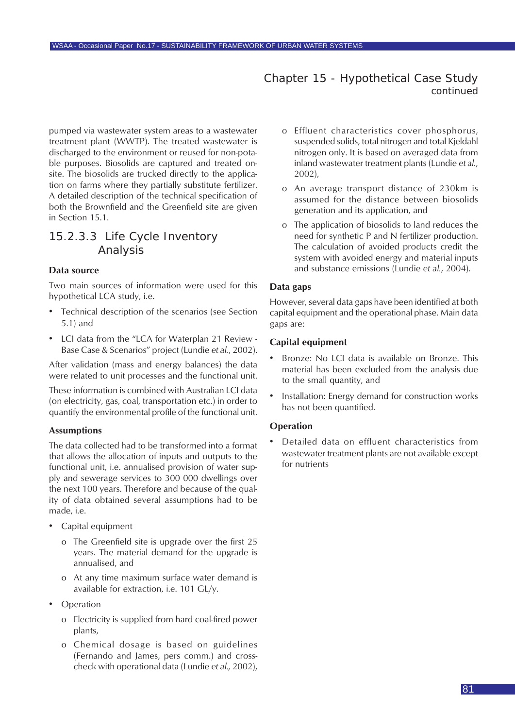pumped via wastewater system areas to a wastewater treatment plant (WWTP). The treated wastewater is discharged to the environment or reused for non-potable purposes. Biosolids are captured and treated on-site. The biosolids are trucked directly to the application on farms where they partially substitute fertilizer. A detailed description of the technical specification of both the Brownfield and the Greenfield site are given in Section 15.1.

### 15.2.3.3 Life Cycle Inventory Analysis

**Data source**

Two main sources of information were used for this hypothetical LCA study, i.e.

- Technical description of the scenarios (see Section 5.1) and
- LCI data from the "LCA for Waterplan 21 Review - Base Case & Scenarios" project (Lundie *et al.*, 2002).

After validation (mass and energy balances) the data were related to unit processes and the functional unit.

These information is combined with Australian LCI data (on electricity, gas, coal, transportation etc.) in order to quantify the environmental profile of the functional unit.

**Assumptions**

The data collected had to be transformed into a format that allows the allocation of inputs and outputs to the functional unit, i.e. annualised provision of water supply and sewerage services to 300 000 dwellings over the next 100 years. Therefore and because of the quality of data obtained several assumptions had to be made, i.e.

- Capital equipment
  - o The Greenfield site is upgrade over the first 25 years. The material demand for the upgrade is annualised, and
  - o At any time maximum surface water demand is available for extraction, i.e. 101 GL/y.
- Operation
  - o Electricity is supplied from hard coal-fired power plants,
  - o Chemical dosage is based on guidelines (Fernando and James, pers comm.) and cross-check with operational data (Lundie *et al.,* 2002),
  - o Effluent characteristics cover phosphorus, suspended solids, total nitrogen and total Kjeldahl nitrogen only. It is based on averaged data from inland wastewater treatment plants (Lundie *et al.*, 2002),
  - o An average transport distance of 230km is assumed for the distance between biosolids generation and its application, and
  - o The application of biosolids to land reduces the need for synthetic P and N fertilizer production. The calculation of avoided products credit the system with avoided energy and material inputs and substance emissions (Lundie *et al.*, 2004).

**Data gaps**

However, several data gaps have been identified at both capital equipment and the operational phase. Main data gaps are:

**Capital equipment**

- Bronze: No LCI data is available on Bronze. This material has been excluded from the analysis due to the small quantity, and
- Installation: Energy demand for construction works has not been quantified.

**Operation**

- Detailed data on effluent characteristics from wastewater treatment plants are not available except for nutrients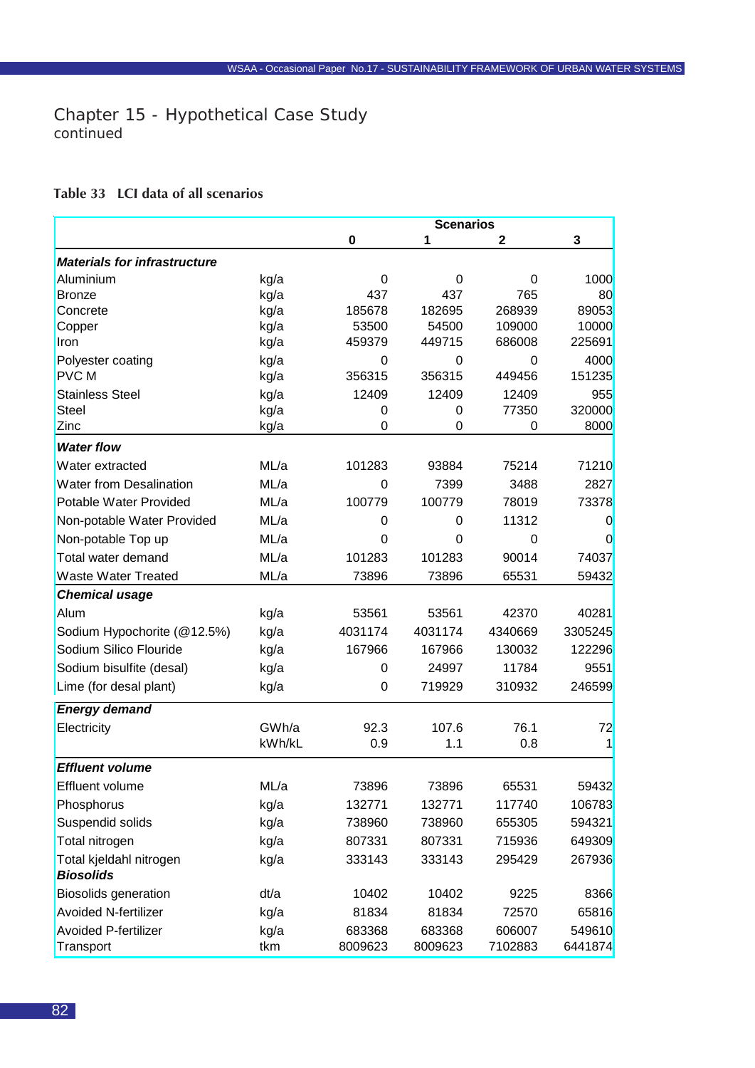## Chapter 15 - Hypothetical Case Study
continued

**Table 33 LCI data of all scenarios**

| | | Scenarios | | | |
|---|---|---|---|---|---|
| | | 0 | 1 | 2 | 3 |
| ***Materials for infrastructure*** | | | | | |
| Aluminium | kg/a | 0 | 0 | 0 | 1000 |
| Bronze | kg/a | 437 | 437 | 765 | 80 |
| Concrete | kg/a | 185678 | 182695 | 268939 | 89053 |
| Copper | kg/a | 53500 | 54500 | 109000 | 10000 |
| Iron | kg/a | 459379 | 449715 | 686008 | 225691 |
| Polyester coating | kg/a | 0 | 0 | 0 | 4000 |
| PVC M | kg/a | 356315 | 356315 | 449456 | 151235 |
| Stainless Steel | kg/a | 12409 | 12409 | 12409 | 955 |
| Steel | kg/a | 0 | 0 | 77350 | 320000 |
| Zinc | kg/a | 0 | 0 | 0 | 8000 |
| ***Water flow*** | | | | | |
| Water extracted | ML/a | 101283 | 93884 | 75214 | 71210 |
| Water from Desalination | ML/a | 0 | 7399 | 3488 | 2827 |
| Potable Water Provided | ML/a | 100779 | 100779 | 78019 | 73378 |
| Non-potable Water Provided | ML/a | 0 | 0 | 11312 | 0 |
| Non-potable Top up | ML/a | 0 | 0 | 0 | 0 |
| Total water demand | ML/a | 101283 | 101283 | 90014 | 74037 |
| Waste Water Treated | ML/a | 73896 | 73896 | 65531 | 59432 |
| ***Chemical usage*** | | | | | |
| Alum | kg/a | 53561 | 53561 | 42370 | 40281 |
| Sodium Hypochorite (@12.5%) | kg/a | 4031174 | 4031174 | 4340669 | 3305245 |
| Sodium Silico Flouride | kg/a | 167966 | 167966 | 130032 | 122296 |
| Sodium bisulfite (desal) | kg/a | 0 | 24997 | 11784 | 9551 |
| Lime (for desal plant) | kg/a | 0 | 719929 | 310932 | 246599 |
| ***Energy demand*** | | | | | |
| Electricity | GWh/a | 92.3 | 107.6 | 76.1 | 72 |
| | kWh/kL | 0.9 | 1.1 | 0.8 | 1 |
| ***Effluent volume*** | | | | | |
| Effluent volume | ML/a | 73896 | 73896 | 65531 | 59432 |
| Phosphorus | kg/a | 132771 | 132771 | 117740 | 106783 |
| Suspendid solids | kg/a | 738960 | 738960 | 655305 | 594321 |
| Total nitrogen | kg/a | 807331 | 807331 | 715936 | 649309 |
| Total kjeldahl nitrogen | kg/a | 333143 | 333143 | 295429 | 267936 |
| ***Biosolids*** | | | | | |
| Biosolids generation | dt/a | 10402 | 10402 | 9225 | 8366 |
| Avoided N-fertilizer | kg/a | 81834 | 81834 | 72570 | 65816 |
| Avoided P-fertilizer | kg/a | 683368 | 683368 | 606007 | 549610 |
| Transport | tkm | 8009623 | 8009623 | 7102883 | 6441874 |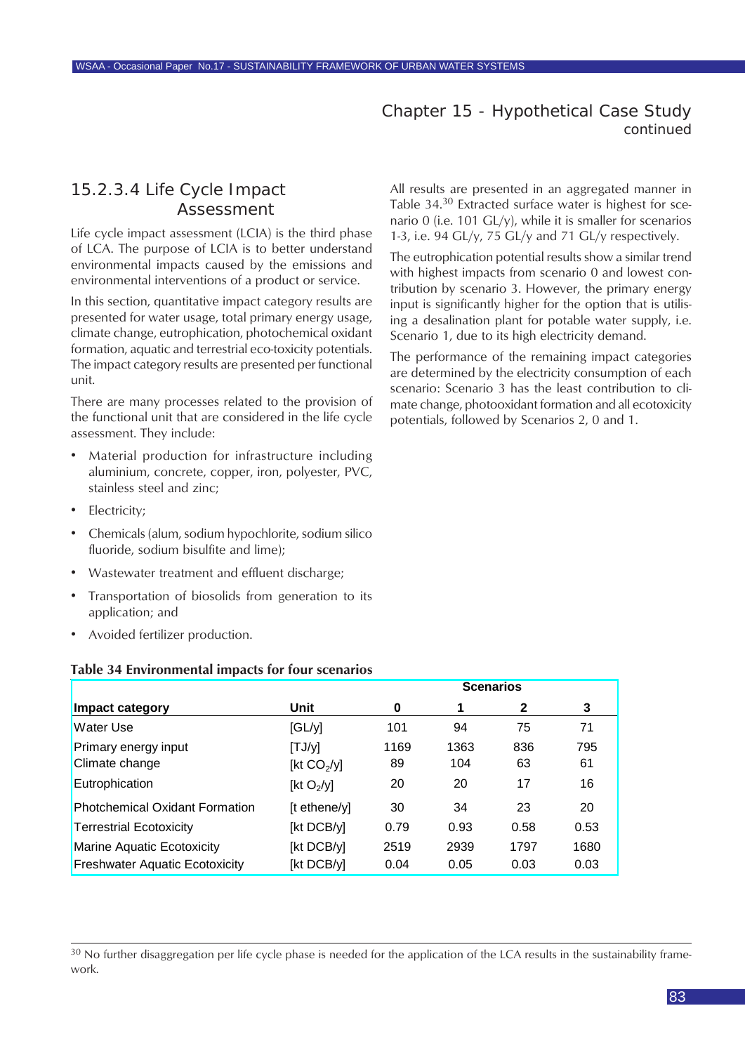## Chapter 15 - Hypothetical Case Study continued

### 15.2.3.4 Life Cycle Impact Assessment

Life cycle impact assessment (LCIA) is the third phase of LCA. The purpose of LCIA is to better understand environmental impacts caused by the emissions and environmental interventions of a product or service.

In this section, quantitative impact category results are presented for water usage, total primary energy usage, climate change, eutrophication, photochemical oxidant formation, aquatic and terrestrial eco-toxicity potentials. The impact category results are presented per functional unit.

There are many processes related to the provision of the functional unit that are considered in the life cycle assessment. They include:

- Material production for infrastructure including aluminium, concrete, copper, iron, polyester, PVC, stainless steel and zinc;
- Electricity;
- Chemicals (alum, sodium hypochlorite, sodium silico fluoride, sodium bisulfite and lime);
- Wastewater treatment and effluent discharge;
- Transportation of biosolids from generation to its application; and
- Avoided fertilizer production.

All results are presented in an aggregated manner in Table 34.[30] Extracted surface water is highest for scenario 0 (i.e. 101 GL/y), while it is smaller for scenarios 1-3, i.e. 94 GL/y, 75 GL/y and 71 GL/y respectively.

The eutrophication potential results show a similar trend with highest impacts from scenario 0 and lowest contribution by scenario 3. However, the primary energy input is significantly higher for the option that is utilising a desalination plant for potable water supply, i.e. Scenario 1, due to its high electricity demand.

The performance of the remaining impact categories are determined by the electricity consumption of each scenario: Scenario 3 has the least contribution to climate change, photooxidant formation and all ecotoxicity potentials, followed by Scenarios 2, 0 and 1.

**Table 34 Environmental impacts for four scenarios**

| | | Scenarios | | | |
|---|---|---|---|---|---|
| **Impact category** | **Unit** | **0** | **1** | **2** | **3** |
| Water Use | [GL/y] | 101 | 94 | 75 | 71 |
| Primary energy input | [TJ/y] | 1169 | 1363 | 836 | 795 |
| Climate change | [kt $CO_2$/y] | 89 | 104 | 63 | 61 |
| Eutrophication | [kt $O_2$/y] | 20 | 20 | 17 | 16 |
| Photchemical Oxidant Formation | [t ethene/y] | 30 | 34 | 23 | 20 |
| Terrestrial Ecotoxicity | [kt DCB/y] | 0.79 | 0.93 | 0.58 | 0.53 |
| Marine Aquatic Ecotoxicity | [kt DCB/y] | 2519 | 2939 | 1797 | 1680 |
| Freshwater Aquatic Ecotoxicity | [kt DCB/y] | 0.04 | 0.05 | 0.03 | 0.03 |

[30] No further disaggregation per life cycle phase is needed for the application of the LCA results in the sustainability framework.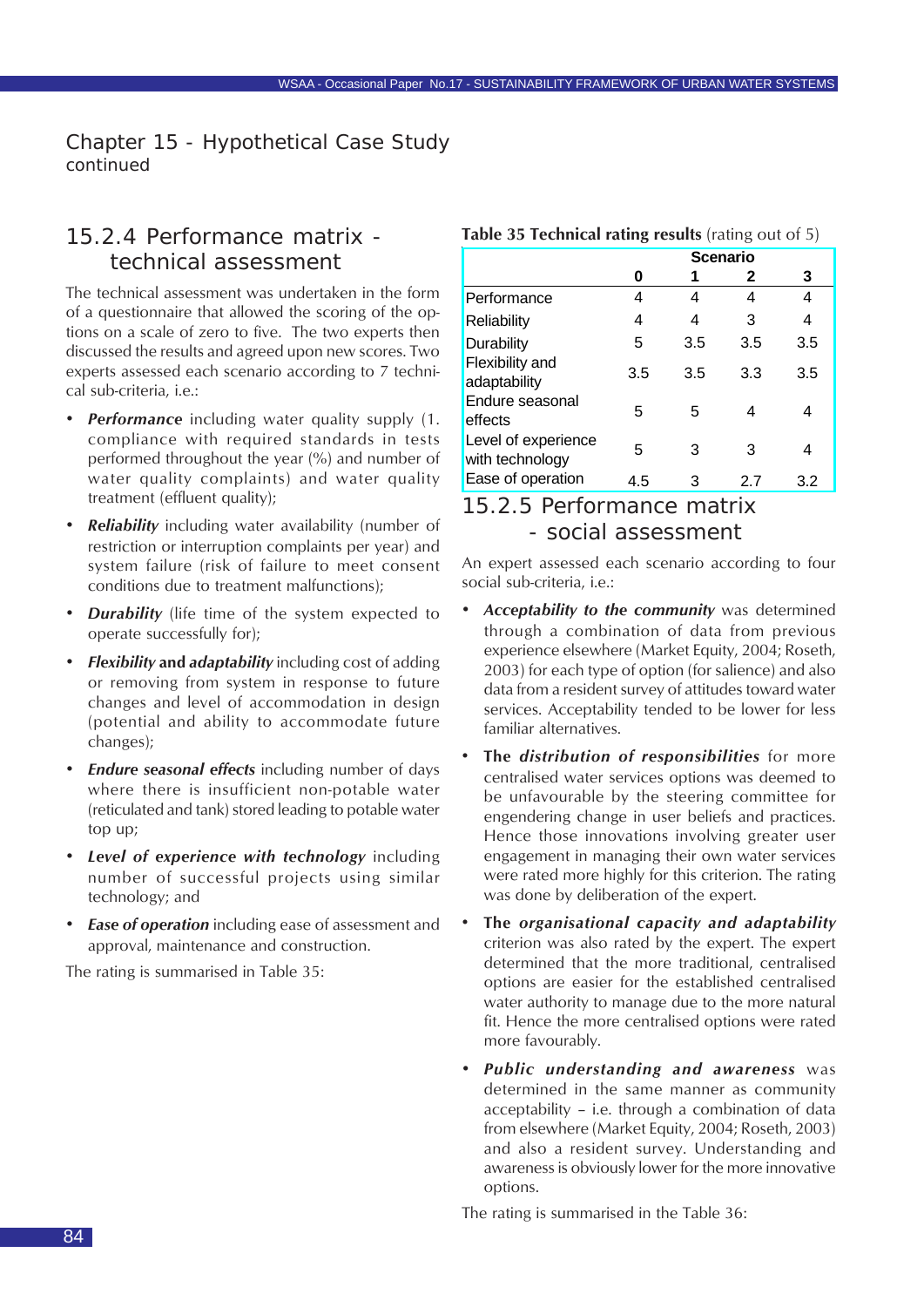## Chapter 15 - Hypothetical Case Study
continued

### 15.2.4 Performance matrix - technical assessment

The technical assessment was undertaken in the form of a questionnaire that allowed the scoring of the options on a scale of zero to five. The two experts then discussed the results and agreed upon new scores. Two experts assessed each scenario according to 7 technical sub-criteria, i.e.:

- ***Performance*** including water quality supply (1. compliance with required standards in tests performed throughout the year (%) and number of water quality complaints) and water quality treatment (effluent quality);
- ***Reliability*** including water availability (number of restriction or interruption complaints per year) and system failure (risk of failure to meet consent conditions due to treatment malfunctions);
- ***Durability*** (life time of the system expected to operate successfully for);
- ***Flexibility* and *adaptability*** including cost of adding or removing from system in response to future changes and level of accommodation in design (potential and ability to accommodate future changes);
- ***Endure seasonal effects*** including number of days where there is insufficient non-potable water (reticulated and tank) stored leading to potable water top up;
- ***Level of experience with technology*** including number of successful projects using similar technology; and
- ***Ease of operation*** including ease of assessment and approval, maintenance and construction.

The rating is summarised in Table 35:

**Table 35 Technical rating results** (rating out of 5)

| | Scenario | | | |
|---|---|---|---|---|
| | **0** | **1** | **2** | **3** |
| Performance | 4 | 4 | 4 | 4 |
| Reliability | 4 | 4 | 3 | 4 |
| Durability | 5 | 3.5 | 3.5 | 3.5 |
| Flexibility and adaptability | 3.5 | 3.5 | 3.3 | 3.5 |
| Endure seasonal effects | 5 | 5 | 4 | 4 |
| Level of experience with technology | 5 | 3 | 3 | 4 |
| Ease of operation | 4.5 | 3 | 2.7 | 3.2 |

### 15.2.5 Performance matrix - social assessment

An expert assessed each scenario according to four social sub-criteria, i.e.:

- ***Acceptability to the community*** was determined through a combination of data from previous experience elsewhere (Market Equity, 2004; Roseth, 2003) for each type of option (for salience) and also data from a resident survey of attitudes toward water services. Acceptability tended to be lower for less familiar alternatives.
- **The *distribution of responsibilities*** for more centralised water services options was deemed to be unfavourable by the steering committee for engendering change in user beliefs and practices. Hence those innovations involving greater user engagement in managing their own water services were rated more highly for this criterion. The rating was done by deliberation of the expert.
- **The *organisational capacity and adaptability*** criterion was also rated by the expert. The expert determined that the more traditional, centralised options are easier for the established centralised water authority to manage due to the more natural fit. Hence the more centralised options were rated more favourably.
- ***Public understanding and awareness*** was determined in the same manner as community acceptability – i.e. through a combination of data from elsewhere (Market Equity, 2004; Roseth, 2003) and also a resident survey. Understanding and awareness is obviously lower for the more innovative options.

The rating is summarised in the Table 36: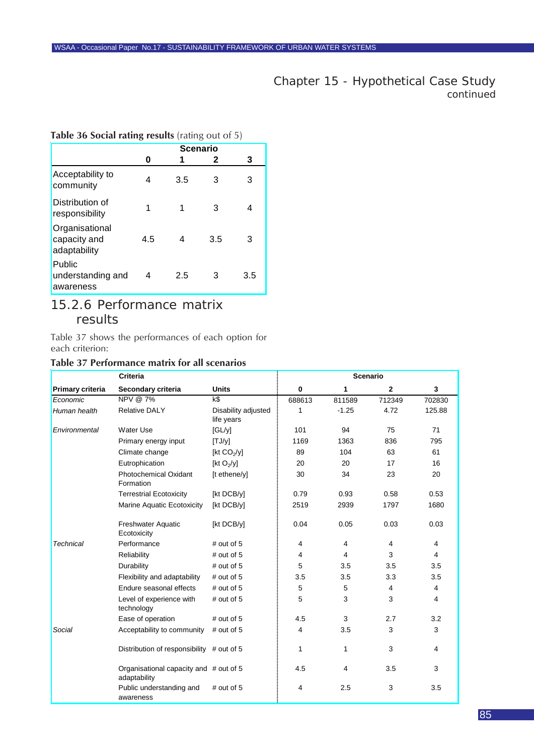## Chapter 15 - Hypothetical Case Study continued

**Table 36 Social rating results** (rating out of 5)

| | Scenario | | | |
|---|---|---|---|---|
| | 0 | 1 | 2 | 3 |
| Acceptability to community | 4 | 3.5 | 3 | 3 |
| Distribution of responsibility | 1 | 1 | 3 | 4 |
| Organisational capacity and adaptability | 4.5 | 4 | 3.5 | 3 |
| Public understanding and awareness | 4 | 2.5 | 3 | 3.5 |

### 15.2.6 Performance matrix results

Table 37 shows the performances of each option for each criterion:

**Table 37 Performance matrix for all scenarios**

| Criteria | | | Scenario | | | |
|---|---|---|---|---|---|---|
| **Primary criteria** | **Secondary criteria** | **Units** | **0** | **1** | **2** | **3** |
| *Economic* | NPV @ 7% | k$ | 688613 | 811589 | 712349 | 702830 |
| *Human health* | Relative DALY | Disability adjusted life years | 1 | -1.25 | 4.72 | 125.88 |
| *Environmental* | Water Use | [GL/y] | 101 | 94 | 75 | 71 |
| | Primary energy input | [TJ/y] | 1169 | 1363 | 836 | 795 |
| | Climate change | [kt $CO_2$/y] | 89 | 104 | 63 | 61 |
| | Eutrophication | [kt $O_2$/y] | 20 | 20 | 17 | 16 |
| | Photochemical Oxidant Formation | [t ethene/y] | 30 | 34 | 23 | 20 |
| | Terrestrial Ecotoxicity | [kt DCB/y] | 0.79 | 0.93 | 0.58 | 0.53 |
| | Marine Aquatic Ecotoxicity | [kt DCB/y] | 2519 | 2939 | 1797 | 1680 |
| | Freshwater Aquatic Ecotoxicity | [kt DCB/y] | 0.04 | 0.05 | 0.03 | 0.03 |
| *Technical* | Performance | # out of 5 | 4 | 4 | 4 | 4 |
| | Reliability | # out of 5 | 4 | 4 | 3 | 4 |
| | Durability | # out of 5 | 5 | 3.5 | 3.5 | 3.5 |
| | Flexibility and adaptability | # out of 5 | 3.5 | 3.5 | 3.3 | 3.5 |
| | Endure seasonal effects | # out of 5 | 5 | 5 | 4 | 4 |
| | Level of experience with technology | # out of 5 | 5 | 3 | 3 | 4 |
| | Ease of operation | # out of 5 | 4.5 | 3 | 2.7 | 3.2 |
| *Social* | Acceptability to community | # out of 5 | 4 | 3.5 | 3 | 3 |
| | Distribution of responsibility | # out of 5 | 1 | 1 | 3 | 4 |
| | Organisational capacity and adaptability | # out of 5 | 4.5 | 4 | 3.5 | 3 |
| | Public understanding and awareness | # out of 5 | 4 | 2.5 | 3 | 3.5 |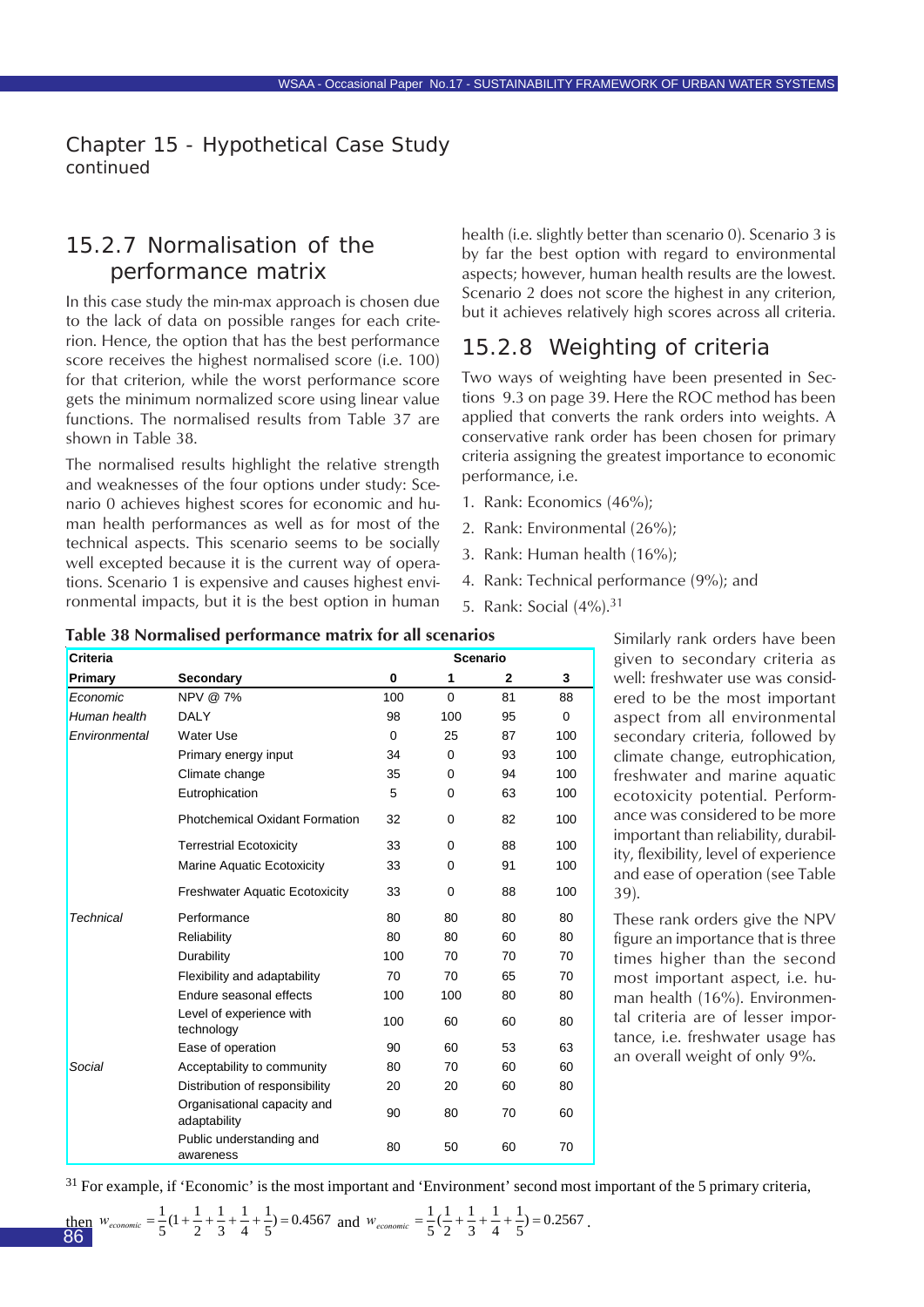## Chapter 15 - Hypothetical Case Study continued

### 15.2.7 Normalisation of the performance matrix

In this case study the min-max approach is chosen due to the lack of data on possible ranges for each criterion. Hence, the option that has the best performance score receives the highest normalised score (i.e. 100) for that criterion, while the worst performance score gets the minimum normalized score using linear value functions. The normalised results from Table 37 are shown in Table 38.

The normalised results highlight the relative strength and weaknesses of the four options under study: Scenario 0 achieves highest scores for economic and human health performances as well as for most of the technical aspects. This scenario seems to be socially well excepted because it is the current way of operations. Scenario 1 is expensive and causes highest environmental impacts, but it is the best option in human health (i.e. slightly better than scenario 0). Scenario 3 is by far the best option with regard to environmental aspects; however, human health results are the lowest. Scenario 2 does not score the highest in any criterion, but it achieves relatively high scores across all criteria.

### 15.2.8 Weighting of criteria

Two ways of weighting have been presented in Sections 9.3 on page 39. Here the ROC method has been applied that converts the rank orders into weights. A conservative rank order has been chosen for primary criteria assigning the greatest importance to economic performance, i.e.

1. Rank: Economics (46%);
2. Rank: Environmental (26%);
3. Rank: Human health (16%);
4. Rank: Technical performance (9%); and
5. Rank: Social (4%).[31]

**Table 38 Normalised performance matrix for all scenarios**

| Criteria | | Scenario | | | |
|---|---|---|---|---|---|
| **Primary** | **Secondary** | **0** | **1** | **2** | **3** |
| *Economic* | NPV @ 7% | 100 | 0 | 81 | 88 |
| *Human health* | DALY | 98 | 100 | 95 | 0 |
| *Environmental* | Water Use | 0 | 25 | 87 | 100 |
| | Primary energy input | 34 | 0 | 93 | 100 |
| | Climate change | 35 | 0 | 94 | 100 |
| | Eutrophication | 5 | 0 | 63 | 100 |
| | Photchemical Oxidant Formation | 32 | 0 | 82 | 100 |
| | Terrestrial Ecotoxicity | 33 | 0 | 88 | 100 |
| | Marine Aquatic Ecotoxicity | 33 | 0 | 91 | 100 |
| | Freshwater Aquatic Ecotoxicity | 33 | 0 | 88 | 100 |
| *Technical* | Performance | 80 | 80 | 80 | 80 |
| | Reliability | 80 | 80 | 60 | 80 |
| | Durability | 100 | 70 | 70 | 70 |
| | Flexibility and adaptability | 70 | 70 | 65 | 70 |
| | Endure seasonal effects | 100 | 100 | 80 | 80 |
| | Level of experience with technology | 100 | 60 | 60 | 80 |
| | Ease of operation | 90 | 60 | 53 | 63 |
| *Social* | Acceptability to community | 80 | 70 | 60 | 60 |
| | Distribution of responsibility | 20 | 20 | 60 | 80 |
| | Organisational capacity and adaptability | 90 | 80 | 70 | 60 |
| | Public understanding and awareness | 80 | 50 | 60 | 70 |

Similarly rank orders have been given to secondary criteria as well: freshwater use was considered to be the most important aspect from all environmental secondary criteria, followed by climate change, eutrophication, freshwater and marine aquatic ecotoxicity potential. Performance was considered to be more important than reliability, durability, flexibility, level of experience and ease of operation (see Table 39).

These rank orders give the NPV figure an importance that is three times higher than the second most important aspect, i.e. human health (16%). Environmental criteria are of lesser importance, i.e. freshwater usage has an overall weight of only 9%.

[31] For example, if 'Economic' is the most important and 'Environment' second most important of the 5 primary criteria, then $w_{economic} = \frac{1}{5}(1+\frac{1}{2}+\frac{1}{3}+\frac{1}{4}+\frac{1}{5}) = 0.4567$ and $w_{economic} = \frac{1}{5}(\frac{1}{2}+\frac{1}{3}+\frac{1}{4}+\frac{1}{5}) = 0.2567$.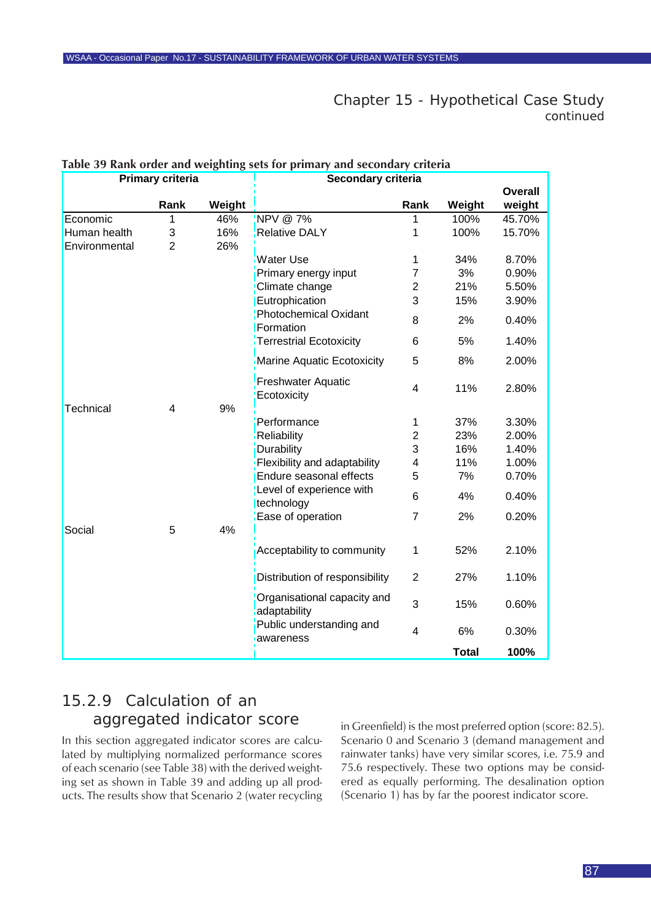Chapter 15 - Hypothetical Case Study continued

**Table 39 Rank order and weighting sets for primary and secondary criteria**

| Primary criteria | | | Secondary criteria | | | |
|---|---|---|---|---|---|---|
| | **Rank** | **Weight** | | **Rank** | **Weight** | **Overall weight** |
| Economic | 1 | 46% | NPV @ 7% | 1 | 100% | 45.70% |
| Human health | 3 | 16% | Relative DALY | 1 | 100% | 15.70% |
| Environmental | 2 | 26% | | | | |
| | | | Water Use | 1 | 34% | 8.70% |
| | | | Primary energy input | 7 | 3% | 0.90% |
| | | | Climate change | 2 | 21% | 5.50% |
| | | | Eutrophication | 3 | 15% | 3.90% |
| | | | Photochemical Oxidant Formation | 8 | 2% | 0.40% |
| | | | Terrestrial Ecotoxicity | 6 | 5% | 1.40% |
| | | | Marine Aquatic Ecotoxicity | 5 | 8% | 2.00% |
| | | | Freshwater Aquatic Ecotoxicity | 4 | 11% | 2.80% |
| Technical | 4 | 9% | | | | |
| | | | Performance | 1 | 37% | 3.30% |
| | | | Reliability | 2 | 23% | 2.00% |
| | | | Durability | 3 | 16% | 1.40% |
| | | | Flexibility and adaptability | 4 | 11% | 1.00% |
| | | | Endure seasonal effects | 5 | 7% | 0.70% |
| | | | Level of experience with technology | 6 | 4% | 0.40% |
| | | | Ease of operation | 7 | 2% | 0.20% |
| Social | 5 | 4% | | | | |
| | | | Acceptability to community | 1 | 52% | 2.10% |
| | | | Distribution of responsibility | 2 | 27% | 1.10% |
| | | | Organisational capacity and adaptability | 3 | 15% | 0.60% |
| | | | Public understanding and awareness | 4 | 6% | 0.30% |
| | | | | | **Total** | **100%** |

## 15.2.9 Calculation of an aggregated indicator score

In this section aggregated indicator scores are calculated by multiplying normalized performance scores of each scenario (see Table 38) with the derived weighting set as shown in Table 39 and adding up all products. The results show that Scenario 2 (water recycling in Greenfield) is the most preferred option (score: 82.5). Scenario 0 and Scenario 3 (demand management and rainwater tanks) have very similar scores, i.e. 75.9 and 75.6 respectively. These two options may be considered as equally performing. The desalination option (Scenario 1) has by far the poorest indicator score.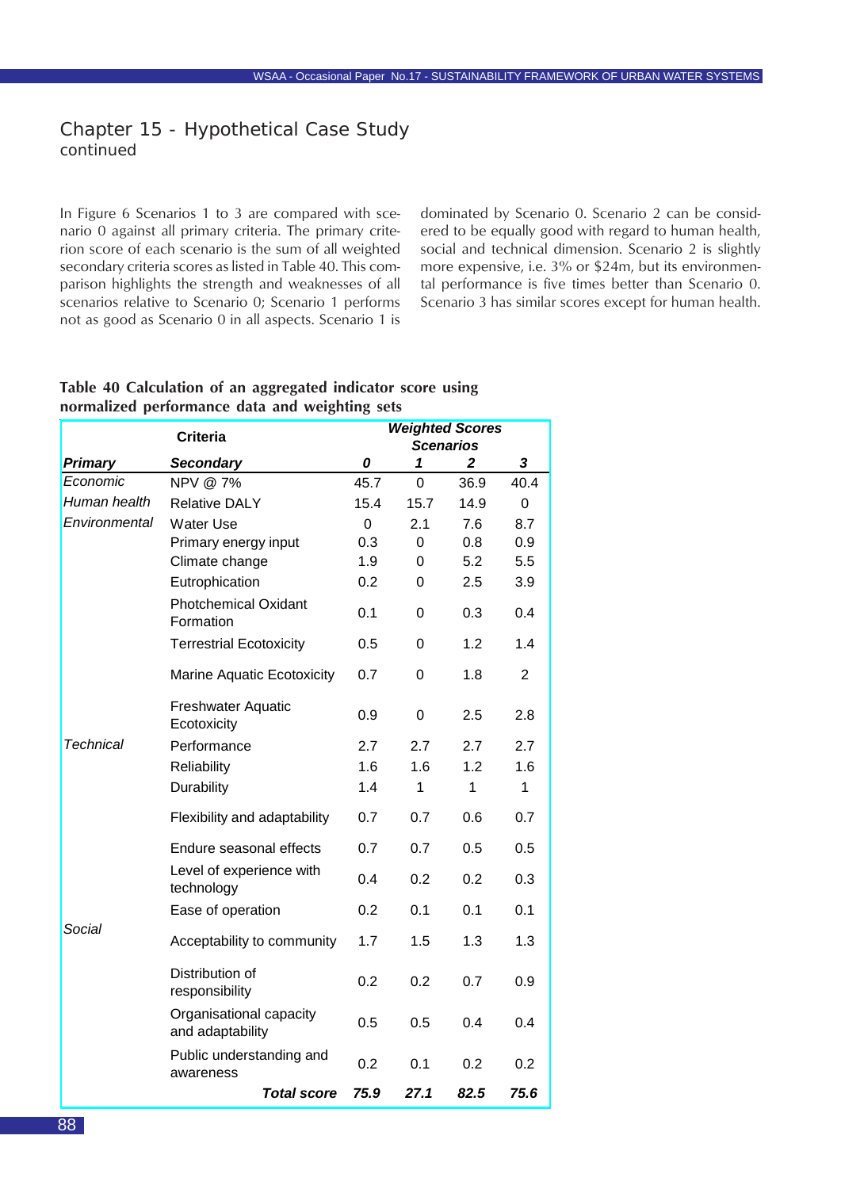## Chapter 15 - Hypothetical Case Study
continued

In Figure 6 Scenarios 1 to 3 are compared with scenario 0 against all primary criteria. The primary criterion score of each scenario is the sum of all weighted secondary criteria scores as listed in Table 40. This comparison highlights the strength and weaknesses of all scenarios relative to Scenario 0; Scenario 1 performs not as good as Scenario 0 in all aspects. Scenario 1 is dominated by Scenario 0. Scenario 2 can be considered to be equally good with regard to human health, social and technical dimension. Scenario 2 is slightly more expensive, i.e. 3% or $24m, but its environmental performance is five times better than Scenario 0. Scenario 3 has similar scores except for human health.

**Table 40 Calculation of an aggregated indicator score using normalized performance data and weighting sets**

| Criteria | | ***Weighted Scores Scenarios*** | | | |
|---|---|---|---|---|---|
| ***Primary*** | ***Secondary*** | ***0*** | ***1*** | ***2*** | ***3*** |
| *Economic* | NPV @ 7% | 45.7 | 0 | 36.9 | 40.4 |
| *Human health* | Relative DALY | 15.4 | 15.7 | 14.9 | 0 |
| *Environmental* | Water Use | 0 | 2.1 | 7.6 | 8.7 |
| | Primary energy input | 0.3 | 0 | 0.8 | 0.9 |
| | Climate change | 1.9 | 0 | 5.2 | 5.5 |
| | Eutrophication | 0.2 | 0 | 2.5 | 3.9 |
| | Photchemical Oxidant Formation | 0.1 | 0 | 0.3 | 0.4 |
| | Terrestrial Ecotoxicity | 0.5 | 0 | 1.2 | 1.4 |
| | Marine Aquatic Ecotoxicity | 0.7 | 0 | 1.8 | 2 |
| | Freshwater Aquatic Ecotoxicity | 0.9 | 0 | 2.5 | 2.8 |
| *Technical* | Performance | 2.7 | 2.7 | 2.7 | 2.7 |
| | Reliability | 1.6 | 1.6 | 1.2 | 1.6 |
| | Durability | 1.4 | 1 | 1 | 1 |
| | Flexibility and adaptability | 0.7 | 0.7 | 0.6 | 0.7 |
| | Endure seasonal effects | 0.7 | 0.7 | 0.5 | 0.5 |
| | Level of experience with technology | 0.4 | 0.2 | 0.2 | 0.3 |
| | Ease of operation | 0.2 | 0.1 | 0.1 | 0.1 |
| *Social* | Acceptability to community | 1.7 | 1.5 | 1.3 | 1.3 |
| | Distribution of responsibility | 0.2 | 0.2 | 0.7 | 0.9 |
| | Organisational capacity and adaptability | 0.5 | 0.5 | 0.4 | 0.4 |
| | Public understanding and awareness | 0.2 | 0.1 | 0.2 | 0.2 |
| | ***Total score*** | ***75.9*** | ***27.1*** | ***82.5*** | ***75.6*** |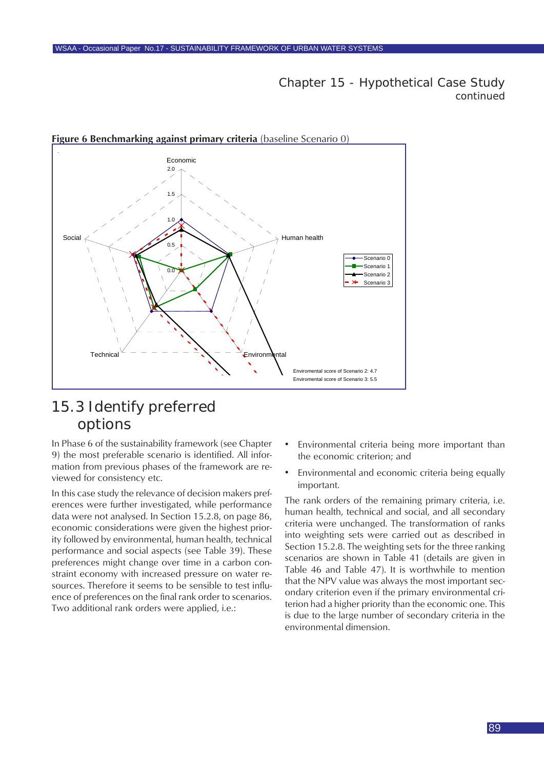## Chapter 15 - Hypothetical Case Study
continued

**Figure 6 Benchmarking against primary criteria** (baseline Scenario 0)

## 15.3 Identify preferred options

In Phase 6 of the sustainability framework (see Chapter 9) the most preferable scenario is identified. All information from previous phases of the framework are reviewed for consistency etc.

In this case study the relevance of decision makers preferences were further investigated, while performance data were not analysed. In Section 15.2.8, on page 86, economic considerations were given the highest priority followed by environmental, human health, technical performance and social aspects (see Table 39). These preferences might change over time in a carbon constraint economy with increased pressure on water resources. Therefore it seems to be sensible to test influence of preferences on the final rank order to scenarios. Two additional rank orders were applied, i.e.:

- Environmental criteria being more important than the economic criterion; and
- Environmental and economic criteria being equally important.

The rank orders of the remaining primary criteria, i.e. human health, technical and social, and all secondary criteria were unchanged. The transformation of ranks into weighting sets were carried out as described in Section 15.2.8. The weighting sets for the three ranking scenarios are shown in Table 41 (details are given in Table 46 and Table 47). It is worthwhile to mention that the NPV value was always the most important secondary criterion even if the primary environmental criterion had a higher priority than the economic one. This is due to the large number of secondary criteria in the environmental dimension.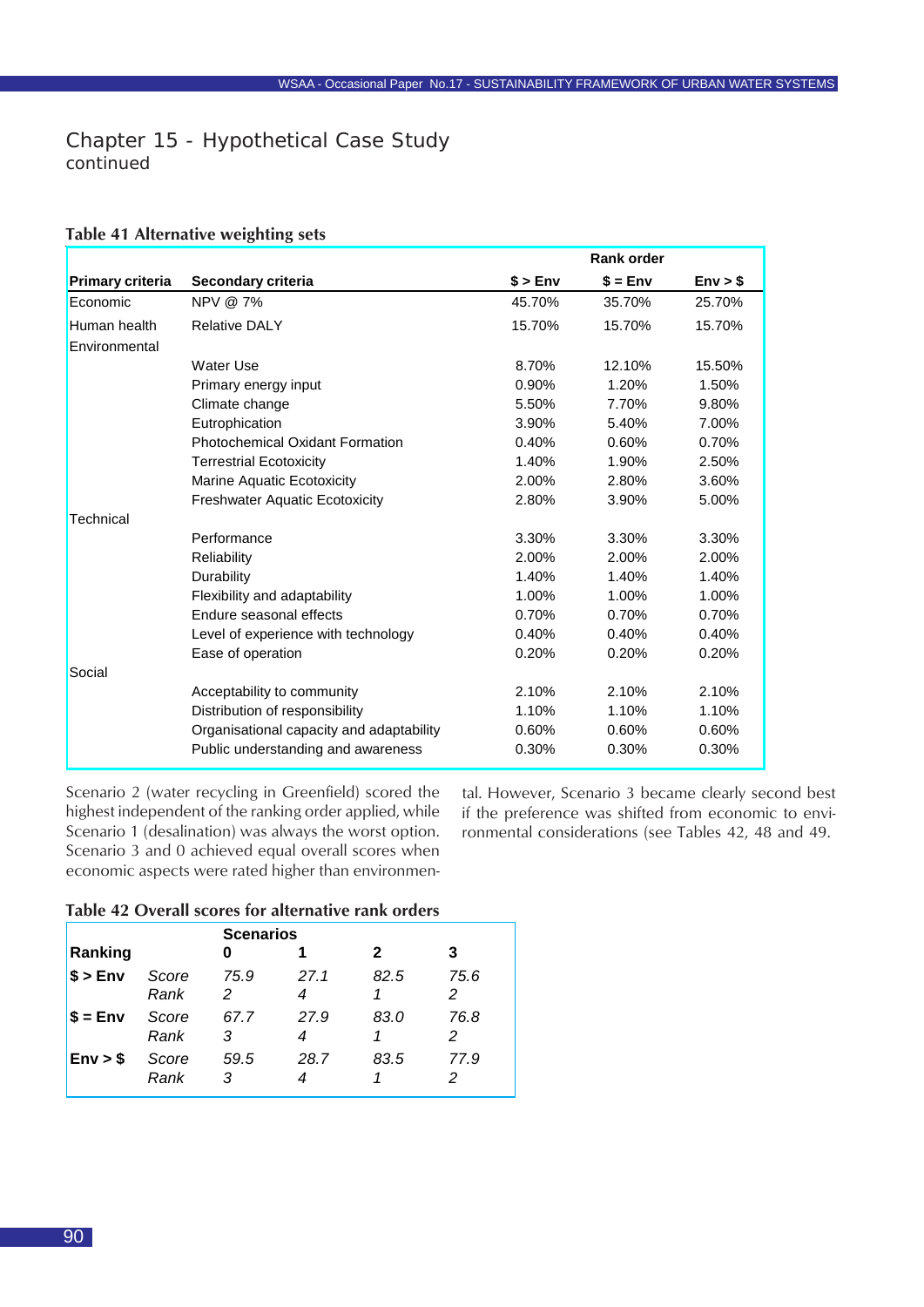# Chapter 15 - Hypothetical Case Study
continued

**Table 41 Alternative weighting sets**

| Primary criteria | Secondary criteria | Rank order $ > Env | $ = Env | Env > $ |
|---|---|---|---|---|
| Economic | NPV @ 7% | 45.70% | 35.70% | 25.70% |
| Human health | Relative DALY | 15.70% | 15.70% | 15.70% |
| Environmental | | | | |
| | Water Use | 8.70% | 12.10% | 15.50% |
| | Primary energy input | 0.90% | 1.20% | 1.50% |
| | Climate change | 5.50% | 7.70% | 9.80% |
| | Eutrophication | 3.90% | 5.40% | 7.00% |
| | Photochemical Oxidant Formation | 0.40% | 0.60% | 0.70% |
| | Terrestrial Ecotoxicity | 1.40% | 1.90% | 2.50% |
| | Marine Aquatic Ecotoxicity | 2.00% | 2.80% | 3.60% |
| | Freshwater Aquatic Ecotoxicity | 2.80% | 3.90% | 5.00% |
| Technical | | | | |
| | Performance | 3.30% | 3.30% | 3.30% |
| | Reliability | 2.00% | 2.00% | 2.00% |
| | Durability | 1.40% | 1.40% | 1.40% |
| | Flexibility and adaptability | 1.00% | 1.00% | 1.00% |
| | Endure seasonal effects | 0.70% | 0.70% | 0.70% |
| | Level of experience with technology | 0.40% | 0.40% | 0.40% |
| | Ease of operation | 0.20% | 0.20% | 0.20% |
| Social | | | | |
| | Acceptability to community | 2.10% | 2.10% | 2.10% |
| | Distribution of responsibility | 1.10% | 1.10% | 1.10% |
| | Organisational capacity and adaptability | 0.60% | 0.60% | 0.60% |
| | Public understanding and awareness | 0.30% | 0.30% | 0.30% |

Scenario 2 (water recycling in Greenfield) scored the highest independent of the ranking order applied, while Scenario 1 (desalination) was always the worst option. Scenario 3 and 0 achieved equal overall scores when economic aspects were rated higher than environmental. However, Scenario 3 became clearly second best if the preference was shifted from economic to environmental considerations (see Tables 42, 48 and 49.

**Table 42 Overall scores for alternative rank orders**

| Ranking | | Scenarios 0 | 1 | 2 | 3 |
|---|---|---|---|---|---|
| **$ > Env** | *Score* | *75.9* | *27.1* | *82.5* | *75.6* |
| | *Rank* | *2* | *4* | *1* | *2* |
| **$ = Env** | *Score* | *67.7* | *27.9* | *83.0* | *76.8* |
| | *Rank* | *3* | *4* | *1* | *2* |
| **Env > $** | *Score* | *59.5* | *28.7* | *83.5* | *77.9* |
| | *Rank* | *3* | *4* | *1* | *2* |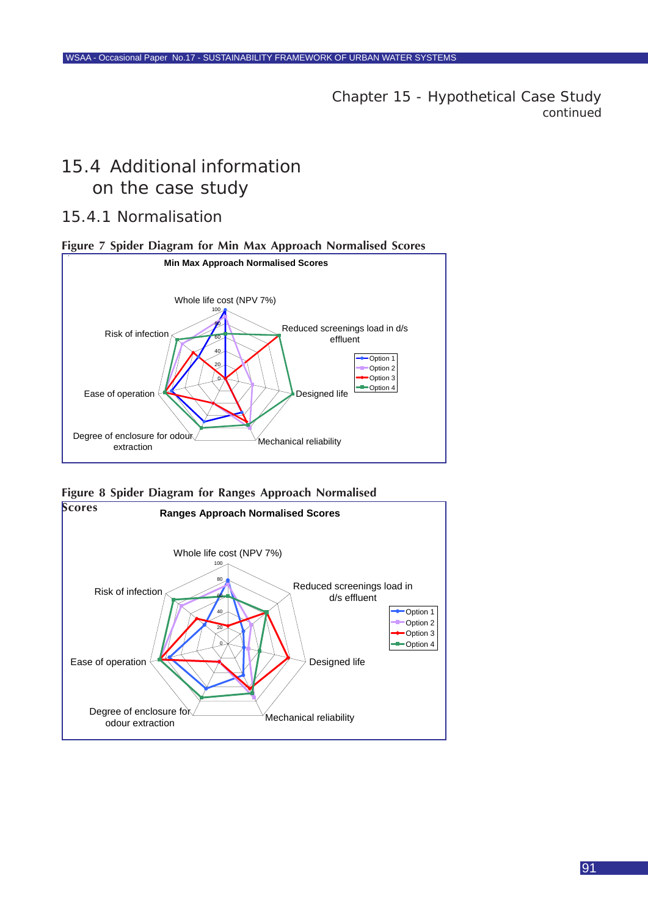# Chapter 15 - Hypothetical Case Study continued

## 15.4 Additional information on the case study

### 15.4.1 Normalisation

**Figure 7 Spider Diagram for Min Max Approach Normalised Scores**

Min Max Approach Normalised Scores

Whole life cost (NPV 7%)

Reduced screenings load in d/s effluent

Designed life

Mechanical reliability

Degree of enclosure for odour extraction

Ease of operation

Risk of infection

Option 1
Option 2
Option 3
Option 4

**Figure 8 Spider Diagram for Ranges Approach Normalised Scores**

Ranges Approach Normalised Scores

Whole life cost (NPV 7%)

Reduced screenings load in d/s effluent

Designed life

Mechanical reliability

Degree of enclosure for odour extraction

Ease of operation

Risk of infection

Option 1
Option 2
Option 3
Option 4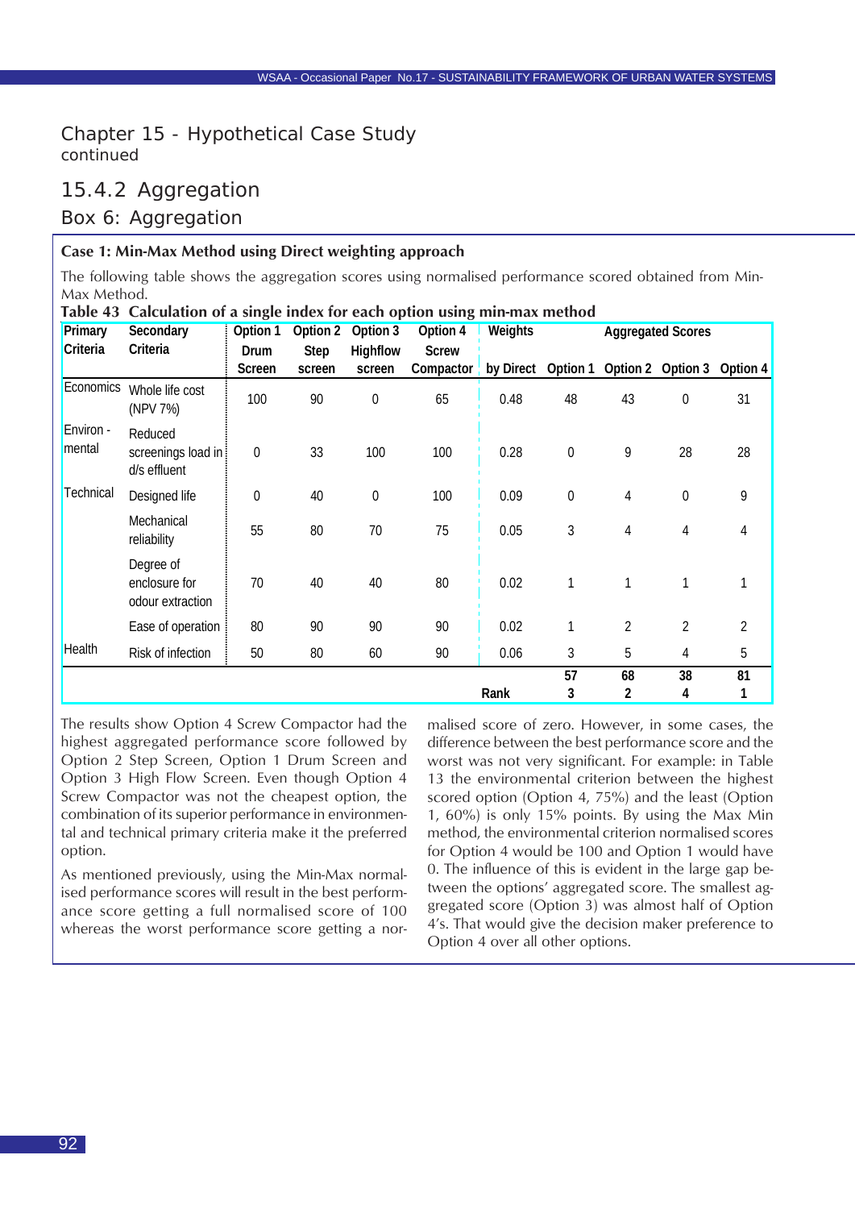# Chapter 15 - Hypothetical Case Study
continued

## 15.4.2 Aggregation

### Box 6: Aggregation

**Case 1: Min-Max Method using Direct weighting approach**

The following table shows the aggregation scores using normalised performance scored obtained from Min-Max Method.

**Table 43 Calculation of a single index for each option using min-max method**

| Primary Criteria | Secondary Criteria | Option 1 Drum Screen | Option 2 Step screen | Option 3 Highflow screen | Option 4 Screw Compactor | Weights by Direct | Aggregated Scores Option 1 | Option 2 | Option 3 | Option 4 |
|---|---|---|---|---|---|---|---|---|---|---|
| Economics | Whole life cost (NPV 7%) | 100 | 90 | 0 | 65 | 0.48 | 48 | 43 | 0 | 31 |
| Environ - mental | Reduced screenings load in d/s effluent | 0 | 33 | 100 | 100 | 0.28 | 0 | 9 | 28 | 28 |
| Technical | Designed life | 0 | 40 | 0 | 100 | 0.09 | 0 | 4 | 0 | 9 |
| | Mechanical reliability | 55 | 80 | 70 | 75 | 0.05 | 3 | 4 | 4 | 4 |
| | Degree of enclosure for odour extraction | 70 | 40 | 40 | 80 | 0.02 | 1 | 1 | 1 | 1 |
| | Ease of operation | 80 | 90 | 90 | 90 | 0.02 | 1 | 2 | 2 | 2 |
| Health | Risk of infection | 50 | 80 | 60 | 90 | 0.06 | 3 | 5 | 4 | 5 |
| | | | | | | | **57** | **68** | **38** | **81** |
| | | | | | | **Rank** | **3** | **2** | **4** | **1** |

The results show Option 4 Screw Compactor had the highest aggregated performance score followed by Option 2 Step Screen, Option 1 Drum Screen and Option 3 High Flow Screen. Even though Option 4 Screw Compactor was not the cheapest option, the combination of its superior performance in environmental and technical primary criteria make it the preferred option.

As mentioned previously, using the Min-Max normalised performance scores will result in the best performance score getting a full normalised score of 100 whereas the worst performance score getting a normalised score of zero. However, in some cases, the difference between the best performance score and the worst was not very significant. For example: in Table 13 the environmental criterion between the highest scored option (Option 4, 75%) and the least (Option 1, 60%) is only 15% points. By using the Max Min method, the environmental criterion normalised scores for Option 4 would be 100 and Option 1 would have 0. The influence of this is evident in the large gap between the options' aggregated score. The smallest aggregated score (Option 3) was almost half of Option 4's. That would give the decision maker preference to Option 4 over all other options.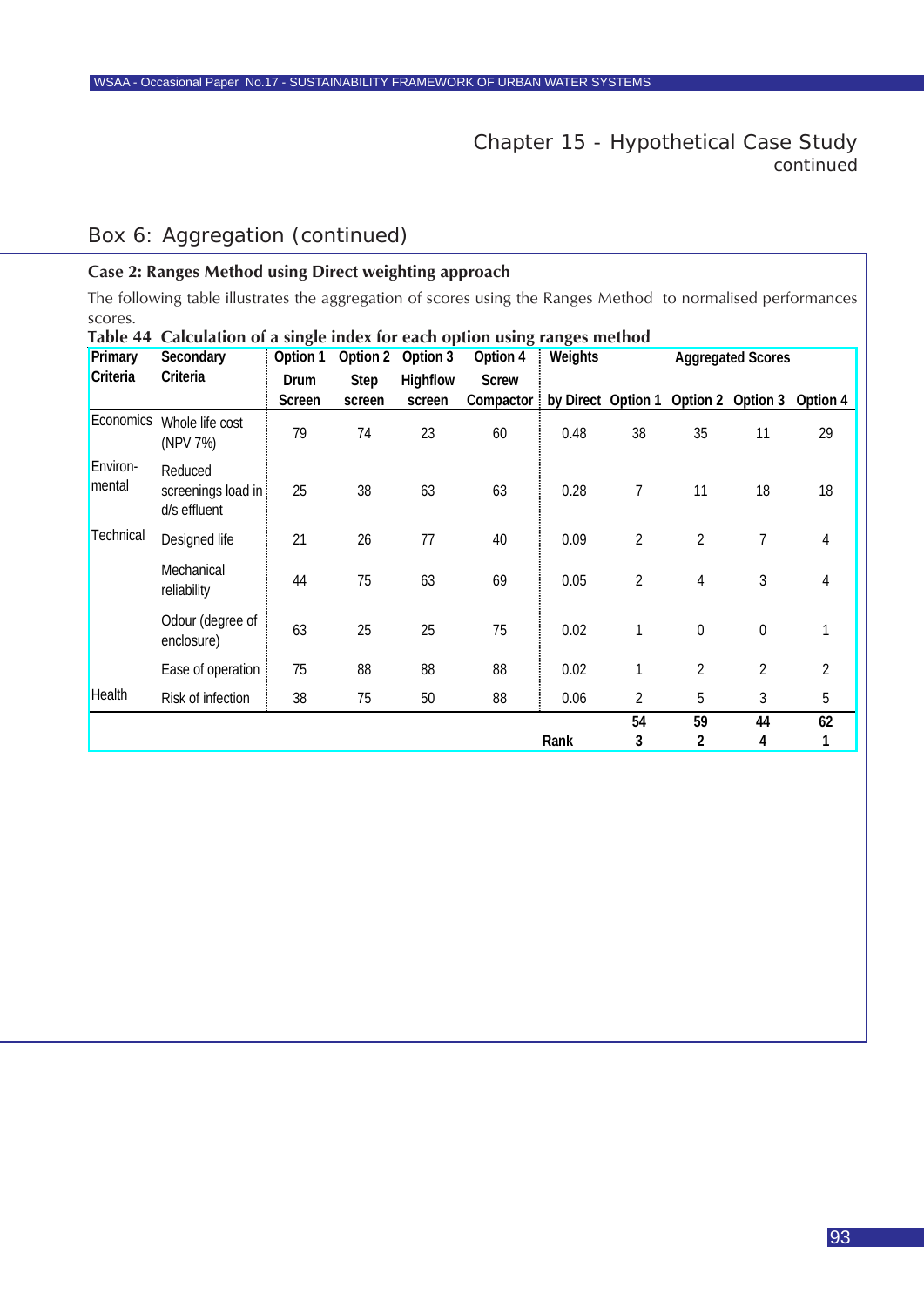## Chapter 15 - Hypothetical Case Study continued

## Box 6: Aggregation (continued)

**Case 2: Ranges Method using Direct weighting approach**

The following table illustrates the aggregation of scores using the Ranges Method to normalised performances scores.

**Table 44 Calculation of a single index for each option using ranges method**

| Primary Criteria | Secondary Criteria | Option 1 Drum Screen | Option 2 Step screen | Option 3 Highflow screen | Option 4 Screw Compactor | Weights by Direct | Aggregated Scores Option 1 | Option 2 | Option 3 | Option 4 |
|---|---|---|---|---|---|---|---|---|---|---|
| Economics | Whole life cost (NPV 7%) | 79 | 74 | 23 | 60 | 0.48 | 38 | 35 | 11 | 29 |
| Environ-mental | Reduced screenings load in d/s effluent | 25 | 38 | 63 | 63 | 0.28 | 7 | 11 | 18 | 18 |
| Technical | Designed life | 21 | 26 | 77 | 40 | 0.09 | 2 | 2 | 7 | 4 |
| | Mechanical reliability | 44 | 75 | 63 | 69 | 0.05 | 2 | 4 | 3 | 4 |
| | Odour (degree of enclosure) | 63 | 25 | 25 | 75 | 0.02 | 1 | 0 | 0 | 1 |
| | Ease of operation | 75 | 88 | 88 | 88 | 0.02 | 1 | 2 | 2 | 2 |
| Health | Risk of infection | 38 | 75 | 50 | 88 | 0.06 | 2 | 5 | 3 | 5 |
| | | | | | | | **54** | **59** | **44** | **62** |
| | | | | | | **Rank** | **3** | **2** | **4** | **1** |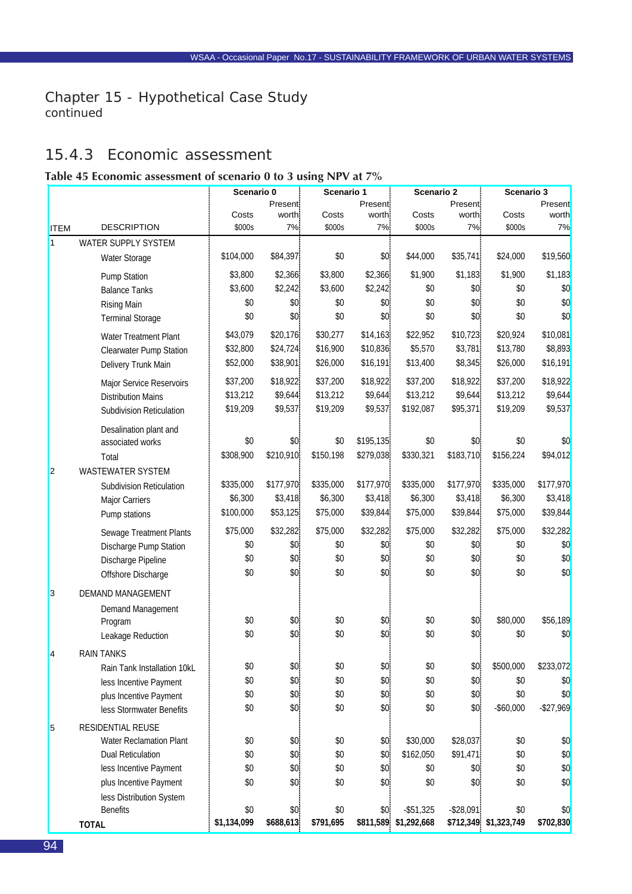# Chapter 15 - Hypothetical Case Study
continued

## 15.4.3 Economic assessment

**Table 45 Economic assessment of scenario 0 to 3 using NPV at 7%**

| ITEM | DESCRIPTION | Scenario 0 Costs $000s | Scenario 0 Present worth 7% | Scenario 1 Costs $000s | Scenario 1 Present worth 7% | Scenario 2 Costs $000s | Scenario 2 Present worth 7% | Scenario 3 Costs $000s | Scenario 3 Present worth 7% |
|---|---|---|---|---|---|---|---|---|---|
| 1 | WATER SUPPLY SYSTEM | | | | | | | | |
| | Water Storage | $104,000 | $84,397 | $0 | $0 | $44,000 | $35,741 | $24,000 | $19,560 |
| | Pump Station | $3,800 | $2,366 | $3,800 | $2,366 | $1,900 | $1,183 | $1,900 | $1,183 |
| | Balance Tanks | $3,600 | $2,242 | $3,600 | $2,242 | $0 | $0 | $0 | $0 |
| | Rising Main | $0 | $0 | $0 | $0 | $0 | $0 | $0 | $0 |
| | Terminal Storage | $0 | $0 | $0 | $0 | $0 | $0 | $0 | $0 |
| | Water Treatment Plant | $43,079 | $20,176 | $30,277 | $14,163 | $22,952 | $10,723 | $20,924 | $10,081 |
| | Clearwater Pump Station | $32,800 | $24,724 | $16,900 | $10,836 | $5,570 | $3,781 | $13,780 | $8,893 |
| | Delivery Trunk Main | $52,000 | $38,901 | $26,000 | $16,191 | $13,400 | $8,345 | $26,000 | $16,191 |
| | Major Service Reservoirs | $37,200 | $18,922 | $37,200 | $18,922 | $37,200 | $18,922 | $37,200 | $18,922 |
| | Distribution Mains | $13,212 | $9,644 | $13,212 | $9,644 | $13,212 | $9,644 | $13,212 | $9,644 |
| | Subdivision Reticulation | $19,209 | $9,537 | $19,209 | $9,537 | $192,087 | $95,371 | $19,209 | $9,537 |
| | Desalination plant and associated works | $0 | $0 | $0 | $195,135 | $0 | $0 | $0 | $0 |
| | Total | $308,900 | $210,910 | $150,198 | $279,038 | $330,321 | $183,710 | $156,224 | $94,012 |
| 2 | WASTEWATER SYSTEM | | | | | | | | |
| | Subdivision Reticulation | $335,000 | $177,970 | $335,000 | $177,970 | $335,000 | $177,970 | $335,000 | $177,970 |
| | Major Carriers | $6,300 | $3,418 | $6,300 | $3,418 | $6,300 | $3,418 | $6,300 | $3,418 |
| | Pump stations | $100,000 | $53,125 | $75,000 | $39,844 | $75,000 | $39,844 | $75,000 | $39,844 |
| | Sewage Treatment Plants | $75,000 | $32,282 | $75,000 | $32,282 | $75,000 | $32,282 | $75,000 | $32,282 |
| | Discharge Pump Station | $0 | $0 | $0 | $0 | $0 | $0 | $0 | $0 |
| | Discharge Pipeline | $0 | $0 | $0 | $0 | $0 | $0 | $0 | $0 |
| | Offshore Discharge | $0 | $0 | $0 | $0 | $0 | $0 | $0 | $0 |
| 3 | DEMAND MANAGEMENT | | | | | | | | |
| | Demand Management Program | $0 | $0 | $0 | $0 | $0 | $0 | $80,000 | $56,189 |
| | Leakage Reduction | $0 | $0 | $0 | $0 | $0 | $0 | $0 | $0 |
| 4 | RAIN TANKS | | | | | | | | |
| | Rain Tank Installation 10kL | $0 | $0 | $0 | $0 | $0 | $0 | $500,000 | $233,072 |
| | less Incentive Payment | $0 | $0 | $0 | $0 | $0 | $0 | $0 | $0 |
| | plus Incentive Payment | $0 | $0 | $0 | $0 | $0 | $0 | $0 | $0 |
| | less Stormwater Benefits | $0 | $0 | $0 | $0 | $0 | $0 | -$60,000 | -$27,969 |
| 5 | RESIDENTIAL REUSE | | | | | | | | |
| | Water Reclamation Plant | $0 | $0 | $0 | $0 | $30,000 | $28,037 | $0 | $0 |
| | Dual Reticulation | $0 | $0 | $0 | $0 | $162,050 | $91,471 | $0 | $0 |
| | less Incentive Payment | $0 | $0 | $0 | $0 | $0 | $0 | $0 | $0 |
| | plus Incentive Payment | $0 | $0 | $0 | $0 | $0 | $0 | $0 | $0 |
| | less Distribution System Benefits | $0 | $0 | $0 | $0 | -$51,325 | -$28,091 | $0 | $0 |
| | **TOTAL** | **$1,134,099** | **$688,613** | **$791,695** | **$811,589** | **$1,292,668** | **$712,349** | **$1,323,749** | **$702,830** |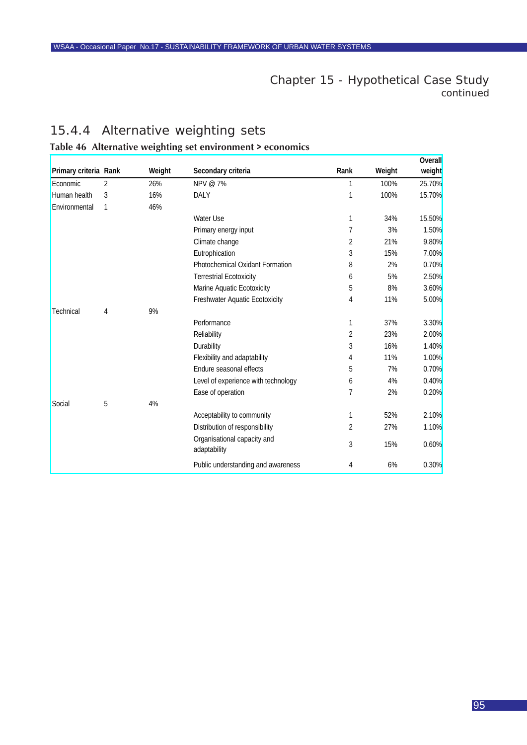## 15.4.4 Alternative weighting sets

**Table 46 Alternative weighting set environment > economics**

| Primary criteria | Rank | Weight | Secondary criteria | Rank | Weight | Overall weight |
|---|---|---|---|---|---|---|
| Economic | 2 | 26% | NPV @ 7% | 1 | 100% | 25.70% |
| Human health | 3 | 16% | DALY | 1 | 100% | 15.70% |
| Environmental | 1 | 46% | | | | |
| | | | Water Use | 1 | 34% | 15.50% |
| | | | Primary energy input | 7 | 3% | 1.50% |
| | | | Climate change | 2 | 21% | 9.80% |
| | | | Eutrophication | 3 | 15% | 7.00% |
| | | | Photochemical Oxidant Formation | 8 | 2% | 0.70% |
| | | | Terrestrial Ecotoxicity | 6 | 5% | 2.50% |
| | | | Marine Aquatic Ecotoxicity | 5 | 8% | 3.60% |
| | | | Freshwater Aquatic Ecotoxicity | 4 | 11% | 5.00% |
| Technical | 4 | 9% | | | | |
| | | | Performance | 1 | 37% | 3.30% |
| | | | Reliability | 2 | 23% | 2.00% |
| | | | Durability | 3 | 16% | 1.40% |
| | | | Flexibility and adaptability | 4 | 11% | 1.00% |
| | | | Endure seasonal effects | 5 | 7% | 0.70% |
| | | | Level of experience with technology | 6 | 4% | 0.40% |
| | | | Ease of operation | 7 | 2% | 0.20% |
| Social | 5 | 4% | | | | |
| | | | Acceptability to community | 1 | 52% | 2.10% |
| | | | Distribution of responsibility | 2 | 27% | 1.10% |
| | | | Organisational capacity and adaptability | 3 | 15% | 0.60% |
| | | | Public understanding and awareness | 4 | 6% | 0.30% |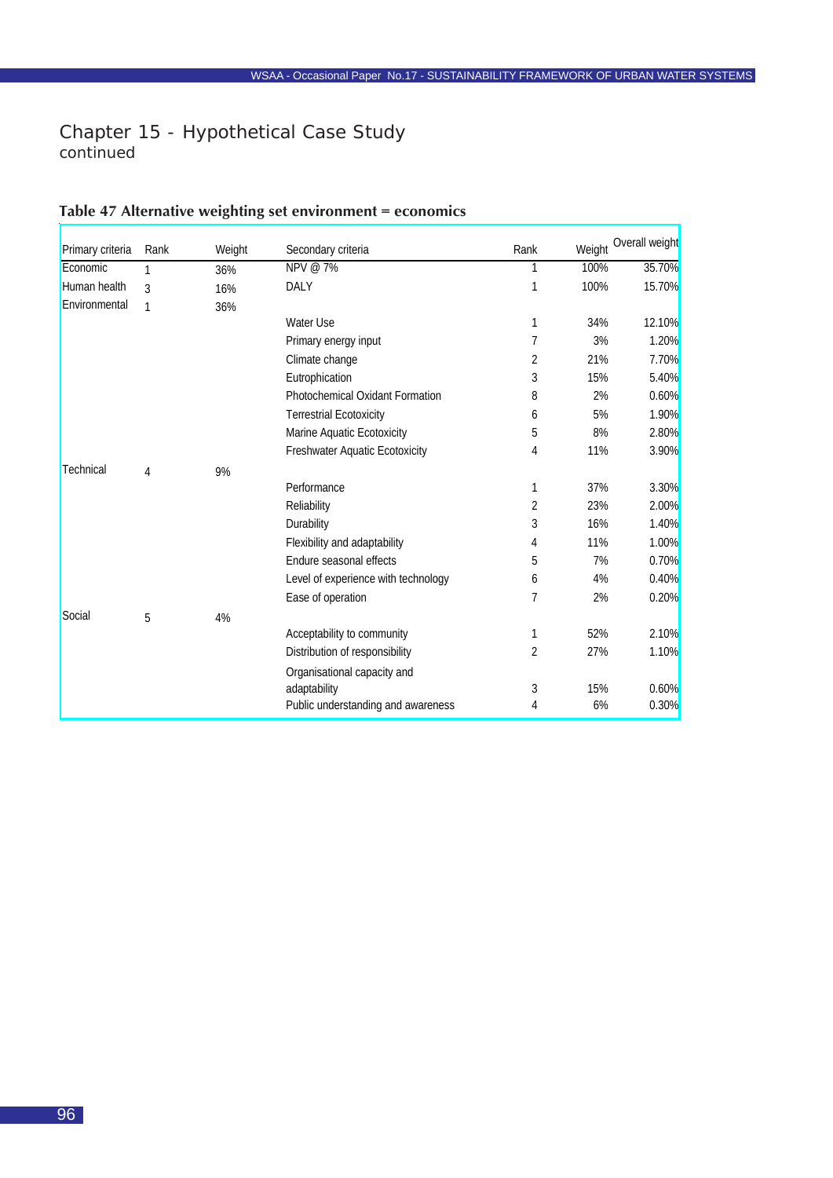## Chapter 15 - Hypothetical Case Study
continued

**Table 47 Alternative weighting set environment = economics**

| Primary criteria | Rank | Weight | Secondary criteria | Rank | Weight | Overall weight |
|---|---|---|---|---|---|---|
| Economic | 1 | 36% | NPV @ 7% | 1 | 100% | 35.70% |
| Human health | 3 | 16% | DALY | 1 | 100% | 15.70% |
| Environmental | 1 | 36% | | | | |
| | | | Water Use | 1 | 34% | 12.10% |
| | | | Primary energy input | 7 | 3% | 1.20% |
| | | | Climate change | 2 | 21% | 7.70% |
| | | | Eutrophication | 3 | 15% | 5.40% |
| | | | Photochemical Oxidant Formation | 8 | 2% | 0.60% |
| | | | Terrestrial Ecotoxicity | 6 | 5% | 1.90% |
| | | | Marine Aquatic Ecotoxicity | 5 | 8% | 2.80% |
| | | | Freshwater Aquatic Ecotoxicity | 4 | 11% | 3.90% |
| Technical | 4 | 9% | | | | |
| | | | Performance | 1 | 37% | 3.30% |
| | | | Reliability | 2 | 23% | 2.00% |
| | | | Durability | 3 | 16% | 1.40% |
| | | | Flexibility and adaptability | 4 | 11% | 1.00% |
| | | | Endure seasonal effects | 5 | 7% | 0.70% |
| | | | Level of experience with technology | 6 | 4% | 0.40% |
| | | | Ease of operation | 7 | 2% | 0.20% |
| Social | 5 | 4% | | | | |
| | | | Acceptability to community | 1 | 52% | 2.10% |
| | | | Distribution of responsibility | 2 | 27% | 1.10% |
| | | | Organisational capacity and adaptability | 3 | 15% | 0.60% |
| | | | Public understanding and awareness | 4 | 6% | 0.30% |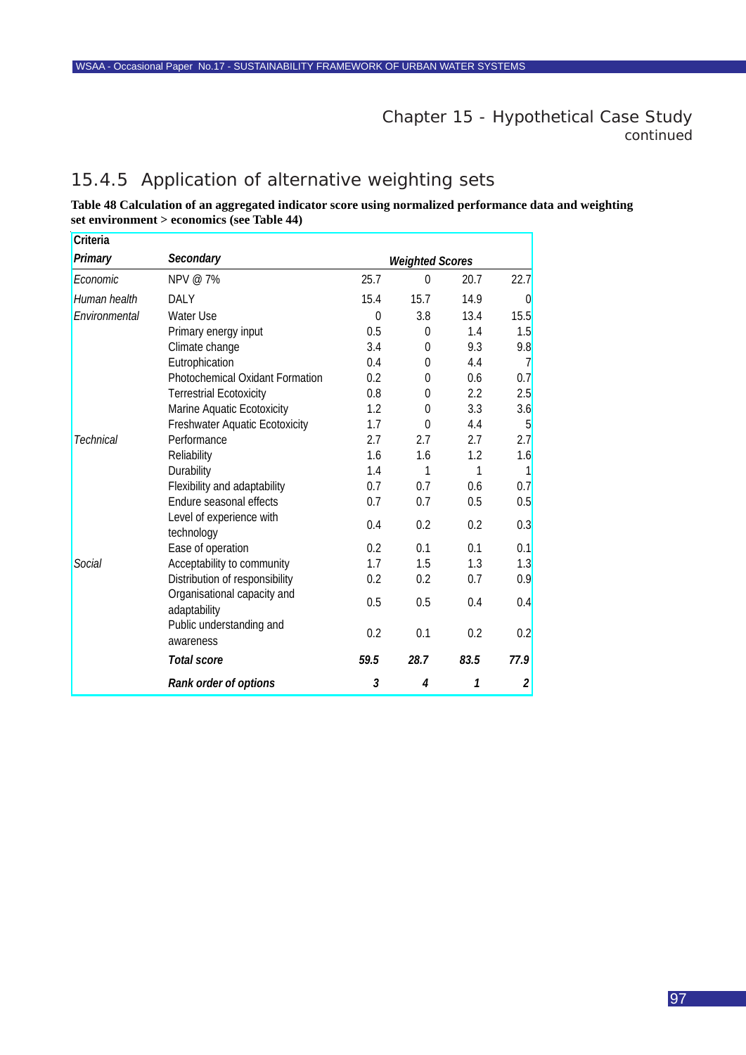## 15.4.5 Application of alternative weighting sets

**Table 48 Calculation of an aggregated indicator score using normalized performance data and weighting set environment > economics (see Table 44)**

| Criteria | | | | | |
|---|---|---|---|---|---|
| ***Primary*** | ***Secondary*** | ***Weighted Scores*** | | | |
| *Economic* | NPV @ 7% | 25.7 | 0 | 20.7 | 22.7 |
| *Human health* | DALY | 15.4 | 15.7 | 14.9 | 0 |
| *Environmental* | Water Use | 0 | 3.8 | 13.4 | 15.5 |
| | Primary energy input | 0.5 | 0 | 1.4 | 1.5 |
| | Climate change | 3.4 | 0 | 9.3 | 9.8 |
| | Eutrophication | 0.4 | 0 | 4.4 | 7 |
| | Photochemical Oxidant Formation | 0.2 | 0 | 0.6 | 0.7 |
| | Terrestrial Ecotoxicity | 0.8 | 0 | 2.2 | 2.5 |
| | Marine Aquatic Ecotoxicity | 1.2 | 0 | 3.3 | 3.6 |
| | Freshwater Aquatic Ecotoxicity | 1.7 | 0 | 4.4 | 5 |
| *Technical* | Performance | 2.7 | 2.7 | 2.7 | 2.7 |
| | Reliability | 1.6 | 1.6 | 1.2 | 1.6 |
| | Durability | 1.4 | 1 | 1 | 1 |
| | Flexibility and adaptability | 0.7 | 0.7 | 0.6 | 0.7 |
| | Endure seasonal effects | 0.7 | 0.7 | 0.5 | 0.5 |
| | Level of experience with technology | 0.4 | 0.2 | 0.2 | 0.3 |
| | Ease of operation | 0.2 | 0.1 | 0.1 | 0.1 |
| *Social* | Acceptability to community | 1.7 | 1.5 | 1.3 | 1.3 |
| | Distribution of responsibility | 0.2 | 0.2 | 0.7 | 0.9 |
| | Organisational capacity and adaptability | 0.5 | 0.5 | 0.4 | 0.4 |
| | Public understanding and awareness | 0.2 | 0.1 | 0.2 | 0.2 |
| | ***Total score*** | ***59.5*** | ***28.7*** | ***83.5*** | ***77.9*** |
| | ***Rank order of options*** | ***3*** | ***4*** | ***1*** | ***2*** |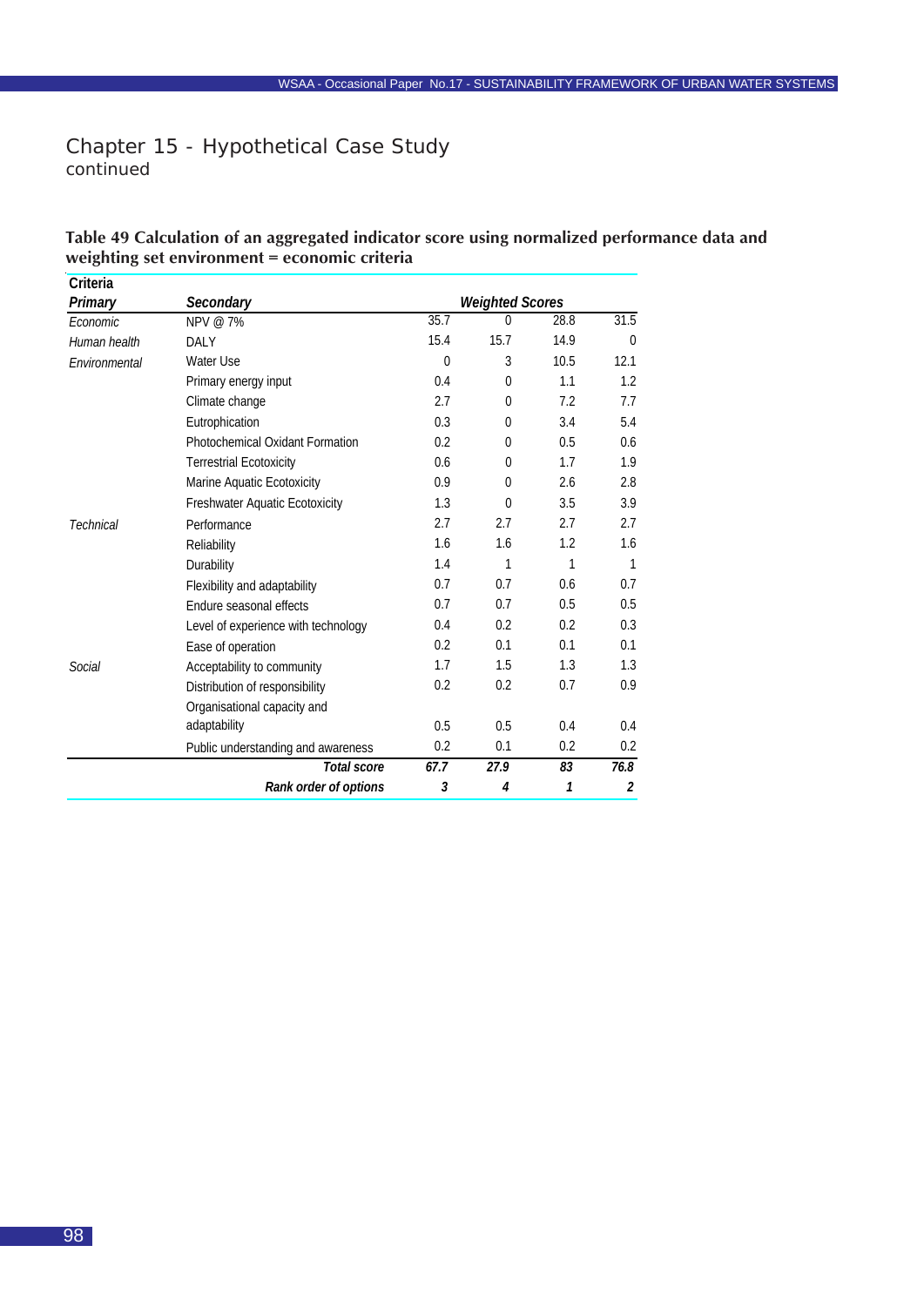## Chapter 15 - Hypothetical Case Study
continued

**Table 49 Calculation of an aggregated indicator score using normalized performance data and weighting set environment = economic criteria**

| Criteria | | | | | |
|---|---|---|---|---|---|
| ***Primary*** | ***Secondary*** | ***Weighted Scores*** | | | |
| *Economic* | NPV @ 7% | 35.7 | 0 | 28.8 | 31.5 |
| *Human health* | DALY | 15.4 | 15.7 | 14.9 | 0 |
| *Environmental* | Water Use | 0 | 3 | 10.5 | 12.1 |
| | Primary energy input | 0.4 | 0 | 1.1 | 1.2 |
| | Climate change | 2.7 | 0 | 7.2 | 7.7 |
| | Eutrophication | 0.3 | 0 | 3.4 | 5.4 |
| | Photochemical Oxidant Formation | 0.2 | 0 | 0.5 | 0.6 |
| | Terrestrial Ecotoxicity | 0.6 | 0 | 1.7 | 1.9 |
| | Marine Aquatic Ecotoxicity | 0.9 | 0 | 2.6 | 2.8 |
| | Freshwater Aquatic Ecotoxicity | 1.3 | 0 | 3.5 | 3.9 |
| *Technical* | Performance | 2.7 | 2.7 | 2.7 | 2.7 |
| | Reliability | 1.6 | 1.6 | 1.2 | 1.6 |
| | Durability | 1.4 | 1 | 1 | 1 |
| | Flexibility and adaptability | 0.7 | 0.7 | 0.6 | 0.7 |
| | Endure seasonal effects | 0.7 | 0.7 | 0.5 | 0.5 |
| | Level of experience with technology | 0.4 | 0.2 | 0.2 | 0.3 |
| | Ease of operation | 0.2 | 0.1 | 0.1 | 0.1 |
| *Social* | Acceptability to community | 1.7 | 1.5 | 1.3 | 1.3 |
| | Distribution of responsibility | 0.2 | 0.2 | 0.7 | 0.9 |
| | Organisational capacity and adaptability | 0.5 | 0.5 | 0.4 | 0.4 |
| | Public understanding and awareness | 0.2 | 0.1 | 0.2 | 0.2 |
| | ***Total score*** | ***67.7*** | ***27.9*** | ***83*** | ***76.8*** |
| | ***Rank order of options*** | ***3*** | ***4*** | ***1*** | ***2*** |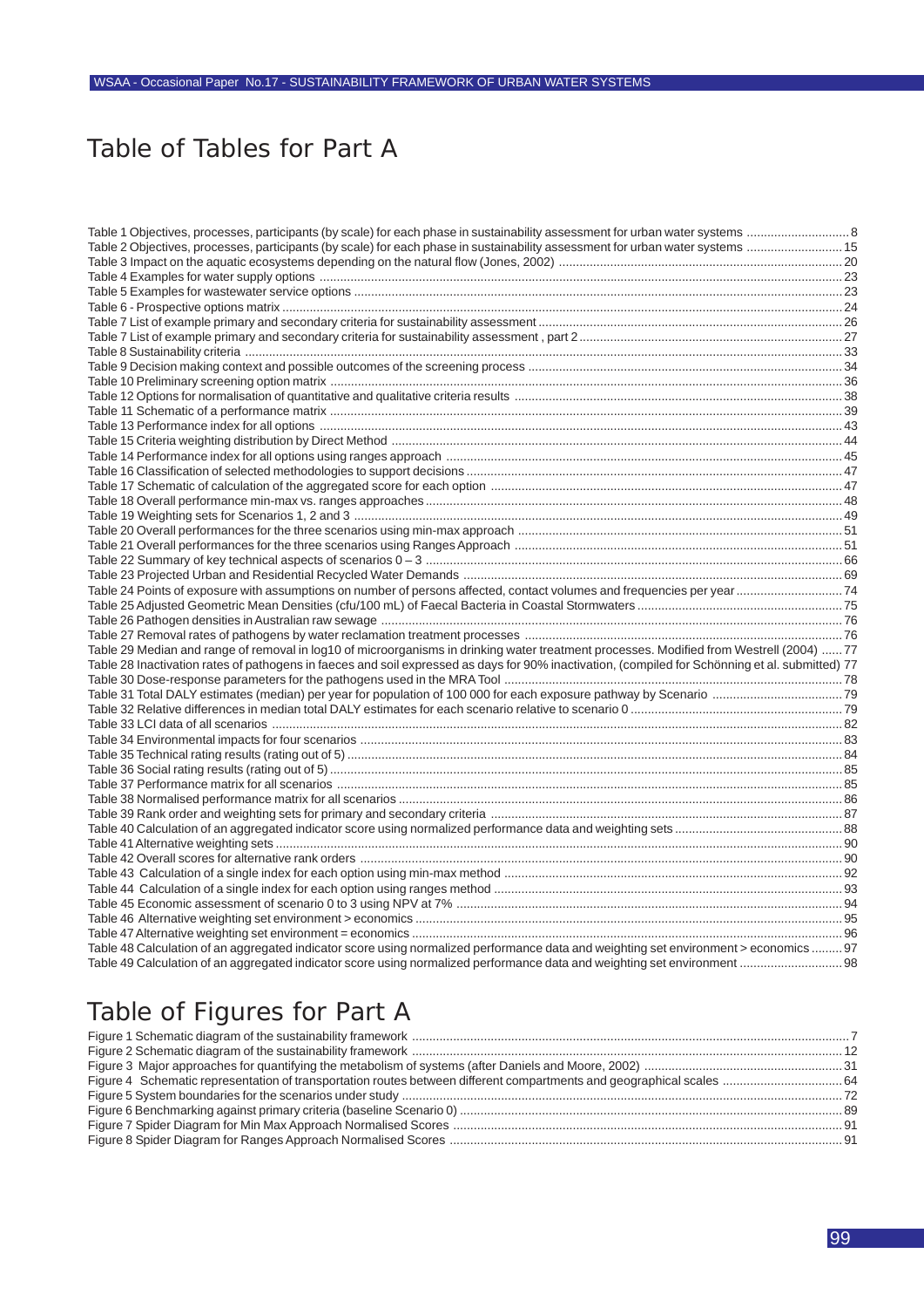# Table of Tables for Part A

Table 1 Objectives, processes, participants (by scale) for each phase in sustainability assessment for urban water systems .............................. 8
Table 2 Objectives, processes, participants (by scale) for each phase in sustainability assessment for urban water systems ............................ 15
Table 3 Impact on the aquatic ecosystems depending on the natural flow (Jones, 2002) .................................................................................. 20
Table 4 Examples for water supply options ............................................................................................................................................ 23
Table 5 Examples for wastewater service options .................................................................................................................................... 23
Table 6 - Prospective options matrix ...................................................................................................................................................... 24
Table 7 List of example primary and secondary criteria for sustainability assessment ........................................................................... 26
Table 7 List of example primary and secondary criteria for sustainability assessment , part 2 ................................................................ 27
Table 8 Sustainability criteria ................................................................................................................................................................ 33
Table 9 Decision making context and possible outcomes of the screening process .................................................................................. 34
Table 10 Preliminary screening option matrix ......................................................................................................................................... 36
Table 12 Options for normalisation of quantitative and qualitative criteria results ................................................................................. 38
Table 11 Schematic of a performance matrix .......................................................................................................................................... 39
Table 13 Performance index for all options ............................................................................................................................................ 43
Table 15 Criteria weighting distribution by Direct Method ....................................................................................................................... 44
Table 14 Performance index for all options using ranges approach ......................................................................................................... 45
Table 16 Classification of selected methodologies to support decisions .................................................................................................. 47
Table 17 Schematic of calculation of the aggregated score for each option ............................................................................................. 47
Table 18 Overall performance min-max vs. ranges approaches .............................................................................................................. 48
Table 19 Weighting sets for Scenarios 1, 2 and 3 .................................................................................................................................... 49
Table 20 Overall performances for the three scenarios using min-max approach ..................................................................................... 51
Table 21 Overall performances for the three scenarios using Ranges Approach ....................................................................................... 51
Table 22 Summary of key technical aspects of scenarios 0 – 3 ................................................................................................................ 66
Table 23 Projected Urban and Residential Recycled Water Demands ...................................................................................................... 69
Table 24 Points of exposure with assumptions on number of persons affected, contact volumes and frequencies per year ........................ 74
Table 25 Adjusted Geometric Mean Densities (cfu/100 mL) of Faecal Bacteria in Coastal Stormwaters ..................................................... 75
Table 26 Pathogen densities in Australian raw sewage ............................................................................................................................ 76
Table 27 Removal rates of pathogens by water reclamation treatment processes .................................................................................... 76
Table 29 Median and range of removal in log10 of microorganisms in drinking water treatment processes. Modified from Westrell (2004) ...... 77
Table 28 Inactivation rates of pathogens in faeces and soil expressed as days for 90% inactivation, (compiled for Schönning et al. submitted) 77
Table 30 Dose-response parameters for the pathogens used in the MRA Tool .......................................................................................... 78
Table 31 Total DALY estimates (median) per year for population of 100 000 for each exposure pathway by Scenario ................................. 79
Table 32 Relative differences in median total DALY estimates for each scenario relative to scenario 0 ..................................................... 79
Table 33 LCI data of all scenarios ........................................................................................................................................................... 82
Table 34 Environmental impacts for four scenarios ................................................................................................................................. 83
Table 35 Technical rating results (rating out of 5) .................................................................................................................................... 84
Table 36 Social rating results (rating out of 5) .......................................................................................................................................... 85
Table 37 Performance matrix for all scenarios ......................................................................................................................................... 85
Table 38 Normalised performance matrix for all scenarios ....................................................................................................................... 86
Table 39 Rank order and weighting sets for primary and secondary criteria .............................................................................................. 87
Table 40 Calculation of an aggregated indicator score using normalized performance data and weighting sets .......................................... 88
Table 41 Alternative weighting sets ........................................................................................................................................................ 90
Table 42 Overall scores for alternative rank orders .................................................................................................................................. 90
Table 43 Calculation of a single index for each option using min-max method .......................................................................................... 92
Table 44 Calculation of a single index for each option using ranges method .............................................................................................. 93
Table 45 Economic assessment of scenario 0 to 3 using NPV at 7% ......................................................................................................... 94
Table 46 Alternative weighting set environment > economics .................................................................................................................. 95
Table 47 Alternative weighting set environment = economics ................................................................................................................... 96
Table 48 Calculation of an aggregated indicator score using normalized performance data and weighting set environment > economics ......... 97
Table 49 Calculation of an aggregated indicator score using normalized performance data and weighting set environment .............................. 98

# Table of Figures for Part A

Figure 1 Schematic diagram of the sustainability framework ..................................................................................................................... 7
Figure 2 Schematic diagram of the sustainability framework ..................................................................................................................... 12
Figure 3 Major approaches for quantifying the metabolism of systems (after Daniels and Moore, 2002) ......................................................... 31
Figure 4 Schematic representation of transportation routes between different compartments and geographical scales ................................... 64
Figure 5 System boundaries for the scenarios under study ....................................................................................................................... 72
Figure 6 Benchmarking against primary criteria (baseline Scenario 0) ....................................................................................................... 89
Figure 7 Spider Diagram for Min Max Approach Normalised Scores .......................................................................................................... 91
Figure 8 Spider Diagram for Ranges Approach Normalised Scores ............................................................................................................ 91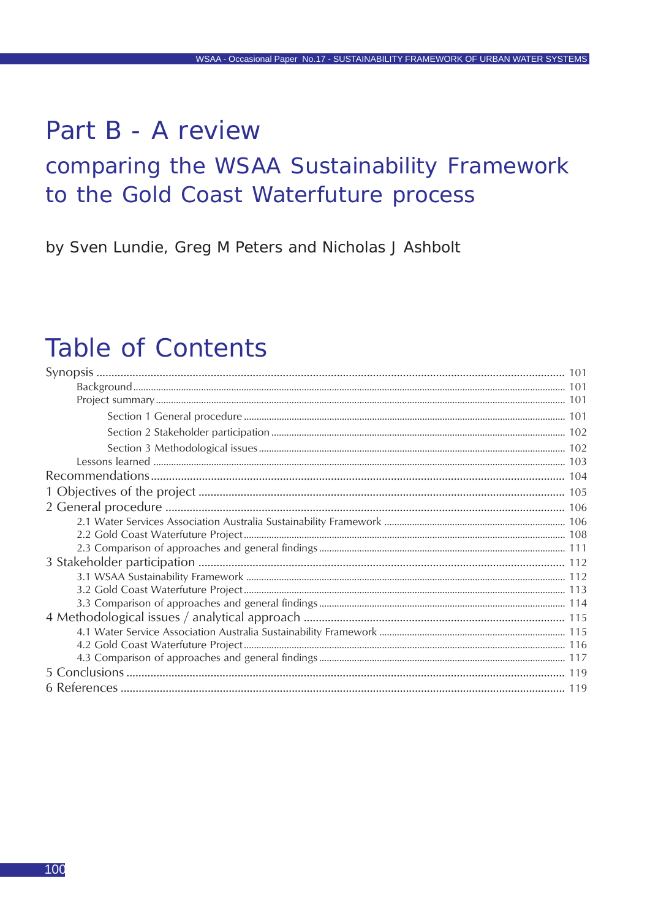# Part B - A review

## comparing the WSAA Sustainability Framework to the Gold Coast Waterfuture process

by Sven Lundie, Greg M Peters and Nicholas J Ashbolt

## Table of Contents

Synopsis ........................................................................................................ 101
- Background ........................................................................................................ 101
- Project summary ........................................................................................................ 101
  - Section 1 General procedure ........................................................................................................ 101
  - Section 2 Stakeholder participation ........................................................................................................ 102
  - Section 3 Methodological issues ........................................................................................................ 102
- Lessons learned ........................................................................................................ 103

Recommendations ........................................................................................................ 104

1 Objectives of the project ........................................................................................................ 105

2 General procedure ........................................................................................................ 106
- 2.1 Water Services Association Australia Sustainability Framework ........................................................................................................ 106
- 2.2 Gold Coast Waterfuture Project ........................................................................................................ 108
- 2.3 Comparison of approaches and general findings ........................................................................................................ 111

3 Stakeholder participation ........................................................................................................ 112
- 3.1 WSAA Sustainability Framework ........................................................................................................ 112
- 3.2 Gold Coast Waterfuture Project ........................................................................................................ 113
- 3.3 Comparison of approaches and general findings ........................................................................................................ 114

4 Methodological issues / analytical approach ........................................................................................................ 115
- 4.1 Water Service Association Australia Sustainability Framework ........................................................................................................ 115
- 4.2 Gold Coast Waterfuture Project ........................................................................................................ 116
- 4.3 Comparison of approaches and general findings ........................................................................................................ 117

5 Conclusions ........................................................................................................ 119

6 References ........................................................................................................ 119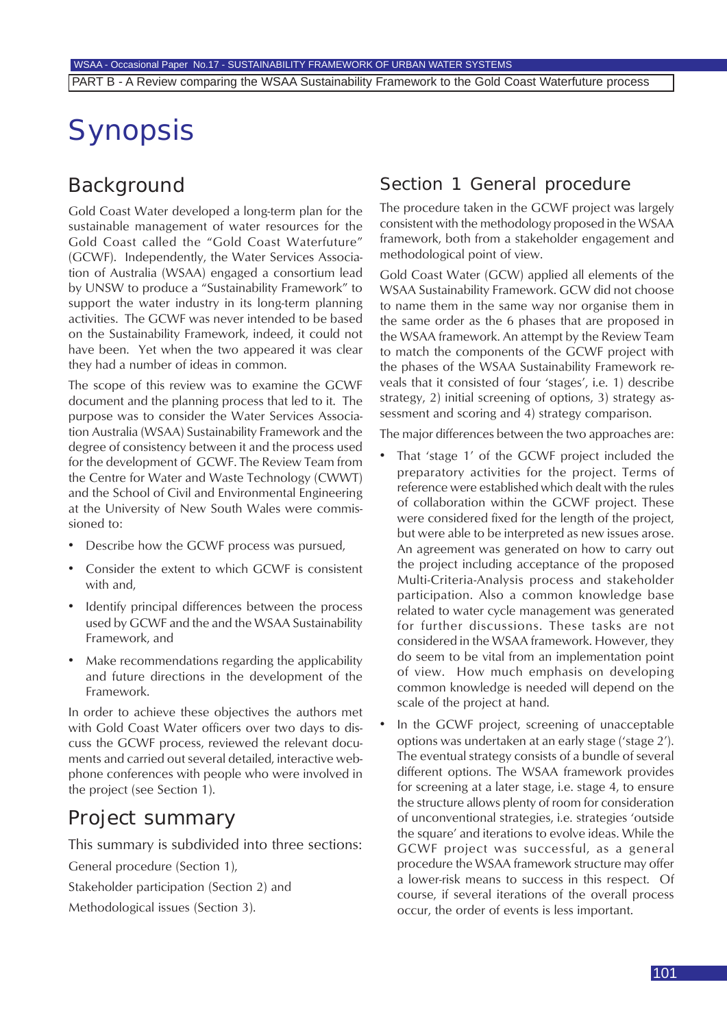# Synopsis

## Background

Gold Coast Water developed a long-term plan for the sustainable management of water resources for the Gold Coast called the "Gold Coast Waterfuture" (GCWF). Independently, the Water Services Association of Australia (WSAA) engaged a consortium lead by UNSW to produce a "Sustainability Framework" to support the water industry in its long-term planning activities. The GCWF was never intended to be based on the Sustainability Framework, indeed, it could not have been. Yet when the two appeared it was clear they had a number of ideas in common.

The scope of this review was to examine the GCWF document and the planning process that led to it. The purpose was to consider the Water Services Association Australia (WSAA) Sustainability Framework and the degree of consistency between it and the process used for the development of GCWF. The Review Team from the Centre for Water and Waste Technology (CWWT) and the School of Civil and Environmental Engineering at the University of New South Wales were commissioned to:

- Describe how the GCWF process was pursued,
- Consider the extent to which GCWF is consistent with and,
- Identify principal differences between the process used by GCWF and the and the WSAA Sustainability Framework, and
- Make recommendations regarding the applicability and future directions in the development of the Framework.

In order to achieve these objectives the authors met with Gold Coast Water officers over two days to discuss the GCWF process, reviewed the relevant documents and carried out several detailed, interactive web-phone conferences with people who were involved in the project (see Section 1).

## Project summary

This summary is subdivided into three sections:

General procedure (Section 1),

Stakeholder participation (Section 2) and

Methodological issues (Section 3).

## Section 1 General procedure

The procedure taken in the GCWF project was largely consistent with the methodology proposed in the WSAA framework, both from a stakeholder engagement and methodological point of view.

Gold Coast Water (GCW) applied all elements of the WSAA Sustainability Framework. GCW did not choose to name them in the same way nor organise them in the same order as the 6 phases that are proposed in the WSAA framework. An attempt by the Review Team to match the components of the GCWF project with the phases of the WSAA Sustainability Framework reveals that it consisted of four 'stages', i.e. 1) describe strategy, 2) initial screening of options, 3) strategy assessment and scoring and 4) strategy comparison.

The major differences between the two approaches are:

- That 'stage 1' of the GCWF project included the preparatory activities for the project. Terms of reference were established which dealt with the rules of collaboration within the GCWF project. These were considered fixed for the length of the project, but were able to be interpreted as new issues arose. An agreement was generated on how to carry out the project including acceptance of the proposed Multi-Criteria-Analysis process and stakeholder participation. Also a common knowledge base related to water cycle management was generated for further discussions. These tasks are not considered in the WSAA framework. However, they do seem to be vital from an implementation point of view. How much emphasis on developing common knowledge is needed will depend on the scale of the project at hand.
- In the GCWF project, screening of unacceptable options was undertaken at an early stage ('stage 2'). The eventual strategy consists of a bundle of several different options. The WSAA framework provides for screening at a later stage, i.e. stage 4, to ensure the structure allows plenty of room for consideration of unconventional strategies, i.e. strategies 'outside the square' and iterations to evolve ideas. While the GCWF project was successful, as a general procedure the WSAA framework structure may offer a lower-risk means to success in this respect. Of course, if several iterations of the overall process occur, the order of events is less important.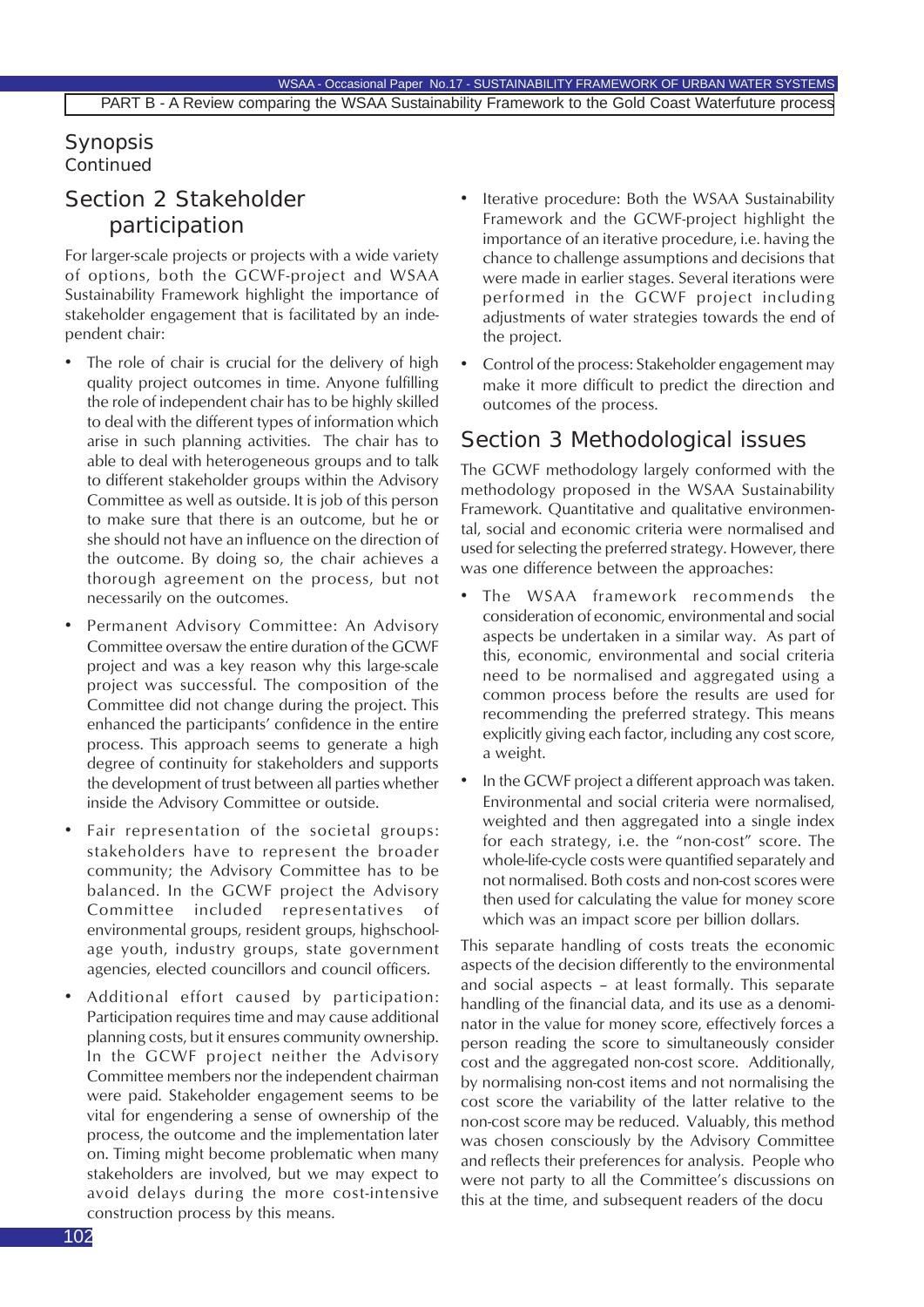## Synopsis
Continued

## Section 2 Stakeholder participation

For larger-scale projects or projects with a wide variety of options, both the GCWF-project and WSAA Sustainability Framework highlight the importance of stakeholder engagement that is facilitated by an independent chair:

- The role of chair is crucial for the delivery of high quality project outcomes in time. Anyone fulfilling the role of independent chair has to be highly skilled to deal with the different types of information which arise in such planning activities. The chair has to able to deal with heterogeneous groups and to talk to different stakeholder groups within the Advisory Committee as well as outside. It is job of this person to make sure that there is an outcome, but he or she should not have an influence on the direction of the outcome. By doing so, the chair achieves a thorough agreement on the process, but not necessarily on the outcomes.
- Permanent Advisory Committee: An Advisory Committee oversaw the entire duration of the GCWF project and was a key reason why this large-scale project was successful. The composition of the Committee did not change during the project. This enhanced the participants' confidence in the entire process. This approach seems to generate a high degree of continuity for stakeholders and supports the development of trust between all parties whether inside the Advisory Committee or outside.
- Fair representation of the societal groups: stakeholders have to represent the broader community; the Advisory Committee has to be balanced. In the GCWF project the Advisory Committee included representatives of environmental groups, resident groups, highschool-age youth, industry groups, state government agencies, elected councillors and council officers.
- Additional effort caused by participation: Participation requires time and may cause additional planning costs, but it ensures community ownership. In the GCWF project neither the Advisory Committee members nor the independent chairman were paid. Stakeholder engagement seems to be vital for engendering a sense of ownership of the process, the outcome and the implementation later on. Timing might become problematic when many stakeholders are involved, but we may expect to avoid delays during the more cost-intensive construction process by this means.
- Iterative procedure: Both the WSAA Sustainability Framework and the GCWF-project highlight the importance of an iterative procedure, i.e. having the chance to challenge assumptions and decisions that were made in earlier stages. Several iterations were performed in the GCWF project including adjustments of water strategies towards the end of the project.
- Control of the process: Stakeholder engagement may make it more difficult to predict the direction and outcomes of the process.

## Section 3 Methodological issues

The GCWF methodology largely conformed with the methodology proposed in the WSAA Sustainability Framework. Quantitative and qualitative environmental, social and economic criteria were normalised and used for selecting the preferred strategy. However, there was one difference between the approaches:

- The WSAA framework recommends the consideration of economic, environmental and social aspects be undertaken in a similar way. As part of this, economic, environmental and social criteria need to be normalised and aggregated using a common process before the results are used for recommending the preferred strategy. This means explicitly giving each factor, including any cost score, a weight.
- In the GCWF project a different approach was taken. Environmental and social criteria were normalised, weighted and then aggregated into a single index for each strategy, i.e. the "non-cost" score. The whole-life-cycle costs were quantified separately and not normalised. Both costs and non-cost scores were then used for calculating the value for money score which was an impact score per billion dollars.

This separate handling of costs treats the economic aspects of the decision differently to the environmental and social aspects – at least formally. This separate handling of the financial data, and its use as a denominator in the value for money score, effectively forces a person reading the score to simultaneously consider cost and the aggregated non-cost score. Additionally, by normalising non-cost items and not normalising the cost score the variability of the latter relative to the non-cost score may be reduced. Valuably, this method was chosen consciously by the Advisory Committee and reflects their preferences for analysis. People who were not party to all the Committee's discussions on this at the time, and subsequent readers of the docu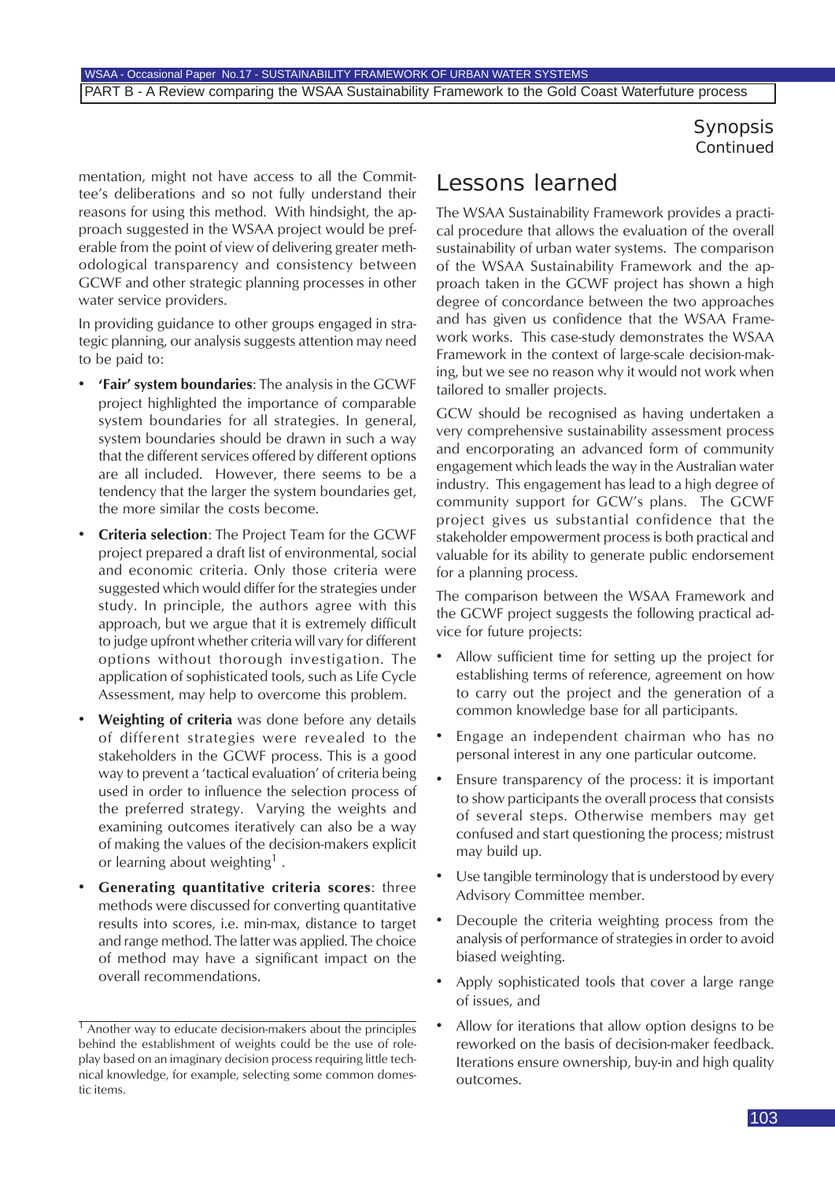mentation, might not have access to all the Committee's deliberations and so not fully understand their reasons for using this method. With hindsight, the approach suggested in the WSAA project would be preferable from the point of view of delivering greater methodological transparency and consistency between GCWF and other strategic planning processes in other water service providers.

In providing guidance to other groups engaged in strategic planning, our analysis suggests attention may need to be paid to:

- **'Fair' system boundaries**: The analysis in the GCWF project highlighted the importance of comparable system boundaries for all strategies. In general, system boundaries should be drawn in such a way that the different services offered by different options are all included. However, there seems to be a tendency that the larger the system boundaries get, the more similar the costs become.
- **Criteria selection**: The Project Team for the GCWF project prepared a draft list of environmental, social and economic criteria. Only those criteria were suggested which would differ for the strategies under study. In principle, the authors agree with this approach, but we argue that it is extremely difficult to judge upfront whether criteria will vary for different options without thorough investigation. The application of sophisticated tools, such as Life Cycle Assessment, may help to overcome this problem.
- **Weighting of criteria** was done before any details of different strategies were revealed to the stakeholders in the GCWF process. This is a good way to prevent a 'tactical evaluation' of criteria being used in order to influence the selection process of the preferred strategy. Varying the weights and examining outcomes iteratively can also be a way of making the values of the decision-makers explicit or learning about weighting[1] .
- **Generating quantitative criteria scores**: three methods were discussed for converting quantitative results into scores, i.e. min-max, distance to target and range method. The latter was applied. The choice of method may have a significant impact on the overall recommendations.

## Lessons learned

The WSAA Sustainability Framework provides a practical procedure that allows the evaluation of the overall sustainability of urban water systems. The comparison of the WSAA Sustainability Framework and the approach taken in the GCWF project has shown a high degree of concordance between the two approaches and has given us confidence that the WSAA Framework works. This case-study demonstrates the WSAA Framework in the context of large-scale decision-making, but we see no reason why it would not work when tailored to smaller projects.

GCW should be recognised as having undertaken a very comprehensive sustainability assessment process and encorporating an advanced form of community engagement which leads the way in the Australian water industry. This engagement has lead to a high degree of community support for GCW's plans. The GCWF project gives us substantial confidence that the stakeholder empowerment process is both practical and valuable for its ability to generate public endorsement for a planning process.

The comparison between the WSAA Framework and the GCWF project suggests the following practical advice for future projects:

- Allow sufficient time for setting up the project for establishing terms of reference, agreement on how to carry out the project and the generation of a common knowledge base for all participants.
- Engage an independent chairman who has no personal interest in any one particular outcome.
- Ensure transparency of the process: it is important to show participants the overall process that consists of several steps. Otherwise members may get confused and start questioning the process; mistrust may build up.
- Use tangible terminology that is understood by every Advisory Committee member.
- Decouple the criteria weighting process from the analysis of performance of strategies in order to avoid biased weighting.
- Apply sophisticated tools that cover a large range of issues, and
- Allow for iterations that allow option designs to be reworked on the basis of decision-maker feedback. Iterations ensure ownership, buy-in and high quality outcomes.

[1] Another way to educate decision-makers about the principles behind the establishment of weights could be the use of role-play based on an imaginary decision process requiring little technical knowledge, for example, selecting some common domestic items.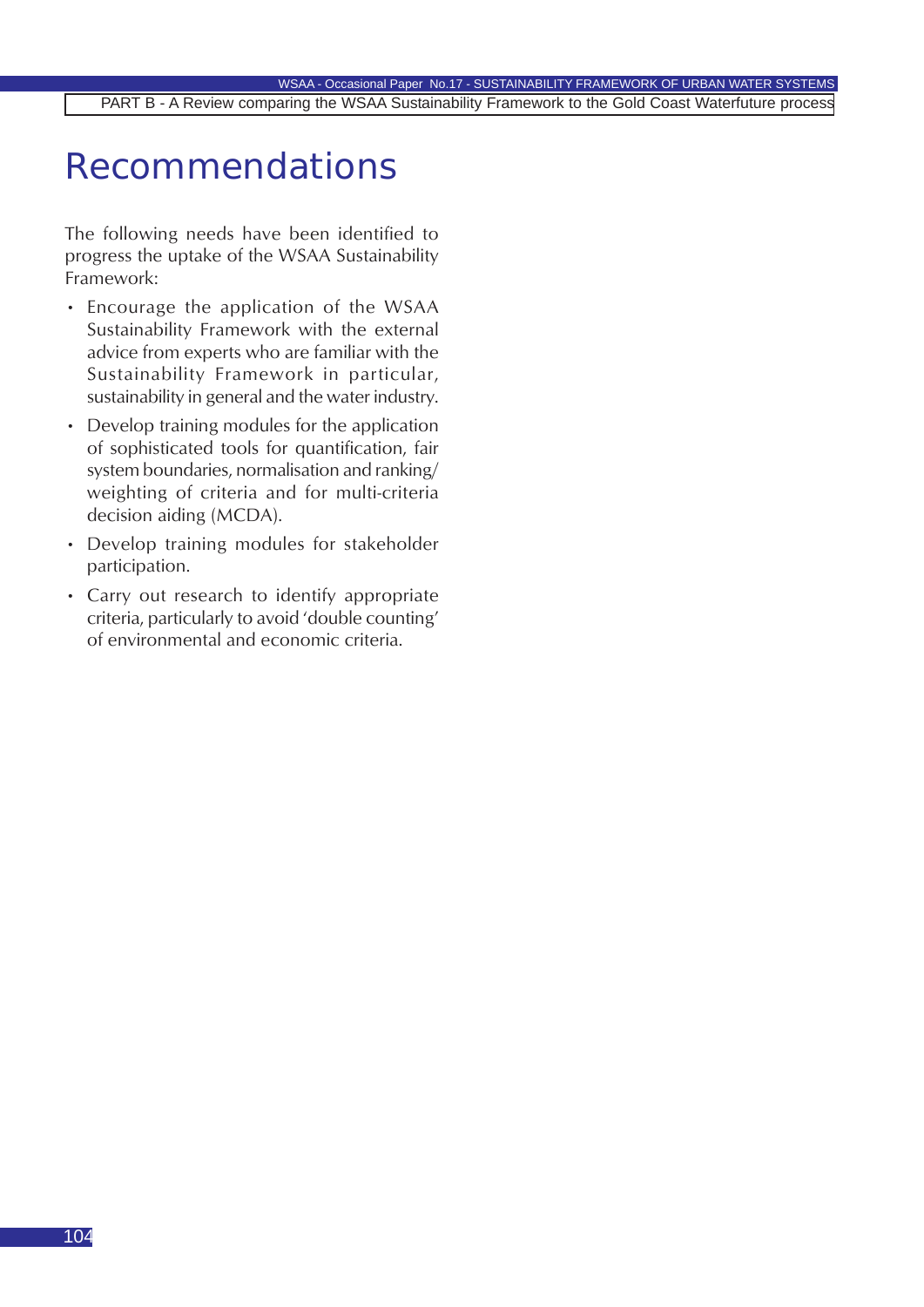# Recommendations

The following needs have been identified to progress the uptake of the WSAA Sustainability Framework:

- Encourage the application of the WSAA Sustainability Framework with the external advice from experts who are familiar with the Sustainability Framework in particular, sustainability in general and the water industry.
- Develop training modules for the application of sophisticated tools for quantification, fair system boundaries, normalisation and ranking/ weighting of criteria and for multi-criteria decision aiding (MCDA).
- Develop training modules for stakeholder participation.
- Carry out research to identify appropriate criteria, particularly to avoid 'double counting' of environmental and economic criteria.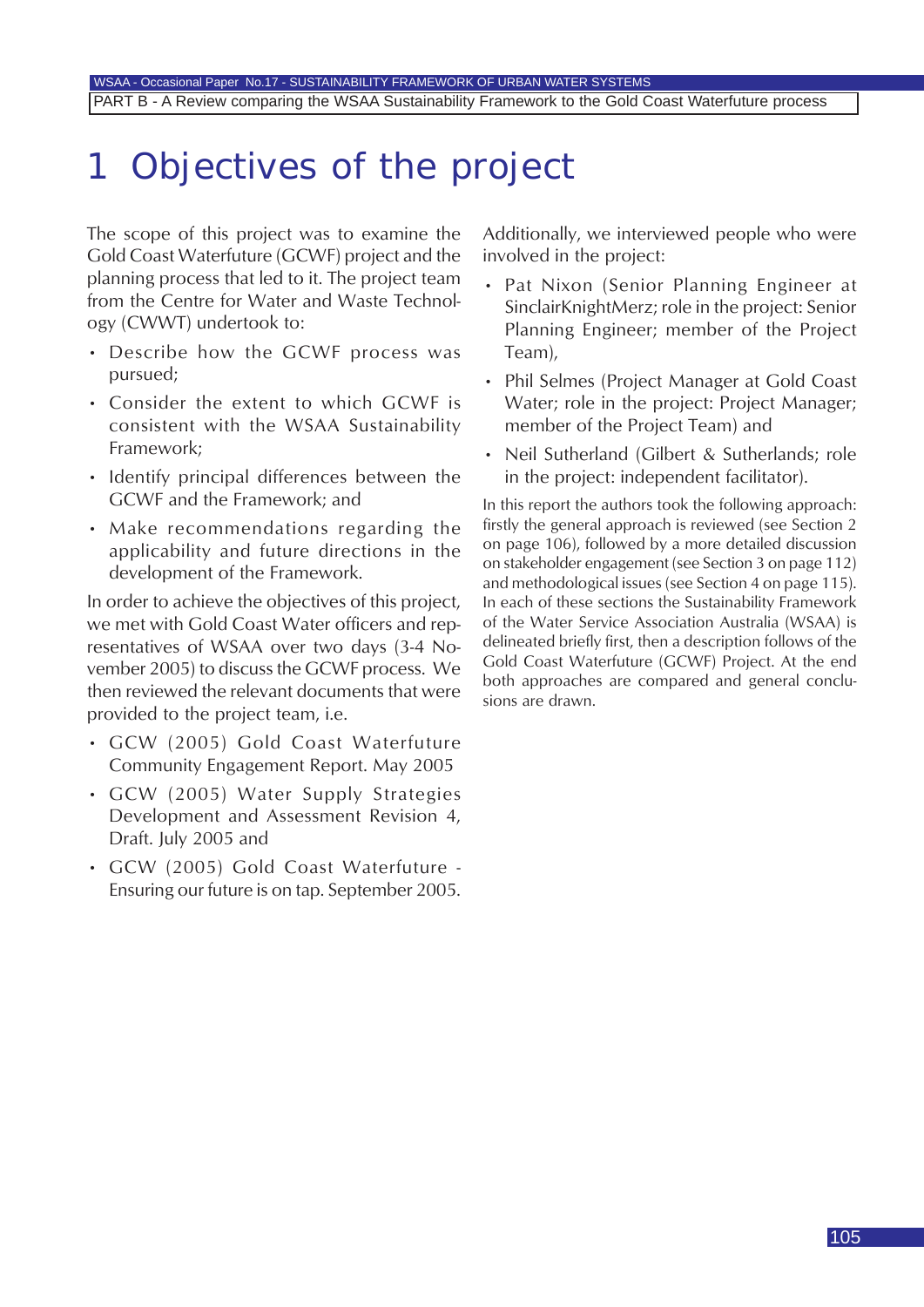# 1 Objectives of the project

The scope of this project was to examine the Gold Coast Waterfuture (GCWF) project and the planning process that led to it. The project team from the Centre for Water and Waste Technology (CWWT) undertook to:

- Describe how the GCWF process was pursued;
- Consider the extent to which GCWF is consistent with the WSAA Sustainability Framework;
- Identify principal differences between the GCWF and the Framework; and
- Make recommendations regarding the applicability and future directions in the development of the Framework.

In order to achieve the objectives of this project, we met with Gold Coast Water officers and representatives of WSAA over two days (3-4 November 2005) to discuss the GCWF process. We then reviewed the relevant documents that were provided to the project team, i.e.

- GCW (2005) Gold Coast Waterfuture Community Engagement Report. May 2005
- GCW (2005) Water Supply Strategies Development and Assessment Revision 4, Draft. July 2005 and
- GCW (2005) Gold Coast Waterfuture - Ensuring our future is on tap. September 2005.

Additionally, we interviewed people who were involved in the project:

- Pat Nixon (Senior Planning Engineer at SinclairKnightMerz; role in the project: Senior Planning Engineer; member of the Project Team),
- Phil Selmes (Project Manager at Gold Coast Water; role in the project: Project Manager; member of the Project Team) and
- Neil Sutherland (Gilbert & Sutherlands; role in the project: independent facilitator).

In this report the authors took the following approach: firstly the general approach is reviewed (see Section 2 on page 106), followed by a more detailed discussion on stakeholder engagement (see Section 3 on page 112) and methodological issues (see Section 4 on page 115). In each of these sections the Sustainability Framework of the Water Service Association Australia (WSAA) is delineated briefly first, then a description follows of the Gold Coast Waterfuture (GCWF) Project. At the end both approaches are compared and general conclusions are drawn.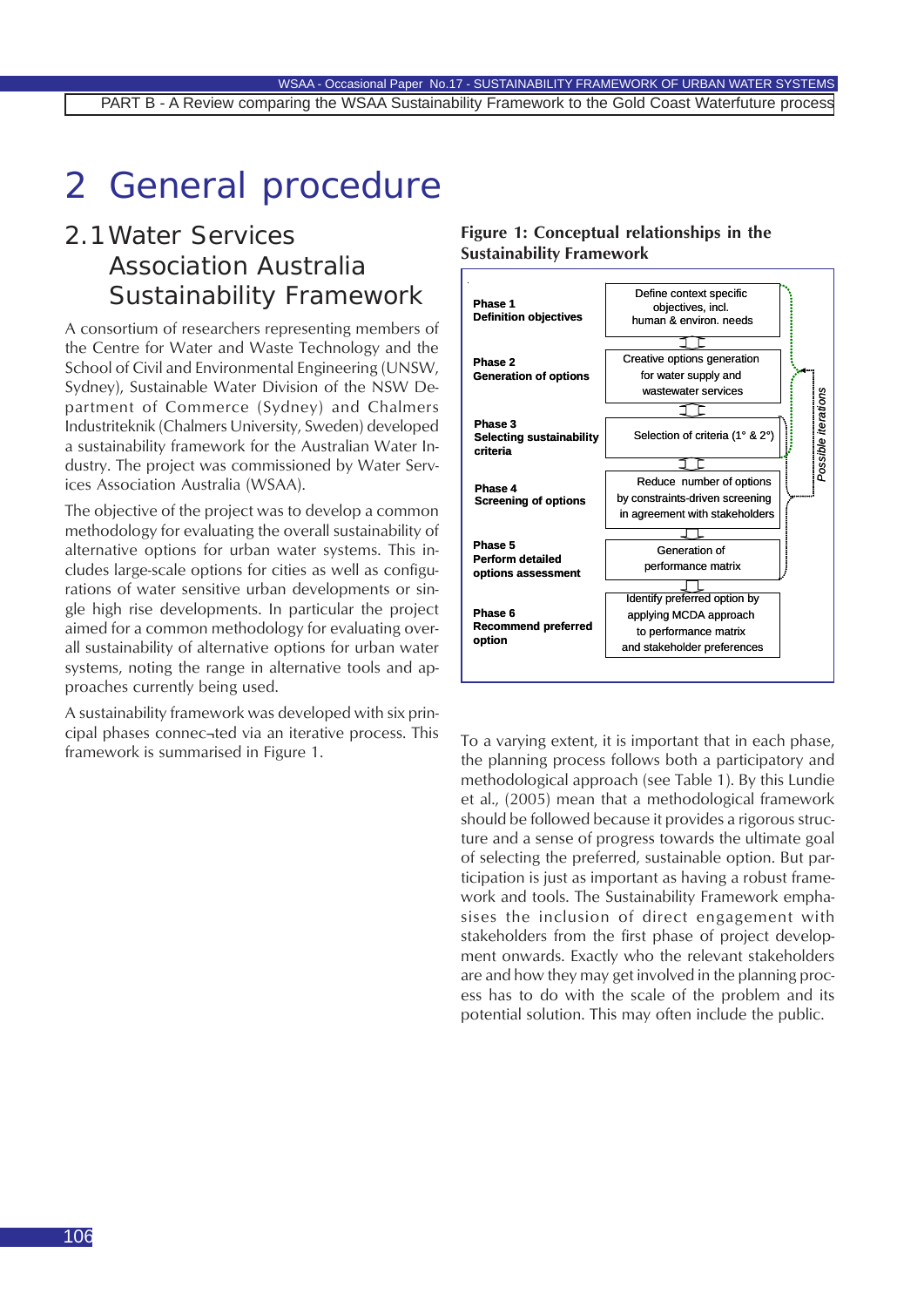# 2 General procedure

## 2.1 Water Services Association Australia Sustainability Framework

A consortium of researchers representing members of the Centre for Water and Waste Technology and the School of Civil and Environmental Engineering (UNSW, Sydney), Sustainable Water Division of the NSW Department of Commerce (Sydney) and Chalmers Industriteknik (Chalmers University, Sweden) developed a sustainability framework for the Australian Water Industry. The project was commissioned by Water Services Association Australia (WSAA).

The objective of the project was to develop a common methodology for evaluating the overall sustainability of alternative options for urban water systems. This includes large-scale options for cities as well as configurations of water sensitive urban developments or single high rise developments. In particular the project aimed for a common methodology for evaluating overall sustainability of alternative options for urban water systems, noting the range in alternative tools and approaches currently being used.

A sustainability framework was developed with six principal phases connec¬ted via an iterative process. This framework is summarised in Figure 1.

**Figure 1: Conceptual relationships in the Sustainability Framework**

| Phase | Activity |
|---|---|
| **Phase 1** **Definition objectives** | Define context specific objectives, incl. human & environ. needs |
| **Phase 2** **Generation of options** | Creative options generation for water supply and wastewater services |
| **Phase 3** **Selecting sustainability criteria** | Selection of criteria (1° & 2°) |
| **Phase 4** **Screening of options** | Reduce number of options by constraints-driven screening in agreement with stakeholders |
| **Phase 5** **Perform detailed options assessment** | Generation of performance matrix |
| **Phase 6** **Recommend preferred option** | Identify preferred option by applying MCDA approach to performance matrix and stakeholder preferences |

*Possible iterations*

To a varying extent, it is important that in each phase, the planning process follows both a participatory and methodological approach (see Table 1). By this Lundie et al., (2005) mean that a methodological framework should be followed because it provides a rigorous structure and a sense of progress towards the ultimate goal of selecting the preferred, sustainable option. But participation is just as important as having a robust framework and tools. The Sustainability Framework emphasises the inclusion of direct engagement with stakeholders from the first phase of project development onwards. Exactly who the relevant stakeholders are and how they may get involved in the planning process has to do with the scale of the problem and its potential solution. This may often include the public.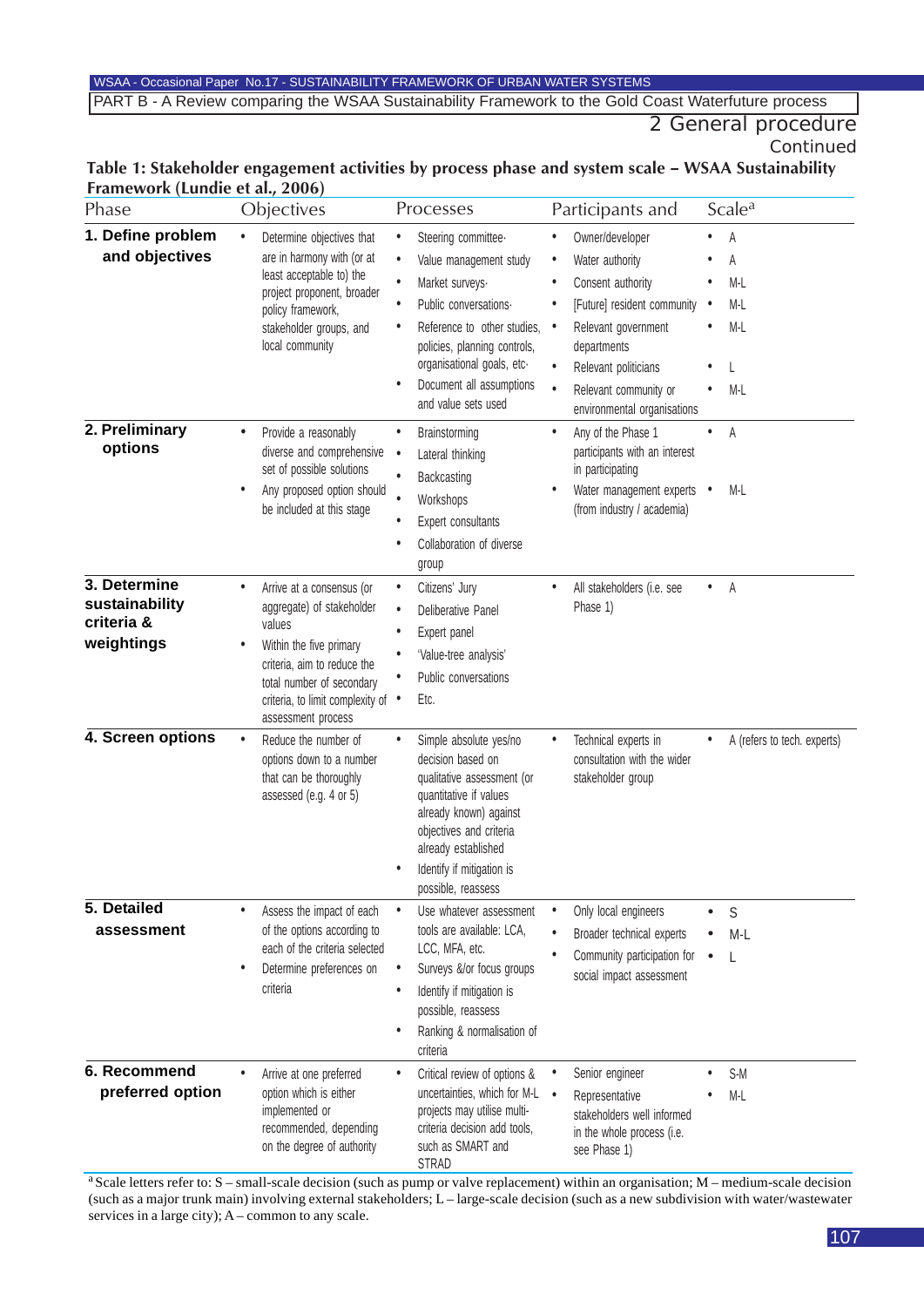## 2 General procedure

Continued

**Table 1: Stakeholder engagement activities by process phase and system scale – WSAA Sustainability Framework (Lundie et al., 2006)**

| Phase | Objectives | Processes | Participants and | Scale[a] |
|---|---|---|---|---|
| **1. Define problem and objectives** | • Determine objectives that are in harmony with (or at least acceptable to) the project proponent, broader policy framework, stakeholder groups, and local community | • Steering committee· <br> • Value management study <br> • Market surveys· <br> • Public conversations· <br> • Reference to other studies, policies, planning controls, organisational goals, etc· <br> • Document all assumptions and value sets used | • Owner/developer <br> • Water authority <br> • Consent authority <br> • [Future] resident community <br> • Relevant government departments <br> • Relevant politicians <br> • Relevant community or environmental organisations | • A <br> • A <br> • M-L <br> • M-L <br> • M-L <br> • L <br> • M-L |
| **2. Preliminary options** | • Provide a reasonably diverse and comprehensive set of possible solutions <br> • Any proposed option should be included at this stage | • Brainstorming <br> • Lateral thinking <br> • Backcasting <br> • Workshops <br> • Expert consultants <br> • Collaboration of diverse group | • Any of the Phase 1 participants with an interest in participating <br> • Water management experts (from industry / academia) | • A <br> • M-L |
| **3. Determine sustainability criteria & weightings** | • Arrive at a consensus (or aggregate) of stakeholder values <br> • Within the five primary criteria, aim to reduce the total number of secondary criteria, to limit complexity of assessment process | • Citizens' Jury <br> • Deliberative Panel <br> • Expert panel <br> • 'Value-tree analysis' <br> • Public conversations <br> • Etc. | • All stakeholders (i.e. see Phase 1) | • A |
| **4. Screen options** | • Reduce the number of options down to a number that can be thoroughly assessed (e.g. 4 or 5) | • Simple absolute yes/no decision based on qualitative assessment (or quantitative if values already known) against objectives and criteria already established <br> • Identify if mitigation is possible, reassess | • Technical experts in consultation with the wider stakeholder group | • A (refers to tech. experts) |
| **5. Detailed assessment** | • Assess the impact of each of the options according to each of the criteria selected <br> • Determine preferences on criteria | • Use whatever assessment tools are available: LCA, LCC, MFA, etc. <br> • Surveys &/or focus groups <br> • Identify if mitigation is possible, reassess <br> • Ranking & normalisation of criteria | • Only local engineers <br> • Broader technical experts <br> • Community participation for social impact assessment | • S <br> • M-L <br> • L |
| **6. Recommend preferred option** | • Arrive at one preferred option which is either implemented or recommended, depending on the degree of authority | • Critical review of options & uncertainties, which for M-L projects may utilise multi-criteria decision add tools, such as SMART and STRAD | • Senior engineer <br> • Representative stakeholders well informed in the whole process (i.e. see Phase 1) | • S-M <br> • M-L |

[a] Scale letters refer to: S – small-scale decision (such as pump or valve replacement) within an organisation; M – medium-scale decision (such as a major trunk main) involving external stakeholders; L – large-scale decision (such as a new subdivision with water/wastewater services in a large city); A – common to any scale.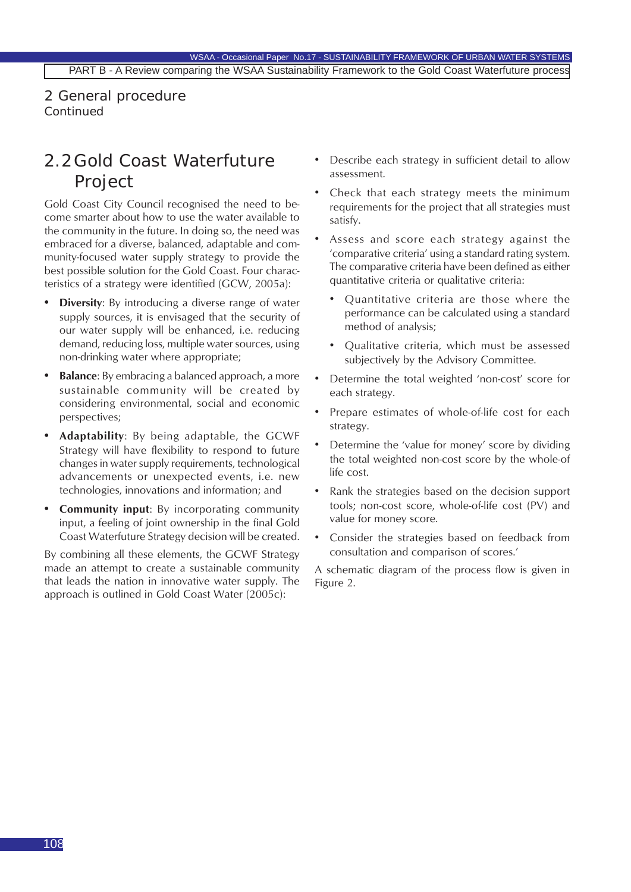## 2 General procedure

Continued

## 2.2 Gold Coast Waterfuture Project

Gold Coast City Council recognised the need to become smarter about how to use the water available to the community in the future. In doing so, the need was embraced for a diverse, balanced, adaptable and community-focused water supply strategy to provide the best possible solution for the Gold Coast. Four characteristics of a strategy were identified (GCW, 2005a):

- **Diversity**: By introducing a diverse range of water supply sources, it is envisaged that the security of our water supply will be enhanced, i.e. reducing demand, reducing loss, multiple water sources, using non-drinking water where appropriate;
- **Balance**: By embracing a balanced approach, a more sustainable community will be created by considering environmental, social and economic perspectives;
- **Adaptability**: By being adaptable, the GCWF Strategy will have flexibility to respond to future changes in water supply requirements, technological advancements or unexpected events, i.e. new technologies, innovations and information; and
- **Community input**: By incorporating community input, a feeling of joint ownership in the final Gold Coast Waterfuture Strategy decision will be created.

By combining all these elements, the GCWF Strategy made an attempt to create a sustainable community that leads the nation in innovative water supply. The approach is outlined in Gold Coast Water (2005c):

- Describe each strategy in sufficient detail to allow assessment.
- Check that each strategy meets the minimum requirements for the project that all strategies must satisfy.
- Assess and score each strategy against the 'comparative criteria' using a standard rating system. The comparative criteria have been defined as either quantitative criteria or qualitative criteria:
  - Quantitative criteria are those where the performance can be calculated using a standard method of analysis;
  - Qualitative criteria, which must be assessed subjectively by the Advisory Committee.
- Determine the total weighted 'non-cost' score for each strategy.
- Prepare estimates of whole-of-life cost for each strategy.
- Determine the 'value for money' score by dividing the total weighted non-cost score by the whole-of life cost.
- Rank the strategies based on the decision support tools; non-cost score, whole-of-life cost (PV) and value for money score.
- Consider the strategies based on feedback from consultation and comparison of scores.'

A schematic diagram of the process flow is given in Figure 2.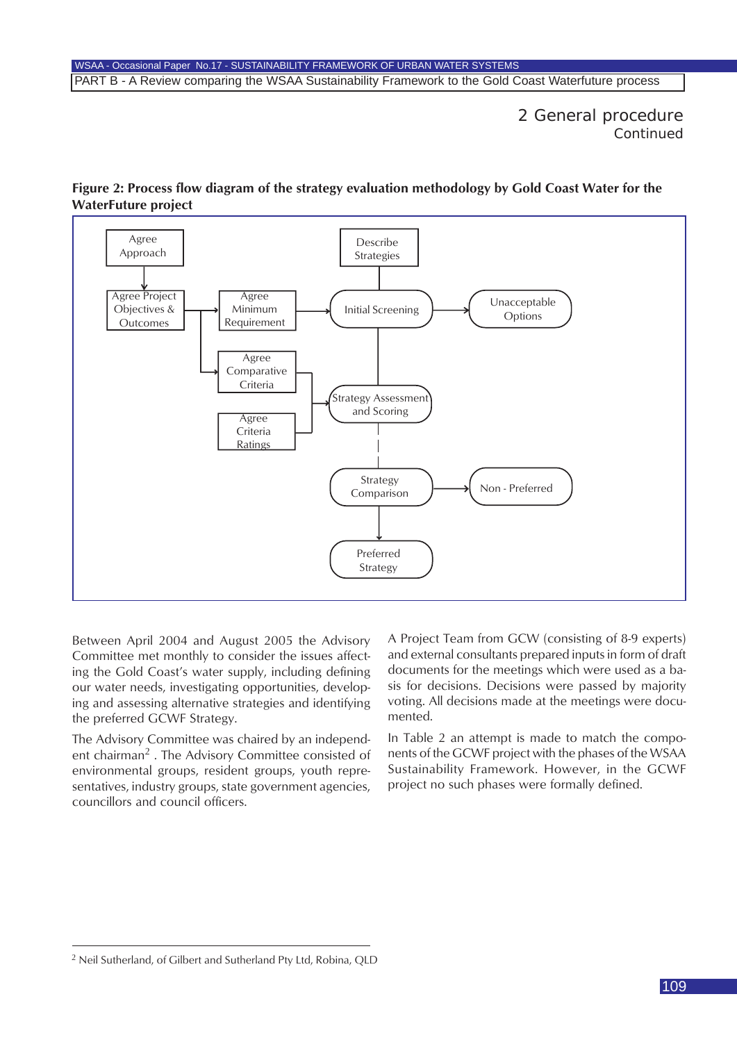## 2 General procedure
Continued

**Figure 2: Process flow diagram of the strategy evaluation methodology by Gold Coast Water for the WaterFuture project**

- Agree Approach → Agree Project Objectives & Outcomes
- Agree Project Objectives & Outcomes → Agree Minimum Requirement → Initial Screening
- Agree Project Objectives & Outcomes → Agree Comparative Criteria
- Describe Strategies → Initial Screening
- Initial Screening → Unacceptable Options
- Initial Screening → Strategy Assessment and Scoring
- Agree Comparative Criteria and Agree Criteria Ratings → Strategy Assessment and Scoring
- Strategy Assessment and Scoring → Strategy Comparison
- Strategy Comparison → Non - Preferred
- Strategy Comparison → Preferred Strategy

Between April 2004 and August 2005 the Advisory Committee met monthly to consider the issues affecting the Gold Coast's water supply, including defining our water needs, investigating opportunities, developing and assessing alternative strategies and identifying the preferred GCWF Strategy.

The Advisory Committee was chaired by an independent chairman[2]. The Advisory Committee consisted of environmental groups, resident groups, youth representatives, industry groups, state government agencies, councillors and council officers.

A Project Team from GCW (consisting of 8-9 experts) and external consultants prepared inputs in form of draft documents for the meetings which were used as a basis for decisions. Decisions were passed by majority voting. All decisions made at the meetings were documented.

In Table 2 an attempt is made to match the components of the GCWF project with the phases of the WSAA Sustainability Framework. However, in the GCWF project no such phases were formally defined.

---

[2] Neil Sutherland, of Gilbert and Sutherland Pty Ltd, Robina, QLD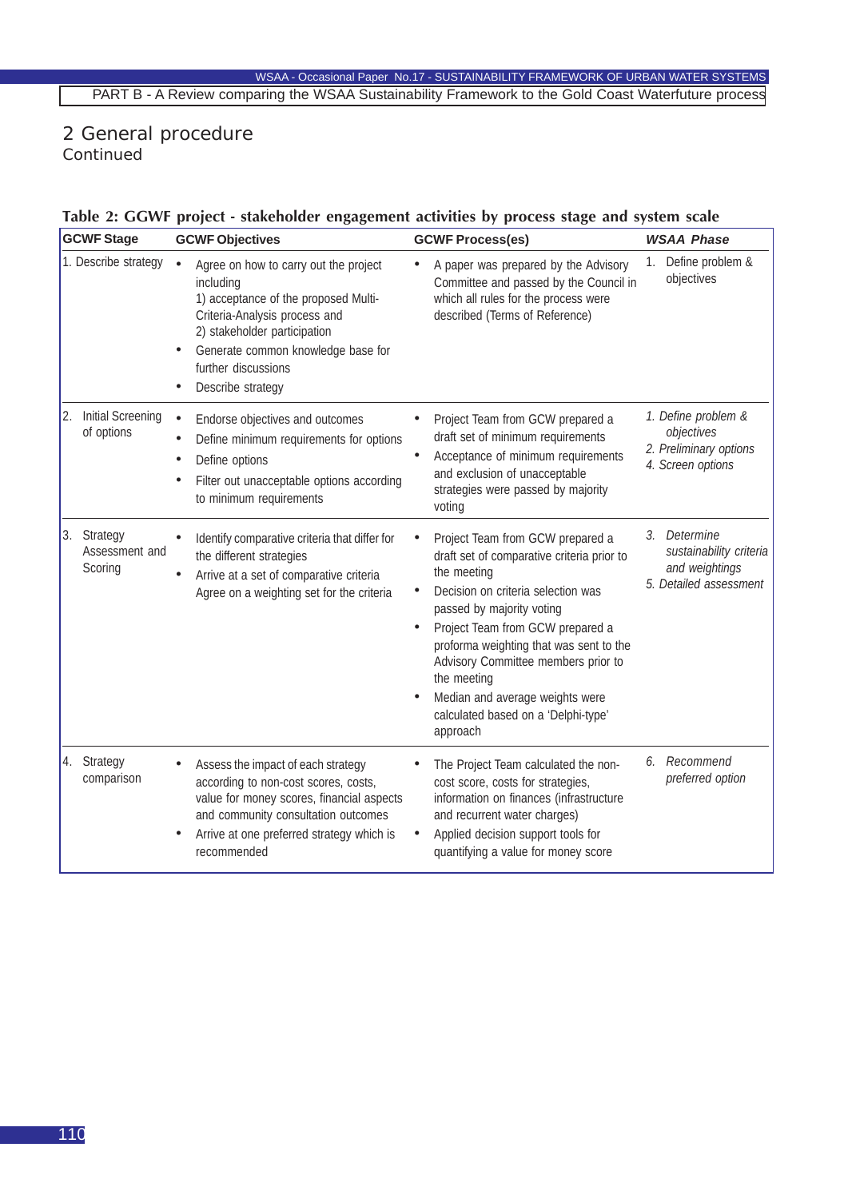## 2 General procedure

Continued

**Table 2: GGWF project - stakeholder engagement activities by process stage and system scale**

| GCWF Stage | GCWF Objectives | GCWF Process(es) | *WSAA Phase* |
|---|---|---|---|
| 1. Describe strategy | • Agree on how to carry out the project including 1) acceptance of the proposed Multi-Criteria-Analysis process and 2) stakeholder participation<br>• Generate common knowledge base for further discussions<br>• Describe strategy | • A paper was prepared by the Advisory Committee and passed by the Council in which all rules for the process were described (Terms of Reference) | 1. Define problem & objectives |
| 2. Initial Screening of options | • Endorse objectives and outcomes<br>• Define minimum requirements for options<br>• Define options<br>• Filter out unacceptable options according to minimum requirements | • Project Team from GCW prepared a draft set of minimum requirements<br>• Acceptance of minimum requirements and exclusion of unacceptable strategies were passed by majority voting | *1. Define problem & objectives*<br>*2. Preliminary options*<br>*4. Screen options* |
| 3. Strategy Assessment and Scoring | • Identify comparative criteria that differ for the different strategies<br>• Arrive at a set of comparative criteria Agree on a weighting set for the criteria | • Project Team from GCW prepared a draft set of comparative criteria prior to the meeting<br>• Decision on criteria selection was passed by majority voting<br>• Project Team from GCW prepared a proforma weighting that was sent to the Advisory Committee members prior to the meeting<br>• Median and average weights were calculated based on a 'Delphi-type' approach | *3. Determine sustainability criteria and weightings*<br>*5. Detailed assessment* |
| 4. Strategy comparison | • Assess the impact of each strategy according to non-cost scores, costs, value for money scores, financial aspects and community consultation outcomes<br>• Arrive at one preferred strategy which is recommended | • The Project Team calculated the non-cost score, costs for strategies, information on finances (infrastructure and recurrent water charges)<br>• Applied decision support tools for quantifying a value for money score | *6. Recommend preferred option* |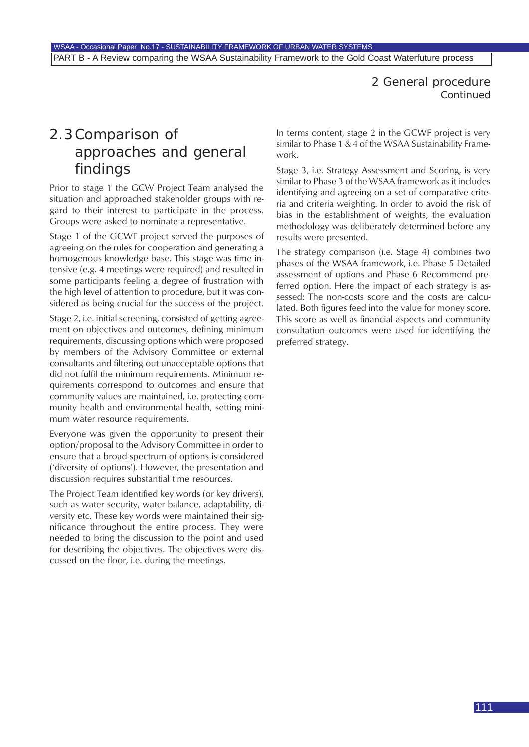## 2.3 Comparison of approaches and general findings

Prior to stage 1 the GCW Project Team analysed the situation and approached stakeholder groups with regard to their interest to participate in the process. Groups were asked to nominate a representative.

Stage 1 of the GCWF project served the purposes of agreeing on the rules for cooperation and generating a homogenous knowledge base. This stage was time intensive (e.g. 4 meetings were required) and resulted in some participants feeling a degree of frustration with the high level of attention to procedure, but it was considered as being crucial for the success of the project.

Stage 2, i.e. initial screening, consisted of getting agreement on objectives and outcomes, defining minimum requirements, discussing options which were proposed by members of the Advisory Committee or external consultants and filtering out unacceptable options that did not fulfil the minimum requirements. Minimum requirements correspond to outcomes and ensure that community values are maintained, i.e. protecting community health and environmental health, setting minimum water resource requirements.

Everyone was given the opportunity to present their option/proposal to the Advisory Committee in order to ensure that a broad spectrum of options is considered ('diversity of options'). However, the presentation and discussion requires substantial time resources.

The Project Team identified key words (or key drivers), such as water security, water balance, adaptability, diversity etc. These key words were maintained their significance throughout the entire process. They were needed to bring the discussion to the point and used for describing the objectives. The objectives were discussed on the floor, i.e. during the meetings.

In terms content, stage 2 in the GCWF project is very similar to Phase 1 & 4 of the WSAA Sustainability Framework.

Stage 3, i.e. Strategy Assessment and Scoring, is very similar to Phase 3 of the WSAA framework as it includes identifying and agreeing on a set of comparative criteria and criteria weighting. In order to avoid the risk of bias in the establishment of weights, the evaluation methodology was deliberately determined before any results were presented.

The strategy comparison (i.e. Stage 4) combines two phases of the WSAA framework, i.e. Phase 5 Detailed assessment of options and Phase 6 Recommend preferred option. Here the impact of each strategy is assessed: The non-costs score and the costs are calculated. Both figures feed into the value for money score. This score as well as financial aspects and community consultation outcomes were used for identifying the preferred strategy.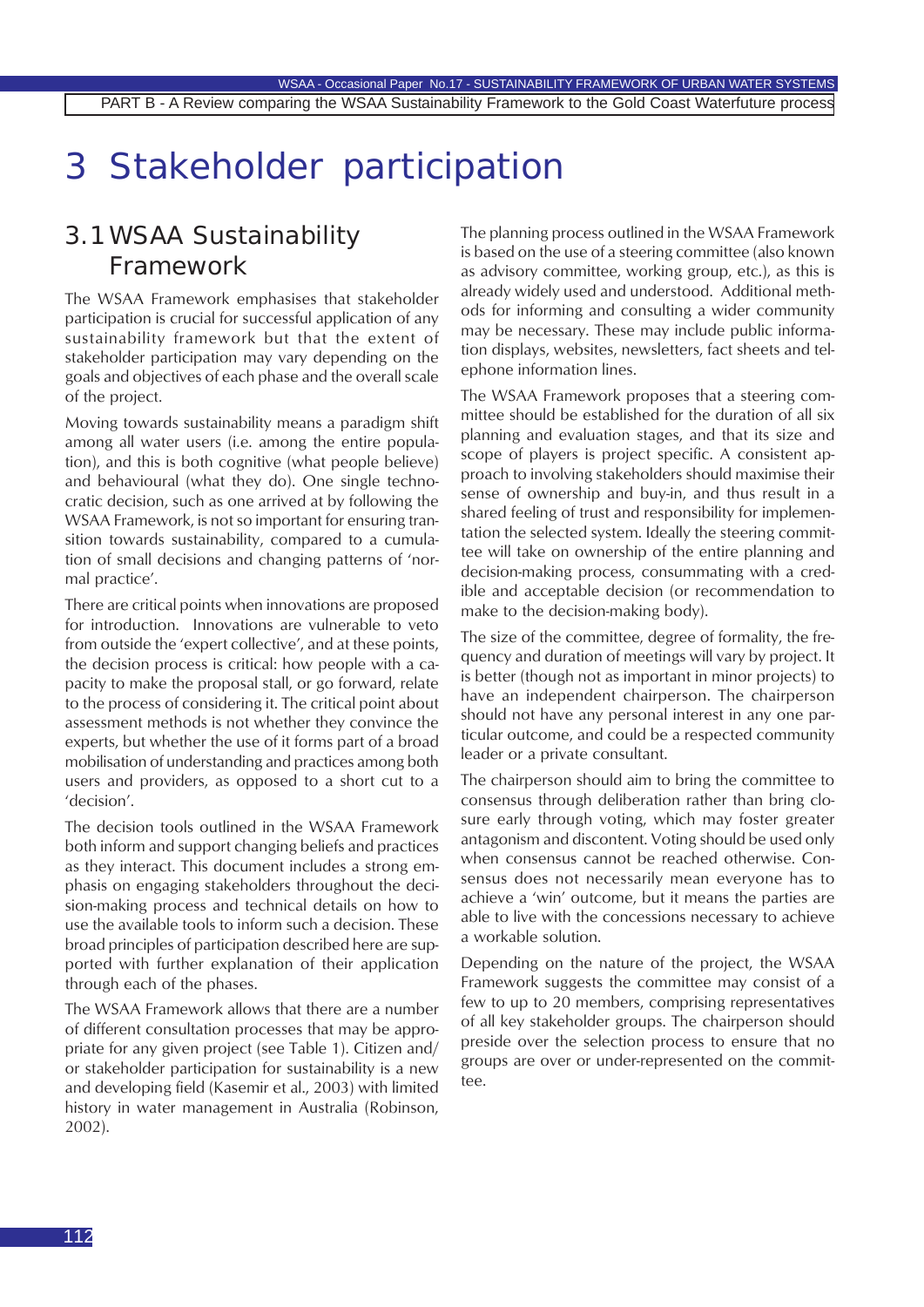# 3 Stakeholder participation

## 3.1 WSAA Sustainability Framework

The WSAA Framework emphasises that stakeholder participation is crucial for successful application of any sustainability framework but that the extent of stakeholder participation may vary depending on the goals and objectives of each phase and the overall scale of the project.

Moving towards sustainability means a paradigm shift among all water users (i.e. among the entire population), and this is both cognitive (what people believe) and behavioural (what they do). One single technocratic decision, such as one arrived at by following the WSAA Framework, is not so important for ensuring transition towards sustainability, compared to a cumulation of small decisions and changing patterns of 'normal practice'.

There are critical points when innovations are proposed for introduction. Innovations are vulnerable to veto from outside the 'expert collective', and at these points, the decision process is critical: how people with a capacity to make the proposal stall, or go forward, relate to the process of considering it. The critical point about assessment methods is not whether they convince the experts, but whether the use of it forms part of a broad mobilisation of understanding and practices among both users and providers, as opposed to a short cut to a 'decision'.

The decision tools outlined in the WSAA Framework both inform and support changing beliefs and practices as they interact. This document includes a strong emphasis on engaging stakeholders throughout the decision-making process and technical details on how to use the available tools to inform such a decision. These broad principles of participation described here are supported with further explanation of their application through each of the phases.

The WSAA Framework allows that there are a number of different consultation processes that may be appropriate for any given project (see Table 1). Citizen and/or stakeholder participation for sustainability is a new and developing field (Kasemir et al., 2003) with limited history in water management in Australia (Robinson, 2002).

The planning process outlined in the WSAA Framework is based on the use of a steering committee (also known as advisory committee, working group, etc.), as this is already widely used and understood. Additional methods for informing and consulting a wider community may be necessary. These may include public information displays, websites, newsletters, fact sheets and telephone information lines.

The WSAA Framework proposes that a steering committee should be established for the duration of all six planning and evaluation stages, and that its size and scope of players is project specific. A consistent approach to involving stakeholders should maximise their sense of ownership and buy-in, and thus result in a shared feeling of trust and responsibility for implementation the selected system. Ideally the steering committee will take on ownership of the entire planning and decision-making process, consummating with a credible and acceptable decision (or recommendation to make to the decision-making body).

The size of the committee, degree of formality, the frequency and duration of meetings will vary by project. It is better (though not as important in minor projects) to have an independent chairperson. The chairperson should not have any personal interest in any one particular outcome, and could be a respected community leader or a private consultant.

The chairperson should aim to bring the committee to consensus through deliberation rather than bring closure early through voting, which may foster greater antagonism and discontent. Voting should be used only when consensus cannot be reached otherwise. Consensus does not necessarily mean everyone has to achieve a 'win' outcome, but it means the parties are able to live with the concessions necessary to achieve a workable solution.

Depending on the nature of the project, the WSAA Framework suggests the committee may consist of a few to up to 20 members, comprising representatives of all key stakeholder groups. The chairperson should preside over the selection process to ensure that no groups are over or under-represented on the committee.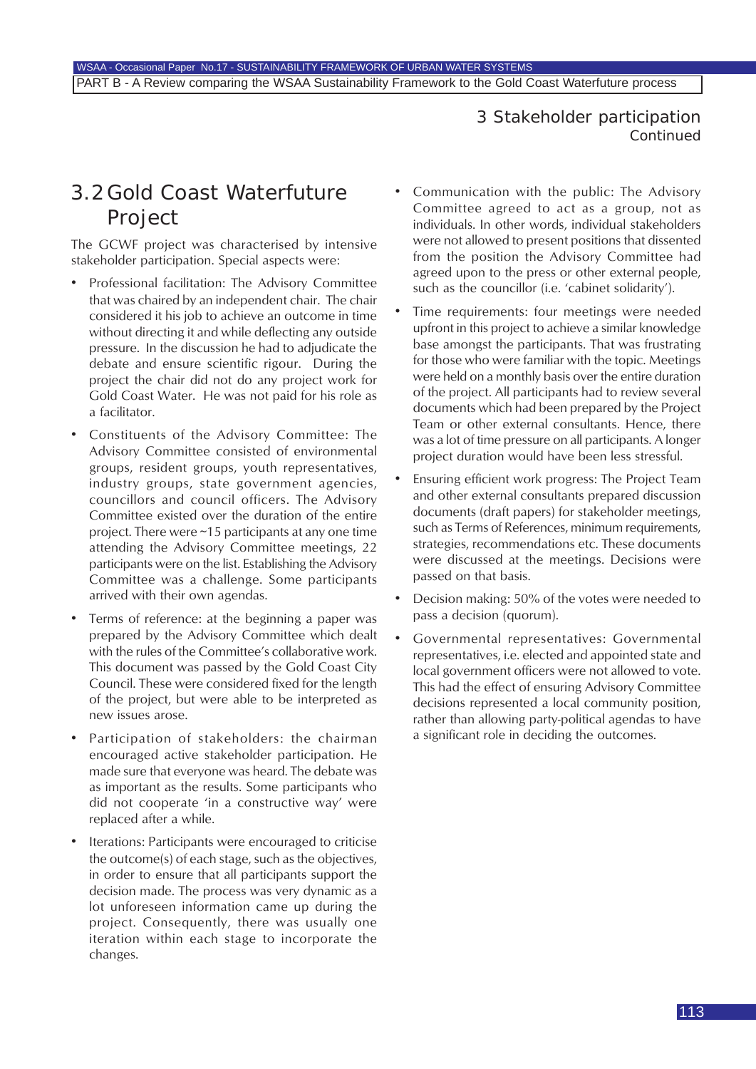## 3.2 Gold Coast Waterfuture Project

The GCWF project was characterised by intensive stakeholder participation. Special aspects were:

- Professional facilitation: The Advisory Committee that was chaired by an independent chair. The chair considered it his job to achieve an outcome in time without directing it and while deflecting any outside pressure. In the discussion he had to adjudicate the debate and ensure scientific rigour. During the project the chair did not do any project work for Gold Coast Water. He was not paid for his role as a facilitator.
- Constituents of the Advisory Committee: The Advisory Committee consisted of environmental groups, resident groups, youth representatives, industry groups, state government agencies, councillors and council officers. The Advisory Committee existed over the duration of the entire project. There were ~15 participants at any one time attending the Advisory Committee meetings, 22 participants were on the list. Establishing the Advisory Committee was a challenge. Some participants arrived with their own agendas.
- Terms of reference: at the beginning a paper was prepared by the Advisory Committee which dealt with the rules of the Committee's collaborative work. This document was passed by the Gold Coast City Council. These were considered fixed for the length of the project, but were able to be interpreted as new issues arose.
- Participation of stakeholders: the chairman encouraged active stakeholder participation. He made sure that everyone was heard. The debate was as important as the results. Some participants who did not cooperate 'in a constructive way' were replaced after a while.
- Iterations: Participants were encouraged to criticise the outcome(s) of each stage, such as the objectives, in order to ensure that all participants support the decision made. The process was very dynamic as a lot unforeseen information came up during the project. Consequently, there was usually one iteration within each stage to incorporate the changes.
- Communication with the public: The Advisory Committee agreed to act as a group, not as individuals. In other words, individual stakeholders were not allowed to present positions that dissented from the position the Advisory Committee had agreed upon to the press or other external people, such as the councillor (i.e. 'cabinet solidarity').
- Time requirements: four meetings were needed upfront in this project to achieve a similar knowledge base amongst the participants. That was frustrating for those who were familiar with the topic. Meetings were held on a monthly basis over the entire duration of the project. All participants had to review several documents which had been prepared by the Project Team or other external consultants. Hence, there was a lot of time pressure on all participants. A longer project duration would have been less stressful.
- Ensuring efficient work progress: The Project Team and other external consultants prepared discussion documents (draft papers) for stakeholder meetings, such as Terms of References, minimum requirements, strategies, recommendations etc. These documents were discussed at the meetings. Decisions were passed on that basis.
- Decision making: 50% of the votes were needed to pass a decision (quorum).
- Governmental representatives: Governmental representatives, i.e. elected and appointed state and local government officers were not allowed to vote. This had the effect of ensuring Advisory Committee decisions represented a local community position, rather than allowing party-political agendas to have a significant role in deciding the outcomes.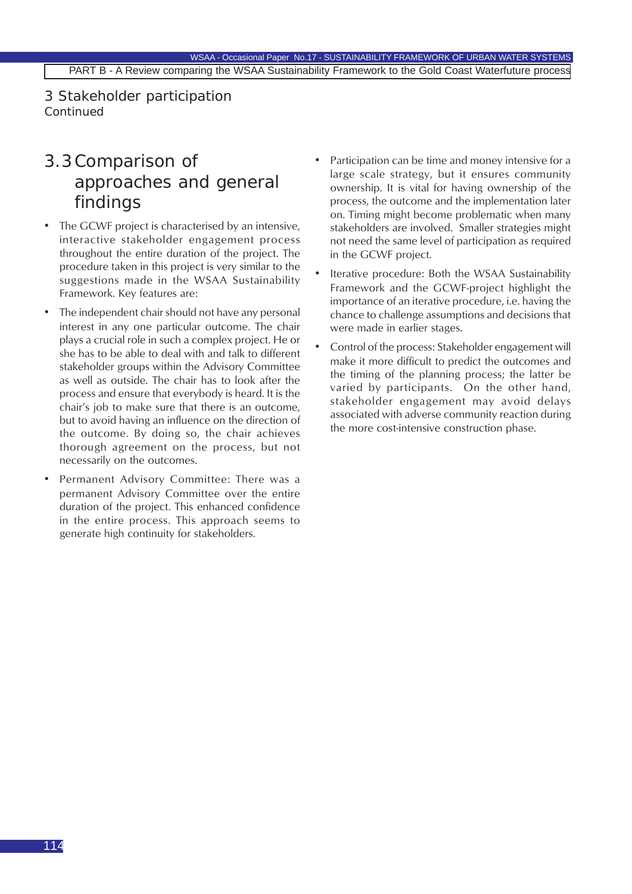## 3 Stakeholder participation
Continued

### 3.3 Comparison of approaches and general findings

- The GCWF project is characterised by an intensive, interactive stakeholder engagement process throughout the entire duration of the project. The procedure taken in this project is very similar to the suggestions made in the WSAA Sustainability Framework. Key features are:
- The independent chair should not have any personal interest in any one particular outcome. The chair plays a crucial role in such a complex project. He or she has to be able to deal with and talk to different stakeholder groups within the Advisory Committee as well as outside. The chair has to look after the process and ensure that everybody is heard. It is the chair's job to make sure that there is an outcome, but to avoid having an influence on the direction of the outcome. By doing so, the chair achieves thorough agreement on the process, but not necessarily on the outcomes.
- Permanent Advisory Committee: There was a permanent Advisory Committee over the entire duration of the project. This enhanced confidence in the entire process. This approach seems to generate high continuity for stakeholders.
- Participation can be time and money intensive for a large scale strategy, but it ensures community ownership. It is vital for having ownership of the process, the outcome and the implementation later on. Timing might become problematic when many stakeholders are involved. Smaller strategies might not need the same level of participation as required in the GCWF project.
- Iterative procedure: Both the WSAA Sustainability Framework and the GCWF-project highlight the importance of an iterative procedure, i.e. having the chance to challenge assumptions and decisions that were made in earlier stages.
- Control of the process: Stakeholder engagement will make it more difficult to predict the outcomes and the timing of the planning process; the latter be varied by participants. On the other hand, stakeholder engagement may avoid delays associated with adverse community reaction during the more cost-intensive construction phase.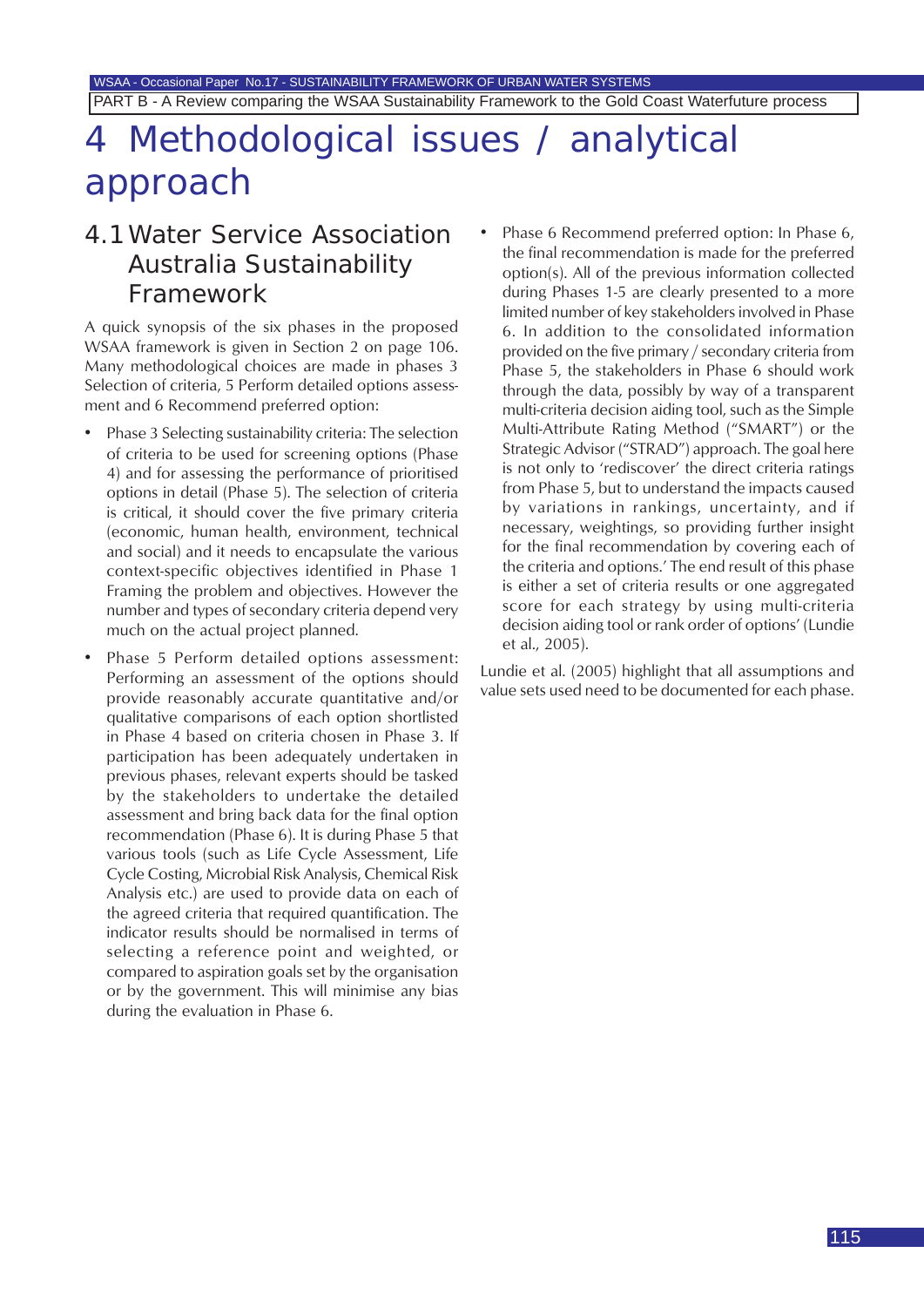# 4 Methodological issues / analytical approach

## 4.1 Water Service Association Australia Sustainability Framework

A quick synopsis of the six phases in the proposed WSAA framework is given in Section 2 on page 106. Many methodological choices are made in phases 3 Selection of criteria, 5 Perform detailed options assessment and 6 Recommend preferred option:

- Phase 3 Selecting sustainability criteria: The selection of criteria to be used for screening options (Phase 4) and for assessing the performance of prioritised options in detail (Phase 5). The selection of criteria is critical, it should cover the five primary criteria (economic, human health, environment, technical and social) and it needs to encapsulate the various context-specific objectives identified in Phase 1 Framing the problem and objectives. However the number and types of secondary criteria depend very much on the actual project planned.
- Phase 5 Perform detailed options assessment: Performing an assessment of the options should provide reasonably accurate quantitative and/or qualitative comparisons of each option shortlisted in Phase 4 based on criteria chosen in Phase 3. If participation has been adequately undertaken in previous phases, relevant experts should be tasked by the stakeholders to undertake the detailed assessment and bring back data for the final option recommendation (Phase 6). It is during Phase 5 that various tools (such as Life Cycle Assessment, Life Cycle Costing, Microbial Risk Analysis, Chemical Risk Analysis etc.) are used to provide data on each of the agreed criteria that required quantification. The indicator results should be normalised in terms of selecting a reference point and weighted, or compared to aspiration goals set by the organisation or by the government. This will minimise any bias during the evaluation in Phase 6.
- Phase 6 Recommend preferred option: In Phase 6, the final recommendation is made for the preferred option(s). All of the previous information collected during Phases 1-5 are clearly presented to a more limited number of key stakeholders involved in Phase 6. In addition to the consolidated information provided on the five primary / secondary criteria from Phase 5, the stakeholders in Phase 6 should work through the data, possibly by way of a transparent multi-criteria decision aiding tool, such as the Simple Multi-Attribute Rating Method ("SMART") or the Strategic Advisor ("STRAD") approach. The goal here is not only to 'rediscover' the direct criteria ratings from Phase 5, but to understand the impacts caused by variations in rankings, uncertainty, and if necessary, weightings, so providing further insight for the final recommendation by covering each of the criteria and options.' The end result of this phase is either a set of criteria results or one aggregated score for each strategy by using multi-criteria decision aiding tool or rank order of options' (Lundie et al., 2005).

Lundie et al. (2005) highlight that all assumptions and value sets used need to be documented for each phase.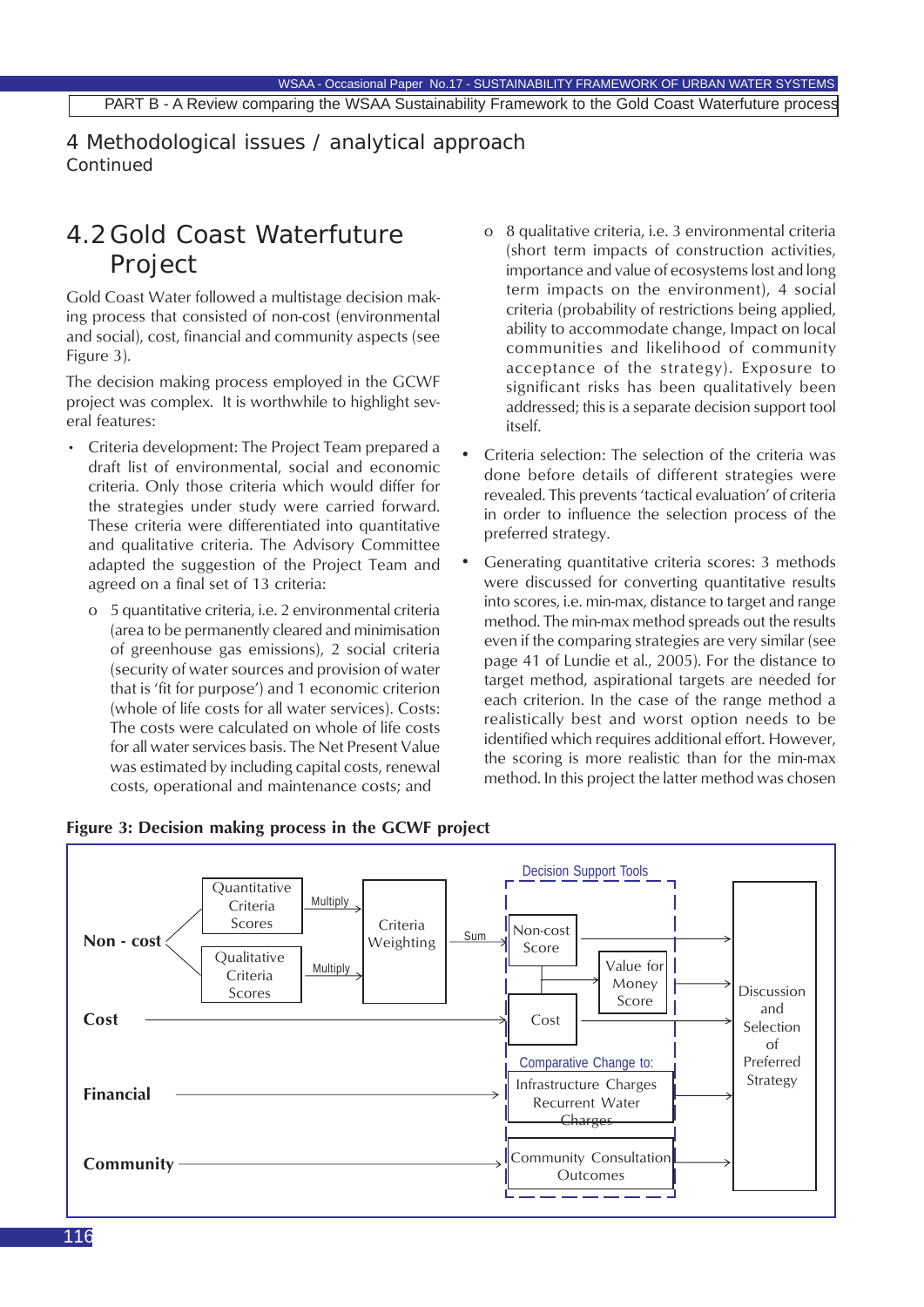# 4 Methodological issues / analytical approach
Continued

## 4.2 Gold Coast Waterfuture Project

Gold Coast Water followed a multistage decision making process that consisted of non-cost (environmental and social), cost, financial and community aspects (see Figure 3).

The decision making process employed in the GCWF project was complex. It is worthwhile to highlight several features:

- Criteria development: The Project Team prepared a draft list of environmental, social and economic criteria. Only those criteria which would differ for the strategies under study were carried forward. These criteria were differentiated into quantitative and qualitative criteria. The Advisory Committee adapted the suggestion of the Project Team and agreed on a final set of 13 criteria:
  - 5 quantitative criteria, i.e. 2 environmental criteria (area to be permanently cleared and minimisation of greenhouse gas emissions), 2 social criteria (security of water sources and provision of water that is 'fit for purpose') and 1 economic criterion (whole of life costs for all water services). Costs: The costs were calculated on whole of life costs for all water services basis. The Net Present Value was estimated by including capital costs, renewal costs, operational and maintenance costs; and
  - 8 qualitative criteria, i.e. 3 environmental criteria (short term impacts of construction activities, importance and value of ecosystems lost and long term impacts on the environment), 4 social criteria (probability of restrictions being applied, ability to accommodate change, Impact on local communities and likelihood of community acceptance of the strategy). Exposure to significant risks has been qualitatively been addressed; this is a separate decision support tool itself.
- Criteria selection: The selection of the criteria was done before details of different strategies were revealed. This prevents 'tactical evaluation' of criteria in order to influence the selection process of the preferred strategy.
- Generating quantitative criteria scores: 3 methods were discussed for converting quantitative results into scores, i.e. min-max, distance to target and range method. The min-max method spreads out the results even if the comparing strategies are very similar (see page 41 of Lundie et al., 2005). For the distance to target method, aspirational targets are needed for each criterion. In the case of the range method a realistically best and worst option needs to be identified which requires additional effort. However, the scoring is more realistic than for the min-max method. In this project the latter method was chosen

**Figure 3: Decision making process in the GCWF project**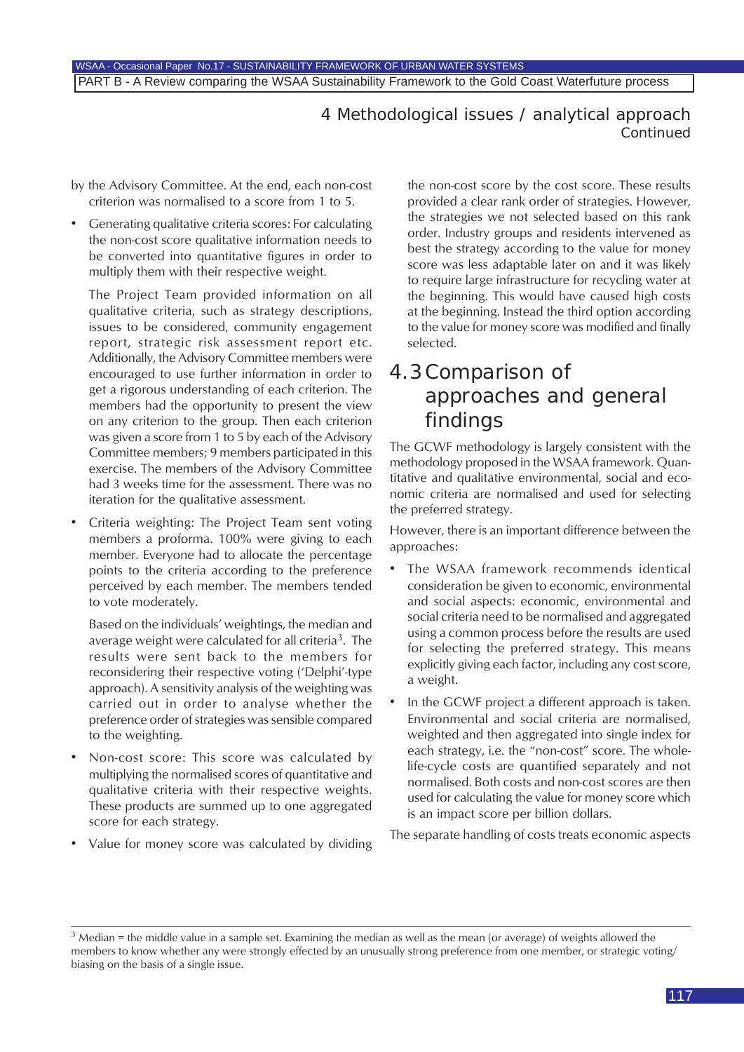by the Advisory Committee. At the end, each non-cost criterion was normalised to a score from 1 to 5.

- Generating qualitative criteria scores: For calculating the non-cost score qualitative information needs to be converted into quantitative figures in order to multiply them with their respective weight.

  The Project Team provided information on all qualitative criteria, such as strategy descriptions, issues to be considered, community engagement report, strategic risk assessment report etc. Additionally, the Advisory Committee members were encouraged to use further information in order to get a rigorous understanding of each criterion. The members had the opportunity to present the view on any criterion to the group. Then each criterion was given a score from 1 to 5 by each of the Advisory Committee members; 9 members participated in this exercise. The members of the Advisory Committee had 3 weeks time for the assessment. There was no iteration for the qualitative assessment.

- Criteria weighting: The Project Team sent voting members a proforma. 100% were giving to each member. Everyone had to allocate the percentage points to the criteria according to the preference perceived by each member. The members tended to vote moderately.

  Based on the individuals' weightings, the median and average weight were calculated for all criteria[3]. The results were sent back to the members for reconsidering their respective voting ('Delphi'-type approach). A sensitivity analysis of the weighting was carried out in order to analyse whether the preference order of strategies was sensible compared to the weighting.

- Non-cost score: This score was calculated by multiplying the normalised scores of quantitative and qualitative criteria with their respective weights. These products are summed up to one aggregated score for each strategy.

- Value for money score was calculated by dividing the non-cost score by the cost score. These results provided a clear rank order of strategies. However, the strategies we not selected based on this rank order. Industry groups and residents intervened as best the strategy according to the value for money score was less adaptable later on and it was likely to require large infrastructure for recycling water at the beginning. This would have caused high costs at the beginning. Instead the third option according to the value for money score was modified and finally selected.

## 4.3 Comparison of approaches and general findings

The GCWF methodology is largely consistent with the methodology proposed in the WSAA framework. Quantitative and qualitative environmental, social and economic criteria are normalised and used for selecting the preferred strategy.

However, there is an important difference between the approaches:

- The WSAA framework recommends identical consideration be given to economic, environmental and social aspects: economic, environmental and social criteria need to be normalised and aggregated using a common process before the results are used for selecting the preferred strategy. This means explicitly giving each factor, including any cost score, a weight.
- In the GCWF project a different approach is taken. Environmental and social criteria are normalised, weighted and then aggregated into single index for each strategy, i.e. the "non-cost" score. The whole-life-cycle costs are quantified separately and not normalised. Both costs and non-cost scores are then used for calculating the value for money score which is an impact score per billion dollars.

The separate handling of costs treats economic aspects

---

[3] Median = the middle value in a sample set. Examining the median as well as the mean (or average) of weights allowed the members to know whether any were strongly effected by an unusually strong preference from one member, or strategic voting/biasing on the basis of a single issue.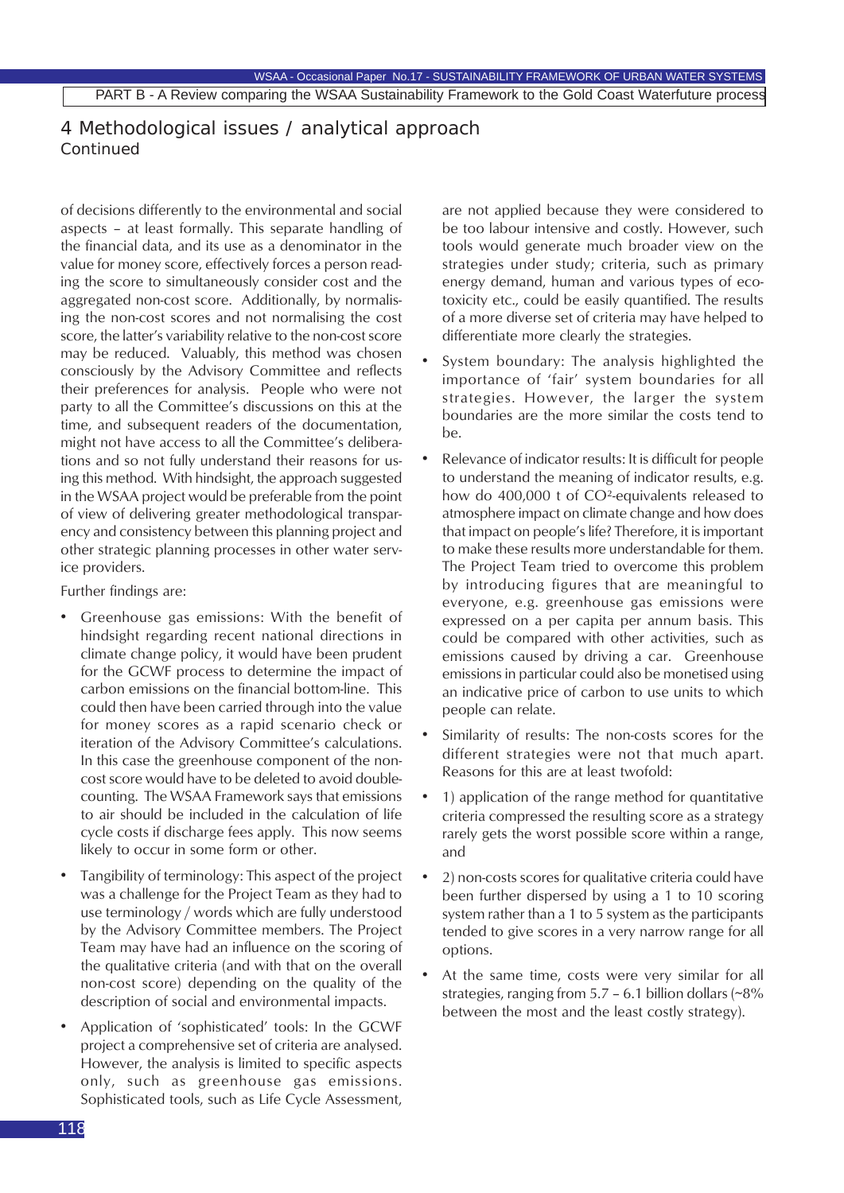## 4 Methodological issues / analytical approach
Continued

of decisions differently to the environmental and social aspects – at least formally. This separate handling of the financial data, and its use as a denominator in the value for money score, effectively forces a person reading the score to simultaneously consider cost and the aggregated non-cost score. Additionally, by normalising the non-cost scores and not normalising the cost score, the latter's variability relative to the non-cost score may be reduced. Valuably, this method was chosen consciously by the Advisory Committee and reflects their preferences for analysis. People who were not party to all the Committee's discussions on this at the time, and subsequent readers of the documentation, might not have access to all the Committee's deliberations and so not fully understand their reasons for using this method. With hindsight, the approach suggested in the WSAA project would be preferable from the point of view of delivering greater methodological transparency and consistency between this planning project and other strategic planning processes in other water service providers.

Further findings are:

- Greenhouse gas emissions: With the benefit of hindsight regarding recent national directions in climate change policy, it would have been prudent for the GCWF process to determine the impact of carbon emissions on the financial bottom-line. This could then have been carried through into the value for money scores as a rapid scenario check or iteration of the Advisory Committee's calculations. In this case the greenhouse component of the non-cost score would have to be deleted to avoid double-counting. The WSAA Framework says that emissions to air should be included in the calculation of life cycle costs if discharge fees apply. This now seems likely to occur in some form or other.
- Tangibility of terminology: This aspect of the project was a challenge for the Project Team as they had to use terminology / words which are fully understood by the Advisory Committee members. The Project Team may have had an influence on the scoring of the qualitative criteria (and with that on the overall non-cost score) depending on the quality of the description of social and environmental impacts.
- Application of 'sophisticated' tools: In the GCWF project a comprehensive set of criteria are analysed. However, the analysis is limited to specific aspects only, such as greenhouse gas emissions. Sophisticated tools, such as Life Cycle Assessment, are not applied because they were considered to be too labour intensive and costly. However, such tools would generate much broader view on the strategies under study; criteria, such as primary energy demand, human and various types of eco-toxicity etc., could be easily quantified. The results of a more diverse set of criteria may have helped to differentiate more clearly the strategies.
- System boundary: The analysis highlighted the importance of 'fair' system boundaries for all strategies. However, the larger the system boundaries are the more similar the costs tend to be.
- Relevance of indicator results: It is difficult for people to understand the meaning of indicator results, e.g. how do 400,000 t of $CO^2$-equivalents released to atmosphere impact on climate change and how does that impact on people's life? Therefore, it is important to make these results more understandable for them. The Project Team tried to overcome this problem by introducing figures that are meaningful to everyone, e.g. greenhouse gas emissions were expressed on a per capita per annum basis. This could be compared with other activities, such as emissions caused by driving a car. Greenhouse emissions in particular could also be monetised using an indicative price of carbon to use units to which people can relate.
- Similarity of results: The non-costs scores for the different strategies were not that much apart. Reasons for this are at least twofold:
- 1) application of the range method for quantitative criteria compressed the resulting score as a strategy rarely gets the worst possible score within a range, and
- 2) non-costs scores for qualitative criteria could have been further dispersed by using a 1 to 10 scoring system rather than a 1 to 5 system as the participants tended to give scores in a very narrow range for all options.
- At the same time, costs were very similar for all strategies, ranging from 5.7 – 6.1 billion dollars (~8% between the most and the least costly strategy).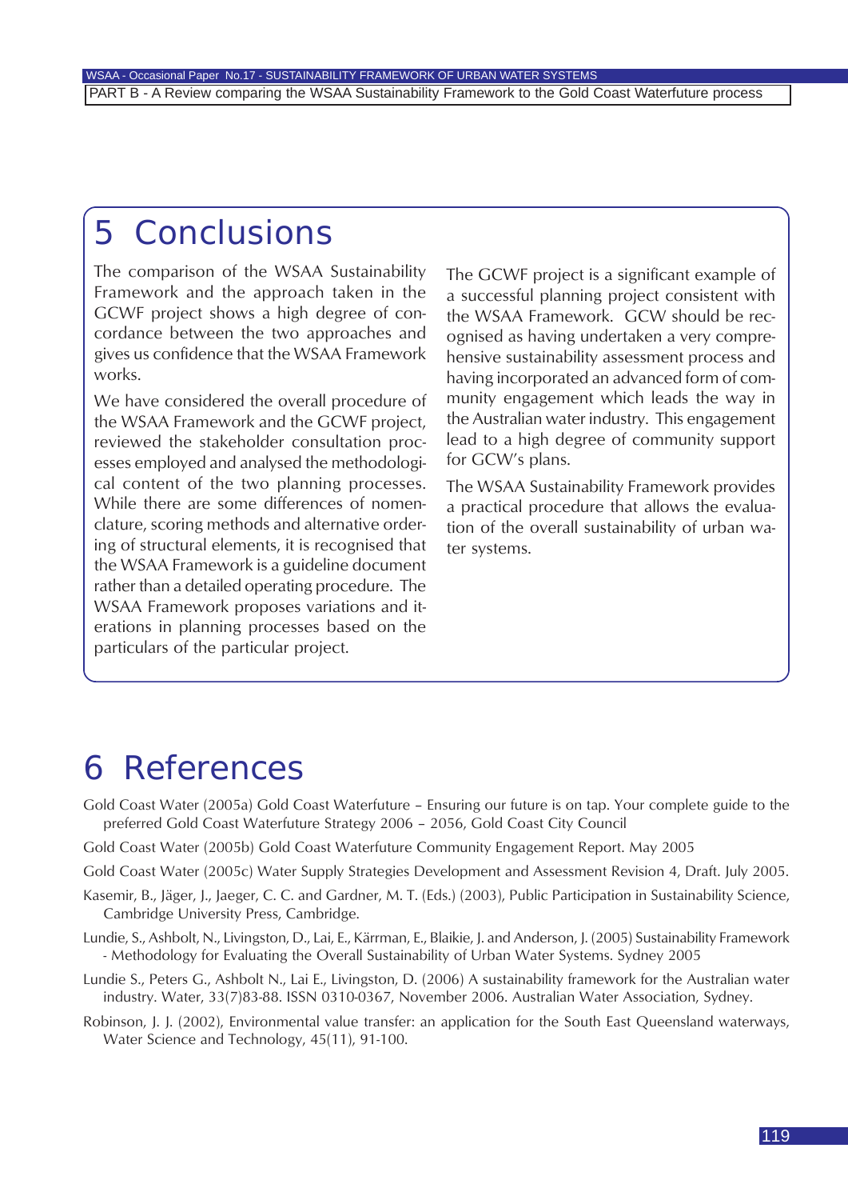# 5 Conclusions

The comparison of the WSAA Sustainability Framework and the approach taken in the GCWF project shows a high degree of concordance between the two approaches and gives us confidence that the WSAA Framework works.

We have considered the overall procedure of the WSAA Framework and the GCWF project, reviewed the stakeholder consultation processes employed and analysed the methodological content of the two planning processes. While there are some differences of nomenclature, scoring methods and alternative ordering of structural elements, it is recognised that the WSAA Framework is a guideline document rather than a detailed operating procedure. The WSAA Framework proposes variations and iterations in planning processes based on the particulars of the particular project.

The GCWF project is a significant example of a successful planning project consistent with the WSAA Framework. GCW should be recognised as having undertaken a very comprehensive sustainability assessment process and having incorporated an advanced form of community engagement which leads the way in the Australian water industry. This engagement lead to a high degree of community support for GCW's plans.

The WSAA Sustainability Framework provides a practical procedure that allows the evaluation of the overall sustainability of urban water systems.

# 6 References

Gold Coast Water (2005a) Gold Coast Waterfuture – Ensuring our future is on tap. Your complete guide to the preferred Gold Coast Waterfuture Strategy 2006 – 2056, Gold Coast City Council

Gold Coast Water (2005b) Gold Coast Waterfuture Community Engagement Report. May 2005

Gold Coast Water (2005c) Water Supply Strategies Development and Assessment Revision 4, Draft. July 2005.

Kasemir, B., Jäger, J., Jaeger, C. C. and Gardner, M. T. (Eds.) (2003), Public Participation in Sustainability Science, Cambridge University Press, Cambridge.

Lundie, S., Ashbolt, N., Livingston, D., Lai, E., Kärrman, E., Blaikie, J. and Anderson, J. (2005) Sustainability Framework - Methodology for Evaluating the Overall Sustainability of Urban Water Systems. Sydney 2005

Lundie S., Peters G., Ashbolt N., Lai E., Livingston, D. (2006) A sustainability framework for the Australian water industry. Water, 33(7)83-88. ISSN 0310-0367, November 2006. Australian Water Association, Sydney.

Robinson, J. J. (2002), Environmental value transfer: an application for the South East Queensland waterways, Water Science and Technology, 45(11), 91-100.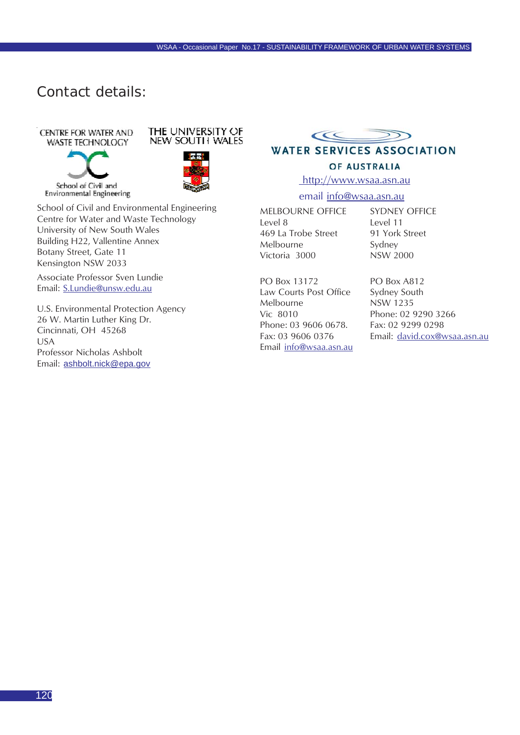# Contact details:

CENTRE FOR WATER AND WASTE TECHNOLOGY

School of Civil and Environmental Engineering

THE UNIVERSITY OF NEW SOUTH WALES

School of Civil and Environmental Engineering
Centre for Water and Waste Technology
University of New South Wales
Building H22, Vallentine Annex
Botany Street, Gate 11
Kensington NSW 2033

Associate Professor Sven Lundie
Email: S.Lundie@unsw.edu.au

U.S. Environmental Protection Agency
26 W. Martin Luther King Dr.
Cincinnati, OH 45268
USA
Professor Nicholas Ashbolt
Email: ashbolt.nick@epa.gov

WATER SERVICES ASSOCIATION OF AUSTRALIA

http://www.wsaa.asn.au

email info@wsaa.asn.au

MELBOURNE OFFICE
Level 8
469 La Trobe Street
Melbourne
Victoria 3000

PO Box 13172
Law Courts Post Office
Melbourne
Vic 8010
Phone: 03 9606 0678.
Fax: 03 9606 0376
Email info@wsaa.asn.au

SYDNEY OFFICE
Level 11
91 York Street
Sydney
NSW 2000

PO Box A812
Sydney South
NSW 1235
Phone: 02 9290 3266
Fax: 02 9299 0298
Email: david.cox@wsaa.asn.au